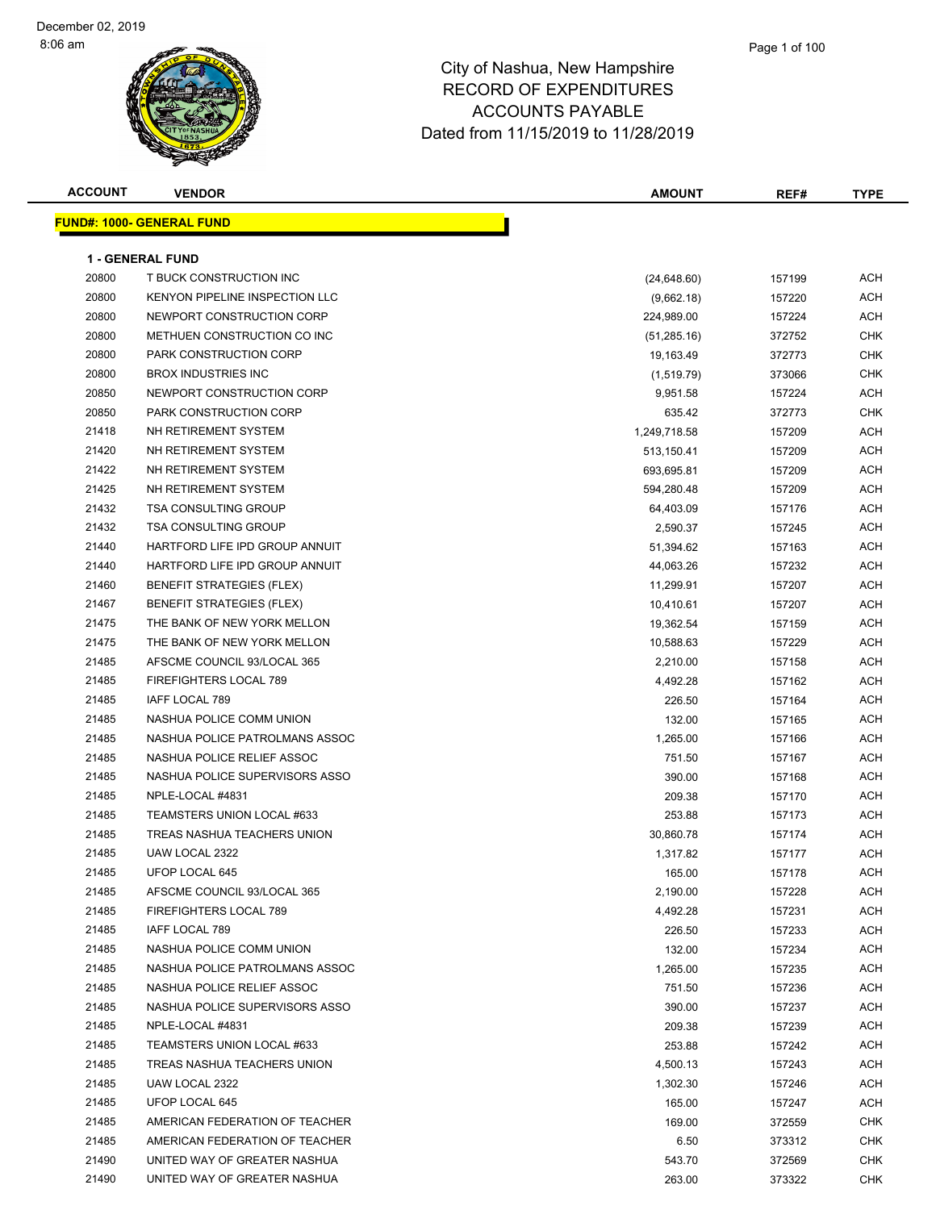December 02, 2019
8:06 am

# City of Nashua, New Hampshire
## RECORD OF EXPENDITURES
## ACCOUNTS PAYABLE
## Dated from 11/15/2019 to 11/28/2019

| ACCOUNT | VENDOR | AMOUNT | REF# | TYPE |
|---|---|---|---|---|
| **FUND#: 1000- GENERAL FUND** | | | | |
| **1 - GENERAL FUND** | | | | |
| 20800 | T BUCK CONSTRUCTION INC | (24,648.60) | 157199 | ACH |
| 20800 | KENYON PIPELINE INSPECTION LLC | (9,662.18) | 157220 | ACH |
| 20800 | NEWPORT CONSTRUCTION CORP | 224,989.00 | 157224 | ACH |
| 20800 | METHUEN CONSTRUCTION CO INC | (51,285.16) | 372752 | CHK |
| 20800 | PARK CONSTRUCTION CORP | 19,163.49 | 372773 | CHK |
| 20800 | BROX INDUSTRIES INC | (1,519.79) | 373066 | CHK |
| 20850 | NEWPORT CONSTRUCTION CORP | 9,951.58 | 157224 | ACH |
| 20850 | PARK CONSTRUCTION CORP | 635.42 | 372773 | CHK |
| 21418 | NH RETIREMENT SYSTEM | 1,249,718.58 | 157209 | ACH |
| 21420 | NH RETIREMENT SYSTEM | 513,150.41 | 157209 | ACH |
| 21422 | NH RETIREMENT SYSTEM | 693,695.81 | 157209 | ACH |
| 21425 | NH RETIREMENT SYSTEM | 594,280.48 | 157209 | ACH |
| 21432 | TSA CONSULTING GROUP | 64,403.09 | 157176 | ACH |
| 21432 | TSA CONSULTING GROUP | 2,590.37 | 157245 | ACH |
| 21440 | HARTFORD LIFE IPD GROUP ANNUIT | 51,394.62 | 157163 | ACH |
| 21440 | HARTFORD LIFE IPD GROUP ANNUIT | 44,063.26 | 157232 | ACH |
| 21460 | BENEFIT STRATEGIES (FLEX) | 11,299.91 | 157207 | ACH |
| 21467 | BENEFIT STRATEGIES (FLEX) | 10,410.61 | 157207 | ACH |
| 21475 | THE BANK OF NEW YORK MELLON | 19,362.54 | 157159 | ACH |
| 21475 | THE BANK OF NEW YORK MELLON | 10,588.63 | 157229 | ACH |
| 21485 | AFSCME COUNCIL 93/LOCAL 365 | 2,210.00 | 157158 | ACH |
| 21485 | FIREFIGHTERS LOCAL 789 | 4,492.28 | 157162 | ACH |
| 21485 | IAFF LOCAL 789 | 226.50 | 157164 | ACH |
| 21485 | NASHUA POLICE COMM UNION | 132.00 | 157165 | ACH |
| 21485 | NASHUA POLICE PATROLMANS ASSOC | 1,265.00 | 157166 | ACH |
| 21485 | NASHUA POLICE RELIEF ASSOC | 751.50 | 157167 | ACH |
| 21485 | NASHUA POLICE SUPERVISORS ASSO | 390.00 | 157168 | ACH |
| 21485 | NPLE-LOCAL #4831 | 209.38 | 157170 | ACH |
| 21485 | TEAMSTERS UNION LOCAL #633 | 253.88 | 157173 | ACH |
| 21485 | TREAS NASHUA TEACHERS UNION | 30,860.78 | 157174 | ACH |
| 21485 | UAW LOCAL 2322 | 1,317.82 | 157177 | ACH |
| 21485 | UFOP LOCAL 645 | 165.00 | 157178 | ACH |
| 21485 | AFSCME COUNCIL 93/LOCAL 365 | 2,190.00 | 157228 | ACH |
| 21485 | FIREFIGHTERS LOCAL 789 | 4,492.28 | 157231 | ACH |
| 21485 | IAFF LOCAL 789 | 226.50 | 157233 | ACH |
| 21485 | NASHUA POLICE COMM UNION | 132.00 | 157234 | ACH |
| 21485 | NASHUA POLICE PATROLMANS ASSOC | 1,265.00 | 157235 | ACH |
| 21485 | NASHUA POLICE RELIEF ASSOC | 751.50 | 157236 | ACH |
| 21485 | NASHUA POLICE SUPERVISORS ASSO | 390.00 | 157237 | ACH |
| 21485 | NPLE-LOCAL #4831 | 209.38 | 157239 | ACH |
| 21485 | TEAMSTERS UNION LOCAL #633 | 253.88 | 157242 | ACH |
| 21485 | TREAS NASHUA TEACHERS UNION | 4,500.13 | 157243 | ACH |
| 21485 | UAW LOCAL 2322 | 1,302.30 | 157246 | ACH |
| 21485 | UFOP LOCAL 645 | 165.00 | 157247 | ACH |
| 21485 | AMERICAN FEDERATION OF TEACHER | 169.00 | 372559 | CHK |
| 21485 | AMERICAN FEDERATION OF TEACHER | 6.50 | 373312 | CHK |
| 21490 | UNITED WAY OF GREATER NASHUA | 543.70 | 372569 | CHK |
| 21490 | UNITED WAY OF GREATER NASHUA | 263.00 | 373322 | CHK |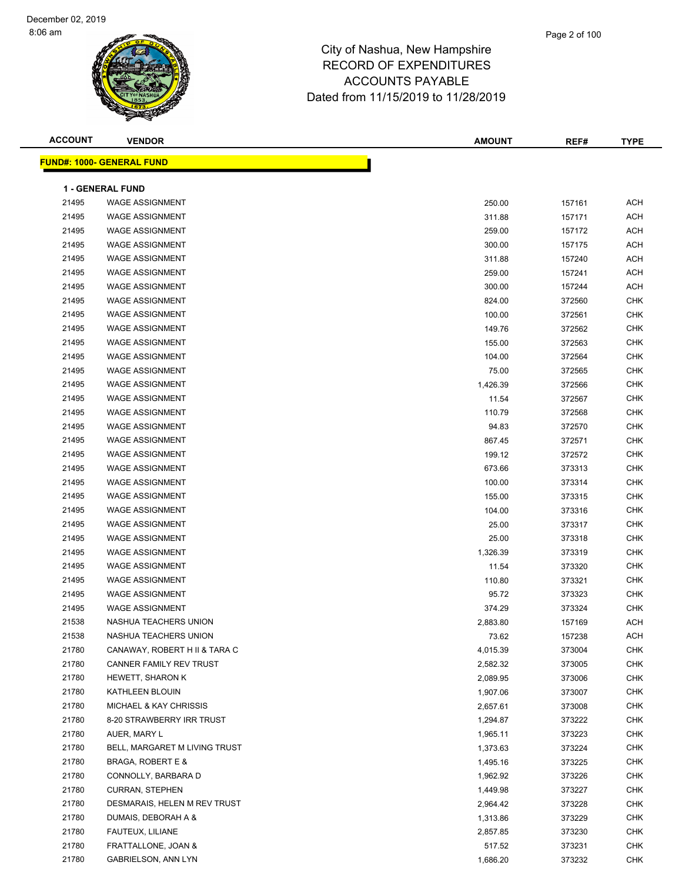City of Nashua, New Hampshire
RECORD OF EXPENDITURES
ACCOUNTS PAYABLE
Dated from 11/15/2019 to 11/28/2019

**FUND#: 1000- GENERAL FUND**

**1 - GENERAL FUND**

| ACCOUNT | VENDOR | AMOUNT | REF# | TYPE |
|---|---|---|---|---|
| 21495 | WAGE ASSIGNMENT | 250.00 | 157161 | ACH |
| 21495 | WAGE ASSIGNMENT | 311.88 | 157171 | ACH |
| 21495 | WAGE ASSIGNMENT | 259.00 | 157172 | ACH |
| 21495 | WAGE ASSIGNMENT | 300.00 | 157175 | ACH |
| 21495 | WAGE ASSIGNMENT | 311.88 | 157240 | ACH |
| 21495 | WAGE ASSIGNMENT | 259.00 | 157241 | ACH |
| 21495 | WAGE ASSIGNMENT | 300.00 | 157244 | ACH |
| 21495 | WAGE ASSIGNMENT | 824.00 | 372560 | CHK |
| 21495 | WAGE ASSIGNMENT | 100.00 | 372561 | CHK |
| 21495 | WAGE ASSIGNMENT | 149.76 | 372562 | CHK |
| 21495 | WAGE ASSIGNMENT | 155.00 | 372563 | CHK |
| 21495 | WAGE ASSIGNMENT | 104.00 | 372564 | CHK |
| 21495 | WAGE ASSIGNMENT | 75.00 | 372565 | CHK |
| 21495 | WAGE ASSIGNMENT | 1,426.39 | 372566 | CHK |
| 21495 | WAGE ASSIGNMENT | 11.54 | 372567 | CHK |
| 21495 | WAGE ASSIGNMENT | 110.79 | 372568 | CHK |
| 21495 | WAGE ASSIGNMENT | 94.83 | 372570 | CHK |
| 21495 | WAGE ASSIGNMENT | 867.45 | 372571 | CHK |
| 21495 | WAGE ASSIGNMENT | 199.12 | 372572 | CHK |
| 21495 | WAGE ASSIGNMENT | 673.66 | 373313 | CHK |
| 21495 | WAGE ASSIGNMENT | 100.00 | 373314 | CHK |
| 21495 | WAGE ASSIGNMENT | 155.00 | 373315 | CHK |
| 21495 | WAGE ASSIGNMENT | 104.00 | 373316 | CHK |
| 21495 | WAGE ASSIGNMENT | 25.00 | 373317 | CHK |
| 21495 | WAGE ASSIGNMENT | 25.00 | 373318 | CHK |
| 21495 | WAGE ASSIGNMENT | 1,326.39 | 373319 | CHK |
| 21495 | WAGE ASSIGNMENT | 11.54 | 373320 | CHK |
| 21495 | WAGE ASSIGNMENT | 110.80 | 373321 | CHK |
| 21495 | WAGE ASSIGNMENT | 95.72 | 373323 | CHK |
| 21495 | WAGE ASSIGNMENT | 374.29 | 373324 | CHK |
| 21538 | NASHUA TEACHERS UNION | 2,883.80 | 157169 | ACH |
| 21538 | NASHUA TEACHERS UNION | 73.62 | 157238 | ACH |
| 21780 | CANAWAY, ROBERT H II & TARA C | 4,015.39 | 373004 | CHK |
| 21780 | CANNER FAMILY REV TRUST | 2,582.32 | 373005 | CHK |
| 21780 | HEWETT, SHARON K | 2,089.95 | 373006 | CHK |
| 21780 | KATHLEEN BLOUIN | 1,907.06 | 373007 | CHK |
| 21780 | MICHAEL & KAY CHRISSIS | 2,657.61 | 373008 | CHK |
| 21780 | 8-20 STRAWBERRY IRR TRUST | 1,294.87 | 373222 | CHK |
| 21780 | AUER, MARY L | 1,965.11 | 373223 | CHK |
| 21780 | BELL, MARGARET M LIVING TRUST | 1,373.63 | 373224 | CHK |
| 21780 | BRAGA, ROBERT E & | 1,495.16 | 373225 | CHK |
| 21780 | CONNOLLY, BARBARA D | 1,962.92 | 373226 | CHK |
| 21780 | CURRAN, STEPHEN | 1,449.98 | 373227 | CHK |
| 21780 | DESMARAIS, HELEN M REV TRUST | 2,964.42 | 373228 | CHK |
| 21780 | DUMAIS, DEBORAH A & | 1,313.86 | 373229 | CHK |
| 21780 | FAUTEUX, LILIANE | 2,857.85 | 373230 | CHK |
| 21780 | FRATTALLONE, JOAN & | 517.52 | 373231 | CHK |
| 21780 | GABRIELSON, ANN LYN | 1,686.20 | 373232 | CHK |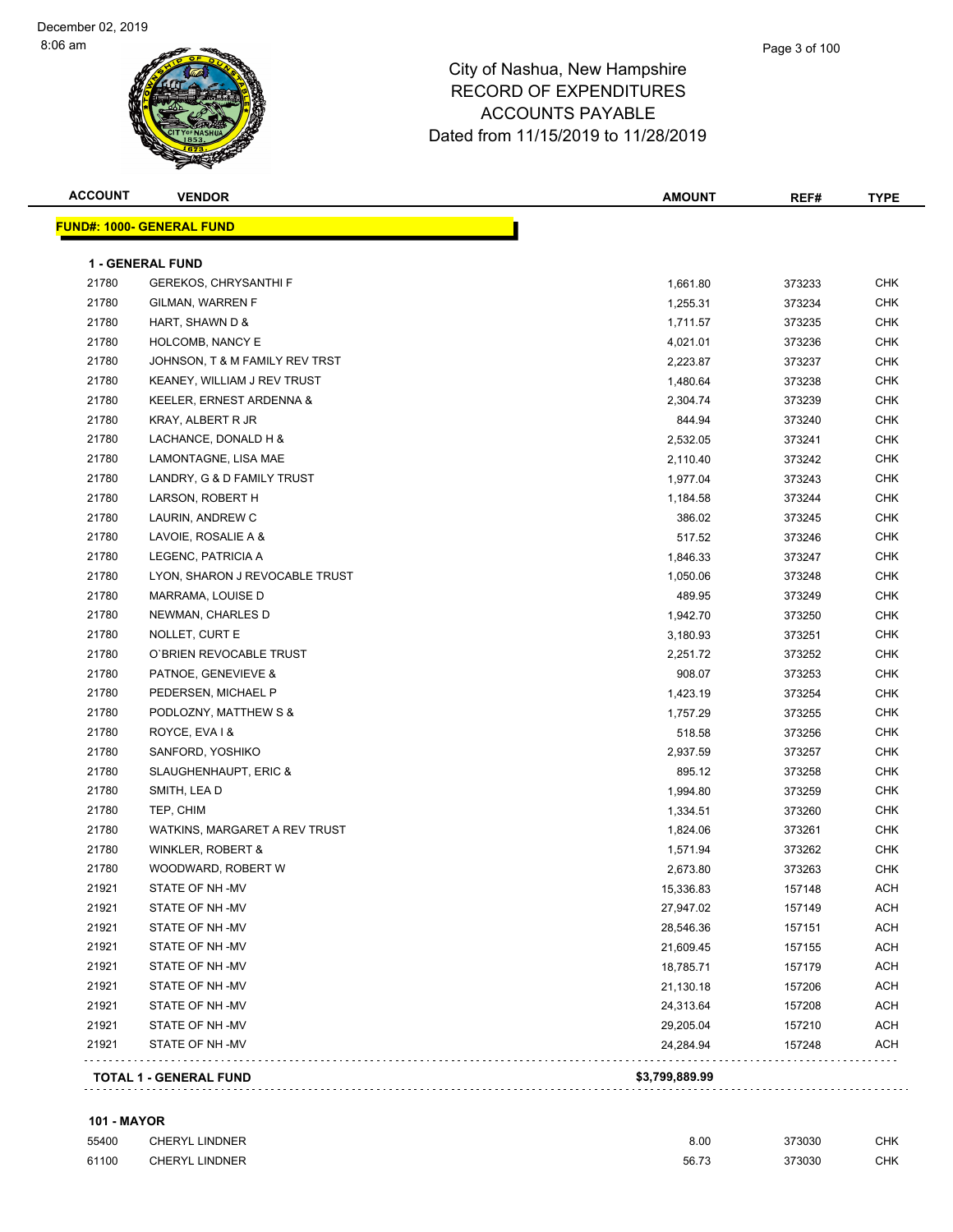# City of Nashua, New Hampshire
## RECORD OF EXPENDITURES
## ACCOUNTS PAYABLE
Dated from 11/15/2019 to 11/28/2019

| ACCOUNT | VENDOR | AMOUNT | REF# | TYPE |
|---|---|---|---|---|
| **FUND#: 1000- GENERAL FUND** | | | | |
| **1 - GENERAL FUND** | | | | |
| 21780 | GEREKOS, CHRYSANTHI F | 1,661.80 | 373233 | CHK |
| 21780 | GILMAN, WARREN F | 1,255.31 | 373234 | CHK |
| 21780 | HART, SHAWN D & | 1,711.57 | 373235 | CHK |
| 21780 | HOLCOMB, NANCY E | 4,021.01 | 373236 | CHK |
| 21780 | JOHNSON, T & M FAMILY REV TRST | 2,223.87 | 373237 | CHK |
| 21780 | KEANEY, WILLIAM J REV TRUST | 1,480.64 | 373238 | CHK |
| 21780 | KEELER, ERNEST ARDENNA & | 2,304.74 | 373239 | CHK |
| 21780 | KRAY, ALBERT R JR | 844.94 | 373240 | CHK |
| 21780 | LACHANCE, DONALD H & | 2,532.05 | 373241 | CHK |
| 21780 | LAMONTAGNE, LISA MAE | 2,110.40 | 373242 | CHK |
| 21780 | LANDRY, G & D FAMILY TRUST | 1,977.04 | 373243 | CHK |
| 21780 | LARSON, ROBERT H | 1,184.58 | 373244 | CHK |
| 21780 | LAURIN, ANDREW C | 386.02 | 373245 | CHK |
| 21780 | LAVOIE, ROSALIE A & | 517.52 | 373246 | CHK |
| 21780 | LEGENC, PATRICIA A | 1,846.33 | 373247 | CHK |
| 21780 | LYON, SHARON J REVOCABLE TRUST | 1,050.06 | 373248 | CHK |
| 21780 | MARRAMA, LOUISE D | 489.95 | 373249 | CHK |
| 21780 | NEWMAN, CHARLES D | 1,942.70 | 373250 | CHK |
| 21780 | NOLLET, CURT E | 3,180.93 | 373251 | CHK |
| 21780 | O`BRIEN REVOCABLE TRUST | 2,251.72 | 373252 | CHK |
| 21780 | PATNOE, GENEVIEVE & | 908.07 | 373253 | CHK |
| 21780 | PEDERSEN, MICHAEL P | 1,423.19 | 373254 | CHK |
| 21780 | PODLOZNY, MATTHEW S & | 1,757.29 | 373255 | CHK |
| 21780 | ROYCE, EVA I & | 518.58 | 373256 | CHK |
| 21780 | SANFORD, YOSHIKO | 2,937.59 | 373257 | CHK |
| 21780 | SLAUGHENHAUPT, ERIC & | 895.12 | 373258 | CHK |
| 21780 | SMITH, LEA D | 1,994.80 | 373259 | CHK |
| 21780 | TEP, CHIM | 1,334.51 | 373260 | CHK |
| 21780 | WATKINS, MARGARET A REV TRUST | 1,824.06 | 373261 | CHK |
| 21780 | WINKLER, ROBERT & | 1,571.94 | 373262 | CHK |
| 21780 | WOODWARD, ROBERT W | 2,673.80 | 373263 | CHK |
| 21921 | STATE OF NH -MV | 15,336.83 | 157148 | ACH |
| 21921 | STATE OF NH -MV | 27,947.02 | 157149 | ACH |
| 21921 | STATE OF NH -MV | 28,546.36 | 157151 | ACH |
| 21921 | STATE OF NH -MV | 21,609.45 | 157155 | ACH |
| 21921 | STATE OF NH -MV | 18,785.71 | 157179 | ACH |
| 21921 | STATE OF NH -MV | 21,130.18 | 157206 | ACH |
| 21921 | STATE OF NH -MV | 24,313.64 | 157208 | ACH |
| 21921 | STATE OF NH -MV | 29,205.04 | 157210 | ACH |
| 21921 | STATE OF NH -MV | 24,284.94 | 157248 | ACH |
| **TOTAL 1 - GENERAL FUND** | | **$3,799,889.99** | | |
| **101 - MAYOR** | | | | |
| 55400 | CHERYL LINDNER | 8.00 | 373030 | CHK |
| 61100 | CHERYL LINDNER | 56.73 | 373030 | CHK |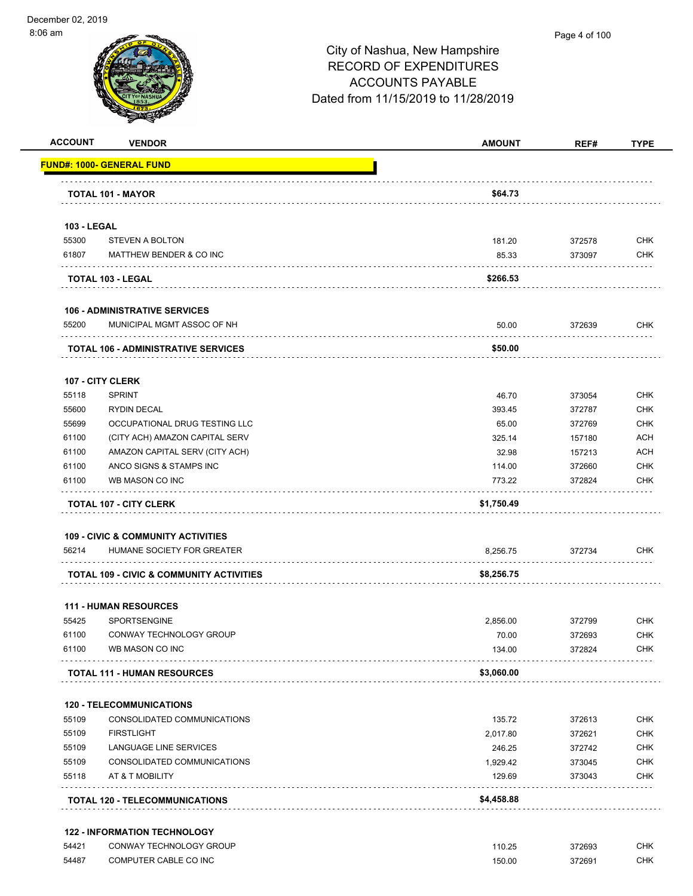City of Nashua, New Hampshire
RECORD OF EXPENDITURES
ACCOUNTS PAYABLE
Dated from 11/15/2019 to 11/28/2019

December 02, 2019
8:06 am

| ACCOUNT | VENDOR | AMOUNT | REF# | TYPE |
|---|---|---|---|---|
| **FUND#: 1000- GENERAL FUND** | | | | |
| **TOTAL 101 - MAYOR** | | **$64.73** | | |
| **103 - LEGAL** | | | | |
| 55300 | STEVEN A BOLTON | 181.20 | 372578 | CHK |
| 61807 | MATTHEW BENDER & CO INC | 85.33 | 373097 | CHK |
| **TOTAL 103 - LEGAL** | | **$266.53** | | |
| **106 - ADMINISTRATIVE SERVICES** | | | | |
| 55200 | MUNICIPAL MGMT ASSOC OF NH | 50.00 | 372639 | CHK |
| **TOTAL 106 - ADMINISTRATIVE SERVICES** | | **$50.00** | | |
| **107 - CITY CLERK** | | | | |
| 55118 | SPRINT | 46.70 | 373054 | CHK |
| 55600 | RYDIN DECAL | 393.45 | 372787 | CHK |
| 55699 | OCCUPATIONAL DRUG TESTING LLC | 65.00 | 372769 | CHK |
| 61100 | (CITY ACH) AMAZON CAPITAL SERV | 325.14 | 157180 | ACH |
| 61100 | AMAZON CAPITAL SERV (CITY ACH) | 32.98 | 157213 | ACH |
| 61100 | ANCO SIGNS & STAMPS INC | 114.00 | 372660 | CHK |
| 61100 | WB MASON CO INC | 773.22 | 372824 | CHK |
| **TOTAL 107 - CITY CLERK** | | **$1,750.49** | | |
| **109 - CIVIC & COMMUNITY ACTIVITIES** | | | | |
| 56214 | HUMANE SOCIETY FOR GREATER | 8,256.75 | 372734 | CHK |
| **TOTAL 109 - CIVIC & COMMUNITY ACTIVITIES** | | **$8,256.75** | | |
| **111 - HUMAN RESOURCES** | | | | |
| 55425 | SPORTSENGINE | 2,856.00 | 372799 | CHK |
| 61100 | CONWAY TECHNOLOGY GROUP | 70.00 | 372693 | CHK |
| 61100 | WB MASON CO INC | 134.00 | 372824 | CHK |
| **TOTAL 111 - HUMAN RESOURCES** | | **$3,060.00** | | |
| **120 - TELECOMMUNICATIONS** | | | | |
| 55109 | CONSOLIDATED COMMUNICATIONS | 135.72 | 372613 | CHK |
| 55109 | FIRSTLIGHT | 2,017.80 | 372621 | CHK |
| 55109 | LANGUAGE LINE SERVICES | 246.25 | 372742 | CHK |
| 55109 | CONSOLIDATED COMMUNICATIONS | 1,929.42 | 373045 | CHK |
| 55118 | AT & T MOBILITY | 129.69 | 373043 | CHK |
| **TOTAL 120 - TELECOMMUNICATIONS** | | **$4,458.88** | | |
| **122 - INFORMATION TECHNOLOGY** | | | | |
| 54421 | CONWAY TECHNOLOGY GROUP | 110.25 | 372693 | CHK |
| 54487 | COMPUTER CABLE CO INC | 150.00 | 372691 | CHK |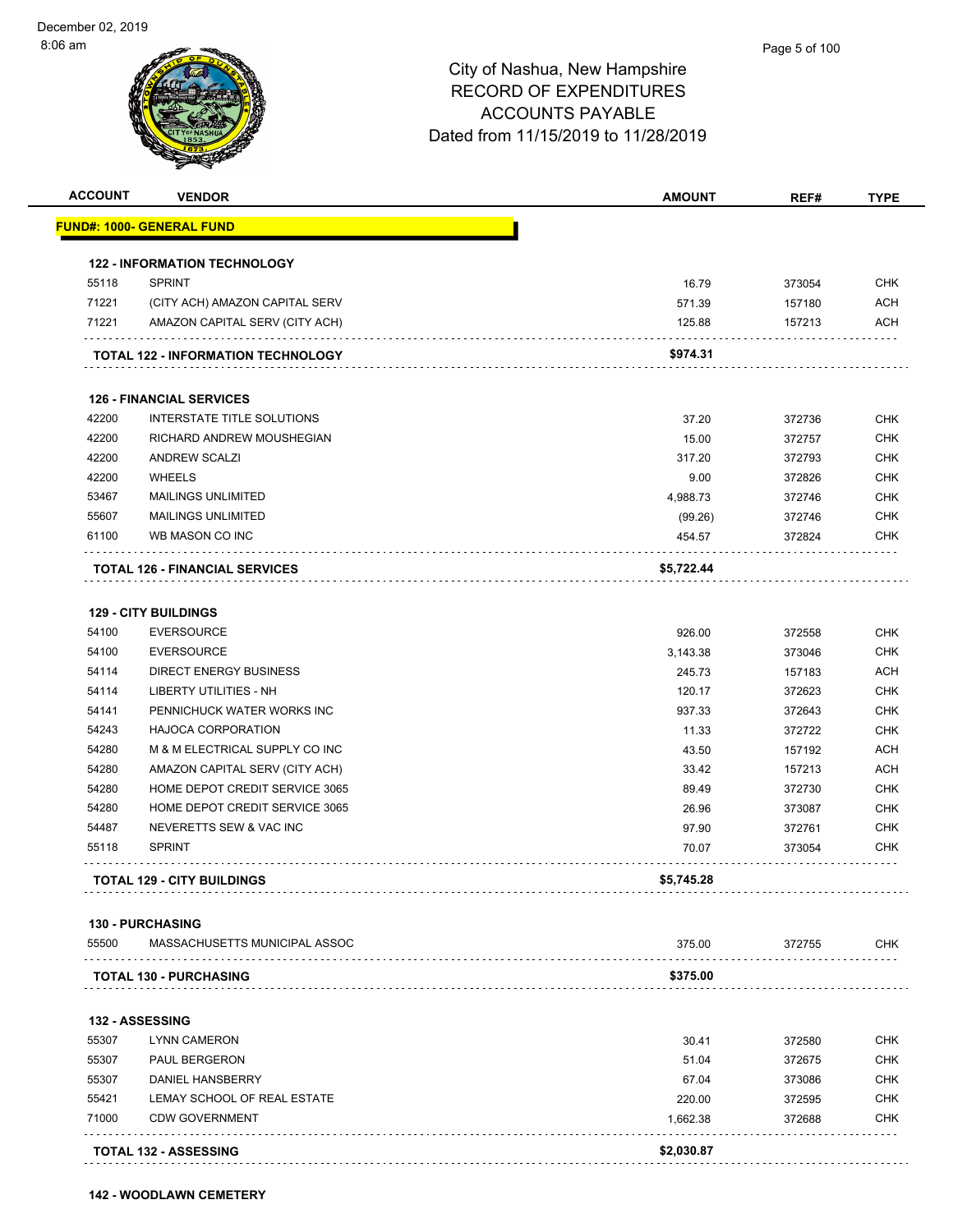City of Nashua, New Hampshire
RECORD OF EXPENDITURES
ACCOUNTS PAYABLE
Dated from 11/15/2019 to 11/28/2019

| ACCOUNT | VENDOR | AMOUNT | REF# | TYPE |
|---|---|---|---|---|
| **FUND#: 1000- GENERAL FUND** | | | | |
| **122 - INFORMATION TECHNOLOGY** | | | | |
| 55118 | SPRINT | 16.79 | 373054 | CHK |
| 71221 | (CITY ACH) AMAZON CAPITAL SERV | 571.39 | 157180 | ACH |
| 71221 | AMAZON CAPITAL SERV (CITY ACH) | 125.88 | 157213 | ACH |
| | **TOTAL 122 - INFORMATION TECHNOLOGY** | **$974.31** | | |
| **126 - FINANCIAL SERVICES** | | | | |
| 42200 | INTERSTATE TITLE SOLUTIONS | 37.20 | 372736 | CHK |
| 42200 | RICHARD ANDREW MOUSHEGIAN | 15.00 | 372757 | CHK |
| 42200 | ANDREW SCALZI | 317.20 | 372793 | CHK |
| 42200 | WHEELS | 9.00 | 372826 | CHK |
| 53467 | MAILINGS UNLIMITED | 4,988.73 | 372746 | CHK |
| 55607 | MAILINGS UNLIMITED | (99.26) | 372746 | CHK |
| 61100 | WB MASON CO INC | 454.57 | 372824 | CHK |
| | **TOTAL 126 - FINANCIAL SERVICES** | **$5,722.44** | | |
| **129 - CITY BUILDINGS** | | | | |
| 54100 | EVERSOURCE | 926.00 | 372558 | CHK |
| 54100 | EVERSOURCE | 3,143.38 | 373046 | CHK |
| 54114 | DIRECT ENERGY BUSINESS | 245.73 | 157183 | ACH |
| 54114 | LIBERTY UTILITIES - NH | 120.17 | 372623 | CHK |
| 54141 | PENNICHUCK WATER WORKS INC | 937.33 | 372643 | CHK |
| 54243 | HAJOCA CORPORATION | 11.33 | 372722 | CHK |
| 54280 | M & M ELECTRICAL SUPPLY CO INC | 43.50 | 157192 | ACH |
| 54280 | AMAZON CAPITAL SERV (CITY ACH) | 33.42 | 157213 | ACH |
| 54280 | HOME DEPOT CREDIT SERVICE 3065 | 89.49 | 372730 | CHK |
| 54280 | HOME DEPOT CREDIT SERVICE 3065 | 26.96 | 373087 | CHK |
| 54487 | NEVERETTS SEW & VAC INC | 97.90 | 372761 | CHK |
| 55118 | SPRINT | 70.07 | 373054 | CHK |
| | **TOTAL 129 - CITY BUILDINGS** | **$5,745.28** | | |
| **130 - PURCHASING** | | | | |
| 55500 | MASSACHUSETTS MUNICIPAL ASSOC | 375.00 | 372755 | CHK |
| | **TOTAL 130 - PURCHASING** | **$375.00** | | |
| **132 - ASSESSING** | | | | |
| 55307 | LYNN CAMERON | 30.41 | 372580 | CHK |
| 55307 | PAUL BERGERON | 51.04 | 372675 | CHK |
| 55307 | DANIEL HANSBERRY | 67.04 | 373086 | CHK |
| 55421 | LEMAY SCHOOL OF REAL ESTATE | 220.00 | 372595 | CHK |
| 71000 | CDW GOVERNMENT | 1,662.38 | 372688 | CHK |
| | **TOTAL 132 - ASSESSING** | **$2,030.87** | | |
| **142 - WOODLAWN CEMETERY** | | | | |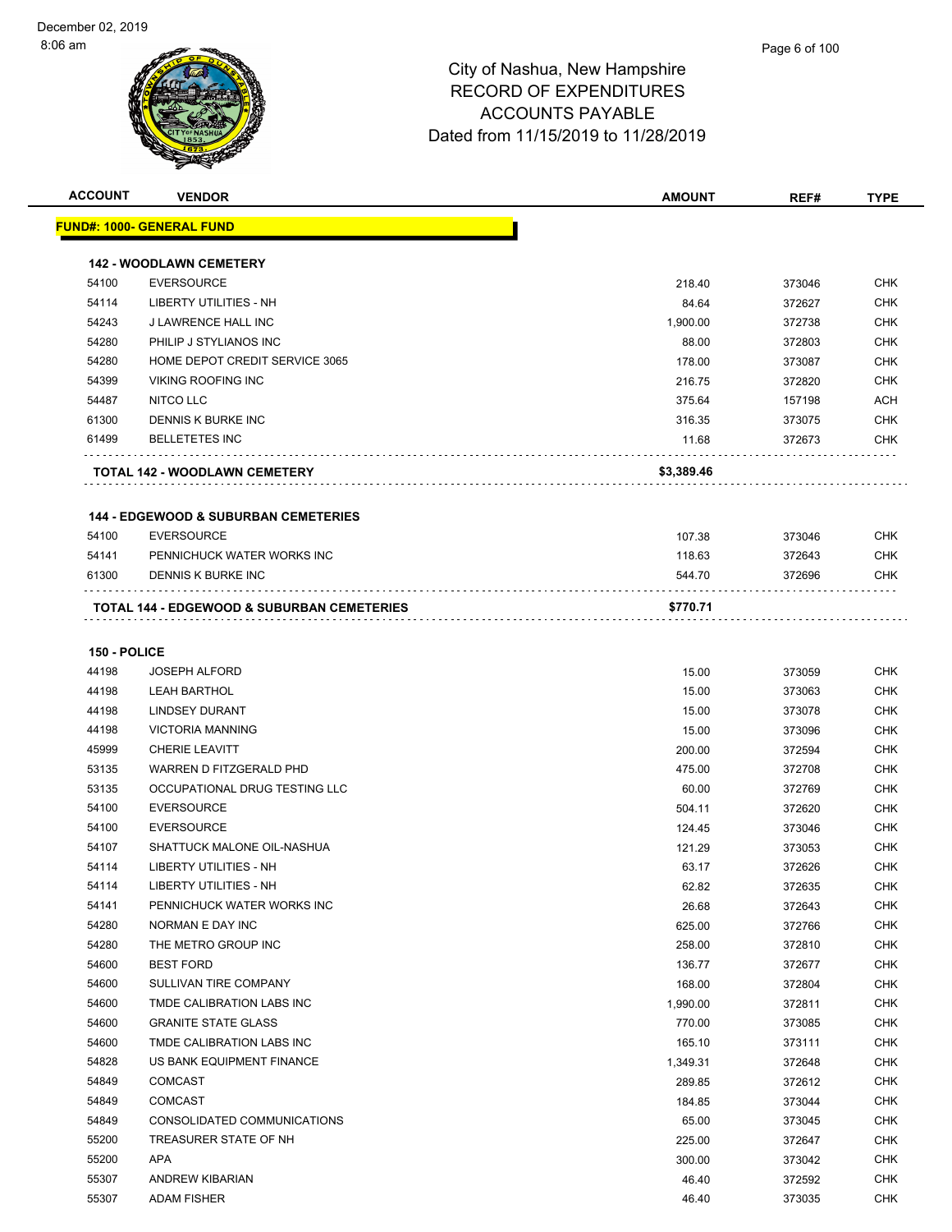City of Nashua, New Hampshire
RECORD OF EXPENDITURES
ACCOUNTS PAYABLE
Dated from 11/15/2019 to 11/28/2019

| ACCOUNT | VENDOR | AMOUNT | REF# | TYPE |
|---|---|---|---|---|
| **FUND#: 1000- GENERAL FUND** | | | | |
| **142 - WOODLAWN CEMETERY** | | | | |
| 54100 | EVERSOURCE | 218.40 | 373046 | CHK |
| 54114 | LIBERTY UTILITIES - NH | 84.64 | 372627 | CHK |
| 54243 | J LAWRENCE HALL INC | 1,900.00 | 372738 | CHK |
| 54280 | PHILIP J STYLIANOS INC | 88.00 | 372803 | CHK |
| 54280 | HOME DEPOT CREDIT SERVICE 3065 | 178.00 | 373087 | CHK |
| 54399 | VIKING ROOFING INC | 216.75 | 372820 | CHK |
| 54487 | NITCO LLC | 375.64 | 157198 | ACH |
| 61300 | DENNIS K BURKE INC | 316.35 | 373075 | CHK |
| 61499 | BELLETETES INC | 11.68 | 372673 | CHK |
| **TOTAL 142 - WOODLAWN CEMETERY** | | **$3,389.46** | | |
| **144 - EDGEWOOD & SUBURBAN CEMETERIES** | | | | |
| 54100 | EVERSOURCE | 107.38 | 373046 | CHK |
| 54141 | PENNICHUCK WATER WORKS INC | 118.63 | 372643 | CHK |
| 61300 | DENNIS K BURKE INC | 544.70 | 372696 | CHK |
| **TOTAL 144 - EDGEWOOD & SUBURBAN CEMETERIES** | | **$770.71** | | |
| **150 - POLICE** | | | | |
| 44198 | JOSEPH ALFORD | 15.00 | 373059 | CHK |
| 44198 | LEAH BARTHOL | 15.00 | 373063 | CHK |
| 44198 | LINDSEY DURANT | 15.00 | 373078 | CHK |
| 44198 | VICTORIA MANNING | 15.00 | 373096 | CHK |
| 45999 | CHERIE LEAVITT | 200.00 | 372594 | CHK |
| 53135 | WARREN D FITZGERALD PHD | 475.00 | 372708 | CHK |
| 53135 | OCCUPATIONAL DRUG TESTING LLC | 60.00 | 372769 | CHK |
| 54100 | EVERSOURCE | 504.11 | 372620 | CHK |
| 54100 | EVERSOURCE | 124.45 | 373046 | CHK |
| 54107 | SHATTUCK MALONE OIL-NASHUA | 121.29 | 373053 | CHK |
| 54114 | LIBERTY UTILITIES - NH | 63.17 | 372626 | CHK |
| 54114 | LIBERTY UTILITIES - NH | 62.82 | 372635 | CHK |
| 54141 | PENNICHUCK WATER WORKS INC | 26.68 | 372643 | CHK |
| 54280 | NORMAN E DAY INC | 625.00 | 372766 | CHK |
| 54280 | THE METRO GROUP INC | 258.00 | 372810 | CHK |
| 54600 | BEST FORD | 136.77 | 372677 | CHK |
| 54600 | SULLIVAN TIRE COMPANY | 168.00 | 372804 | CHK |
| 54600 | TMDE CALIBRATION LABS INC | 1,990.00 | 372811 | CHK |
| 54600 | GRANITE STATE GLASS | 770.00 | 373085 | CHK |
| 54600 | TMDE CALIBRATION LABS INC | 165.10 | 373111 | CHK |
| 54828 | US BANK EQUIPMENT FINANCE | 1,349.31 | 372648 | CHK |
| 54849 | COMCAST | 289.85 | 372612 | CHK |
| 54849 | COMCAST | 184.85 | 373044 | CHK |
| 54849 | CONSOLIDATED COMMUNICATIONS | 65.00 | 373045 | CHK |
| 55200 | TREASURER STATE OF NH | 225.00 | 372647 | CHK |
| 55200 | APA | 300.00 | 373042 | CHK |
| 55307 | ANDREW KIBARIAN | 46.40 | 372592 | CHK |
| 55307 | ADAM FISHER | 46.40 | 373035 | CHK |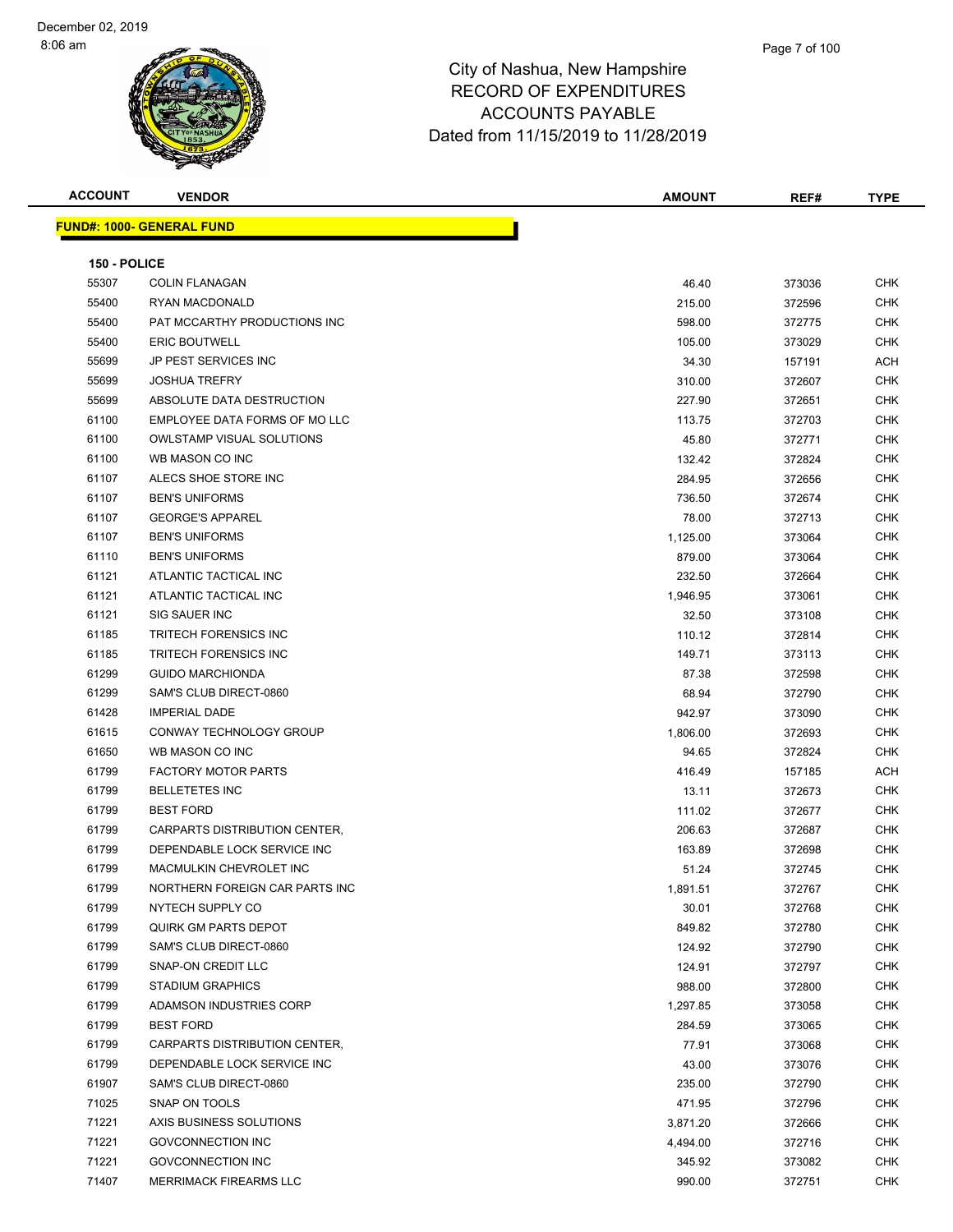# City of Nashua, New Hampshire
# RECORD OF EXPENDITURES
# ACCOUNTS PAYABLE
# Dated from 11/15/2019 to 11/28/2019

| ACCOUNT | VENDOR | AMOUNT | REF# | TYPE |
|---|---|---|---|---|

## FUND#: 1000- GENERAL FUND

### 150 - POLICE

| ACCOUNT | VENDOR | AMOUNT | REF# | TYPE |
|---|---|---|---|---|
| 55307 | COLIN FLANAGAN | 46.40 | 373036 | CHK |
| 55400 | RYAN MACDONALD | 215.00 | 372596 | CHK |
| 55400 | PAT MCCARTHY PRODUCTIONS INC | 598.00 | 372775 | CHK |
| 55400 | ERIC BOUTWELL | 105.00 | 373029 | CHK |
| 55699 | JP PEST SERVICES INC | 34.30 | 157191 | ACH |
| 55699 | JOSHUA TREFRY | 310.00 | 372607 | CHK |
| 55699 | ABSOLUTE DATA DESTRUCTION | 227.90 | 372651 | CHK |
| 61100 | EMPLOYEE DATA FORMS OF MO LLC | 113.75 | 372703 | CHK |
| 61100 | OWLSTAMP VISUAL SOLUTIONS | 45.80 | 372771 | CHK |
| 61100 | WB MASON CO INC | 132.42 | 372824 | CHK |
| 61107 | ALECS SHOE STORE INC | 284.95 | 372656 | CHK |
| 61107 | BEN'S UNIFORMS | 736.50 | 372674 | CHK |
| 61107 | GEORGE'S APPAREL | 78.00 | 372713 | CHK |
| 61107 | BEN'S UNIFORMS | 1,125.00 | 373064 | CHK |
| 61110 | BEN'S UNIFORMS | 879.00 | 373064 | CHK |
| 61121 | ATLANTIC TACTICAL INC | 232.50 | 372664 | CHK |
| 61121 | ATLANTIC TACTICAL INC | 1,946.95 | 373061 | CHK |
| 61121 | SIG SAUER INC | 32.50 | 373108 | CHK |
| 61185 | TRITECH FORENSICS INC | 110.12 | 372814 | CHK |
| 61185 | TRITECH FORENSICS INC | 149.71 | 373113 | CHK |
| 61299 | GUIDO MARCHIONDA | 87.38 | 372598 | CHK |
| 61299 | SAM'S CLUB DIRECT-0860 | 68.94 | 372790 | CHK |
| 61428 | IMPERIAL DADE | 942.97 | 373090 | CHK |
| 61615 | CONWAY TECHNOLOGY GROUP | 1,806.00 | 372693 | CHK |
| 61650 | WB MASON CO INC | 94.65 | 372824 | CHK |
| 61799 | FACTORY MOTOR PARTS | 416.49 | 157185 | ACH |
| 61799 | BELLETETES INC | 13.11 | 372673 | CHK |
| 61799 | BEST FORD | 111.02 | 372677 | CHK |
| 61799 | CARPARTS DISTRIBUTION CENTER, | 206.63 | 372687 | CHK |
| 61799 | DEPENDABLE LOCK SERVICE INC | 163.89 | 372698 | CHK |
| 61799 | MACMULKIN CHEVROLET INC | 51.24 | 372745 | CHK |
| 61799 | NORTHERN FOREIGN CAR PARTS INC | 1,891.51 | 372767 | CHK |
| 61799 | NYTECH SUPPLY CO | 30.01 | 372768 | CHK |
| 61799 | QUIRK GM PARTS DEPOT | 849.82 | 372780 | CHK |
| 61799 | SAM'S CLUB DIRECT-0860 | 124.92 | 372790 | CHK |
| 61799 | SNAP-ON CREDIT LLC | 124.91 | 372797 | CHK |
| 61799 | STADIUM GRAPHICS | 988.00 | 372800 | CHK |
| 61799 | ADAMSON INDUSTRIES CORP | 1,297.85 | 373058 | CHK |
| 61799 | BEST FORD | 284.59 | 373065 | CHK |
| 61799 | CARPARTS DISTRIBUTION CENTER, | 77.91 | 373068 | CHK |
| 61799 | DEPENDABLE LOCK SERVICE INC | 43.00 | 373076 | CHK |
| 61907 | SAM'S CLUB DIRECT-0860 | 235.00 | 372790 | CHK |
| 71025 | SNAP ON TOOLS | 471.95 | 372796 | CHK |
| 71221 | AXIS BUSINESS SOLUTIONS | 3,871.20 | 372666 | CHK |
| 71221 | GOVCONNECTION INC | 4,494.00 | 372716 | CHK |
| 71221 | GOVCONNECTION INC | 345.92 | 373082 | CHK |
| 71407 | MERRIMACK FIREARMS LLC | 990.00 | 372751 | CHK |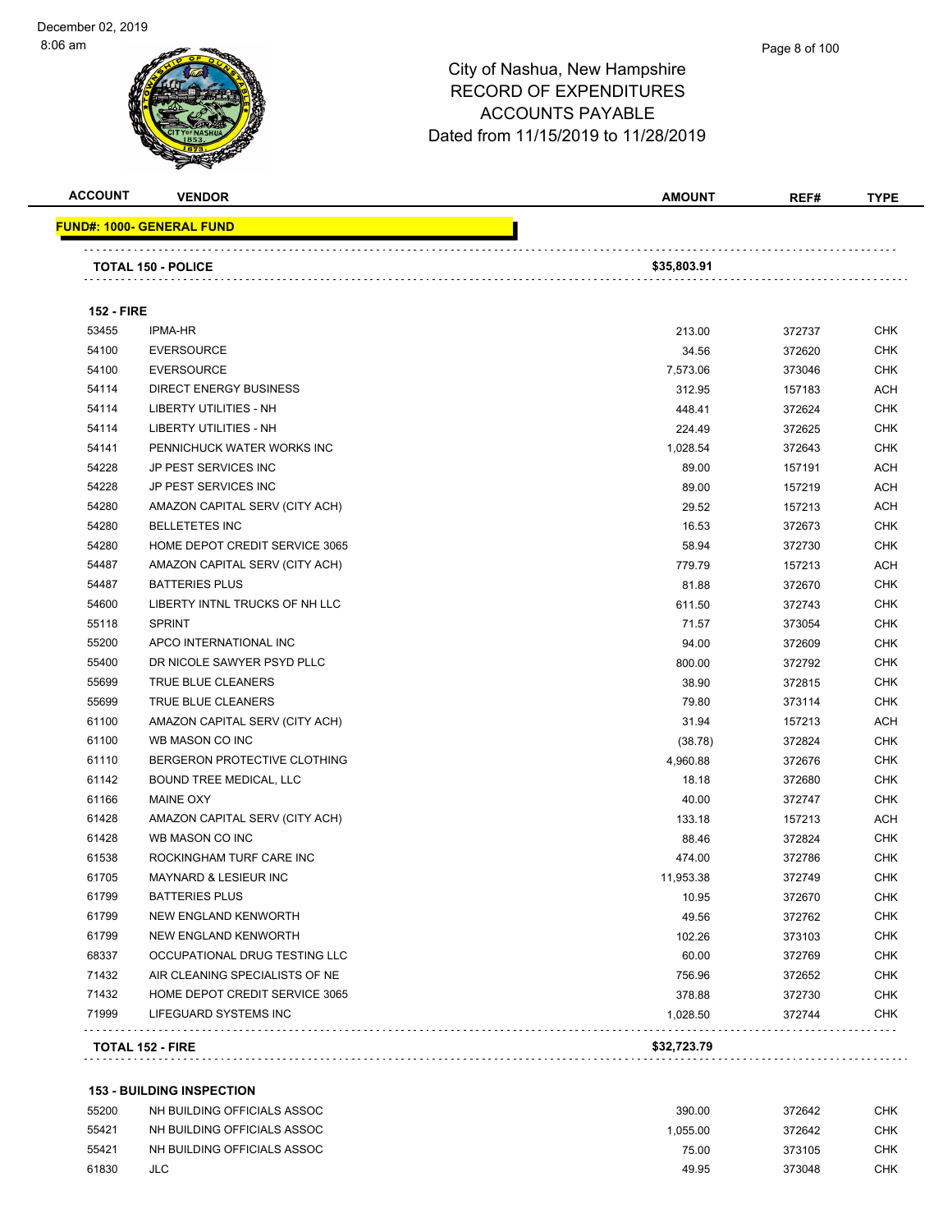# City of Nashua, New Hampshire
## RECORD OF EXPENDITURES
## ACCOUNTS PAYABLE
## Dated from 11/15/2019 to 11/28/2019

December 02, 2019
8:06 am

| ACCOUNT | VENDOR | AMOUNT | REF# | TYPE |
|---|---|---|---|---|
| **FUND#: 1000- GENERAL FUND** | | | | |
| | **TOTAL 150 - POLICE** | **$35,803.91** | | |
| **152 - FIRE** | | | | |
| 53455 | IPMA-HR | 213.00 | 372737 | CHK |
| 54100 | EVERSOURCE | 34.56 | 372620 | CHK |
| 54100 | EVERSOURCE | 7,573.06 | 373046 | CHK |
| 54114 | DIRECT ENERGY BUSINESS | 312.95 | 157183 | ACH |
| 54114 | LIBERTY UTILITIES - NH | 448.41 | 372624 | CHK |
| 54114 | LIBERTY UTILITIES - NH | 224.49 | 372625 | CHK |
| 54141 | PENNICHUCK WATER WORKS INC | 1,028.54 | 372643 | CHK |
| 54228 | JP PEST SERVICES INC | 89.00 | 157191 | ACH |
| 54228 | JP PEST SERVICES INC | 89.00 | 157219 | ACH |
| 54280 | AMAZON CAPITAL SERV (CITY ACH) | 29.52 | 157213 | ACH |
| 54280 | BELLETETES INC | 16.53 | 372673 | CHK |
| 54280 | HOME DEPOT CREDIT SERVICE 3065 | 58.94 | 372730 | CHK |
| 54487 | AMAZON CAPITAL SERV (CITY ACH) | 779.79 | 157213 | ACH |
| 54487 | BATTERIES PLUS | 81.88 | 372670 | CHK |
| 54600 | LIBERTY INTNL TRUCKS OF NH LLC | 611.50 | 372743 | CHK |
| 55118 | SPRINT | 71.57 | 373054 | CHK |
| 55200 | APCO INTERNATIONAL INC | 94.00 | 372609 | CHK |
| 55400 | DR NICOLE SAWYER PSYD PLLC | 800.00 | 372792 | CHK |
| 55699 | TRUE BLUE CLEANERS | 38.90 | 372815 | CHK |
| 55699 | TRUE BLUE CLEANERS | 79.80 | 373114 | CHK |
| 61100 | AMAZON CAPITAL SERV (CITY ACH) | 31.94 | 157213 | ACH |
| 61100 | WB MASON CO INC | (38.78) | 372824 | CHK |
| 61110 | BERGERON PROTECTIVE CLOTHING | 4,960.88 | 372676 | CHK |
| 61142 | BOUND TREE MEDICAL, LLC | 18.18 | 372680 | CHK |
| 61166 | MAINE OXY | 40.00 | 372747 | CHK |
| 61428 | AMAZON CAPITAL SERV (CITY ACH) | 133.18 | 157213 | ACH |
| 61428 | WB MASON CO INC | 88.46 | 372824 | CHK |
| 61538 | ROCKINGHAM TURF CARE INC | 474.00 | 372786 | CHK |
| 61705 | MAYNARD & LESIEUR INC | 11,953.38 | 372749 | CHK |
| 61799 | BATTERIES PLUS | 10.95 | 372670 | CHK |
| 61799 | NEW ENGLAND KENWORTH | 49.56 | 372762 | CHK |
| 61799 | NEW ENGLAND KENWORTH | 102.26 | 373103 | CHK |
| 68337 | OCCUPATIONAL DRUG TESTING LLC | 60.00 | 372769 | CHK |
| 71432 | AIR CLEANING SPECIALISTS OF NE | 756.96 | 372652 | CHK |
| 71432 | HOME DEPOT CREDIT SERVICE 3065 | 378.88 | 372730 | CHK |
| 71999 | LIFEGUARD SYSTEMS INC | 1,028.50 | 372744 | CHK |
| | **TOTAL 152 - FIRE** | **$32,723.79** | | |
| **153 - BUILDING INSPECTION** | | | | |
| 55200 | NH BUILDING OFFICIALS ASSOC | 390.00 | 372642 | CHK |
| 55421 | NH BUILDING OFFICIALS ASSOC | 1,055.00 | 372642 | CHK |
| 55421 | NH BUILDING OFFICIALS ASSOC | 75.00 | 373105 | CHK |
| 61830 | JLC | 49.95 | 373048 | CHK |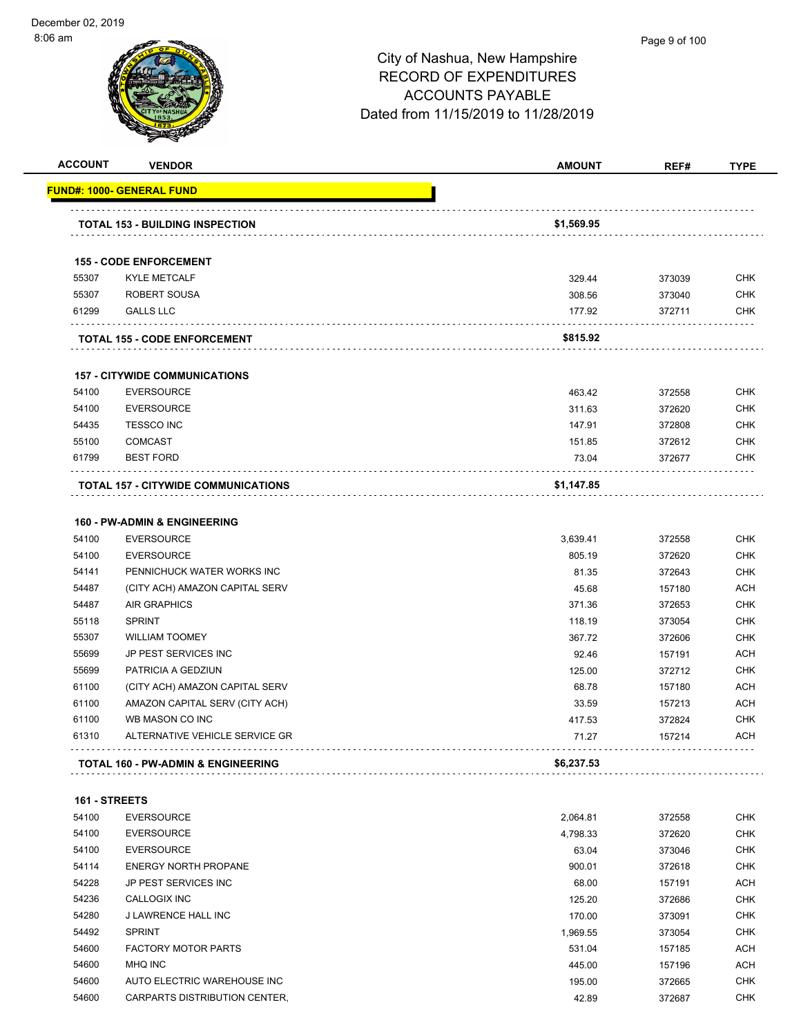City of Nashua, New Hampshire
RECORD OF EXPENDITURES
ACCOUNTS PAYABLE
Dated from 11/15/2019 to 11/28/2019

| ACCOUNT | VENDOR | AMOUNT | REF# | TYPE |
|---|---|---|---|---|
| **FUND#: 1000- GENERAL FUND** | | | | |
| | **TOTAL 153 - BUILDING INSPECTION** | **$1,569.95** | | |
| **155 - CODE ENFORCEMENT** | | | | |
| 55307 | KYLE METCALF | 329.44 | 373039 | CHK |
| 55307 | ROBERT SOUSA | 308.56 | 373040 | CHK |
| 61299 | GALLS LLC | 177.92 | 372711 | CHK |
| | **TOTAL 155 - CODE ENFORCEMENT** | **$815.92** | | |
| **157 - CITYWIDE COMMUNICATIONS** | | | | |
| 54100 | EVERSOURCE | 463.42 | 372558 | CHK |
| 54100 | EVERSOURCE | 311.63 | 372620 | CHK |
| 54435 | TESSCO INC | 147.91 | 372808 | CHK |
| 55100 | COMCAST | 151.85 | 372612 | CHK |
| 61799 | BEST FORD | 73.04 | 372677 | CHK |
| | **TOTAL 157 - CITYWIDE COMMUNICATIONS** | **$1,147.85** | | |
| **160 - PW-ADMIN & ENGINEERING** | | | | |
| 54100 | EVERSOURCE | 3,639.41 | 372558 | CHK |
| 54100 | EVERSOURCE | 805.19 | 372620 | CHK |
| 54141 | PENNICHUCK WATER WORKS INC | 81.35 | 372643 | CHK |
| 54487 | (CITY ACH) AMAZON CAPITAL SERV | 45.68 | 157180 | ACH |
| 54487 | AIR GRAPHICS | 371.36 | 372653 | CHK |
| 55118 | SPRINT | 118.19 | 373054 | CHK |
| 55307 | WILLIAM TOOMEY | 367.72 | 372606 | CHK |
| 55699 | JP PEST SERVICES INC | 92.46 | 157191 | ACH |
| 55699 | PATRICIA A GEDZIUN | 125.00 | 372712 | CHK |
| 61100 | (CITY ACH) AMAZON CAPITAL SERV | 68.78 | 157180 | ACH |
| 61100 | AMAZON CAPITAL SERV (CITY ACH) | 33.59 | 157213 | ACH |
| 61100 | WB MASON CO INC | 417.53 | 372824 | CHK |
| 61310 | ALTERNATIVE VEHICLE SERVICE GR | 71.27 | 157214 | ACH |
| | **TOTAL 160 - PW-ADMIN & ENGINEERING** | **$6,237.53** | | |
| **161 - STREETS** | | | | |
| 54100 | EVERSOURCE | 2,064.81 | 372558 | CHK |
| 54100 | EVERSOURCE | 4,798.33 | 372620 | CHK |
| 54100 | EVERSOURCE | 63.04 | 373046 | CHK |
| 54114 | ENERGY NORTH PROPANE | 900.01 | 372618 | CHK |
| 54228 | JP PEST SERVICES INC | 68.00 | 157191 | ACH |
| 54236 | CALLOGIX INC | 125.20 | 372686 | CHK |
| 54280 | J LAWRENCE HALL INC | 170.00 | 373091 | CHK |
| 54492 | SPRINT | 1,969.55 | 373054 | CHK |
| 54600 | FACTORY MOTOR PARTS | 531.04 | 157185 | ACH |
| 54600 | MHQ INC | 445.00 | 157196 | ACH |
| 54600 | AUTO ELECTRIC WAREHOUSE INC | 195.00 | 372665 | CHK |
| 54600 | CARPARTS DISTRIBUTION CENTER, | 42.89 | 372687 | CHK |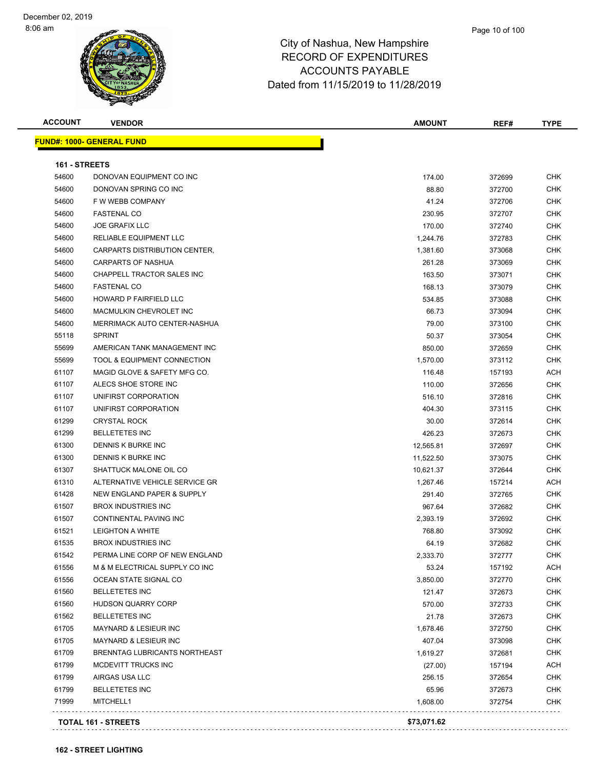City of Nashua, New Hampshire
RECORD OF EXPENDITURES
ACCOUNTS PAYABLE
Dated from 11/15/2019 to 11/28/2019

| ACCOUNT | VENDOR | AMOUNT | REF# | TYPE |
|---|---|---|---|---|

**FUND#: 1000- GENERAL FUND**

**161 - STREETS**

| ACCOUNT | VENDOR | AMOUNT | REF# | TYPE |
|---|---|---|---|---|
| 54600 | DONOVAN EQUIPMENT CO INC | 174.00 | 372699 | CHK |
| 54600 | DONOVAN SPRING CO INC | 88.80 | 372700 | CHK |
| 54600 | F W WEBB COMPANY | 41.24 | 372706 | CHK |
| 54600 | FASTENAL CO | 230.95 | 372707 | CHK |
| 54600 | JOE GRAFIX LLC | 170.00 | 372740 | CHK |
| 54600 | RELIABLE EQUIPMENT LLC | 1,244.76 | 372783 | CHK |
| 54600 | CARPARTS DISTRIBUTION CENTER, | 1,381.60 | 373068 | CHK |
| 54600 | CARPARTS OF NASHUA | 261.28 | 373069 | CHK |
| 54600 | CHAPPELL TRACTOR SALES INC | 163.50 | 373071 | CHK |
| 54600 | FASTENAL CO | 168.13 | 373079 | CHK |
| 54600 | HOWARD P FAIRFIELD LLC | 534.85 | 373088 | CHK |
| 54600 | MACMULKIN CHEVROLET INC | 66.73 | 373094 | CHK |
| 54600 | MERRIMACK AUTO CENTER-NASHUA | 79.00 | 373100 | CHK |
| 55118 | SPRINT | 50.37 | 373054 | CHK |
| 55699 | AMERICAN TANK MANAGEMENT INC | 850.00 | 372659 | CHK |
| 55699 | TOOL & EQUIPMENT CONNECTION | 1,570.00 | 373112 | CHK |
| 61107 | MAGID GLOVE & SAFETY MFG CO. | 116.48 | 157193 | ACH |
| 61107 | ALECS SHOE STORE INC | 110.00 | 372656 | CHK |
| 61107 | UNIFIRST CORPORATION | 516.10 | 372816 | CHK |
| 61107 | UNIFIRST CORPORATION | 404.30 | 373115 | CHK |
| 61299 | CRYSTAL ROCK | 30.00 | 372614 | CHK |
| 61299 | BELLETETES INC | 426.23 | 372673 | CHK |
| 61300 | DENNIS K BURKE INC | 12,565.81 | 372697 | CHK |
| 61300 | DENNIS K BURKE INC | 11,522.50 | 373075 | CHK |
| 61307 | SHATTUCK MALONE OIL CO | 10,621.37 | 372644 | CHK |
| 61310 | ALTERNATIVE VEHICLE SERVICE GR | 1,267.46 | 157214 | ACH |
| 61428 | NEW ENGLAND PAPER & SUPPLY | 291.40 | 372765 | CHK |
| 61507 | BROX INDUSTRIES INC | 967.64 | 372682 | CHK |
| 61507 | CONTINENTAL PAVING INC | 2,393.19 | 372692 | CHK |
| 61521 | LEIGHTON A WHITE | 768.80 | 373092 | CHK |
| 61535 | BROX INDUSTRIES INC | 64.19 | 372682 | CHK |
| 61542 | PERMA LINE CORP OF NEW ENGLAND | 2,333.70 | 372777 | CHK |
| 61556 | M & M ELECTRICAL SUPPLY CO INC | 53.24 | 157192 | ACH |
| 61556 | OCEAN STATE SIGNAL CO | 3,850.00 | 372770 | CHK |
| 61560 | BELLETETES INC | 121.47 | 372673 | CHK |
| 61560 | HUDSON QUARRY CORP | 570.00 | 372733 | CHK |
| 61562 | BELLETETES INC | 21.78 | 372673 | CHK |
| 61705 | MAYNARD & LESIEUR INC | 1,678.46 | 372750 | CHK |
| 61705 | MAYNARD & LESIEUR INC | 407.04 | 373098 | CHK |
| 61709 | BRENNTAG LUBRICANTS NORTHEAST | 1,619.27 | 372681 | CHK |
| 61799 | MCDEVITT TRUCKS INC | (27.00) | 157194 | ACH |
| 61799 | AIRGAS USA LLC | 256.15 | 372654 | CHK |
| 61799 | BELLETETES INC | 65.96 | 372673 | CHK |
| 71999 | MITCHELL1 | 1,608.00 | 372754 | CHK |
| **TOTAL 161 - STREETS** | | **$73,071.62** | | |

**162 - STREET LIGHTING**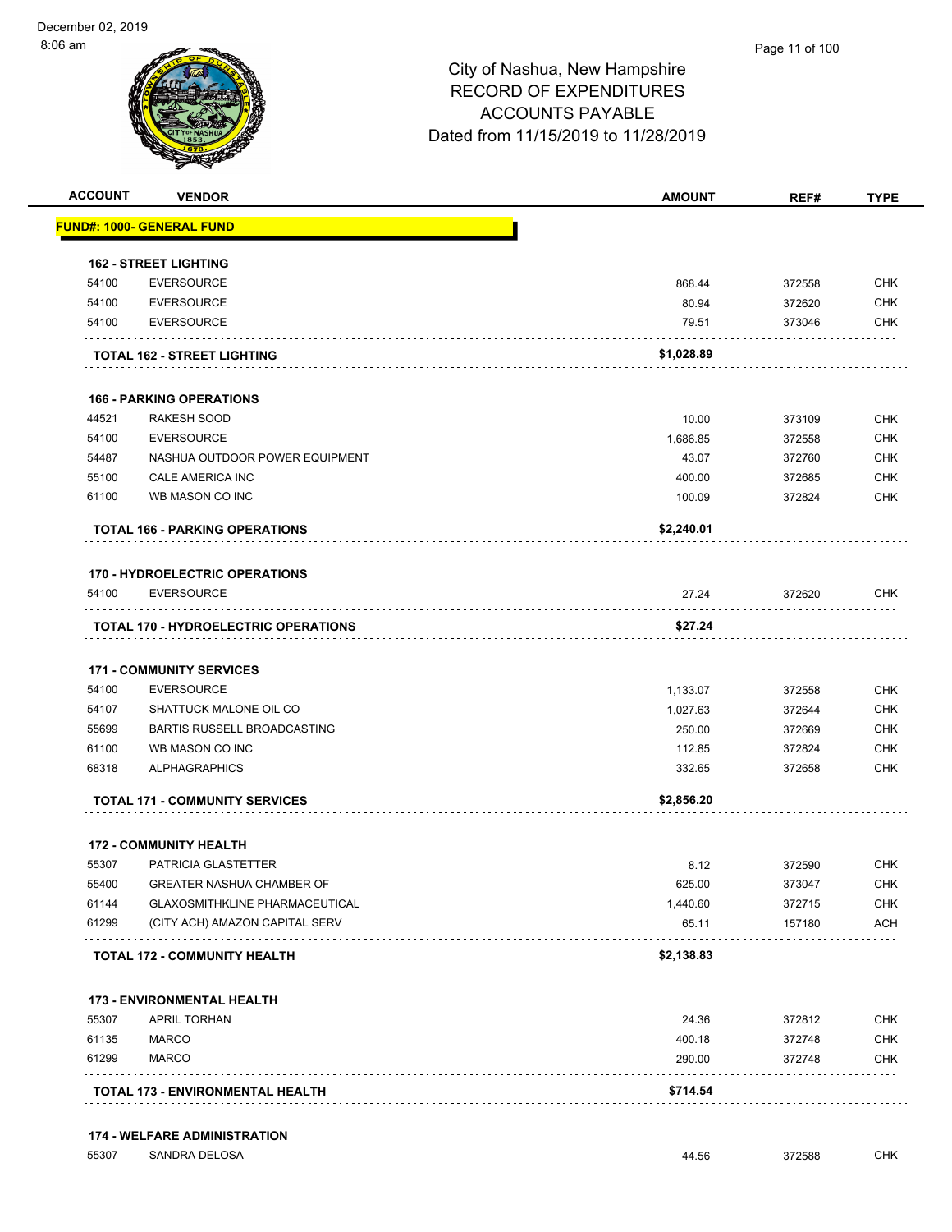# City of Nashua, New Hampshire
## RECORD OF EXPENDITURES
## ACCOUNTS PAYABLE
## Dated from 11/15/2019 to 11/28/2019

| ACCOUNT | VENDOR | AMOUNT | REF# | TYPE |
|---|---|---|---|---|
| **FUND#: 1000- GENERAL FUND** | | | | |
| **162 - STREET LIGHTING** | | | | |
| 54100 | EVERSOURCE | 868.44 | 372558 | CHK |
| 54100 | EVERSOURCE | 80.94 | 372620 | CHK |
| 54100 | EVERSOURCE | 79.51 | 373046 | CHK |
| | **TOTAL 162 - STREET LIGHTING** | **$1,028.89** | | |
| **166 - PARKING OPERATIONS** | | | | |
| 44521 | RAKESH SOOD | 10.00 | 373109 | CHK |
| 54100 | EVERSOURCE | 1,686.85 | 372558 | CHK |
| 54487 | NASHUA OUTDOOR POWER EQUIPMENT | 43.07 | 372760 | CHK |
| 55100 | CALE AMERICA INC | 400.00 | 372685 | CHK |
| 61100 | WB MASON CO INC | 100.09 | 372824 | CHK |
| | **TOTAL 166 - PARKING OPERATIONS** | **$2,240.01** | | |
| **170 - HYDROELECTRIC OPERATIONS** | | | | |
| 54100 | EVERSOURCE | 27.24 | 372620 | CHK |
| | **TOTAL 170 - HYDROELECTRIC OPERATIONS** | **$27.24** | | |
| **171 - COMMUNITY SERVICES** | | | | |
| 54100 | EVERSOURCE | 1,133.07 | 372558 | CHK |
| 54107 | SHATTUCK MALONE OIL CO | 1,027.63 | 372644 | CHK |
| 55699 | BARTIS RUSSELL BROADCASTING | 250.00 | 372669 | CHK |
| 61100 | WB MASON CO INC | 112.85 | 372824 | CHK |
| 68318 | ALPHAGRAPHICS | 332.65 | 372658 | CHK |
| | **TOTAL 171 - COMMUNITY SERVICES** | **$2,856.20** | | |
| **172 - COMMUNITY HEALTH** | | | | |
| 55307 | PATRICIA GLASTETTER | 8.12 | 372590 | CHK |
| 55400 | GREATER NASHUA CHAMBER OF | 625.00 | 373047 | CHK |
| 61144 | GLAXOSMITHKLINE PHARMACEUTICAL | 1,440.60 | 372715 | CHK |
| 61299 | (CITY ACH) AMAZON CAPITAL SERV | 65.11 | 157180 | ACH |
| | **TOTAL 172 - COMMUNITY HEALTH** | **$2,138.83** | | |
| **173 - ENVIRONMENTAL HEALTH** | | | | |
| 55307 | APRIL TORHAN | 24.36 | 372812 | CHK |
| 61135 | MARCO | 400.18 | 372748 | CHK |
| 61299 | MARCO | 290.00 | 372748 | CHK |
| | **TOTAL 173 - ENVIRONMENTAL HEALTH** | **$714.54** | | |
| **174 - WELFARE ADMINISTRATION** | | | | |
| 55307 | SANDRA DELOSA | 44.56 | 372588 | CHK |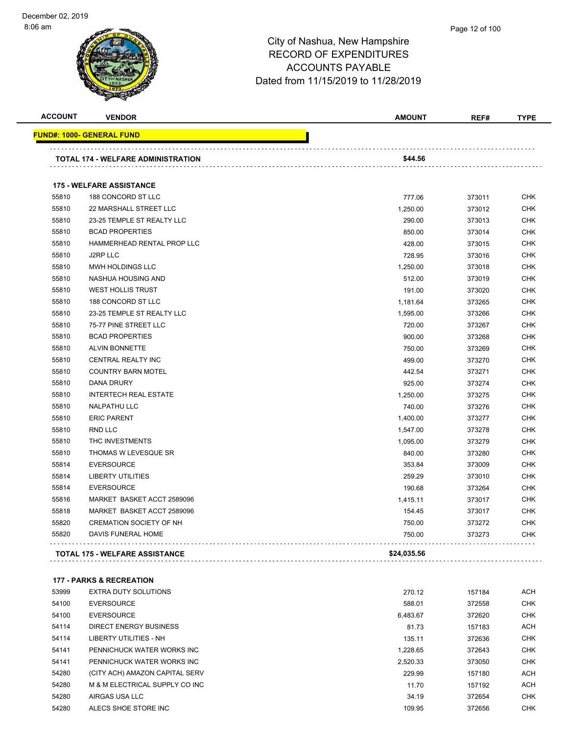# City of Nashua, New Hampshire
## RECORD OF EXPENDITURES
## ACCOUNTS PAYABLE
## Dated from 11/15/2019 to 11/28/2019

| ACCOUNT | VENDOR | AMOUNT | REF# | TYPE |
|---|---|---|---|---|
| **FUND#: 1000- GENERAL FUND** | | | | |
| | **TOTAL 174 - WELFARE ADMINISTRATION** | **$44.56** | | |
| | **175 - WELFARE ASSISTANCE** | | | |
| 55810 | 188 CONCORD ST LLC | 777.06 | 373011 | CHK |
| 55810 | 22 MARSHALL STREET LLC | 1,250.00 | 373012 | CHK |
| 55810 | 23-25 TEMPLE ST REALTY LLC | 290.00 | 373013 | CHK |
| 55810 | BCAD PROPERTIES | 850.00 | 373014 | CHK |
| 55810 | HAMMERHEAD RENTAL PROP LLC | 428.00 | 373015 | CHK |
| 55810 | J2RP LLC | 728.95 | 373016 | CHK |
| 55810 | MWH HOLDINGS LLC | 1,250.00 | 373018 | CHK |
| 55810 | NASHUA HOUSING AND | 512.00 | 373019 | CHK |
| 55810 | WEST HOLLIS TRUST | 191.00 | 373020 | CHK |
| 55810 | 188 CONCORD ST LLC | 1,181.64 | 373265 | CHK |
| 55810 | 23-25 TEMPLE ST REALTY LLC | 1,595.00 | 373266 | CHK |
| 55810 | 75-77 PINE STREET LLC | 720.00 | 373267 | CHK |
| 55810 | BCAD PROPERTIES | 900.00 | 373268 | CHK |
| 55810 | ALVIN BONNETTE | 750.00 | 373269 | CHK |
| 55810 | CENTRAL REALTY INC | 499.00 | 373270 | CHK |
| 55810 | COUNTRY BARN MOTEL | 442.54 | 373271 | CHK |
| 55810 | DANA DRURY | 925.00 | 373274 | CHK |
| 55810 | INTERTECH REAL ESTATE | 1,250.00 | 373275 | CHK |
| 55810 | NALPATHU LLC | 740.00 | 373276 | CHK |
| 55810 | ERIC PARENT | 1,400.00 | 373277 | CHK |
| 55810 | RND LLC | 1,547.00 | 373278 | CHK |
| 55810 | THC INVESTMENTS | 1,095.00 | 373279 | CHK |
| 55810 | THOMAS W LEVESQUE SR | 840.00 | 373280 | CHK |
| 55814 | EVERSOURCE | 353.84 | 373009 | CHK |
| 55814 | LIBERTY UTILITIES | 259.29 | 373010 | CHK |
| 55814 | EVERSOURCE | 190.68 | 373264 | CHK |
| 55816 | MARKET BASKET ACCT 2589096 | 1,415.11 | 373017 | CHK |
| 55818 | MARKET BASKET ACCT 2589096 | 154.45 | 373017 | CHK |
| 55820 | CREMATION SOCIETY OF NH | 750.00 | 373272 | CHK |
| 55820 | DAVIS FUNERAL HOME | 750.00 | 373273 | CHK |
| | **TOTAL 175 - WELFARE ASSISTANCE** | **$24,035.56** | | |
| | **177 - PARKS & RECREATION** | | | |
| 53999 | EXTRA DUTY SOLUTIONS | 270.12 | 157184 | ACH |
| 54100 | EVERSOURCE | 588.01 | 372558 | CHK |
| 54100 | EVERSOURCE | 6,483.67 | 372620 | CHK |
| 54114 | DIRECT ENERGY BUSINESS | 81.73 | 157183 | ACH |
| 54114 | LIBERTY UTILITIES - NH | 135.11 | 372636 | CHK |
| 54141 | PENNICHUCK WATER WORKS INC | 1,228.65 | 372643 | CHK |
| 54141 | PENNICHUCK WATER WORKS INC | 2,520.33 | 373050 | CHK |
| 54280 | (CITY ACH) AMAZON CAPITAL SERV | 229.99 | 157180 | ACH |
| 54280 | M & M ELECTRICAL SUPPLY CO INC | 11.70 | 157192 | ACH |
| 54280 | AIRGAS USA LLC | 34.19 | 372654 | CHK |
| 54280 | ALECS SHOE STORE INC | 109.95 | 372656 | CHK |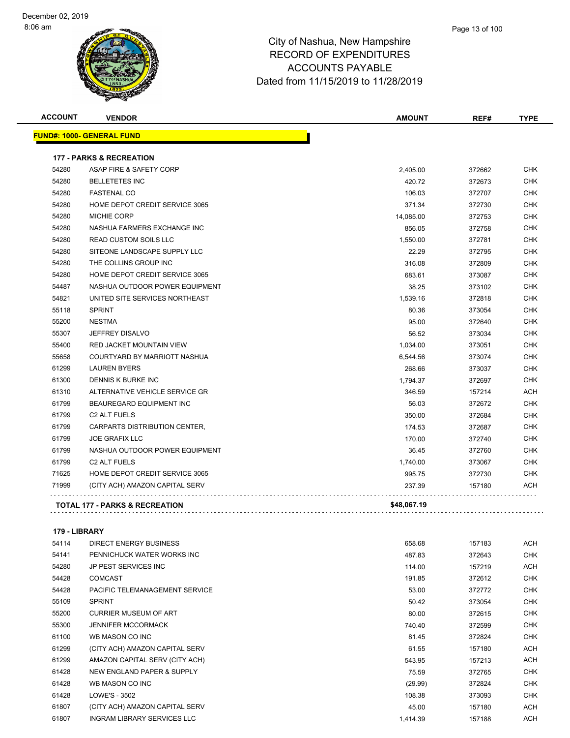# City of Nashua, New Hampshire
## RECORD OF EXPENDITURES
## ACCOUNTS PAYABLE
### Dated from 11/15/2019 to 11/28/2019

December 02, 2019
8:06 am

| ACCOUNT | VENDOR | AMOUNT | REF# | TYPE |
|---|---|---|---|---|
| **FUND#: 1000- GENERAL FUND** | | | | |
| **177 - PARKS & RECREATION** | | | | |
| 54280 | ASAP FIRE & SAFETY CORP | 2,405.00 | 372662 | CHK |
| 54280 | BELLETETES INC | 420.72 | 372673 | CHK |
| 54280 | FASTENAL CO | 106.03 | 372707 | CHK |
| 54280 | HOME DEPOT CREDIT SERVICE 3065 | 371.34 | 372730 | CHK |
| 54280 | MICHIE CORP | 14,085.00 | 372753 | CHK |
| 54280 | NASHUA FARMERS EXCHANGE INC | 856.05 | 372758 | CHK |
| 54280 | READ CUSTOM SOILS LLC | 1,550.00 | 372781 | CHK |
| 54280 | SITEONE LANDSCAPE SUPPLY LLC | 22.29 | 372795 | CHK |
| 54280 | THE COLLINS GROUP INC | 316.08 | 372809 | CHK |
| 54280 | HOME DEPOT CREDIT SERVICE 3065 | 683.61 | 373087 | CHK |
| 54487 | NASHUA OUTDOOR POWER EQUIPMENT | 38.25 | 373102 | CHK |
| 54821 | UNITED SITE SERVICES NORTHEAST | 1,539.16 | 372818 | CHK |
| 55118 | SPRINT | 80.36 | 373054 | CHK |
| 55200 | NESTMA | 95.00 | 372640 | CHK |
| 55307 | JEFFREY DISALVO | 56.52 | 373034 | CHK |
| 55400 | RED JACKET MOUNTAIN VIEW | 1,034.00 | 373051 | CHK |
| 55658 | COURTYARD BY MARRIOTT NASHUA | 6,544.56 | 373074 | CHK |
| 61299 | LAUREN BYERS | 268.66 | 373037 | CHK |
| 61300 | DENNIS K BURKE INC | 1,794.37 | 372697 | CHK |
| 61310 | ALTERNATIVE VEHICLE SERVICE GR | 346.59 | 157214 | ACH |
| 61799 | BEAUREGARD EQUIPMENT INC | 56.03 | 372672 | CHK |
| 61799 | C2 ALT FUELS | 350.00 | 372684 | CHK |
| 61799 | CARPARTS DISTRIBUTION CENTER, | 174.53 | 372687 | CHK |
| 61799 | JOE GRAFIX LLC | 170.00 | 372740 | CHK |
| 61799 | NASHUA OUTDOOR POWER EQUIPMENT | 36.45 | 372760 | CHK |
| 61799 | C2 ALT FUELS | 1,740.00 | 373067 | CHK |
| 71625 | HOME DEPOT CREDIT SERVICE 3065 | 995.75 | 372730 | CHK |
| 71999 | (CITY ACH) AMAZON CAPITAL SERV | 237.39 | 157180 | ACH |
| **TOTAL 177 - PARKS & RECREATION** | | **$48,067.19** | | |
| **179 - LIBRARY** | | | | |
| 54114 | DIRECT ENERGY BUSINESS | 658.68 | 157183 | ACH |
| 54141 | PENNICHUCK WATER WORKS INC | 487.83 | 372643 | CHK |
| 54280 | JP PEST SERVICES INC | 114.00 | 157219 | ACH |
| 54428 | COMCAST | 191.85 | 372612 | CHK |
| 54428 | PACIFIC TELEMANAGEMENT SERVICE | 53.00 | 372772 | CHK |
| 55109 | SPRINT | 50.42 | 373054 | CHK |
| 55200 | CURRIER MUSEUM OF ART | 80.00 | 372615 | CHK |
| 55300 | JENNIFER MCCORMACK | 740.40 | 372599 | CHK |
| 61100 | WB MASON CO INC | 81.45 | 372824 | CHK |
| 61299 | (CITY ACH) AMAZON CAPITAL SERV | 61.55 | 157180 | ACH |
| 61299 | AMAZON CAPITAL SERV (CITY ACH) | 543.95 | 157213 | ACH |
| 61428 | NEW ENGLAND PAPER & SUPPLY | 75.59 | 372765 | CHK |
| 61428 | WB MASON CO INC | (29.99) | 372824 | CHK |
| 61428 | LOWE'S - 3502 | 108.38 | 373093 | CHK |
| 61807 | (CITY ACH) AMAZON CAPITAL SERV | 45.00 | 157180 | ACH |
| 61807 | INGRAM LIBRARY SERVICES LLC | 1,414.39 | 157188 | ACH |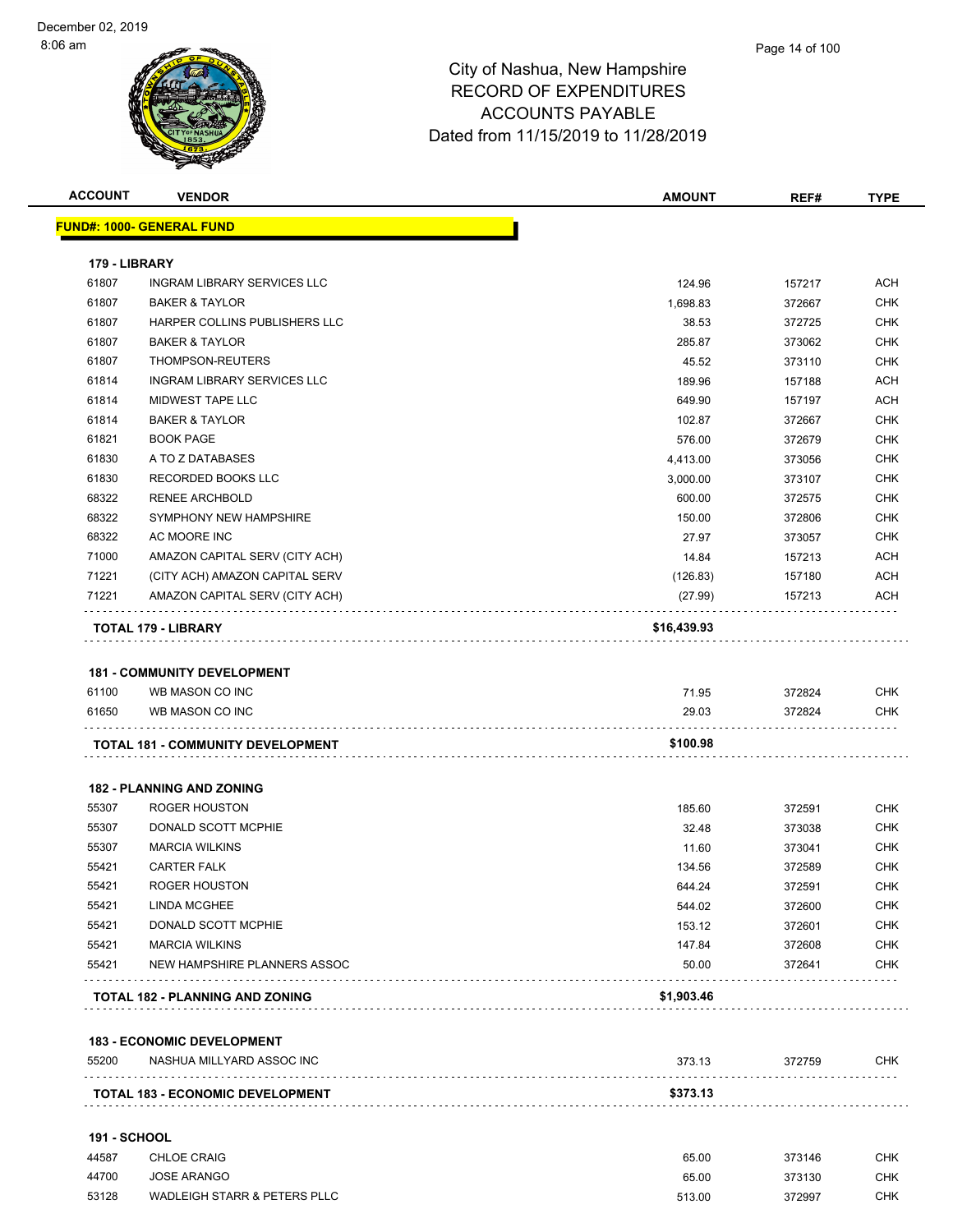City of Nashua, New Hampshire
RECORD OF EXPENDITURES
ACCOUNTS PAYABLE
Dated from 11/15/2019 to 11/28/2019

| ACCOUNT | VENDOR | AMOUNT | REF# | TYPE |
|---|---|---|---|---|
| **FUND#: 1000- GENERAL FUND** | | | | |
| **179 - LIBRARY** | | | | |
| 61807 | INGRAM LIBRARY SERVICES LLC | 124.96 | 157217 | ACH |
| 61807 | BAKER & TAYLOR | 1,698.83 | 372667 | CHK |
| 61807 | HARPER COLLINS PUBLISHERS LLC | 38.53 | 372725 | CHK |
| 61807 | BAKER & TAYLOR | 285.87 | 373062 | CHK |
| 61807 | THOMPSON-REUTERS | 45.52 | 373110 | CHK |
| 61814 | INGRAM LIBRARY SERVICES LLC | 189.96 | 157188 | ACH |
| 61814 | MIDWEST TAPE LLC | 649.90 | 157197 | ACH |
| 61814 | BAKER & TAYLOR | 102.87 | 372667 | CHK |
| 61821 | BOOK PAGE | 576.00 | 372679 | CHK |
| 61830 | A TO Z DATABASES | 4,413.00 | 373056 | CHK |
| 61830 | RECORDED BOOKS LLC | 3,000.00 | 373107 | CHK |
| 68322 | RENEE ARCHBOLD | 600.00 | 372575 | CHK |
| 68322 | SYMPHONY NEW HAMPSHIRE | 150.00 | 372806 | CHK |
| 68322 | AC MOORE INC | 27.97 | 373057 | CHK |
| 71000 | AMAZON CAPITAL SERV (CITY ACH) | 14.84 | 157213 | ACH |
| 71221 | (CITY ACH) AMAZON CAPITAL SERV | (126.83) | 157180 | ACH |
| 71221 | AMAZON CAPITAL SERV (CITY ACH) | (27.99) | 157213 | ACH |
| **TOTAL 179 - LIBRARY** | | **$16,439.93** | | |
| **181 - COMMUNITY DEVELOPMENT** | | | | |
| 61100 | WB MASON CO INC | 71.95 | 372824 | CHK |
| 61650 | WB MASON CO INC | 29.03 | 372824 | CHK |
| **TOTAL 181 - COMMUNITY DEVELOPMENT** | | **$100.98** | | |
| **182 - PLANNING AND ZONING** | | | | |
| 55307 | ROGER HOUSTON | 185.60 | 372591 | CHK |
| 55307 | DONALD SCOTT MCPHIE | 32.48 | 373038 | CHK |
| 55307 | MARCIA WILKINS | 11.60 | 373041 | CHK |
| 55421 | CARTER FALK | 134.56 | 372589 | CHK |
| 55421 | ROGER HOUSTON | 644.24 | 372591 | CHK |
| 55421 | LINDA MCGHEE | 544.02 | 372600 | CHK |
| 55421 | DONALD SCOTT MCPHIE | 153.12 | 372601 | CHK |
| 55421 | MARCIA WILKINS | 147.84 | 372608 | CHK |
| 55421 | NEW HAMPSHIRE PLANNERS ASSOC | 50.00 | 372641 | CHK |
| **TOTAL 182 - PLANNING AND ZONING** | | **$1,903.46** | | |
| **183 - ECONOMIC DEVELOPMENT** | | | | |
| 55200 | NASHUA MILLYARD ASSOC INC | 373.13 | 372759 | CHK |
| **TOTAL 183 - ECONOMIC DEVELOPMENT** | | **$373.13** | | |
| **191 - SCHOOL** | | | | |
| 44587 | CHLOE CRAIG | 65.00 | 373146 | CHK |
| 44700 | JOSE ARANGO | 65.00 | 373130 | CHK |
| 53128 | WADLEIGH STARR & PETERS PLLC | 513.00 | 372997 | CHK |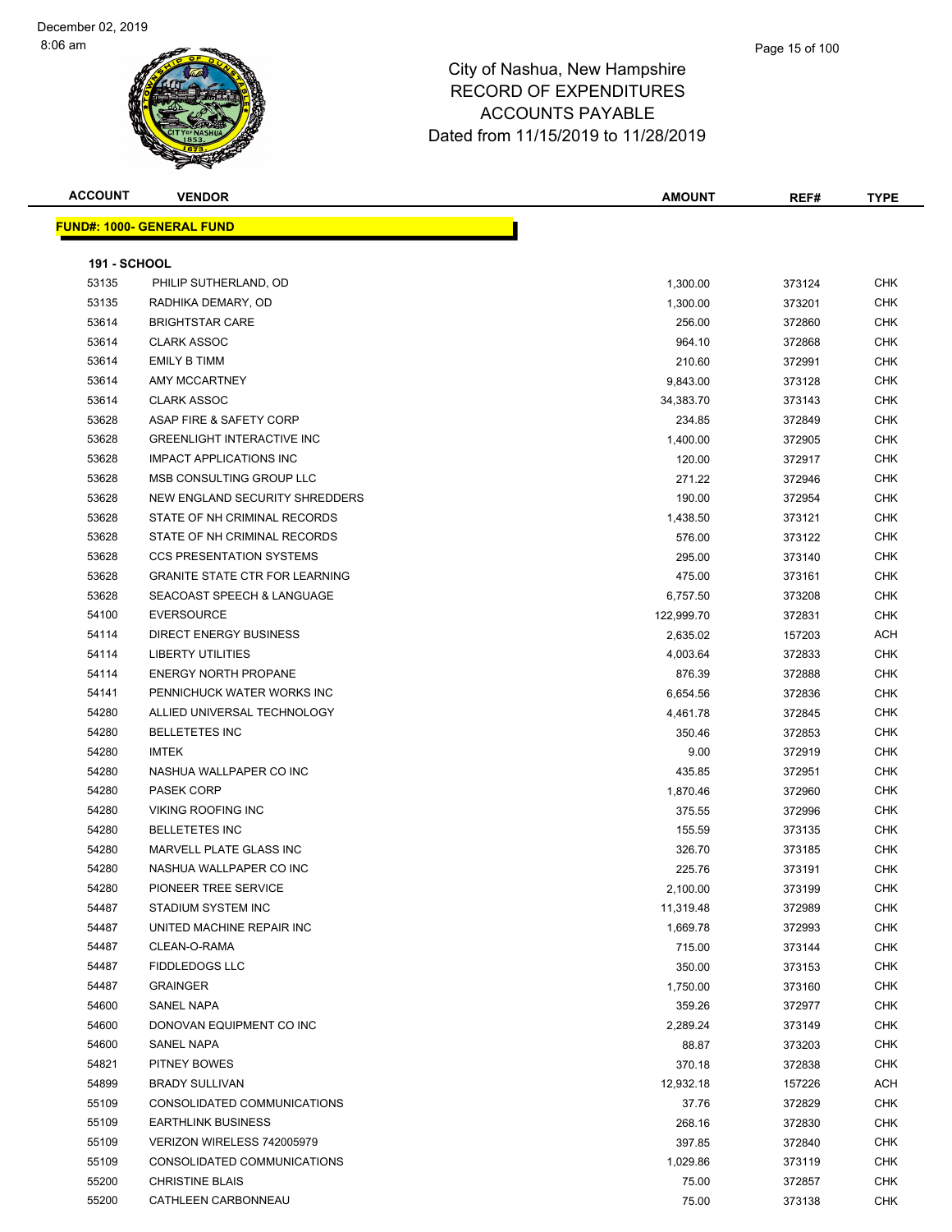# City of Nashua, New Hampshire
## RECORD OF EXPENDITURES
## ACCOUNTS PAYABLE
## Dated from 11/15/2019 to 11/28/2019

December 02, 2019
8:06 am

**FUND#: 1000- GENERAL FUND**

**191 - SCHOOL**

| ACCOUNT | VENDOR | AMOUNT | REF# | TYPE |
|---|---|---|---|---|
| 53135 | PHILIP SUTHERLAND, OD | 1,300.00 | 373124 | CHK |
| 53135 | RADHIKA DEMARY, OD | 1,300.00 | 373201 | CHK |
| 53614 | BRIGHTSTAR CARE | 256.00 | 372860 | CHK |
| 53614 | CLARK ASSOC | 964.10 | 372868 | CHK |
| 53614 | EMILY B TIMM | 210.60 | 372991 | CHK |
| 53614 | AMY MCCARTNEY | 9,843.00 | 373128 | CHK |
| 53614 | CLARK ASSOC | 34,383.70 | 373143 | CHK |
| 53628 | ASAP FIRE & SAFETY CORP | 234.85 | 372849 | CHK |
| 53628 | GREENLIGHT INTERACTIVE INC | 1,400.00 | 372905 | CHK |
| 53628 | IMPACT APPLICATIONS INC | 120.00 | 372917 | CHK |
| 53628 | MSB CONSULTING GROUP LLC | 271.22 | 372946 | CHK |
| 53628 | NEW ENGLAND SECURITY SHREDDERS | 190.00 | 372954 | CHK |
| 53628 | STATE OF NH CRIMINAL RECORDS | 1,438.50 | 373121 | CHK |
| 53628 | STATE OF NH CRIMINAL RECORDS | 576.00 | 373122 | CHK |
| 53628 | CCS PRESENTATION SYSTEMS | 295.00 | 373140 | CHK |
| 53628 | GRANITE STATE CTR FOR LEARNING | 475.00 | 373161 | CHK |
| 53628 | SEACOAST SPEECH & LANGUAGE | 6,757.50 | 373208 | CHK |
| 54100 | EVERSOURCE | 122,999.70 | 372831 | CHK |
| 54114 | DIRECT ENERGY BUSINESS | 2,635.02 | 157203 | ACH |
| 54114 | LIBERTY UTILITIES | 4,003.64 | 372833 | CHK |
| 54114 | ENERGY NORTH PROPANE | 876.39 | 372888 | CHK |
| 54141 | PENNICHUCK WATER WORKS INC | 6,654.56 | 372836 | CHK |
| 54280 | ALLIED UNIVERSAL TECHNOLOGY | 4,461.78 | 372845 | CHK |
| 54280 | BELLETETES INC | 350.46 | 372853 | CHK |
| 54280 | IMTEK | 9.00 | 372919 | CHK |
| 54280 | NASHUA WALLPAPER CO INC | 435.85 | 372951 | CHK |
| 54280 | PASEK CORP | 1,870.46 | 372960 | CHK |
| 54280 | VIKING ROOFING INC | 375.55 | 372996 | CHK |
| 54280 | BELLETETES INC | 155.59 | 373135 | CHK |
| 54280 | MARVELL PLATE GLASS INC | 326.70 | 373185 | CHK |
| 54280 | NASHUA WALLPAPER CO INC | 225.76 | 373191 | CHK |
| 54280 | PIONEER TREE SERVICE | 2,100.00 | 373199 | CHK |
| 54487 | STADIUM SYSTEM INC | 11,319.48 | 372989 | CHK |
| 54487 | UNITED MACHINE REPAIR INC | 1,669.78 | 372993 | CHK |
| 54487 | CLEAN-O-RAMA | 715.00 | 373144 | CHK |
| 54487 | FIDDLEDOGS LLC | 350.00 | 373153 | CHK |
| 54487 | GRAINGER | 1,750.00 | 373160 | CHK |
| 54600 | SANEL NAPA | 359.26 | 372977 | CHK |
| 54600 | DONOVAN EQUIPMENT CO INC | 2,289.24 | 373149 | CHK |
| 54600 | SANEL NAPA | 88.87 | 373203 | CHK |
| 54821 | PITNEY BOWES | 370.18 | 372838 | CHK |
| 54899 | BRADY SULLIVAN | 12,932.18 | 157226 | ACH |
| 55109 | CONSOLIDATED COMMUNICATIONS | 37.76 | 372829 | CHK |
| 55109 | EARTHLINK BUSINESS | 268.16 | 372830 | CHK |
| 55109 | VERIZON WIRELESS 742005979 | 397.85 | 372840 | CHK |
| 55109 | CONSOLIDATED COMMUNICATIONS | 1,029.86 | 373119 | CHK |
| 55200 | CHRISTINE BLAIS | 75.00 | 372857 | CHK |
| 55200 | CATHLEEN CARBONNEAU | 75.00 | 373138 | CHK |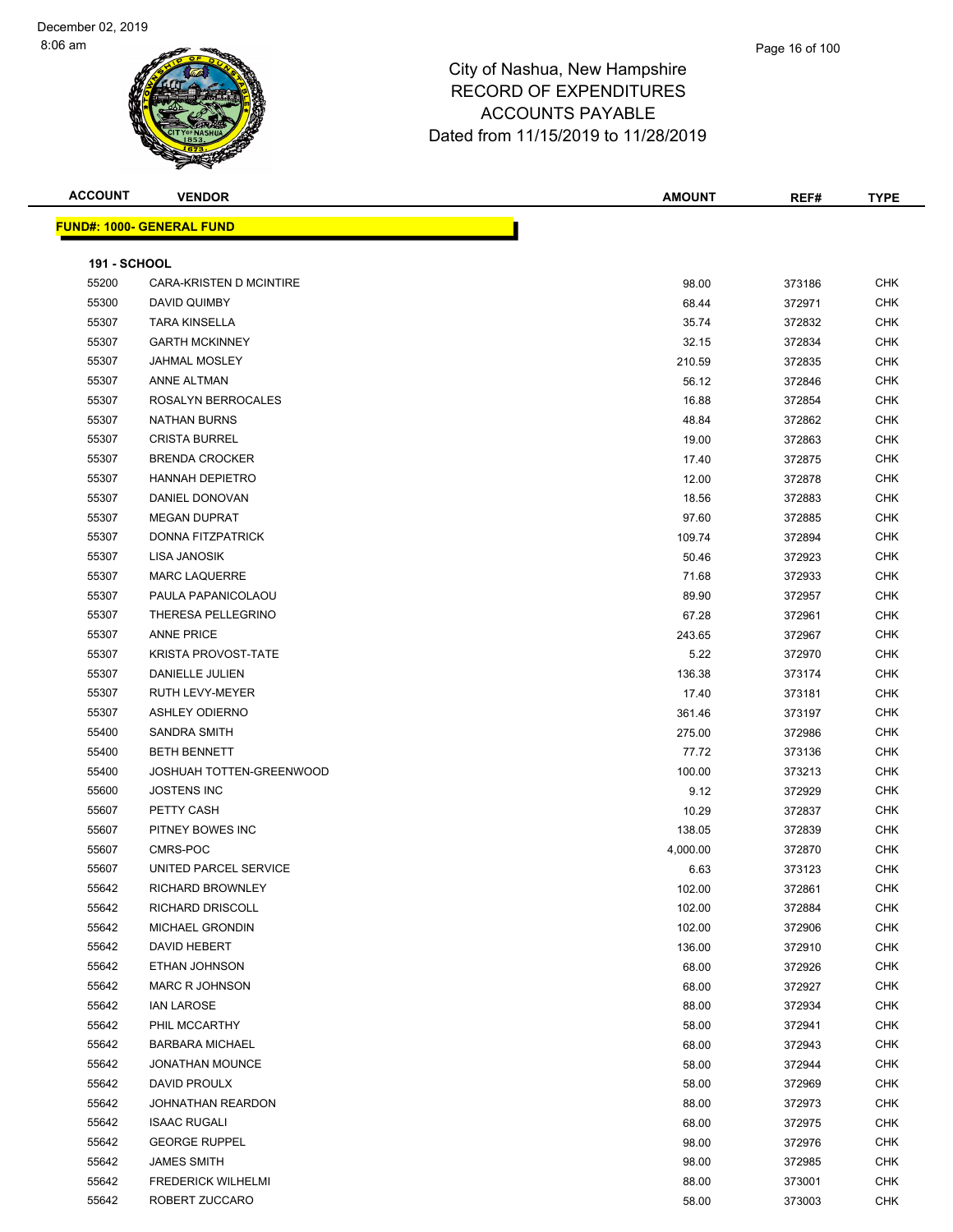# City of Nashua, New Hampshire
## RECORD OF EXPENDITURES
## ACCOUNTS PAYABLE
## Dated from 11/15/2019 to 11/28/2019

| ACCOUNT | VENDOR | AMOUNT | REF# | TYPE |
|---|---|---|---|---|
| **FUND#: 1000- GENERAL FUND** | | | | |
| **191 - SCHOOL** | | | | |
| 55200 | CARA-KRISTEN D MCINTIRE | 98.00 | 373186 | CHK |
| 55300 | DAVID QUIMBY | 68.44 | 372971 | CHK |
| 55307 | TARA KINSELLA | 35.74 | 372832 | CHK |
| 55307 | GARTH MCKINNEY | 32.15 | 372834 | CHK |
| 55307 | JAHMAL MOSLEY | 210.59 | 372835 | CHK |
| 55307 | ANNE ALTMAN | 56.12 | 372846 | CHK |
| 55307 | ROSALYN BERROCALES | 16.88 | 372854 | CHK |
| 55307 | NATHAN BURNS | 48.84 | 372862 | CHK |
| 55307 | CRISTA BURREL | 19.00 | 372863 | CHK |
| 55307 | BRENDA CROCKER | 17.40 | 372875 | CHK |
| 55307 | HANNAH DEPIETRO | 12.00 | 372878 | CHK |
| 55307 | DANIEL DONOVAN | 18.56 | 372883 | CHK |
| 55307 | MEGAN DUPRAT | 97.60 | 372885 | CHK |
| 55307 | DONNA FITZPATRICK | 109.74 | 372894 | CHK |
| 55307 | LISA JANOSIK | 50.46 | 372923 | CHK |
| 55307 | MARC LAQUERRE | 71.68 | 372933 | CHK |
| 55307 | PAULA PAPANICOLAOU | 89.90 | 372957 | CHK |
| 55307 | THERESA PELLEGRINO | 67.28 | 372961 | CHK |
| 55307 | ANNE PRICE | 243.65 | 372967 | CHK |
| 55307 | KRISTA PROVOST-TATE | 5.22 | 372970 | CHK |
| 55307 | DANIELLE JULIEN | 136.38 | 373174 | CHK |
| 55307 | RUTH LEVY-MEYER | 17.40 | 373181 | CHK |
| 55307 | ASHLEY ODIERNO | 361.46 | 373197 | CHK |
| 55400 | SANDRA SMITH | 275.00 | 372986 | CHK |
| 55400 | BETH BENNETT | 77.72 | 373136 | CHK |
| 55400 | JOSHUAH TOTTEN-GREENWOOD | 100.00 | 373213 | CHK |
| 55600 | JOSTENS INC | 9.12 | 372929 | CHK |
| 55607 | PETTY CASH | 10.29 | 372837 | CHK |
| 55607 | PITNEY BOWES INC | 138.05 | 372839 | CHK |
| 55607 | CMRS-POC | 4,000.00 | 372870 | CHK |
| 55607 | UNITED PARCEL SERVICE | 6.63 | 373123 | CHK |
| 55642 | RICHARD BROWNLEY | 102.00 | 372861 | CHK |
| 55642 | RICHARD DRISCOLL | 102.00 | 372884 | CHK |
| 55642 | MICHAEL GRONDIN | 102.00 | 372906 | CHK |
| 55642 | DAVID HEBERT | 136.00 | 372910 | CHK |
| 55642 | ETHAN JOHNSON | 68.00 | 372926 | CHK |
| 55642 | MARC R JOHNSON | 68.00 | 372927 | CHK |
| 55642 | IAN LAROSE | 88.00 | 372934 | CHK |
| 55642 | PHIL MCCARTHY | 58.00 | 372941 | CHK |
| 55642 | BARBARA MICHAEL | 68.00 | 372943 | CHK |
| 55642 | JONATHAN MOUNCE | 58.00 | 372944 | CHK |
| 55642 | DAVID PROULX | 58.00 | 372969 | CHK |
| 55642 | JOHNATHAN REARDON | 88.00 | 372973 | CHK |
| 55642 | ISAAC RUGALI | 68.00 | 372975 | CHK |
| 55642 | GEORGE RUPPEL | 98.00 | 372976 | CHK |
| 55642 | JAMES SMITH | 98.00 | 372985 | CHK |
| 55642 | FREDERICK WILHELMI | 88.00 | 373001 | CHK |
| 55642 | ROBERT ZUCCARO | 58.00 | 373003 | CHK |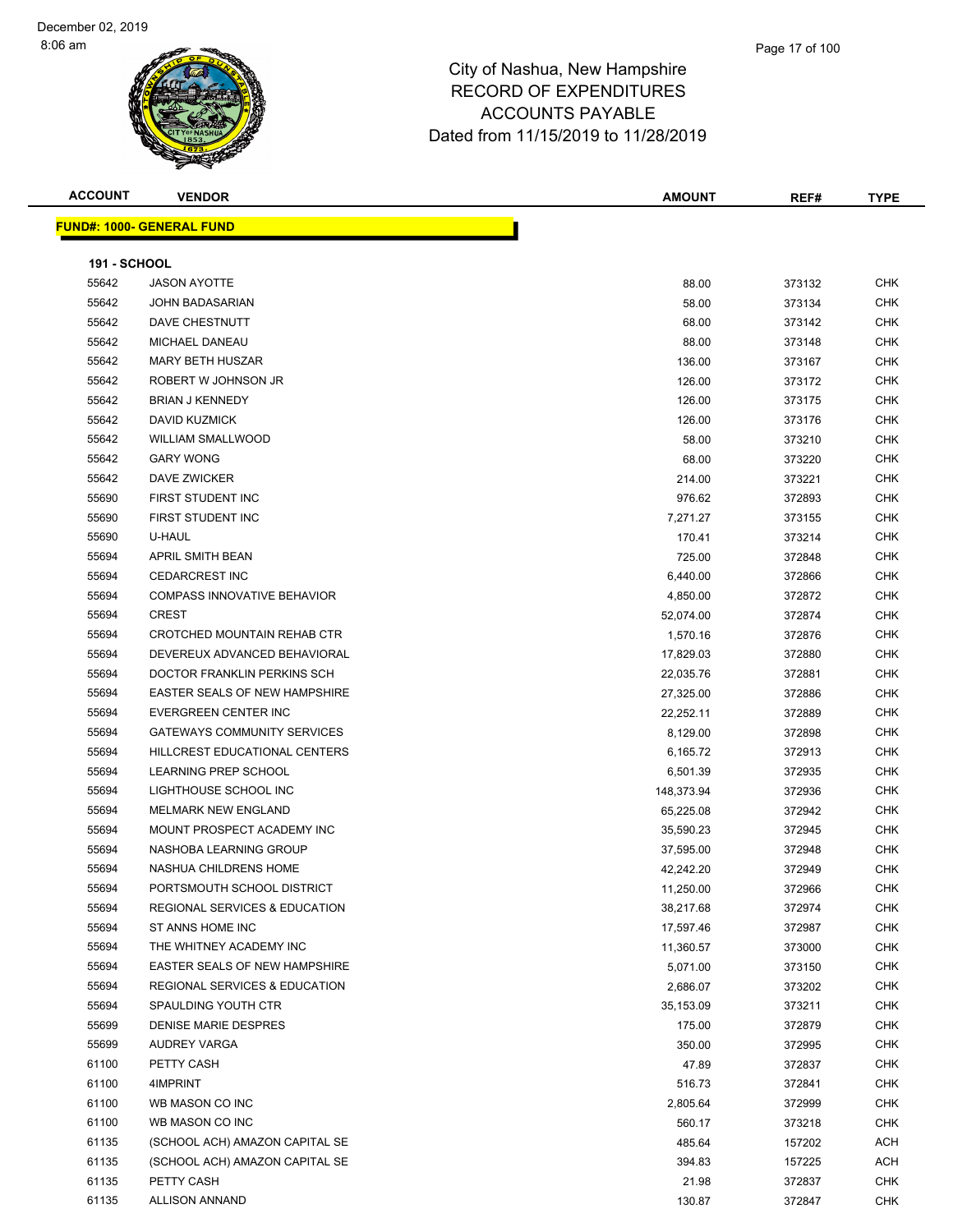# City of Nashua, New Hampshire
## RECORD OF EXPENDITURES
## ACCOUNTS PAYABLE
## Dated from 11/15/2019 to 11/28/2019

**FUND#: 1000- GENERAL FUND**

**191 - SCHOOL**

| ACCOUNT | VENDOR | AMOUNT | REF# | TYPE |
|---|---|---|---|---|
| 55642 | JASON AYOTTE | 88.00 | 373132 | CHK |
| 55642 | JOHN BADASARIAN | 58.00 | 373134 | CHK |
| 55642 | DAVE CHESTNUTT | 68.00 | 373142 | CHK |
| 55642 | MICHAEL DANEAU | 88.00 | 373148 | CHK |
| 55642 | MARY BETH HUSZAR | 136.00 | 373167 | CHK |
| 55642 | ROBERT W JOHNSON JR | 126.00 | 373172 | CHK |
| 55642 | BRIAN J KENNEDY | 126.00 | 373175 | CHK |
| 55642 | DAVID KUZMICK | 126.00 | 373176 | CHK |
| 55642 | WILLIAM SMALLWOOD | 58.00 | 373210 | CHK |
| 55642 | GARY WONG | 68.00 | 373220 | CHK |
| 55642 | DAVE ZWICKER | 214.00 | 373221 | CHK |
| 55690 | FIRST STUDENT INC | 976.62 | 372893 | CHK |
| 55690 | FIRST STUDENT INC | 7,271.27 | 373155 | CHK |
| 55690 | U-HAUL | 170.41 | 373214 | CHK |
| 55694 | APRIL SMITH BEAN | 725.00 | 372848 | CHK |
| 55694 | CEDARCREST INC | 6,440.00 | 372866 | CHK |
| 55694 | COMPASS INNOVATIVE BEHAVIOR | 4,850.00 | 372872 | CHK |
| 55694 | CREST | 52,074.00 | 372874 | CHK |
| 55694 | CROTCHED MOUNTAIN REHAB CTR | 1,570.16 | 372876 | CHK |
| 55694 | DEVEREUX ADVANCED BEHAVIORAL | 17,829.03 | 372880 | CHK |
| 55694 | DOCTOR FRANKLIN PERKINS SCH | 22,035.76 | 372881 | CHK |
| 55694 | EASTER SEALS OF NEW HAMPSHIRE | 27,325.00 | 372886 | CHK |
| 55694 | EVERGREEN CENTER INC | 22,252.11 | 372889 | CHK |
| 55694 | GATEWAYS COMMUNITY SERVICES | 8,129.00 | 372898 | CHK |
| 55694 | HILLCREST EDUCATIONAL CENTERS | 6,165.72 | 372913 | CHK |
| 55694 | LEARNING PREP SCHOOL | 6,501.39 | 372935 | CHK |
| 55694 | LIGHTHOUSE SCHOOL INC | 148,373.94 | 372936 | CHK |
| 55694 | MELMARK NEW ENGLAND | 65,225.08 | 372942 | CHK |
| 55694 | MOUNT PROSPECT ACADEMY INC | 35,590.23 | 372945 | CHK |
| 55694 | NASHOBA LEARNING GROUP | 37,595.00 | 372948 | CHK |
| 55694 | NASHUA CHILDRENS HOME | 42,242.20 | 372949 | CHK |
| 55694 | PORTSMOUTH SCHOOL DISTRICT | 11,250.00 | 372966 | CHK |
| 55694 | REGIONAL SERVICES & EDUCATION | 38,217.68 | 372974 | CHK |
| 55694 | ST ANNS HOME INC | 17,597.46 | 372987 | CHK |
| 55694 | THE WHITNEY ACADEMY INC | 11,360.57 | 373000 | CHK |
| 55694 | EASTER SEALS OF NEW HAMPSHIRE | 5,071.00 | 373150 | CHK |
| 55694 | REGIONAL SERVICES & EDUCATION | 2,686.07 | 373202 | CHK |
| 55694 | SPAULDING YOUTH CTR | 35,153.09 | 373211 | CHK |
| 55699 | DENISE MARIE DESPRES | 175.00 | 372879 | CHK |
| 55699 | AUDREY VARGA | 350.00 | 372995 | CHK |
| 61100 | PETTY CASH | 47.89 | 372837 | CHK |
| 61100 | 4IMPRINT | 516.73 | 372841 | CHK |
| 61100 | WB MASON CO INC | 2,805.64 | 372999 | CHK |
| 61100 | WB MASON CO INC | 560.17 | 373218 | CHK |
| 61135 | (SCHOOL ACH) AMAZON CAPITAL SE | 485.64 | 157202 | ACH |
| 61135 | (SCHOOL ACH) AMAZON CAPITAL SE | 394.83 | 157225 | ACH |
| 61135 | PETTY CASH | 21.98 | 372837 | CHK |
| 61135 | ALLISON ANNAND | 130.87 | 372847 | CHK |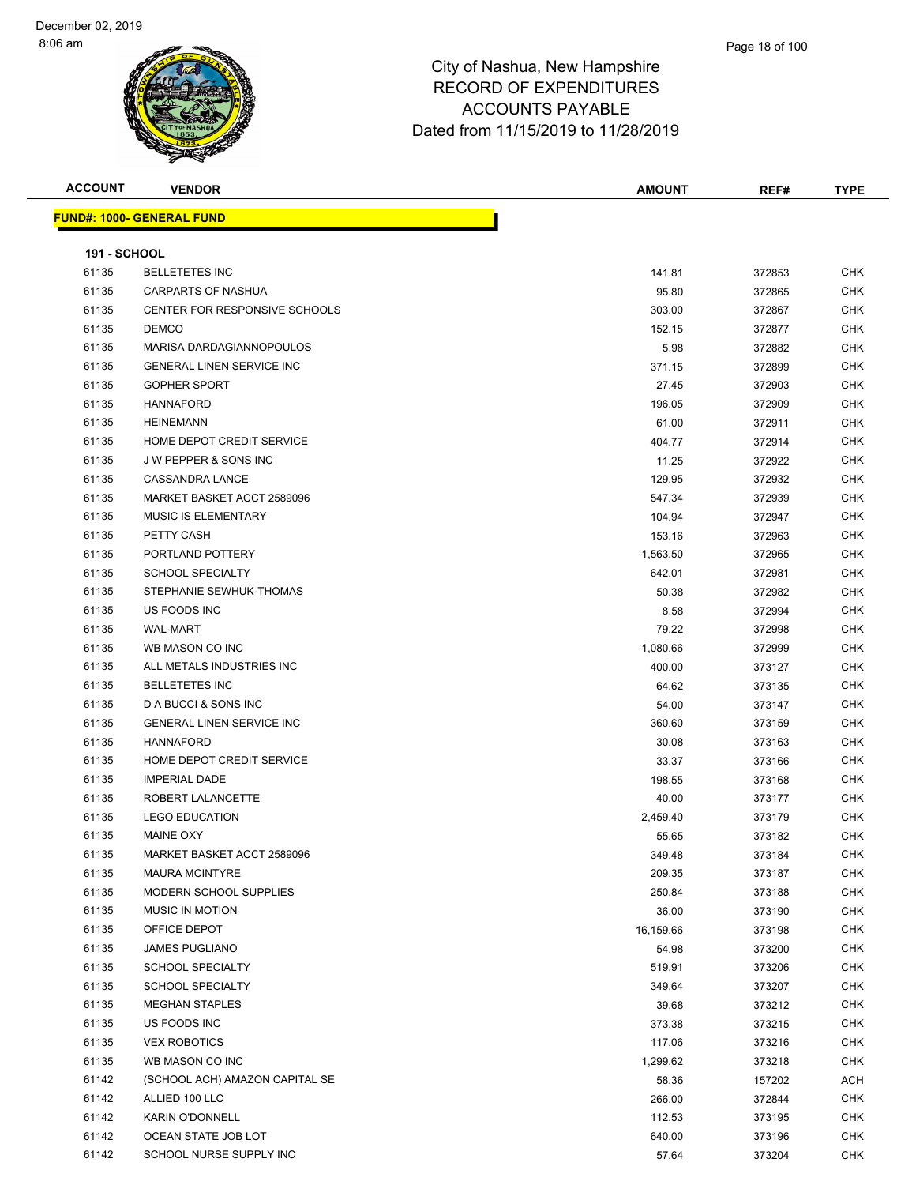December 02, 2019
8:06 am

# City of Nashua, New Hampshire
## RECORD OF EXPENDITURES
## ACCOUNTS PAYABLE
## Dated from 11/15/2019 to 11/28/2019

**FUND#: 1000- GENERAL FUND**

**191 - SCHOOL**

| ACCOUNT | VENDOR | AMOUNT | REF# | TYPE |
|---|---|---|---|---|
| 61135 | BELLETETES INC | 141.81 | 372853 | CHK |
| 61135 | CARPARTS OF NASHUA | 95.80 | 372865 | CHK |
| 61135 | CENTER FOR RESPONSIVE SCHOOLS | 303.00 | 372867 | CHK |
| 61135 | DEMCO | 152.15 | 372877 | CHK |
| 61135 | MARISA DARDAGIANNOPOULOS | 5.98 | 372882 | CHK |
| 61135 | GENERAL LINEN SERVICE INC | 371.15 | 372899 | CHK |
| 61135 | GOPHER SPORT | 27.45 | 372903 | CHK |
| 61135 | HANNAFORD | 196.05 | 372909 | CHK |
| 61135 | HEINEMANN | 61.00 | 372911 | CHK |
| 61135 | HOME DEPOT CREDIT SERVICE | 404.77 | 372914 | CHK |
| 61135 | J W PEPPER & SONS INC | 11.25 | 372922 | CHK |
| 61135 | CASSANDRA LANCE | 129.95 | 372932 | CHK |
| 61135 | MARKET BASKET ACCT 2589096 | 547.34 | 372939 | CHK |
| 61135 | MUSIC IS ELEMENTARY | 104.94 | 372947 | CHK |
| 61135 | PETTY CASH | 153.16 | 372963 | CHK |
| 61135 | PORTLAND POTTERY | 1,563.50 | 372965 | CHK |
| 61135 | SCHOOL SPECIALTY | 642.01 | 372981 | CHK |
| 61135 | STEPHANIE SEWHUK-THOMAS | 50.38 | 372982 | CHK |
| 61135 | US FOODS INC | 8.58 | 372994 | CHK |
| 61135 | WAL-MART | 79.22 | 372998 | CHK |
| 61135 | WB MASON CO INC | 1,080.66 | 372999 | CHK |
| 61135 | ALL METALS INDUSTRIES INC | 400.00 | 373127 | CHK |
| 61135 | BELLETETES INC | 64.62 | 373135 | CHK |
| 61135 | D A BUCCI & SONS INC | 54.00 | 373147 | CHK |
| 61135 | GENERAL LINEN SERVICE INC | 360.60 | 373159 | CHK |
| 61135 | HANNAFORD | 30.08 | 373163 | CHK |
| 61135 | HOME DEPOT CREDIT SERVICE | 33.37 | 373166 | CHK |
| 61135 | IMPERIAL DADE | 198.55 | 373168 | CHK |
| 61135 | ROBERT LALANCETTE | 40.00 | 373177 | CHK |
| 61135 | LEGO EDUCATION | 2,459.40 | 373179 | CHK |
| 61135 | MAINE OXY | 55.65 | 373182 | CHK |
| 61135 | MARKET BASKET ACCT 2589096 | 349.48 | 373184 | CHK |
| 61135 | MAURA MCINTYRE | 209.35 | 373187 | CHK |
| 61135 | MODERN SCHOOL SUPPLIES | 250.84 | 373188 | CHK |
| 61135 | MUSIC IN MOTION | 36.00 | 373190 | CHK |
| 61135 | OFFICE DEPOT | 16,159.66 | 373198 | CHK |
| 61135 | JAMES PUGLIANO | 54.98 | 373200 | CHK |
| 61135 | SCHOOL SPECIALTY | 519.91 | 373206 | CHK |
| 61135 | SCHOOL SPECIALTY | 349.64 | 373207 | CHK |
| 61135 | MEGHAN STAPLES | 39.68 | 373212 | CHK |
| 61135 | US FOODS INC | 373.38 | 373215 | CHK |
| 61135 | VEX ROBOTICS | 117.06 | 373216 | CHK |
| 61135 | WB MASON CO INC | 1,299.62 | 373218 | CHK |
| 61142 | (SCHOOL ACH) AMAZON CAPITAL SE | 58.36 | 157202 | ACH |
| 61142 | ALLIED 100 LLC | 266.00 | 372844 | CHK |
| 61142 | KARIN O'DONNELL | 112.53 | 373195 | CHK |
| 61142 | OCEAN STATE JOB LOT | 640.00 | 373196 | CHK |
| 61142 | SCHOOL NURSE SUPPLY INC | 57.64 | 373204 | CHK |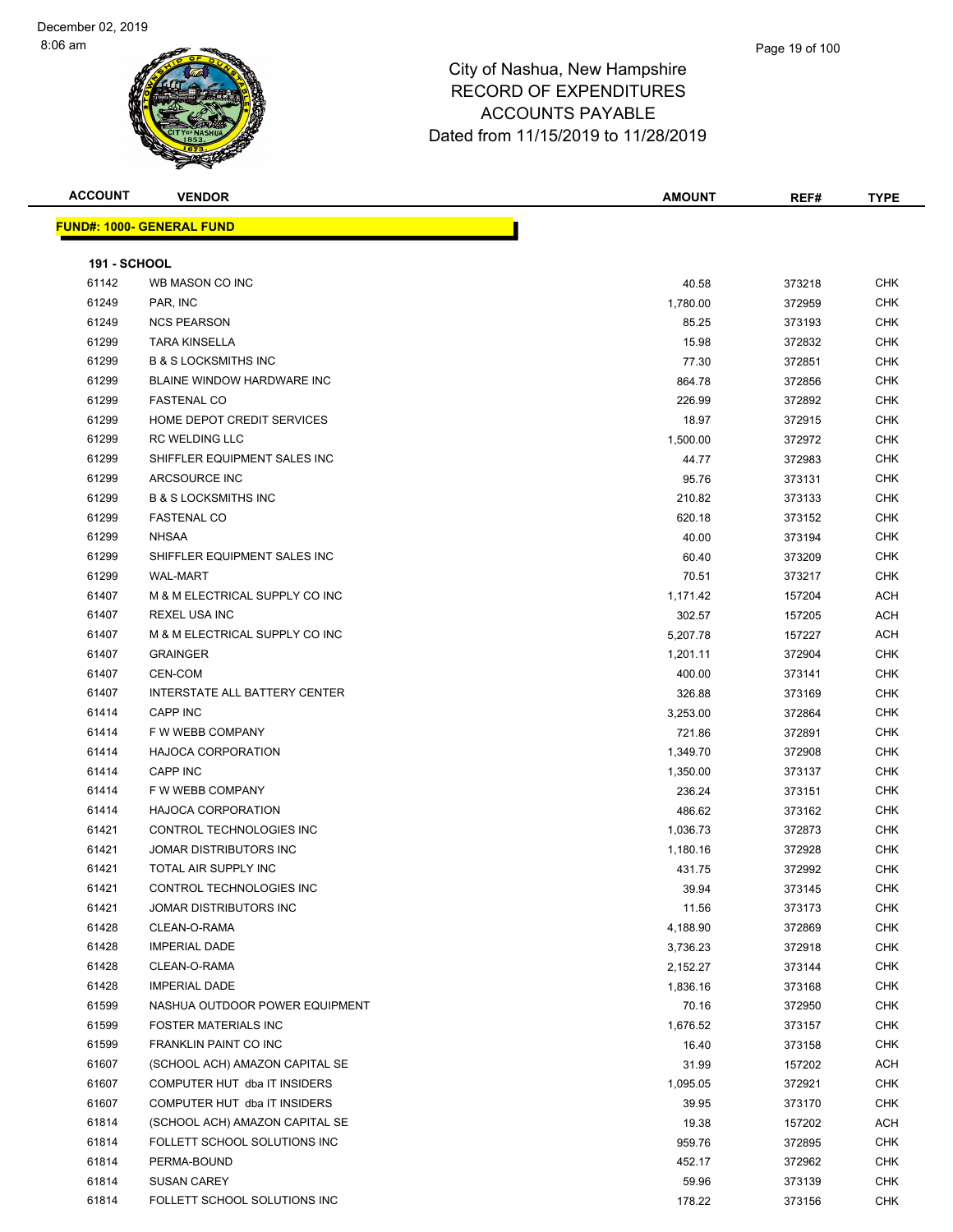# City of Nashua, New Hampshire
# RECORD OF EXPENDITURES
# ACCOUNTS PAYABLE
# Dated from 11/15/2019 to 11/28/2019

December 02, 2019
8:06 am

| ACCOUNT | VENDOR | AMOUNT | REF# | TYPE |
|---|---|---|---|---|
| **FUND#: 1000- GENERAL FUND** | | | | |
| **191 - SCHOOL** | | | | |
| 61142 | WB MASON CO INC | 40.58 | 373218 | CHK |
| 61249 | PAR, INC | 1,780.00 | 372959 | CHK |
| 61249 | NCS PEARSON | 85.25 | 373193 | CHK |
| 61299 | TARA KINSELLA | 15.98 | 372832 | CHK |
| 61299 | B & S LOCKSMITHS INC | 77.30 | 372851 | CHK |
| 61299 | BLAINE WINDOW HARDWARE INC | 864.78 | 372856 | CHK |
| 61299 | FASTENAL CO | 226.99 | 372892 | CHK |
| 61299 | HOME DEPOT CREDIT SERVICES | 18.97 | 372915 | CHK |
| 61299 | RC WELDING LLC | 1,500.00 | 372972 | CHK |
| 61299 | SHIFFLER EQUIPMENT SALES INC | 44.77 | 372983 | CHK |
| 61299 | ARCSOURCE INC | 95.76 | 373131 | CHK |
| 61299 | B & S LOCKSMITHS INC | 210.82 | 373133 | CHK |
| 61299 | FASTENAL CO | 620.18 | 373152 | CHK |
| 61299 | NHSAA | 40.00 | 373194 | CHK |
| 61299 | SHIFFLER EQUIPMENT SALES INC | 60.40 | 373209 | CHK |
| 61299 | WAL-MART | 70.51 | 373217 | CHK |
| 61407 | M & M ELECTRICAL SUPPLY CO INC | 1,171.42 | 157204 | ACH |
| 61407 | REXEL USA INC | 302.57 | 157205 | ACH |
| 61407 | M & M ELECTRICAL SUPPLY CO INC | 5,207.78 | 157227 | ACH |
| 61407 | GRAINGER | 1,201.11 | 372904 | CHK |
| 61407 | CEN-COM | 400.00 | 373141 | CHK |
| 61407 | INTERSTATE ALL BATTERY CENTER | 326.88 | 373169 | CHK |
| 61414 | CAPP INC | 3,253.00 | 372864 | CHK |
| 61414 | F W WEBB COMPANY | 721.86 | 372891 | CHK |
| 61414 | HAJOCA CORPORATION | 1,349.70 | 372908 | CHK |
| 61414 | CAPP INC | 1,350.00 | 373137 | CHK |
| 61414 | F W WEBB COMPANY | 236.24 | 373151 | CHK |
| 61414 | HAJOCA CORPORATION | 486.62 | 373162 | CHK |
| 61421 | CONTROL TECHNOLOGIES INC | 1,036.73 | 372873 | CHK |
| 61421 | JOMAR DISTRIBUTORS INC | 1,180.16 | 372928 | CHK |
| 61421 | TOTAL AIR SUPPLY INC | 431.75 | 372992 | CHK |
| 61421 | CONTROL TECHNOLOGIES INC | 39.94 | 373145 | CHK |
| 61421 | JOMAR DISTRIBUTORS INC | 11.56 | 373173 | CHK |
| 61428 | CLEAN-O-RAMA | 4,188.90 | 372869 | CHK |
| 61428 | IMPERIAL DADE | 3,736.23 | 372918 | CHK |
| 61428 | CLEAN-O-RAMA | 2,152.27 | 373144 | CHK |
| 61428 | IMPERIAL DADE | 1,836.16 | 373168 | CHK |
| 61599 | NASHUA OUTDOOR POWER EQUIPMENT | 70.16 | 372950 | CHK |
| 61599 | FOSTER MATERIALS INC | 1,676.52 | 373157 | CHK |
| 61599 | FRANKLIN PAINT CO INC | 16.40 | 373158 | CHK |
| 61607 | (SCHOOL ACH) AMAZON CAPITAL SE | 31.99 | 157202 | ACH |
| 61607 | COMPUTER HUT dba IT INSIDERS | 1,095.05 | 372921 | CHK |
| 61607 | COMPUTER HUT dba IT INSIDERS | 39.95 | 373170 | CHK |
| 61814 | (SCHOOL ACH) AMAZON CAPITAL SE | 19.38 | 157202 | ACH |
| 61814 | FOLLETT SCHOOL SOLUTIONS INC | 959.76 | 372895 | CHK |
| 61814 | PERMA-BOUND | 452.17 | 372962 | CHK |
| 61814 | SUSAN CAREY | 59.96 | 373139 | CHK |
| 61814 | FOLLETT SCHOOL SOLUTIONS INC | 178.22 | 373156 | CHK |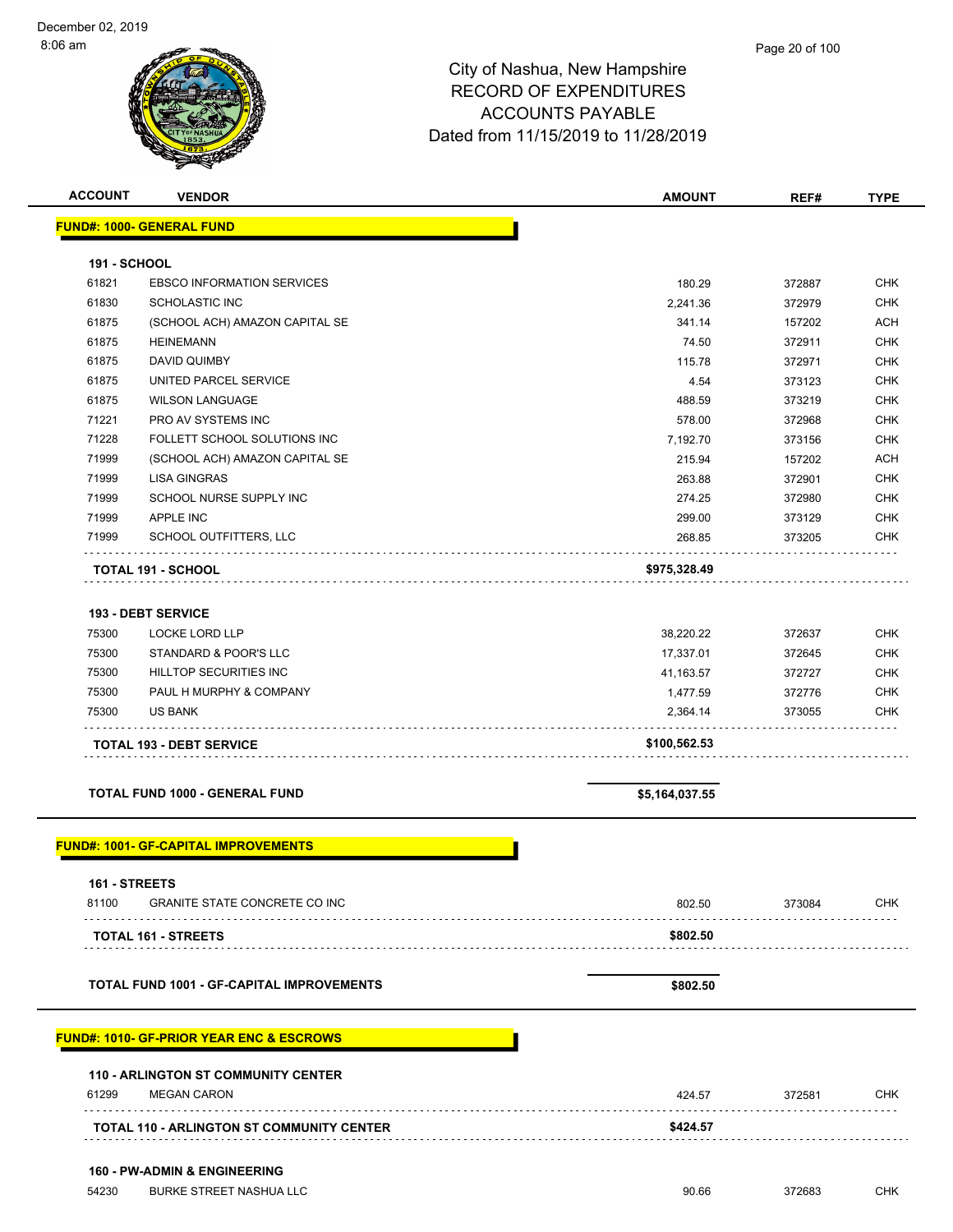# City of Nashua, New Hampshire
## RECORD OF EXPENDITURES
## ACCOUNTS PAYABLE
## Dated from 11/15/2019 to 11/28/2019

| ACCOUNT | VENDOR | AMOUNT | REF# | TYPE |
|---|---|---|---|---|
| **FUND#: 1000- GENERAL FUND** | | | | |
| **191 - SCHOOL** | | | | |
| 61821 | EBSCO INFORMATION SERVICES | 180.29 | 372887 | CHK |
| 61830 | SCHOLASTIC INC | 2,241.36 | 372979 | CHK |
| 61875 | (SCHOOL ACH) AMAZON CAPITAL SE | 341.14 | 157202 | ACH |
| 61875 | HEINEMANN | 74.50 | 372911 | CHK |
| 61875 | DAVID QUIMBY | 115.78 | 372971 | CHK |
| 61875 | UNITED PARCEL SERVICE | 4.54 | 373123 | CHK |
| 61875 | WILSON LANGUAGE | 488.59 | 373219 | CHK |
| 71221 | PRO AV SYSTEMS INC | 578.00 | 372968 | CHK |
| 71228 | FOLLETT SCHOOL SOLUTIONS INC | 7,192.70 | 373156 | CHK |
| 71999 | (SCHOOL ACH) AMAZON CAPITAL SE | 215.94 | 157202 | ACH |
| 71999 | LISA GINGRAS | 263.88 | 372901 | CHK |
| 71999 | SCHOOL NURSE SUPPLY INC | 274.25 | 372980 | CHK |
| 71999 | APPLE INC | 299.00 | 373129 | CHK |
| 71999 | SCHOOL OUTFITTERS, LLC | 268.85 | 373205 | CHK |
| **TOTAL 191 - SCHOOL** | | **$975,328.49** | | |
| **193 - DEBT SERVICE** | | | | |
| 75300 | LOCKE LORD LLP | 38,220.22 | 372637 | CHK |
| 75300 | STANDARD & POOR'S LLC | 17,337.01 | 372645 | CHK |
| 75300 | HILLTOP SECURITIES INC | 41,163.57 | 372727 | CHK |
| 75300 | PAUL H MURPHY & COMPANY | 1,477.59 | 372776 | CHK |
| 75300 | US BANK | 2,364.14 | 373055 | CHK |
| **TOTAL 193 - DEBT SERVICE** | | **$100,562.53** | | |
| **TOTAL FUND 1000 - GENERAL FUND** | | **$5,164,037.55** | | |
| **FUND#: 1001- GF-CAPITAL IMPROVEMENTS** | | | | |
| **161 - STREETS** | | | | |
| 81100 | GRANITE STATE CONCRETE CO INC | 802.50 | 373084 | CHK |
| **TOTAL 161 - STREETS** | | **$802.50** | | |
| **TOTAL FUND 1001 - GF-CAPITAL IMPROVEMENTS** | | **$802.50** | | |
| **FUND#: 1010- GF-PRIOR YEAR ENC & ESCROWS** | | | | |
| **110 - ARLINGTON ST COMMUNITY CENTER** | | | | |
| 61299 | MEGAN CARON | 424.57 | 372581 | CHK |
| **TOTAL 110 - ARLINGTON ST COMMUNITY CENTER** | | **$424.57** | | |
| **160 - PW-ADMIN & ENGINEERING** | | | | |
| 54230 | BURKE STREET NASHUA LLC | 90.66 | 372683 | CHK |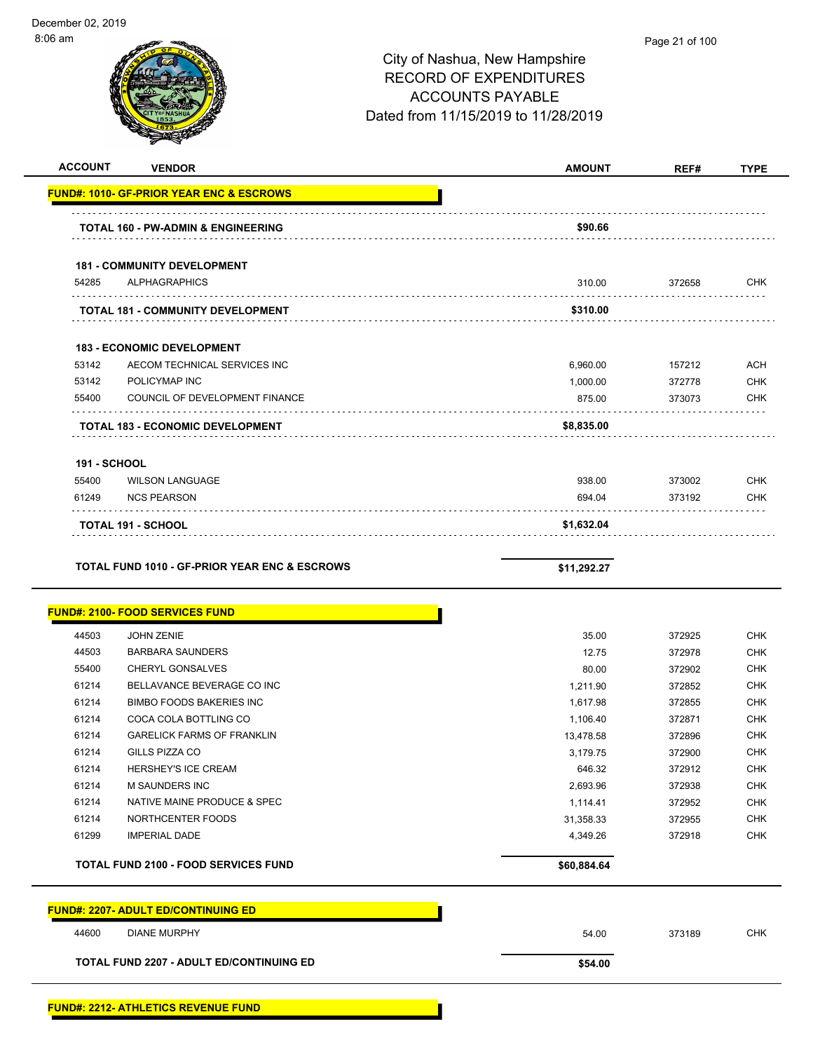December 02, 2019
8:06 am

# City of Nashua, New Hampshire
## RECORD OF EXPENDITURES
## ACCOUNTS PAYABLE
## Dated from 11/15/2019 to 11/28/2019

| ACCOUNT | VENDOR | AMOUNT | REF# | TYPE |
|---|---|---|---|---|
| **FUND#: 1010- GF-PRIOR YEAR ENC & ESCROWS** | | | | |
| **TOTAL 160 - PW-ADMIN & ENGINEERING** | | **$90.66** | | |
| **181 - COMMUNITY DEVELOPMENT** | | | | |
| 54285 | ALPHAGRAPHICS | 310.00 | 372658 | CHK |
| **TOTAL 181 - COMMUNITY DEVELOPMENT** | | **$310.00** | | |
| **183 - ECONOMIC DEVELOPMENT** | | | | |
| 53142 | AECOM TECHNICAL SERVICES INC | 6,960.00 | 157212 | ACH |
| 53142 | POLICYMAP INC | 1,000.00 | 372778 | CHK |
| 55400 | COUNCIL OF DEVELOPMENT FINANCE | 875.00 | 373073 | CHK |
| **TOTAL 183 - ECONOMIC DEVELOPMENT** | | **$8,835.00** | | |
| **191 - SCHOOL** | | | | |
| 55400 | WILSON LANGUAGE | 938.00 | 373002 | CHK |
| 61249 | NCS PEARSON | 694.04 | 373192 | CHK |
| **TOTAL 191 - SCHOOL** | | **$1,632.04** | | |
| **TOTAL FUND 1010 - GF-PRIOR YEAR ENC & ESCROWS** | | **$11,292.27** | | |
| **FUND#: 2100- FOOD SERVICES FUND** | | | | |
| 44503 | JOHN ZENIE | 35.00 | 372925 | CHK |
| 44503 | BARBARA SAUNDERS | 12.75 | 372978 | CHK |
| 55400 | CHERYL GONSALVES | 80.00 | 372902 | CHK |
| 61214 | BELLAVANCE BEVERAGE CO INC | 1,211.90 | 372852 | CHK |
| 61214 | BIMBO FOODS BAKERIES INC | 1,617.98 | 372855 | CHK |
| 61214 | COCA COLA BOTTLING CO | 1,106.40 | 372871 | CHK |
| 61214 | GARELICK FARMS OF FRANKLIN | 13,478.58 | 372896 | CHK |
| 61214 | GILLS PIZZA CO | 3,179.75 | 372900 | CHK |
| 61214 | HERSHEY'S ICE CREAM | 646.32 | 372912 | CHK |
| 61214 | M SAUNDERS INC | 2,693.96 | 372938 | CHK |
| 61214 | NATIVE MAINE PRODUCE & SPEC | 1,114.41 | 372952 | CHK |
| 61214 | NORTHCENTER FOODS | 31,358.33 | 372955 | CHK |
| 61299 | IMPERIAL DADE | 4,349.26 | 372918 | CHK |
| **TOTAL FUND 2100 - FOOD SERVICES FUND** | | **$60,884.64** | | |
| **FUND#: 2207- ADULT ED/CONTINUING ED** | | | | |
| 44600 | DIANE MURPHY | 54.00 | 373189 | CHK |
| **TOTAL FUND 2207 - ADULT ED/CONTINUING ED** | | **$54.00** | | |
| **FUND#: 2212- ATHLETICS REVENUE FUND** | | | | |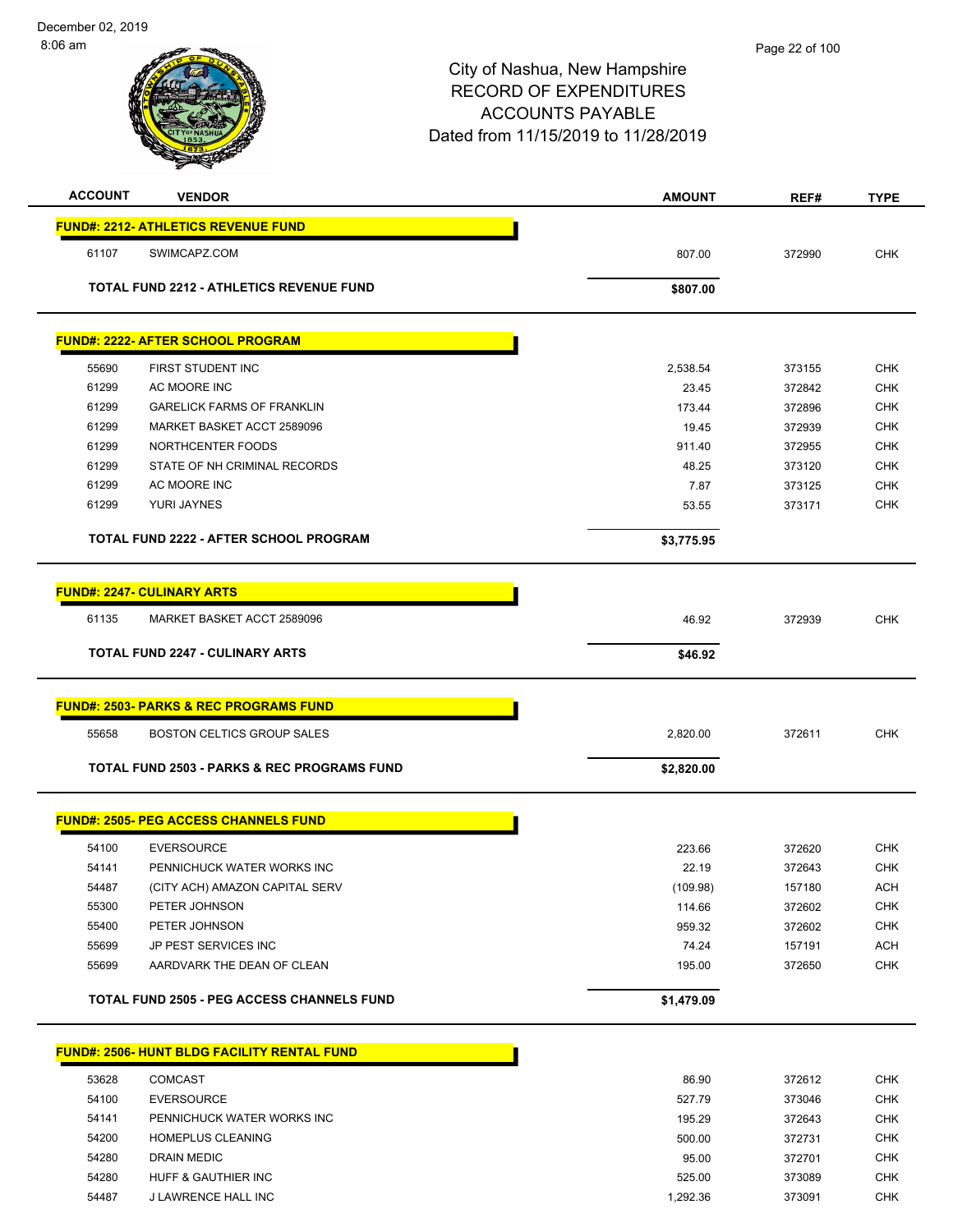# City of Nashua, New Hampshire
## RECORD OF EXPENDITURES
## ACCOUNTS PAYABLE
## Dated from 11/15/2019 to 11/28/2019

December 02, 2019
8:06 am

| ACCOUNT | VENDOR | AMOUNT | REF# | TYPE |
|---|---|---|---|---|
| **FUND#: 2212- ATHLETICS REVENUE FUND** | | | | |
| 61107 | SWIMCAPZ.COM | 807.00 | 372990 | CHK |
| | **TOTAL FUND 2212 - ATHLETICS REVENUE FUND** | **$807.00** | | |
| **FUND#: 2222- AFTER SCHOOL PROGRAM** | | | | |
| 55690 | FIRST STUDENT INC | 2,538.54 | 373155 | CHK |
| 61299 | AC MOORE INC | 23.45 | 372842 | CHK |
| 61299 | GARELICK FARMS OF FRANKLIN | 173.44 | 372896 | CHK |
| 61299 | MARKET BASKET ACCT 2589096 | 19.45 | 372939 | CHK |
| 61299 | NORTHCENTER FOODS | 911.40 | 372955 | CHK |
| 61299 | STATE OF NH CRIMINAL RECORDS | 48.25 | 373120 | CHK |
| 61299 | AC MOORE INC | 7.87 | 373125 | CHK |
| 61299 | YURI JAYNES | 53.55 | 373171 | CHK |
| | **TOTAL FUND 2222 - AFTER SCHOOL PROGRAM** | **$3,775.95** | | |
| **FUND#: 2247- CULINARY ARTS** | | | | |
| 61135 | MARKET BASKET ACCT 2589096 | 46.92 | 372939 | CHK |
| | **TOTAL FUND 2247 - CULINARY ARTS** | **$46.92** | | |
| **FUND#: 2503- PARKS & REC PROGRAMS FUND** | | | | |
| 55658 | BOSTON CELTICS GROUP SALES | 2,820.00 | 372611 | CHK |
| | **TOTAL FUND 2503 - PARKS & REC PROGRAMS FUND** | **$2,820.00** | | |
| **FUND#: 2505- PEG ACCESS CHANNELS FUND** | | | | |
| 54100 | EVERSOURCE | 223.66 | 372620 | CHK |
| 54141 | PENNICHUCK WATER WORKS INC | 22.19 | 372643 | CHK |
| 54487 | (CITY ACH) AMAZON CAPITAL SERV | (109.98) | 157180 | ACH |
| 55300 | PETER JOHNSON | 114.66 | 372602 | CHK |
| 55400 | PETER JOHNSON | 959.32 | 372602 | CHK |
| 55699 | JP PEST SERVICES INC | 74.24 | 157191 | ACH |
| 55699 | AARDVARK THE DEAN OF CLEAN | 195.00 | 372650 | CHK |
| | **TOTAL FUND 2505 - PEG ACCESS CHANNELS FUND** | **$1,479.09** | | |
| **FUND#: 2506- HUNT BLDG FACILITY RENTAL FUND** | | | | |
| 53628 | COMCAST | 86.90 | 372612 | CHK |
| 54100 | EVERSOURCE | 527.79 | 373046 | CHK |
| 54141 | PENNICHUCK WATER WORKS INC | 195.29 | 372643 | CHK |
| 54200 | HOMEPLUS CLEANING | 500.00 | 372731 | CHK |
| 54280 | DRAIN MEDIC | 95.00 | 372701 | CHK |
| 54280 | HUFF & GAUTHIER INC | 525.00 | 373089 | CHK |
| 54487 | J LAWRENCE HALL INC | 1,292.36 | 373091 | CHK |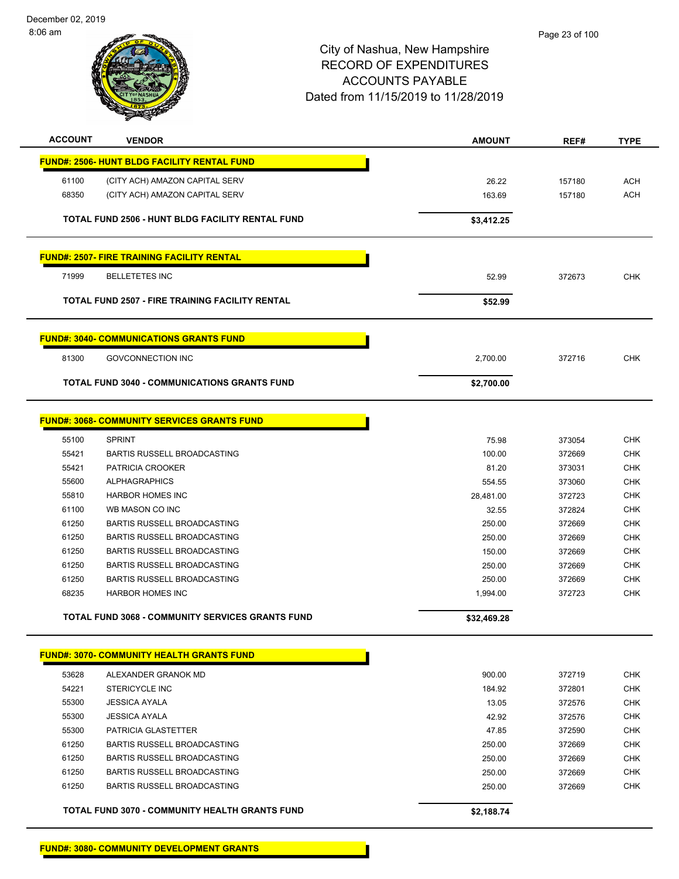# City of Nashua, New Hampshire
## RECORD OF EXPENDITURES
## ACCOUNTS PAYABLE
## Dated from 11/15/2019 to 11/28/2019

December 02, 2019
8:06 am

| ACCOUNT | VENDOR | AMOUNT | REF# | TYPE |
|---|---|---|---|---|
| **FUND#: 2506- HUNT BLDG FACILITY RENTAL FUND** | | | | |
| 61100 | (CITY ACH) AMAZON CAPITAL SERV | 26.22 | 157180 | ACH |
| 68350 | (CITY ACH) AMAZON CAPITAL SERV | 163.69 | 157180 | ACH |
| | **TOTAL FUND 2506 - HUNT BLDG FACILITY RENTAL FUND** | **$3,412.25** | | |
| **FUND#: 2507- FIRE TRAINING FACILITY RENTAL** | | | | |
| 71999 | BELLETETES INC | 52.99 | 372673 | CHK |
| | **TOTAL FUND 2507 - FIRE TRAINING FACILITY RENTAL** | **$52.99** | | |
| **FUND#: 3040- COMMUNICATIONS GRANTS FUND** | | | | |
| 81300 | GOVCONNECTION INC | 2,700.00 | 372716 | CHK |
| | **TOTAL FUND 3040 - COMMUNICATIONS GRANTS FUND** | **$2,700.00** | | |
| **FUND#: 3068- COMMUNITY SERVICES GRANTS FUND** | | | | |
| 55100 | SPRINT | 75.98 | 373054 | CHK |
| 55421 | BARTIS RUSSELL BROADCASTING | 100.00 | 372669 | CHK |
| 55421 | PATRICIA CROOKER | 81.20 | 373031 | CHK |
| 55600 | ALPHAGRAPHICS | 554.55 | 373060 | CHK |
| 55810 | HARBOR HOMES INC | 28,481.00 | 372723 | CHK |
| 61100 | WB MASON CO INC | 32.55 | 372824 | CHK |
| 61250 | BARTIS RUSSELL BROADCASTING | 250.00 | 372669 | CHK |
| 61250 | BARTIS RUSSELL BROADCASTING | 250.00 | 372669 | CHK |
| 61250 | BARTIS RUSSELL BROADCASTING | 150.00 | 372669 | CHK |
| 61250 | BARTIS RUSSELL BROADCASTING | 250.00 | 372669 | CHK |
| 61250 | BARTIS RUSSELL BROADCASTING | 250.00 | 372669 | CHK |
| 68235 | HARBOR HOMES INC | 1,994.00 | 372723 | CHK |
| | **TOTAL FUND 3068 - COMMUNITY SERVICES GRANTS FUND** | **$32,469.28** | | |
| **FUND#: 3070- COMMUNITY HEALTH GRANTS FUND** | | | | |
| 53628 | ALEXANDER GRANOK MD | 900.00 | 372719 | CHK |
| 54221 | STERICYCLE INC | 184.92 | 372801 | CHK |
| 55300 | JESSICA AYALA | 13.05 | 372576 | CHK |
| 55300 | JESSICA AYALA | 42.92 | 372576 | CHK |
| 55300 | PATRICIA GLASTETTER | 47.85 | 372590 | CHK |
| 61250 | BARTIS RUSSELL BROADCASTING | 250.00 | 372669 | CHK |
| 61250 | BARTIS RUSSELL BROADCASTING | 250.00 | 372669 | CHK |
| 61250 | BARTIS RUSSELL BROADCASTING | 250.00 | 372669 | CHK |
| 61250 | BARTIS RUSSELL BROADCASTING | 250.00 | 372669 | CHK |
| | **TOTAL FUND 3070 - COMMUNITY HEALTH GRANTS FUND** | **$2,188.74** | | |
| **FUND#: 3080- COMMUNITY DEVELOPMENT GRANTS** | | | | |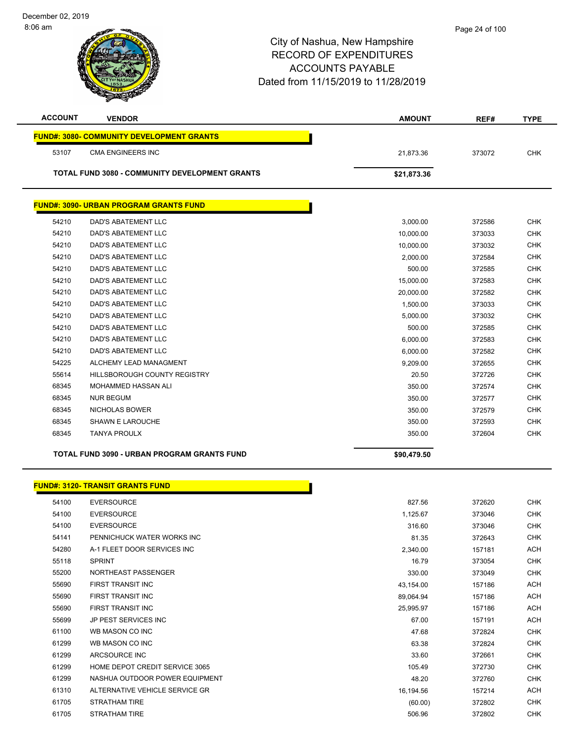# City of Nashua, New Hampshire
## RECORD OF EXPENDITURES
## ACCOUNTS PAYABLE
## Dated from 11/15/2019 to 11/28/2019

| ACCOUNT | VENDOR | AMOUNT | REF# | TYPE |
|---|---|---|---|---|
| **FUND#: 3080- COMMUNITY DEVELOPMENT GRANTS** | | | | |
| 53107 | CMA ENGINEERS INC | 21,873.36 | 373072 | CHK |
| **TOTAL FUND 3080 - COMMUNITY DEVELOPMENT GRANTS** | | **$21,873.36** | | |
| **FUND#: 3090- URBAN PROGRAM GRANTS FUND** | | | | |
| 54210 | DAD'S ABATEMENT LLC | 3,000.00 | 372586 | CHK |
| 54210 | DAD'S ABATEMENT LLC | 10,000.00 | 373033 | CHK |
| 54210 | DAD'S ABATEMENT LLC | 10,000.00 | 373032 | CHK |
| 54210 | DAD'S ABATEMENT LLC | 2,000.00 | 372584 | CHK |
| 54210 | DAD'S ABATEMENT LLC | 500.00 | 372585 | CHK |
| 54210 | DAD'S ABATEMENT LLC | 15,000.00 | 372583 | CHK |
| 54210 | DAD'S ABATEMENT LLC | 20,000.00 | 372582 | CHK |
| 54210 | DAD'S ABATEMENT LLC | 1,500.00 | 373033 | CHK |
| 54210 | DAD'S ABATEMENT LLC | 5,000.00 | 373032 | CHK |
| 54210 | DAD'S ABATEMENT LLC | 500.00 | 372585 | CHK |
| 54210 | DAD'S ABATEMENT LLC | 6,000.00 | 372583 | CHK |
| 54210 | DAD'S ABATEMENT LLC | 6,000.00 | 372582 | CHK |
| 54225 | ALCHEMY LEAD MANAGMENT | 9,209.00 | 372655 | CHK |
| 55614 | HILLSBOROUGH COUNTY REGISTRY | 20.50 | 372726 | CHK |
| 68345 | MOHAMMED HASSAN ALI | 350.00 | 372574 | CHK |
| 68345 | NUR BEGUM | 350.00 | 372577 | CHK |
| 68345 | NICHOLAS BOWER | 350.00 | 372579 | CHK |
| 68345 | SHAWN E LAROUCHE | 350.00 | 372593 | CHK |
| 68345 | TANYA PROULX | 350.00 | 372604 | CHK |
| **TOTAL FUND 3090 - URBAN PROGRAM GRANTS FUND** | | **$90,479.50** | | |
| **FUND#: 3120- TRANSIT GRANTS FUND** | | | | |
| 54100 | EVERSOURCE | 827.56 | 372620 | CHK |
| 54100 | EVERSOURCE | 1,125.67 | 373046 | CHK |
| 54100 | EVERSOURCE | 316.60 | 373046 | CHK |
| 54141 | PENNICHUCK WATER WORKS INC | 81.35 | 372643 | CHK |
| 54280 | A-1 FLEET DOOR SERVICES INC | 2,340.00 | 157181 | ACH |
| 55118 | SPRINT | 16.79 | 373054 | CHK |
| 55200 | NORTHEAST PASSENGER | 330.00 | 373049 | CHK |
| 55690 | FIRST TRANSIT INC | 43,154.00 | 157186 | ACH |
| 55690 | FIRST TRANSIT INC | 89,064.94 | 157186 | ACH |
| 55690 | FIRST TRANSIT INC | 25,995.97 | 157186 | ACH |
| 55699 | JP PEST SERVICES INC | 67.00 | 157191 | ACH |
| 61100 | WB MASON CO INC | 47.68 | 372824 | CHK |
| 61299 | WB MASON CO INC | 63.38 | 372824 | CHK |
| 61299 | ARCSOURCE INC | 33.60 | 372661 | CHK |
| 61299 | HOME DEPOT CREDIT SERVICE 3065 | 105.49 | 372730 | CHK |
| 61299 | NASHUA OUTDOOR POWER EQUIPMENT | 48.20 | 372760 | CHK |
| 61310 | ALTERNATIVE VEHICLE SERVICE GR | 16,194.56 | 157214 | ACH |
| 61705 | STRATHAM TIRE | (60.00) | 372802 | CHK |
| 61705 | STRATHAM TIRE | 506.96 | 372802 | CHK |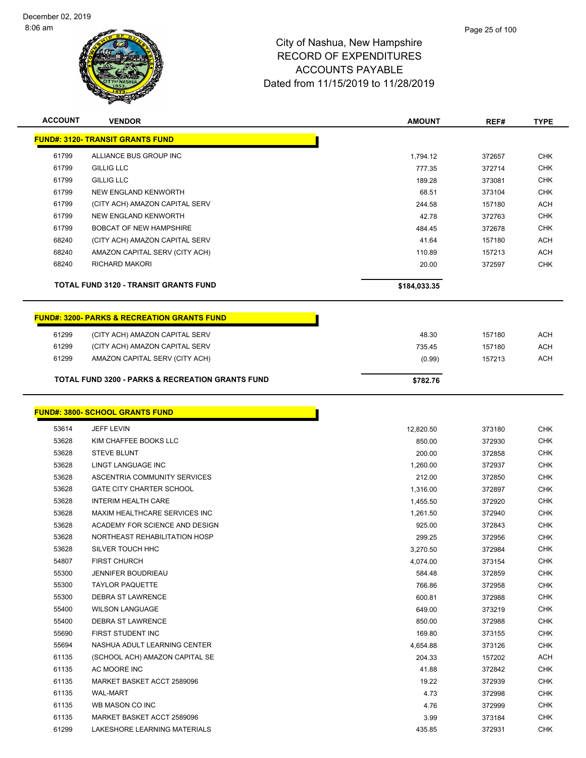# City of Nashua, New Hampshire
## RECORD OF EXPENDITURES
## ACCOUNTS PAYABLE
## Dated from 11/15/2019 to 11/28/2019

| ACCOUNT | VENDOR | AMOUNT | REF# | TYPE |
|---|---|---|---|---|
| **FUND#: 3120- TRANSIT GRANTS FUND** | | | | |
| 61799 | ALLIANCE BUS GROUP INC | 1,794.12 | 372657 | CHK |
| 61799 | GILLIG LLC | 777.35 | 372714 | CHK |
| 61799 | GILLIG LLC | 189.28 | 373081 | CHK |
| 61799 | NEW ENGLAND KENWORTH | 68.51 | 373104 | CHK |
| 61799 | (CITY ACH) AMAZON CAPITAL SERV | 244.58 | 157180 | ACH |
| 61799 | NEW ENGLAND KENWORTH | 42.78 | 372763 | CHK |
| 61799 | BOBCAT OF NEW HAMPSHIRE | 484.45 | 372678 | CHK |
| 68240 | (CITY ACH) AMAZON CAPITAL SERV | 41.64 | 157180 | ACH |
| 68240 | AMAZON CAPITAL SERV (CITY ACH) | 110.89 | 157213 | ACH |
| 68240 | RICHARD MAKORI | 20.00 | 372597 | CHK |
| | **TOTAL FUND 3120 - TRANSIT GRANTS FUND** | **$184,033.35** | | |
| **FUND#: 3200- PARKS & RECREATION GRANTS FUND** | | | | |
| 61299 | (CITY ACH) AMAZON CAPITAL SERV | 48.30 | 157180 | ACH |
| 61299 | (CITY ACH) AMAZON CAPITAL SERV | 735.45 | 157180 | ACH |
| 61299 | AMAZON CAPITAL SERV (CITY ACH) | (0.99) | 157213 | ACH |
| | **TOTAL FUND 3200 - PARKS & RECREATION GRANTS FUND** | **$782.76** | | |
| **FUND#: 3800- SCHOOL GRANTS FUND** | | | | |
| 53614 | JEFF LEVIN | 12,820.50 | 373180 | CHK |
| 53628 | KIM CHAFFEE BOOKS LLC | 850.00 | 372930 | CHK |
| 53628 | STEVE BLUNT | 200.00 | 372858 | CHK |
| 53628 | LINGT LANGUAGE INC | 1,260.00 | 372937 | CHK |
| 53628 | ASCENTRIA COMMUNITY SERVICES | 212.00 | 372850 | CHK |
| 53628 | GATE CITY CHARTER SCHOOL | 1,316.00 | 372897 | CHK |
| 53628 | INTERIM HEALTH CARE | 1,455.50 | 372920 | CHK |
| 53628 | MAXIM HEALTHCARE SERVICES INC | 1,261.50 | 372940 | CHK |
| 53628 | ACADEMY FOR SCIENCE AND DESIGN | 925.00 | 372843 | CHK |
| 53628 | NORTHEAST REHABILITATION HOSP | 299.25 | 372956 | CHK |
| 53628 | SILVER TOUCH HHC | 3,270.50 | 372984 | CHK |
| 54807 | FIRST CHURCH | 4,074.00 | 373154 | CHK |
| 55300 | JENNIFER BOUDRIEAU | 584.48 | 372859 | CHK |
| 55300 | TAYLOR PAQUETTE | 766.86 | 372958 | CHK |
| 55300 | DEBRA ST LAWRENCE | 600.81 | 372988 | CHK |
| 55400 | WILSON LANGUAGE | 649.00 | 373219 | CHK |
| 55400 | DEBRA ST LAWRENCE | 850.00 | 372988 | CHK |
| 55690 | FIRST STUDENT INC | 169.80 | 373155 | CHK |
| 55694 | NASHUA ADULT LEARNING CENTER | 4,654.88 | 373126 | CHK |
| 61135 | (SCHOOL ACH) AMAZON CAPITAL SE | 204.33 | 157202 | ACH |
| 61135 | AC MOORE INC | 41.88 | 372842 | CHK |
| 61135 | MARKET BASKET ACCT 2589096 | 19.22 | 372939 | CHK |
| 61135 | WAL-MART | 4.73 | 372998 | CHK |
| 61135 | WB MASON CO INC | 4.76 | 372999 | CHK |
| 61135 | MARKET BASKET ACCT 2589096 | 3.99 | 373184 | CHK |
| 61299 | LAKESHORE LEARNING MATERIALS | 435.85 | 372931 | CHK |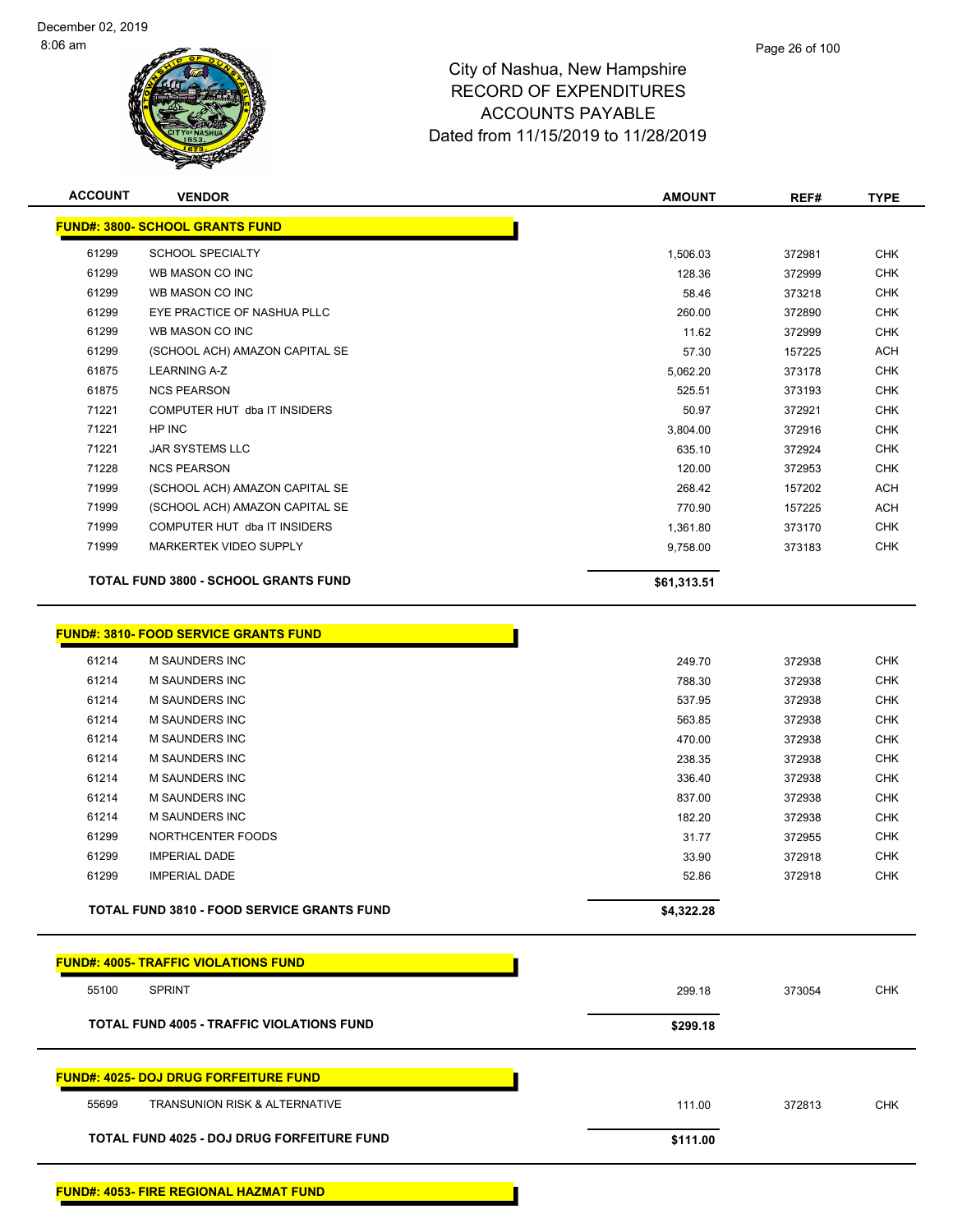# City of Nashua, New Hampshire
# RECORD OF EXPENDITURES
# ACCOUNTS PAYABLE
# Dated from 11/15/2019 to 11/28/2019

| ACCOUNT | VENDOR | AMOUNT | REF# | TYPE |
|---|---|---|---|---|
| **FUND#: 3800- SCHOOL GRANTS FUND** | | | | |
| 61299 | SCHOOL SPECIALTY | 1,506.03 | 372981 | CHK |
| 61299 | WB MASON CO INC | 128.36 | 372999 | CHK |
| 61299 | WB MASON CO INC | 58.46 | 373218 | CHK |
| 61299 | EYE PRACTICE OF NASHUA PLLC | 260.00 | 372890 | CHK |
| 61299 | WB MASON CO INC | 11.62 | 372999 | CHK |
| 61299 | (SCHOOL ACH) AMAZON CAPITAL SE | 57.30 | 157225 | ACH |
| 61875 | LEARNING A-Z | 5,062.20 | 373178 | CHK |
| 61875 | NCS PEARSON | 525.51 | 373193 | CHK |
| 71221 | COMPUTER HUT dba IT INSIDERS | 50.97 | 372921 | CHK |
| 71221 | HP INC | 3,804.00 | 372916 | CHK |
| 71221 | JAR SYSTEMS LLC | 635.10 | 372924 | CHK |
| 71228 | NCS PEARSON | 120.00 | 372953 | CHK |
| 71999 | (SCHOOL ACH) AMAZON CAPITAL SE | 268.42 | 157202 | ACH |
| 71999 | (SCHOOL ACH) AMAZON CAPITAL SE | 770.90 | 157225 | ACH |
| 71999 | COMPUTER HUT dba IT INSIDERS | 1,361.80 | 373170 | CHK |
| 71999 | MARKERTEK VIDEO SUPPLY | 9,758.00 | 373183 | CHK |
| | **TOTAL FUND 3800 - SCHOOL GRANTS FUND** | **$61,313.51** | | |
| **FUND#: 3810- FOOD SERVICE GRANTS FUND** | | | | |
| 61214 | M SAUNDERS INC | 249.70 | 372938 | CHK |
| 61214 | M SAUNDERS INC | 788.30 | 372938 | CHK |
| 61214 | M SAUNDERS INC | 537.95 | 372938 | CHK |
| 61214 | M SAUNDERS INC | 563.85 | 372938 | CHK |
| 61214 | M SAUNDERS INC | 470.00 | 372938 | CHK |
| 61214 | M SAUNDERS INC | 238.35 | 372938 | CHK |
| 61214 | M SAUNDERS INC | 336.40 | 372938 | CHK |
| 61214 | M SAUNDERS INC | 837.00 | 372938 | CHK |
| 61214 | M SAUNDERS INC | 182.20 | 372938 | CHK |
| 61299 | NORTHCENTER FOODS | 31.77 | 372955 | CHK |
| 61299 | IMPERIAL DADE | 33.90 | 372918 | CHK |
| 61299 | IMPERIAL DADE | 52.86 | 372918 | CHK |
| | **TOTAL FUND 3810 - FOOD SERVICE GRANTS FUND** | **$4,322.28** | | |
| **FUND#: 4005- TRAFFIC VIOLATIONS FUND** | | | | |
| 55100 | SPRINT | 299.18 | 373054 | CHK |
| | **TOTAL FUND 4005 - TRAFFIC VIOLATIONS FUND** | **$299.18** | | |
| **FUND#: 4025- DOJ DRUG FORFEITURE FUND** | | | | |
| 55699 | TRANSUNION RISK & ALTERNATIVE | 111.00 | 372813 | CHK |
| | **TOTAL FUND 4025 - DOJ DRUG FORFEITURE FUND** | **$111.00** | | |
| **FUND#: 4053- FIRE REGIONAL HAZMAT FUND** | | | | |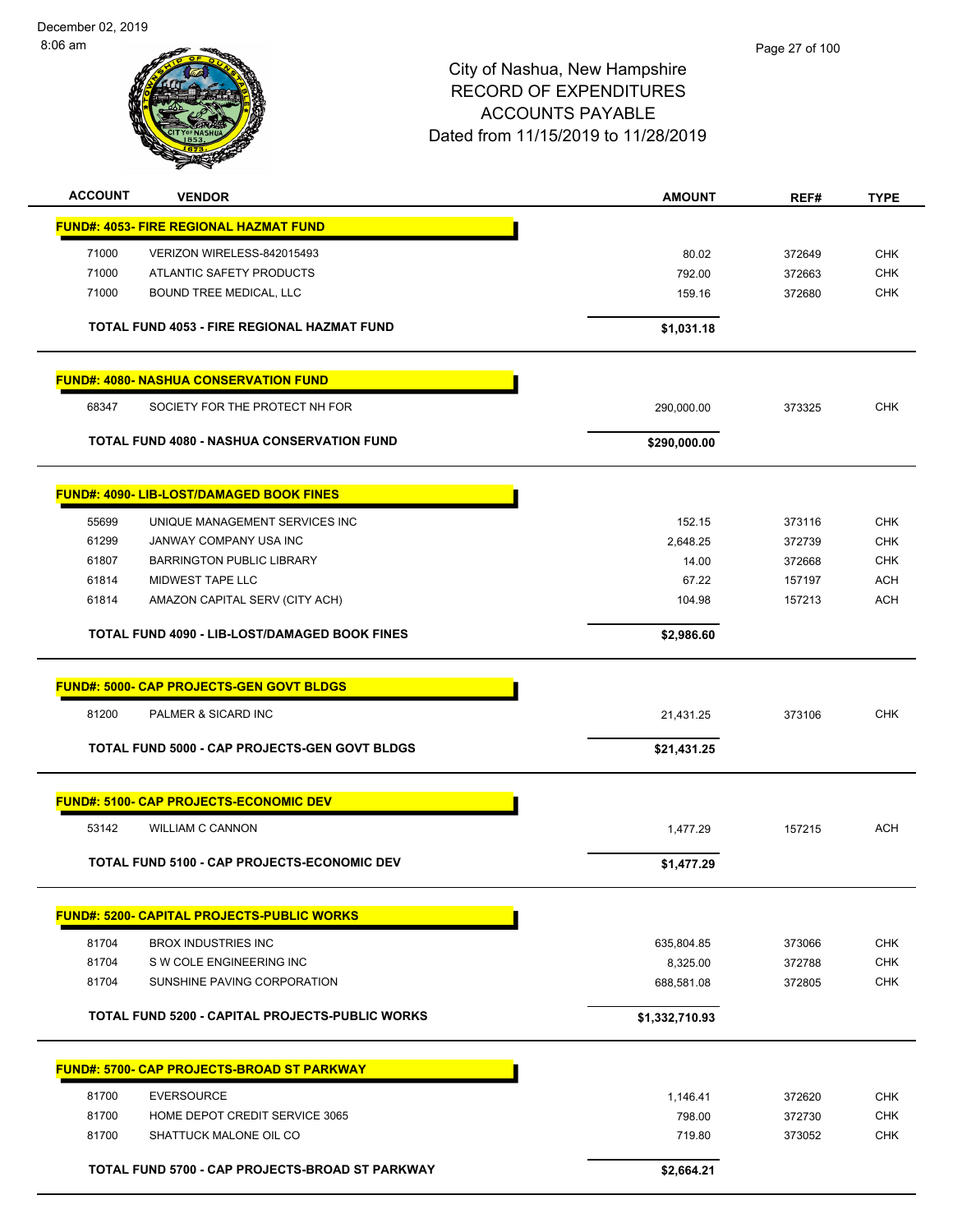December 02, 2019
8:06 am

# City of Nashua, New Hampshire
## RECORD OF EXPENDITURES
## ACCOUNTS PAYABLE
## Dated from 11/15/2019 to 11/28/2019

| ACCOUNT | VENDOR | AMOUNT | REF# | TYPE |
|---|---|---|---|---|
| **FUND#: 4053- FIRE REGIONAL HAZMAT FUND** | | | | |
| 71000 | VERIZON WIRELESS-842015493 | 80.02 | 372649 | CHK |
| 71000 | ATLANTIC SAFETY PRODUCTS | 792.00 | 372663 | CHK |
| 71000 | BOUND TREE MEDICAL, LLC | 159.16 | 372680 | CHK |
| | **TOTAL FUND 4053 - FIRE REGIONAL HAZMAT FUND** | **$1,031.18** | | |
| **FUND#: 4080- NASHUA CONSERVATION FUND** | | | | |
| 68347 | SOCIETY FOR THE PROTECT NH FOR | 290,000.00 | 373325 | CHK |
| | **TOTAL FUND 4080 - NASHUA CONSERVATION FUND** | **$290,000.00** | | |
| **FUND#: 4090- LIB-LOST/DAMAGED BOOK FINES** | | | | |
| 55699 | UNIQUE MANAGEMENT SERVICES INC | 152.15 | 373116 | CHK |
| 61299 | JANWAY COMPANY USA INC | 2,648.25 | 372739 | CHK |
| 61807 | BARRINGTON PUBLIC LIBRARY | 14.00 | 372668 | CHK |
| 61814 | MIDWEST TAPE LLC | 67.22 | 157197 | ACH |
| 61814 | AMAZON CAPITAL SERV (CITY ACH) | 104.98 | 157213 | ACH |
| | **TOTAL FUND 4090 - LIB-LOST/DAMAGED BOOK FINES** | **$2,986.60** | | |
| **FUND#: 5000- CAP PROJECTS-GEN GOVT BLDGS** | | | | |
| 81200 | PALMER & SICARD INC | 21,431.25 | 373106 | CHK |
| | **TOTAL FUND 5000 - CAP PROJECTS-GEN GOVT BLDGS** | **$21,431.25** | | |
| **FUND#: 5100- CAP PROJECTS-ECONOMIC DEV** | | | | |
| 53142 | WILLIAM C CANNON | 1,477.29 | 157215 | ACH |
| | **TOTAL FUND 5100 - CAP PROJECTS-ECONOMIC DEV** | **$1,477.29** | | |
| **FUND#: 5200- CAPITAL PROJECTS-PUBLIC WORKS** | | | | |
| 81704 | BROX INDUSTRIES INC | 635,804.85 | 373066 | CHK |
| 81704 | S W COLE ENGINEERING INC | 8,325.00 | 372788 | CHK |
| 81704 | SUNSHINE PAVING CORPORATION | 688,581.08 | 372805 | CHK |
| | **TOTAL FUND 5200 - CAPITAL PROJECTS-PUBLIC WORKS** | **$1,332,710.93** | | |
| **FUND#: 5700- CAP PROJECTS-BROAD ST PARKWAY** | | | | |
| 81700 | EVERSOURCE | 1,146.41 | 372620 | CHK |
| 81700 | HOME DEPOT CREDIT SERVICE 3065 | 798.00 | 372730 | CHK |
| 81700 | SHATTUCK MALONE OIL CO | 719.80 | 373052 | CHK |
| | **TOTAL FUND 5700 - CAP PROJECTS-BROAD ST PARKWAY** | **$2,664.21** | | |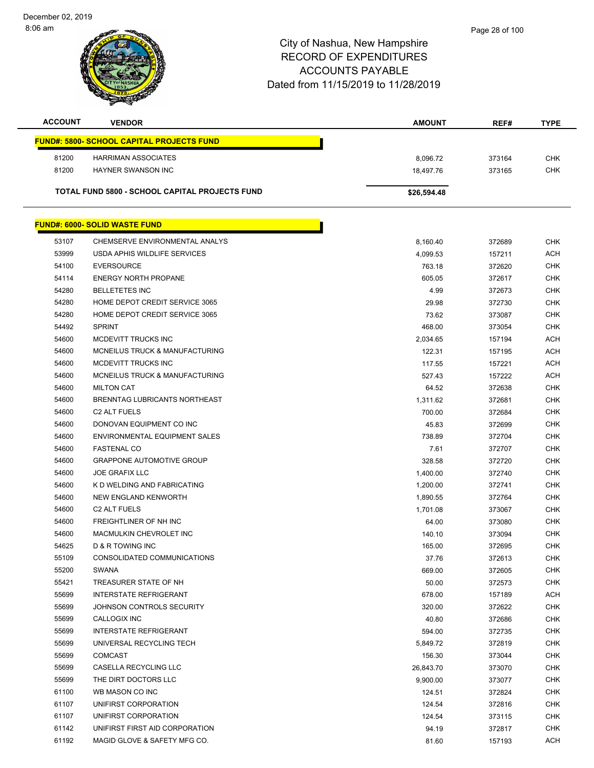# City of Nashua, New Hampshire
# RECORD OF EXPENDITURES
# ACCOUNTS PAYABLE
# Dated from 11/15/2019 to 11/28/2019

| ACCOUNT | VENDOR | AMOUNT | REF# | TYPE |
|---|---|---|---|---|
| **FUND#: 5800- SCHOOL CAPITAL PROJECTS FUND** | | | | |
| 81200 | HARRIMAN ASSOCIATES | 8,096.72 | 373164 | CHK |
| 81200 | HAYNER SWANSON INC | 18,497.76 | 373165 | CHK |
| **TOTAL FUND 5800 - SCHOOL CAPITAL PROJECTS FUND** | | **$26,594.48** | | |

| ACCOUNT | VENDOR | AMOUNT | REF# | TYPE |
|---|---|---|---|---|
| **FUND#: 6000- SOLID WASTE FUND** | | | | |
| 53107 | CHEMSERVE ENVIRONMENTAL ANALYS | 8,160.40 | 372689 | CHK |
| 53999 | USDA APHIS WILDLIFE SERVICES | 4,099.53 | 157211 | ACH |
| 54100 | EVERSOURCE | 763.18 | 372620 | CHK |
| 54114 | ENERGY NORTH PROPANE | 605.05 | 372617 | CHK |
| 54280 | BELLETETES INC | 4.99 | 372673 | CHK |
| 54280 | HOME DEPOT CREDIT SERVICE 3065 | 29.98 | 372730 | CHK |
| 54280 | HOME DEPOT CREDIT SERVICE 3065 | 73.62 | 373087 | CHK |
| 54492 | SPRINT | 468.00 | 373054 | CHK |
| 54600 | MCDEVITT TRUCKS INC | 2,034.65 | 157194 | ACH |
| 54600 | MCNEILUS TRUCK & MANUFACTURING | 122.31 | 157195 | ACH |
| 54600 | MCDEVITT TRUCKS INC | 117.55 | 157221 | ACH |
| 54600 | MCNEILUS TRUCK & MANUFACTURING | 527.43 | 157222 | ACH |
| 54600 | MILTON CAT | 64.52 | 372638 | CHK |
| 54600 | BRENNTAG LUBRICANTS NORTHEAST | 1,311.62 | 372681 | CHK |
| 54600 | C2 ALT FUELS | 700.00 | 372684 | CHK |
| 54600 | DONOVAN EQUIPMENT CO INC | 45.83 | 372699 | CHK |
| 54600 | ENVIRONMENTAL EQUIPMENT SALES | 738.89 | 372704 | CHK |
| 54600 | FASTENAL CO | 7.61 | 372707 | CHK |
| 54600 | GRAPPONE AUTOMOTIVE GROUP | 328.58 | 372720 | CHK |
| 54600 | JOE GRAFIX LLC | 1,400.00 | 372740 | CHK |
| 54600 | K D WELDING AND FABRICATING | 1,200.00 | 372741 | CHK |
| 54600 | NEW ENGLAND KENWORTH | 1,890.55 | 372764 | CHK |
| 54600 | C2 ALT FUELS | 1,701.08 | 373067 | CHK |
| 54600 | FREIGHTLINER OF NH INC | 64.00 | 373080 | CHK |
| 54600 | MACMULKIN CHEVROLET INC | 140.10 | 373094 | CHK |
| 54625 | D & R TOWING INC | 165.00 | 372695 | CHK |
| 55109 | CONSOLIDATED COMMUNICATIONS | 37.76 | 372613 | CHK |
| 55200 | SWANA | 669.00 | 372605 | CHK |
| 55421 | TREASURER STATE OF NH | 50.00 | 372573 | CHK |
| 55699 | INTERSTATE REFRIGERANT | 678.00 | 157189 | ACH |
| 55699 | JOHNSON CONTROLS SECURITY | 320.00 | 372622 | CHK |
| 55699 | CALLOGIX INC | 40.80 | 372686 | CHK |
| 55699 | INTERSTATE REFRIGERANT | 594.00 | 372735 | CHK |
| 55699 | UNIVERSAL RECYCLING TECH | 5,849.72 | 372819 | CHK |
| 55699 | COMCAST | 156.30 | 373044 | CHK |
| 55699 | CASELLA RECYCLING LLC | 26,843.70 | 373070 | CHK |
| 55699 | THE DIRT DOCTORS LLC | 9,900.00 | 373077 | CHK |
| 61100 | WB MASON CO INC | 124.51 | 372824 | CHK |
| 61107 | UNIFIRST CORPORATION | 124.54 | 372816 | CHK |
| 61107 | UNIFIRST CORPORATION | 124.54 | 373115 | CHK |
| 61142 | UNIFIRST FIRST AID CORPORATION | 94.19 | 372817 | CHK |
| 61192 | MAGID GLOVE & SAFETY MFG CO. | 81.60 | 157193 | ACH |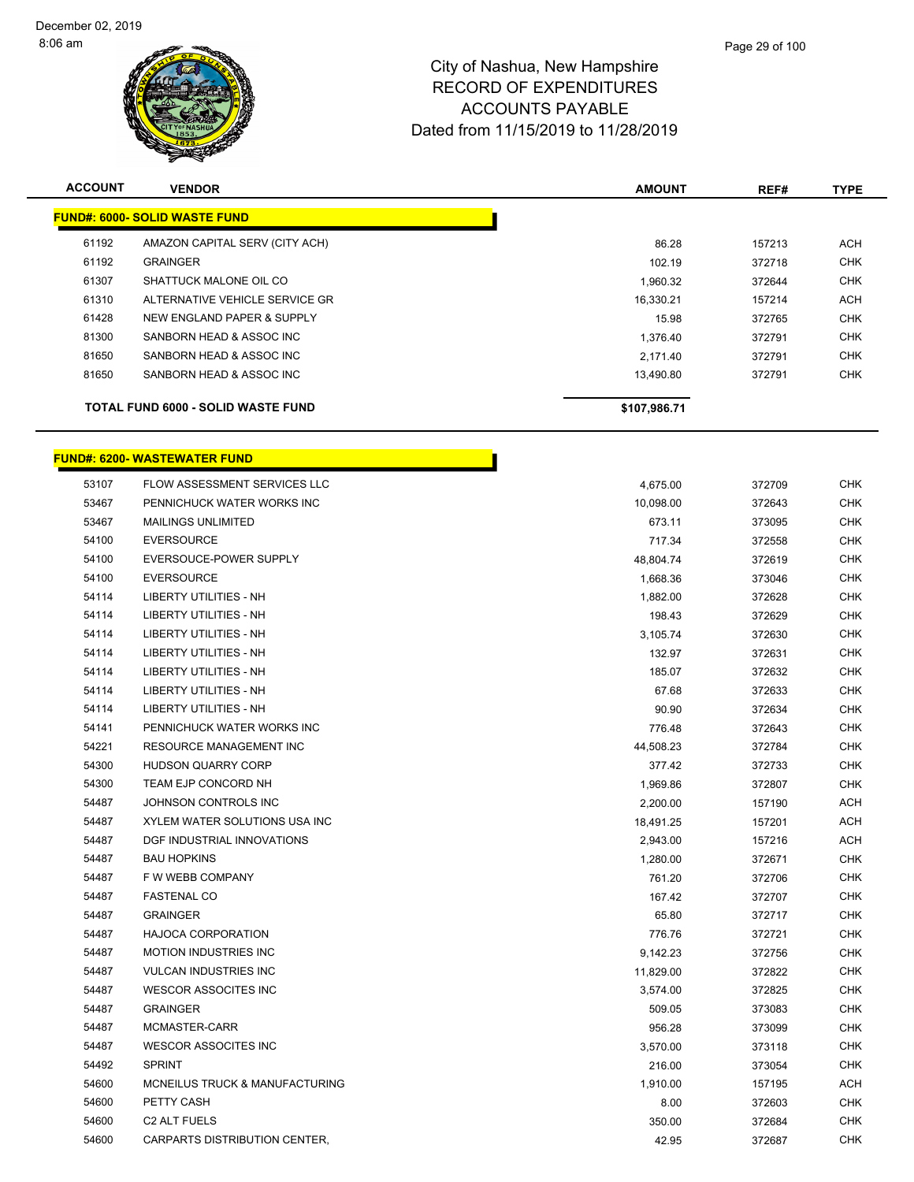# City of Nashua, New Hampshire
# RECORD OF EXPENDITURES
# ACCOUNTS PAYABLE
# Dated from 11/15/2019 to 11/28/2019

| ACCOUNT | VENDOR | AMOUNT | REF# | TYPE |
|---|---|---|---|---|
| **FUND#: 6000- SOLID WASTE FUND** | | | | |
| 61192 | AMAZON CAPITAL SERV (CITY ACH) | 86.28 | 157213 | ACH |
| 61192 | GRAINGER | 102.19 | 372718 | CHK |
| 61307 | SHATTUCK MALONE OIL CO | 1,960.32 | 372644 | CHK |
| 61310 | ALTERNATIVE VEHICLE SERVICE GR | 16,330.21 | 157214 | ACH |
| 61428 | NEW ENGLAND PAPER & SUPPLY | 15.98 | 372765 | CHK |
| 81300 | SANBORN HEAD & ASSOC INC | 1,376.40 | 372791 | CHK |
| 81650 | SANBORN HEAD & ASSOC INC | 2,171.40 | 372791 | CHK |
| 81650 | SANBORN HEAD & ASSOC INC | 13,490.80 | 372791 | CHK |
| | **TOTAL FUND 6000 - SOLID WASTE FUND** | **$107,986.71** | | |

| ACCOUNT | VENDOR | AMOUNT | REF# | TYPE |
|---|---|---|---|---|
| **FUND#: 6200- WASTEWATER FUND** | | | | |
| 53107 | FLOW ASSESSMENT SERVICES LLC | 4,675.00 | 372709 | CHK |
| 53467 | PENNICHUCK WATER WORKS INC | 10,098.00 | 372643 | CHK |
| 53467 | MAILINGS UNLIMITED | 673.11 | 373095 | CHK |
| 54100 | EVERSOURCE | 717.34 | 372558 | CHK |
| 54100 | EVERSOUCE-POWER SUPPLY | 48,804.74 | 372619 | CHK |
| 54100 | EVERSOURCE | 1,668.36 | 373046 | CHK |
| 54114 | LIBERTY UTILITIES - NH | 1,882.00 | 372628 | CHK |
| 54114 | LIBERTY UTILITIES - NH | 198.43 | 372629 | CHK |
| 54114 | LIBERTY UTILITIES - NH | 3,105.74 | 372630 | CHK |
| 54114 | LIBERTY UTILITIES - NH | 132.97 | 372631 | CHK |
| 54114 | LIBERTY UTILITIES - NH | 185.07 | 372632 | CHK |
| 54114 | LIBERTY UTILITIES - NH | 67.68 | 372633 | CHK |
| 54114 | LIBERTY UTILITIES - NH | 90.90 | 372634 | CHK |
| 54141 | PENNICHUCK WATER WORKS INC | 776.48 | 372643 | CHK |
| 54221 | RESOURCE MANAGEMENT INC | 44,508.23 | 372784 | CHK |
| 54300 | HUDSON QUARRY CORP | 377.42 | 372733 | CHK |
| 54300 | TEAM EJP CONCORD NH | 1,969.86 | 372807 | CHK |
| 54487 | JOHNSON CONTROLS INC | 2,200.00 | 157190 | ACH |
| 54487 | XYLEM WATER SOLUTIONS USA INC | 18,491.25 | 157201 | ACH |
| 54487 | DGF INDUSTRIAL INNOVATIONS | 2,943.00 | 157216 | ACH |
| 54487 | BAU HOPKINS | 1,280.00 | 372671 | CHK |
| 54487 | F W WEBB COMPANY | 761.20 | 372706 | CHK |
| 54487 | FASTENAL CO | 167.42 | 372707 | CHK |
| 54487 | GRAINGER | 65.80 | 372717 | CHK |
| 54487 | HAJOCA CORPORATION | 776.76 | 372721 | CHK |
| 54487 | MOTION INDUSTRIES INC | 9,142.23 | 372756 | CHK |
| 54487 | VULCAN INDUSTRIES INC | 11,829.00 | 372822 | CHK |
| 54487 | WESCOR ASSOCITES INC | 3,574.00 | 372825 | CHK |
| 54487 | GRAINGER | 509.05 | 373083 | CHK |
| 54487 | MCMASTER-CARR | 956.28 | 373099 | CHK |
| 54487 | WESCOR ASSOCITES INC | 3,570.00 | 373118 | CHK |
| 54492 | SPRINT | 216.00 | 373054 | CHK |
| 54600 | MCNEILUS TRUCK & MANUFACTURING | 1,910.00 | 157195 | ACH |
| 54600 | PETTY CASH | 8.00 | 372603 | CHK |
| 54600 | C2 ALT FUELS | 350.00 | 372684 | CHK |
| 54600 | CARPARTS DISTRIBUTION CENTER, | 42.95 | 372687 | CHK |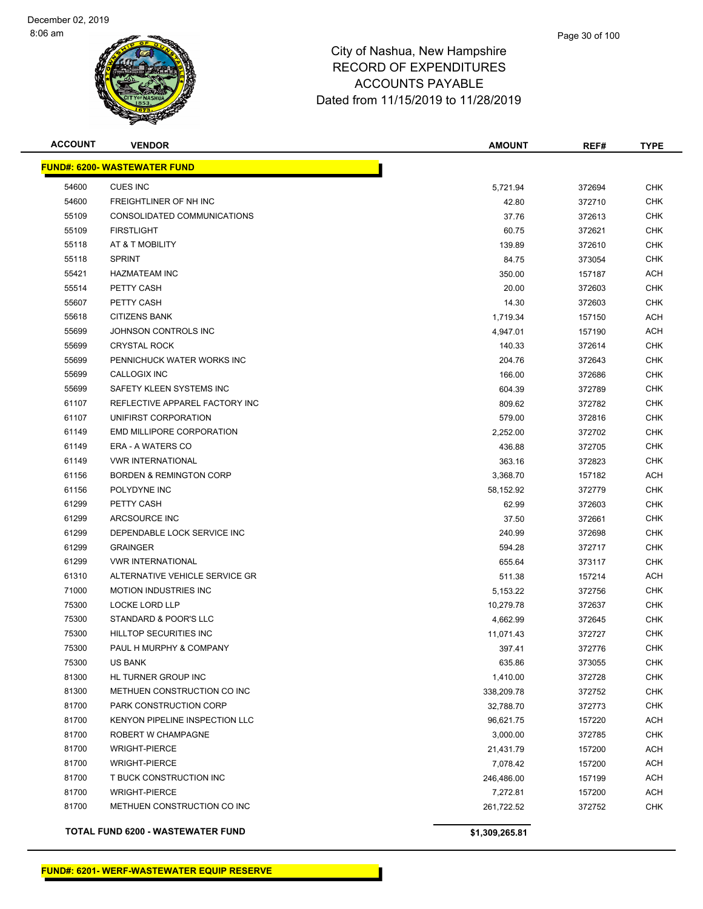# City of Nashua, New Hampshire
## RECORD OF EXPENDITURES
## ACCOUNTS PAYABLE
## Dated from 11/15/2019 to 11/28/2019

| ACCOUNT | VENDOR | AMOUNT | REF# | TYPE |
|---|---|---|---|---|
| **FUND#: 6200- WASTEWATER FUND** | | | | |
| 54600 | CUES INC | 5,721.94 | 372694 | CHK |
| 54600 | FREIGHTLINER OF NH INC | 42.80 | 372710 | CHK |
| 55109 | CONSOLIDATED COMMUNICATIONS | 37.76 | 372613 | CHK |
| 55109 | FIRSTLIGHT | 60.75 | 372621 | CHK |
| 55118 | AT & T MOBILITY | 139.89 | 372610 | CHK |
| 55118 | SPRINT | 84.75 | 373054 | CHK |
| 55421 | HAZMATEAM INC | 350.00 | 157187 | ACH |
| 55514 | PETTY CASH | 20.00 | 372603 | CHK |
| 55607 | PETTY CASH | 14.30 | 372603 | CHK |
| 55618 | CITIZENS BANK | 1,719.34 | 157150 | ACH |
| 55699 | JOHNSON CONTROLS INC | 4,947.01 | 157190 | ACH |
| 55699 | CRYSTAL ROCK | 140.33 | 372614 | CHK |
| 55699 | PENNICHUCK WATER WORKS INC | 204.76 | 372643 | CHK |
| 55699 | CALLOGIX INC | 166.00 | 372686 | CHK |
| 55699 | SAFETY KLEEN SYSTEMS INC | 604.39 | 372789 | CHK |
| 61107 | REFLECTIVE APPAREL FACTORY INC | 809.62 | 372782 | CHK |
| 61107 | UNIFIRST CORPORATION | 579.00 | 372816 | CHK |
| 61149 | EMD MILLIPORE CORPORATION | 2,252.00 | 372702 | CHK |
| 61149 | ERA - A WATERS CO | 436.88 | 372705 | CHK |
| 61149 | VWR INTERNATIONAL | 363.16 | 372823 | CHK |
| 61156 | BORDEN & REMINGTON CORP | 3,368.70 | 157182 | ACH |
| 61156 | POLYDYNE INC | 58,152.92 | 372779 | CHK |
| 61299 | PETTY CASH | 62.99 | 372603 | CHK |
| 61299 | ARCSOURCE INC | 37.50 | 372661 | CHK |
| 61299 | DEPENDABLE LOCK SERVICE INC | 240.99 | 372698 | CHK |
| 61299 | GRAINGER | 594.28 | 372717 | CHK |
| 61299 | VWR INTERNATIONAL | 655.64 | 373117 | CHK |
| 61310 | ALTERNATIVE VEHICLE SERVICE GR | 511.38 | 157214 | ACH |
| 71000 | MOTION INDUSTRIES INC | 5,153.22 | 372756 | CHK |
| 75300 | LOCKE LORD LLP | 10,279.78 | 372637 | CHK |
| 75300 | STANDARD & POOR'S LLC | 4,662.99 | 372645 | CHK |
| 75300 | HILLTOP SECURITIES INC | 11,071.43 | 372727 | CHK |
| 75300 | PAUL H MURPHY & COMPANY | 397.41 | 372776 | CHK |
| 75300 | US BANK | 635.86 | 373055 | CHK |
| 81300 | HL TURNER GROUP INC | 1,410.00 | 372728 | CHK |
| 81300 | METHUEN CONSTRUCTION CO INC | 338,209.78 | 372752 | CHK |
| 81700 | PARK CONSTRUCTION CORP | 32,788.70 | 372773 | CHK |
| 81700 | KENYON PIPELINE INSPECTION LLC | 96,621.75 | 157220 | ACH |
| 81700 | ROBERT W CHAMPAGNE | 3,000.00 | 372785 | CHK |
| 81700 | WRIGHT-PIERCE | 21,431.79 | 157200 | ACH |
| 81700 | WRIGHT-PIERCE | 7,078.42 | 157200 | ACH |
| 81700 | T BUCK CONSTRUCTION INC | 246,486.00 | 157199 | ACH |
| 81700 | WRIGHT-PIERCE | 7,272.81 | 157200 | ACH |
| 81700 | METHUEN CONSTRUCTION CO INC | 261,722.52 | 372752 | CHK |
| **TOTAL FUND 6200 - WASTEWATER FUND** | | **$1,309,265.81** | | |

**FUND#: 6201- WERF-WASTEWATER EQUIP RESERVE**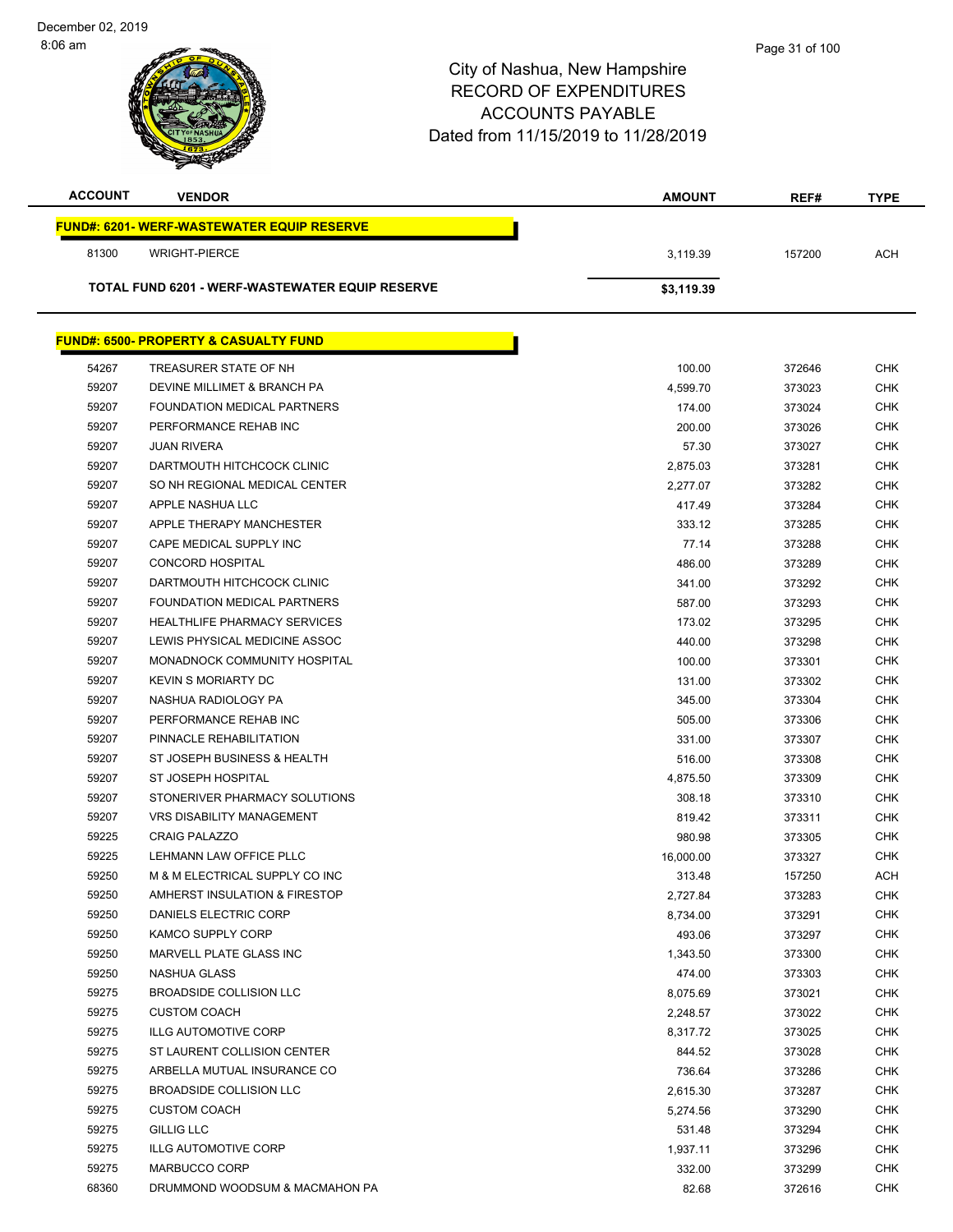# City of Nashua, New Hampshire
## RECORD OF EXPENDITURES
## ACCOUNTS PAYABLE
## Dated from 11/15/2019 to 11/28/2019

| ACCOUNT | VENDOR | AMOUNT | REF# | TYPE |
|---|---|---|---|---|
| **FUND#: 6201- WERF-WASTEWATER EQUIP RESERVE** | | | | |
| 81300 | WRIGHT-PIERCE | 3,119.39 | 157200 | ACH |
| **TOTAL FUND 6201 - WERF-WASTEWATER EQUIP RESERVE** | | **$3,119.39** | | |
| **FUND#: 6500- PROPERTY & CASUALTY FUND** | | | | |
| 54267 | TREASURER STATE OF NH | 100.00 | 372646 | CHK |
| 59207 | DEVINE MILLIMET & BRANCH PA | 4,599.70 | 373023 | CHK |
| 59207 | FOUNDATION MEDICAL PARTNERS | 174.00 | 373024 | CHK |
| 59207 | PERFORMANCE REHAB INC | 200.00 | 373026 | CHK |
| 59207 | JUAN RIVERA | 57.30 | 373027 | CHK |
| 59207 | DARTMOUTH HITCHCOCK CLINIC | 2,875.03 | 373281 | CHK |
| 59207 | SO NH REGIONAL MEDICAL CENTER | 2,277.07 | 373282 | CHK |
| 59207 | APPLE NASHUA LLC | 417.49 | 373284 | CHK |
| 59207 | APPLE THERAPY MANCHESTER | 333.12 | 373285 | CHK |
| 59207 | CAPE MEDICAL SUPPLY INC | 77.14 | 373288 | CHK |
| 59207 | CONCORD HOSPITAL | 486.00 | 373289 | CHK |
| 59207 | DARTMOUTH HITCHCOCK CLINIC | 341.00 | 373292 | CHK |
| 59207 | FOUNDATION MEDICAL PARTNERS | 587.00 | 373293 | CHK |
| 59207 | HEALTHLIFE PHARMACY SERVICES | 173.02 | 373295 | CHK |
| 59207 | LEWIS PHYSICAL MEDICINE ASSOC | 440.00 | 373298 | CHK |
| 59207 | MONADNOCK COMMUNITY HOSPITAL | 100.00 | 373301 | CHK |
| 59207 | KEVIN S MORIARTY DC | 131.00 | 373302 | CHK |
| 59207 | NASHUA RADIOLOGY PA | 345.00 | 373304 | CHK |
| 59207 | PERFORMANCE REHAB INC | 505.00 | 373306 | CHK |
| 59207 | PINNACLE REHABILITATION | 331.00 | 373307 | CHK |
| 59207 | ST JOSEPH BUSINESS & HEALTH | 516.00 | 373308 | CHK |
| 59207 | ST JOSEPH HOSPITAL | 4,875.50 | 373309 | CHK |
| 59207 | STONERIVER PHARMACY SOLUTIONS | 308.18 | 373310 | CHK |
| 59207 | VRS DISABILITY MANAGEMENT | 819.42 | 373311 | CHK |
| 59225 | CRAIG PALAZZO | 980.98 | 373305 | CHK |
| 59225 | LEHMANN LAW OFFICE PLLC | 16,000.00 | 373327 | CHK |
| 59250 | M & M ELECTRICAL SUPPLY CO INC | 313.48 | 157250 | ACH |
| 59250 | AMHERST INSULATION & FIRESTOP | 2,727.84 | 373283 | CHK |
| 59250 | DANIELS ELECTRIC CORP | 8,734.00 | 373291 | CHK |
| 59250 | KAMCO SUPPLY CORP | 493.06 | 373297 | CHK |
| 59250 | MARVELL PLATE GLASS INC | 1,343.50 | 373300 | CHK |
| 59250 | NASHUA GLASS | 474.00 | 373303 | CHK |
| 59275 | BROADSIDE COLLISION LLC | 8,075.69 | 373021 | CHK |
| 59275 | CUSTOM COACH | 2,248.57 | 373022 | CHK |
| 59275 | ILLG AUTOMOTIVE CORP | 8,317.72 | 373025 | CHK |
| 59275 | ST LAURENT COLLISION CENTER | 844.52 | 373028 | CHK |
| 59275 | ARBELLA MUTUAL INSURANCE CO | 736.64 | 373286 | CHK |
| 59275 | BROADSIDE COLLISION LLC | 2,615.30 | 373287 | CHK |
| 59275 | CUSTOM COACH | 5,274.56 | 373290 | CHK |
| 59275 | GILLIG LLC | 531.48 | 373294 | CHK |
| 59275 | ILLG AUTOMOTIVE CORP | 1,937.11 | 373296 | CHK |
| 59275 | MARBUCCO CORP | 332.00 | 373299 | CHK |
| 68360 | DRUMMOND WOODSUM & MACMAHON PA | 82.68 | 372616 | CHK |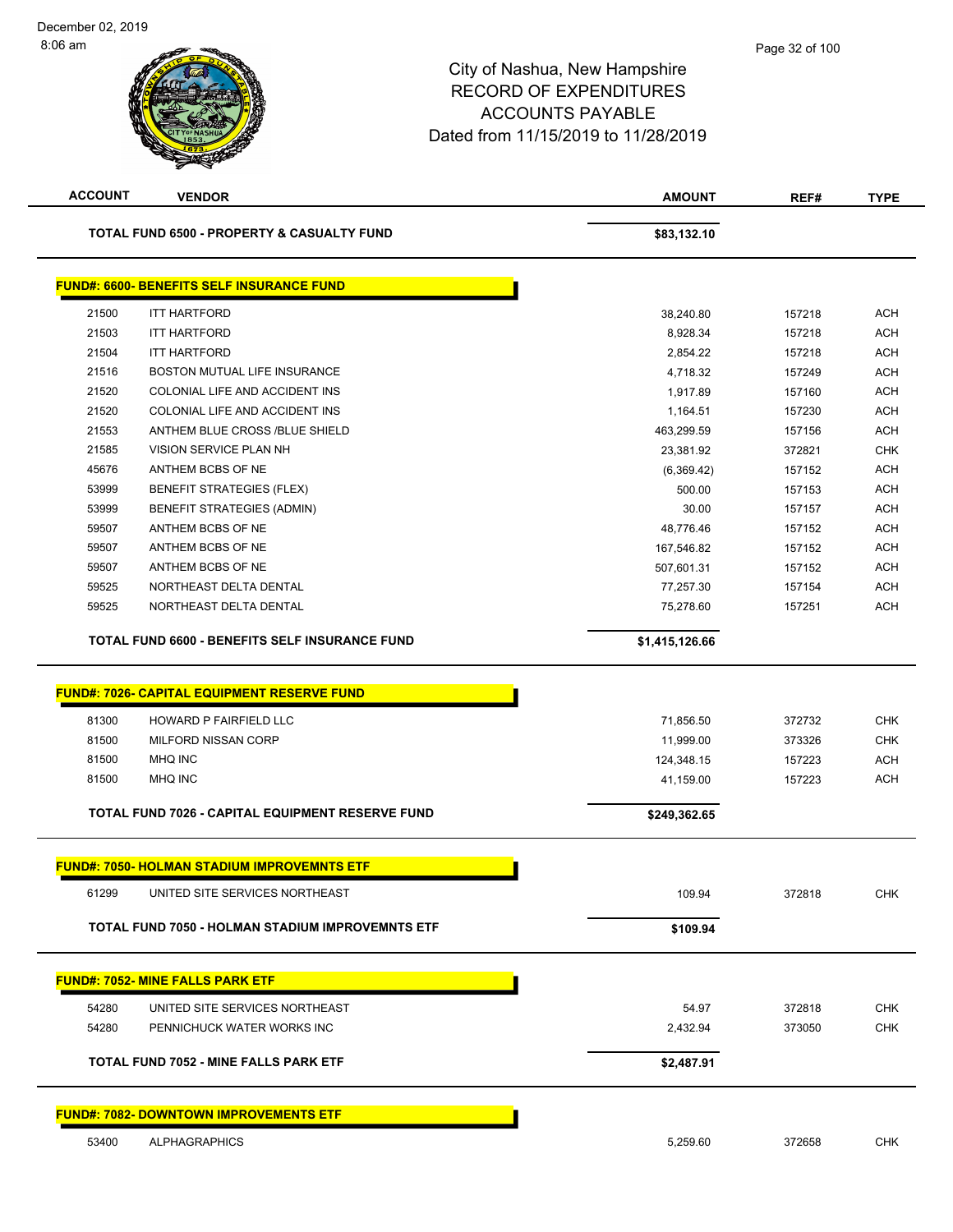| ACCOUNT | VENDOR | AMOUNT | REF# | TYPE |
|---|---|---|---|---|
| | **TOTAL FUND 6500 - PROPERTY & CASUALTY FUND** | **$83,132.10** | | |

**FUND#: 6600- BENEFITS SELF INSURANCE FUND**

| ACCOUNT | VENDOR | AMOUNT | REF# | TYPE |
|---|---|---|---|---|
| 21500 | ITT HARTFORD | 38,240.80 | 157218 | ACH |
| 21503 | ITT HARTFORD | 8,928.34 | 157218 | ACH |
| 21504 | ITT HARTFORD | 2,854.22 | 157218 | ACH |
| 21516 | BOSTON MUTUAL LIFE INSURANCE | 4,718.32 | 157249 | ACH |
| 21520 | COLONIAL LIFE AND ACCIDENT INS | 1,917.89 | 157160 | ACH |
| 21520 | COLONIAL LIFE AND ACCIDENT INS | 1,164.51 | 157230 | ACH |
| 21553 | ANTHEM BLUE CROSS /BLUE SHIELD | 463,299.59 | 157156 | ACH |
| 21585 | VISION SERVICE PLAN NH | 23,381.92 | 372821 | CHK |
| 45676 | ANTHEM BCBS OF NE | (6,369.42) | 157152 | ACH |
| 53999 | BENEFIT STRATEGIES (FLEX) | 500.00 | 157153 | ACH |
| 53999 | BENEFIT STRATEGIES (ADMIN) | 30.00 | 157157 | ACH |
| 59507 | ANTHEM BCBS OF NE | 48,776.46 | 157152 | ACH |
| 59507 | ANTHEM BCBS OF NE | 167,546.82 | 157152 | ACH |
| 59507 | ANTHEM BCBS OF NE | 507,601.31 | 157152 | ACH |
| 59525 | NORTHEAST DELTA DENTAL | 77,257.30 | 157154 | ACH |
| 59525 | NORTHEAST DELTA DENTAL | 75,278.60 | 157251 | ACH |
| | **TOTAL FUND 6600 - BENEFITS SELF INSURANCE FUND** | **$1,415,126.66** | | |

**FUND#: 7026- CAPITAL EQUIPMENT RESERVE FUND**

| ACCOUNT | VENDOR | AMOUNT | REF# | TYPE |
|---|---|---|---|---|
| 81300 | HOWARD P FAIRFIELD LLC | 71,856.50 | 372732 | CHK |
| 81500 | MILFORD NISSAN CORP | 11,999.00 | 373326 | CHK |
| 81500 | MHQ INC | 124,348.15 | 157223 | ACH |
| 81500 | MHQ INC | 41,159.00 | 157223 | ACH |
| | **TOTAL FUND 7026 - CAPITAL EQUIPMENT RESERVE FUND** | **$249,362.65** | | |

**FUND#: 7050- HOLMAN STADIUM IMPROVEMNTS ETF**

| ACCOUNT | VENDOR | AMOUNT | REF# | TYPE |
|---|---|---|---|---|
| 61299 | UNITED SITE SERVICES NORTHEAST | 109.94 | 372818 | CHK |
| | **TOTAL FUND 7050 - HOLMAN STADIUM IMPROVEMNTS ETF** | **$109.94** | | |

**FUND#: 7052- MINE FALLS PARK ETF**

| ACCOUNT | VENDOR | AMOUNT | REF# | TYPE |
|---|---|---|---|---|
| 54280 | UNITED SITE SERVICES NORTHEAST | 54.97 | 372818 | CHK |
| 54280 | PENNICHUCK WATER WORKS INC | 2,432.94 | 373050 | CHK |
| | **TOTAL FUND 7052 - MINE FALLS PARK ETF** | **$2,487.91** | | |

**FUND#: 7082- DOWNTOWN IMPROVEMENTS ETF**

| ACCOUNT | VENDOR | AMOUNT | REF# | TYPE |
|---|---|---|---|---|
| 53400 | ALPHAGRAPHICS | 5,259.60 | 372658 | CHK |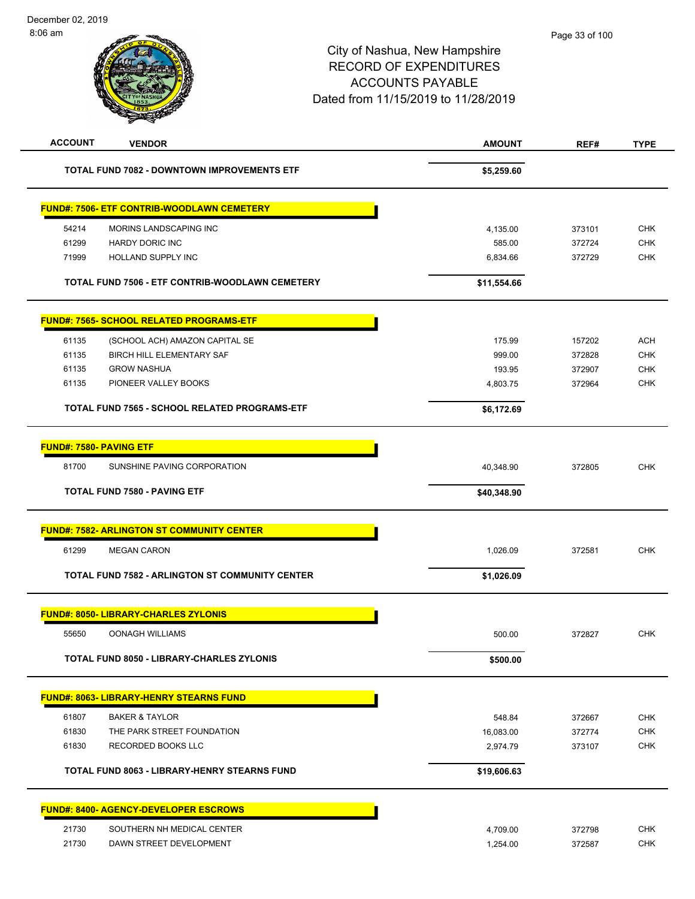| ACCOUNT | VENDOR | AMOUNT | REF# | TYPE |
|---|---|---|---|---|
| | **TOTAL FUND 7082 - DOWNTOWN IMPROVEMENTS ETF** | **$5,259.60** | | |
| **FUND#: 7506- ETF CONTRIB-WOODLAWN CEMETERY** | | | | |
| 54214 | MORINS LANDSCAPING INC | 4,135.00 | 373101 | CHK |
| 61299 | HARDY DORIC INC | 585.00 | 372724 | CHK |
| 71999 | HOLLAND SUPPLY INC | 6,834.66 | 372729 | CHK |
| | **TOTAL FUND 7506 - ETF CONTRIB-WOODLAWN CEMETERY** | **$11,554.66** | | |
| **FUND#: 7565- SCHOOL RELATED PROGRAMS-ETF** | | | | |
| 61135 | (SCHOOL ACH) AMAZON CAPITAL SE | 175.99 | 157202 | ACH |
| 61135 | BIRCH HILL ELEMENTARY SAF | 999.00 | 372828 | CHK |
| 61135 | GROW NASHUA | 193.95 | 372907 | CHK |
| 61135 | PIONEER VALLEY BOOKS | 4,803.75 | 372964 | CHK |
| | **TOTAL FUND 7565 - SCHOOL RELATED PROGRAMS-ETF** | **$6,172.69** | | |
| **FUND#: 7580- PAVING ETF** | | | | |
| 81700 | SUNSHINE PAVING CORPORATION | 40,348.90 | 372805 | CHK |
| | **TOTAL FUND 7580 - PAVING ETF** | **$40,348.90** | | |
| **FUND#: 7582- ARLINGTON ST COMMUNITY CENTER** | | | | |
| 61299 | MEGAN CARON | 1,026.09 | 372581 | CHK |
| | **TOTAL FUND 7582 - ARLINGTON ST COMMUNITY CENTER** | **$1,026.09** | | |
| **FUND#: 8050- LIBRARY-CHARLES ZYLONIS** | | | | |
| 55650 | OONAGH WILLIAMS | 500.00 | 372827 | CHK |
| | **TOTAL FUND 8050 - LIBRARY-CHARLES ZYLONIS** | **$500.00** | | |
| **FUND#: 8063- LIBRARY-HENRY STEARNS FUND** | | | | |
| 61807 | BAKER & TAYLOR | 548.84 | 372667 | CHK |
| 61830 | THE PARK STREET FOUNDATION | 16,083.00 | 372774 | CHK |
| 61830 | RECORDED BOOKS LLC | 2,974.79 | 373107 | CHK |
| | **TOTAL FUND 8063 - LIBRARY-HENRY STEARNS FUND** | **$19,606.63** | | |
| **FUND#: 8400- AGENCY-DEVELOPER ESCROWS** | | | | |
| 21730 | SOUTHERN NH MEDICAL CENTER | 4,709.00 | 372798 | CHK |
| 21730 | DAWN STREET DEVELOPMENT | 1,254.00 | 372587 | CHK |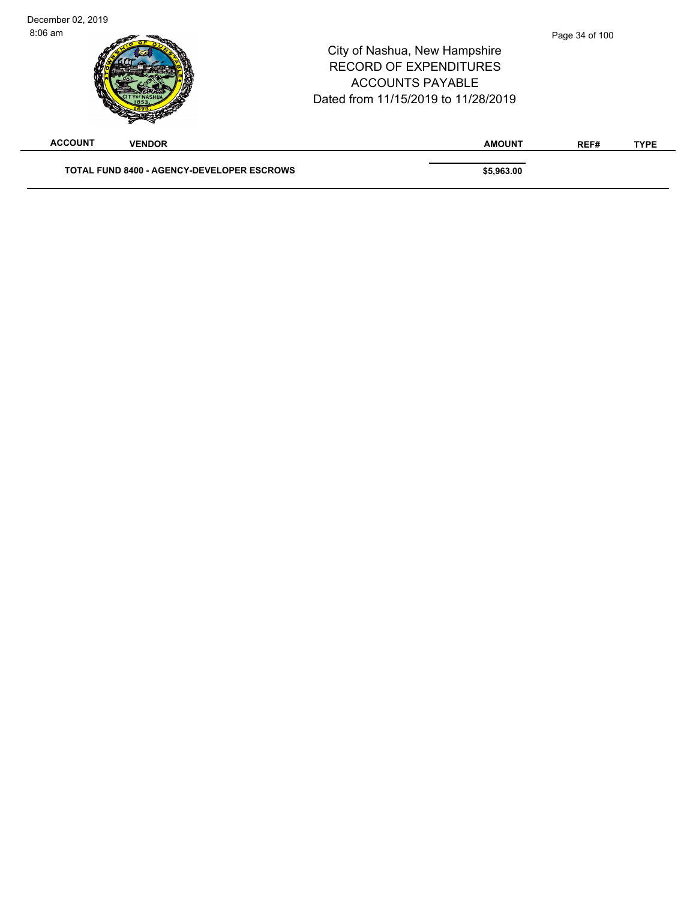| ACCOUNT | VENDOR | AMOUNT | REF# | TYPE |
|---|---|---|---|---|
| | **TOTAL FUND 8400 - AGENCY-DEVELOPER ESCROWS** | **$5,963.00** | | |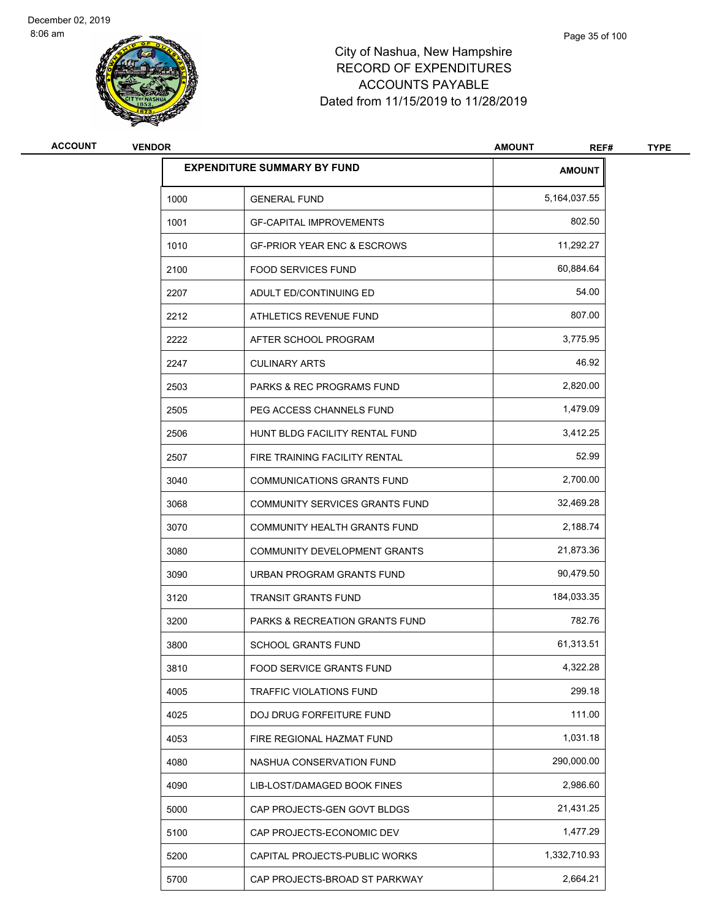# City of Nashua, New Hampshire
## RECORD OF EXPENDITURES
## ACCOUNTS PAYABLE
## Dated from 11/15/2019 to 11/28/2019

| ACCOUNT | VENDOR | AMOUNT | REF# | TYPE |
|---|---|---|---|---|

| EXPENDITURE SUMMARY BY FUND | | AMOUNT |
|---|---|---|
| 1000 | GENERAL FUND | 5,164,037.55 |
| 1001 | GF-CAPITAL IMPROVEMENTS | 802.50 |
| 1010 | GF-PRIOR YEAR ENC & ESCROWS | 11,292.27 |
| 2100 | FOOD SERVICES FUND | 60,884.64 |
| 2207 | ADULT ED/CONTINUING ED | 54.00 |
| 2212 | ATHLETICS REVENUE FUND | 807.00 |
| 2222 | AFTER SCHOOL PROGRAM | 3,775.95 |
| 2247 | CULINARY ARTS | 46.92 |
| 2503 | PARKS & REC PROGRAMS FUND | 2,820.00 |
| 2505 | PEG ACCESS CHANNELS FUND | 1,479.09 |
| 2506 | HUNT BLDG FACILITY RENTAL FUND | 3,412.25 |
| 2507 | FIRE TRAINING FACILITY RENTAL | 52.99 |
| 3040 | COMMUNICATIONS GRANTS FUND | 2,700.00 |
| 3068 | COMMUNITY SERVICES GRANTS FUND | 32,469.28 |
| 3070 | COMMUNITY HEALTH GRANTS FUND | 2,188.74 |
| 3080 | COMMUNITY DEVELOPMENT GRANTS | 21,873.36 |
| 3090 | URBAN PROGRAM GRANTS FUND | 90,479.50 |
| 3120 | TRANSIT GRANTS FUND | 184,033.35 |
| 3200 | PARKS & RECREATION GRANTS FUND | 782.76 |
| 3800 | SCHOOL GRANTS FUND | 61,313.51 |
| 3810 | FOOD SERVICE GRANTS FUND | 4,322.28 |
| 4005 | TRAFFIC VIOLATIONS FUND | 299.18 |
| 4025 | DOJ DRUG FORFEITURE FUND | 111.00 |
| 4053 | FIRE REGIONAL HAZMAT FUND | 1,031.18 |
| 4080 | NASHUA CONSERVATION FUND | 290,000.00 |
| 4090 | LIB-LOST/DAMAGED BOOK FINES | 2,986.60 |
| 5000 | CAP PROJECTS-GEN GOVT BLDGS | 21,431.25 |
| 5100 | CAP PROJECTS-ECONOMIC DEV | 1,477.29 |
| 5200 | CAPITAL PROJECTS-PUBLIC WORKS | 1,332,710.93 |
| 5700 | CAP PROJECTS-BROAD ST PARKWAY | 2,664.21 |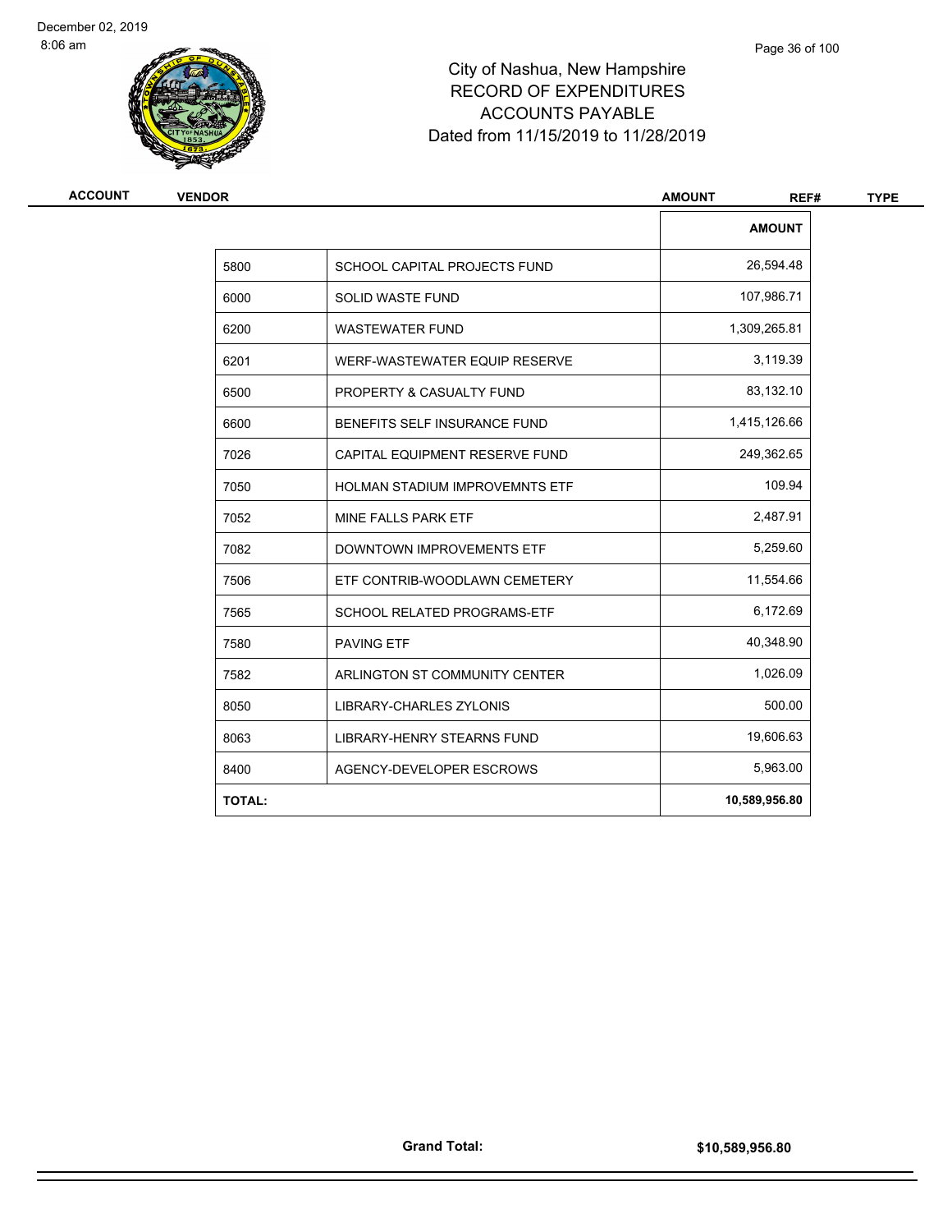City of Nashua, New Hampshire
RECORD OF EXPENDITURES
ACCOUNTS PAYABLE
Dated from 11/15/2019 to 11/28/2019

| ACCOUNT | VENDOR | AMOUNT | REF# | TYPE |
|---|---|---|---|---|

| | | AMOUNT |
|---|---|---|
| 5800 | SCHOOL CAPITAL PROJECTS FUND | 26,594.48 |
| 6000 | SOLID WASTE FUND | 107,986.71 |
| 6200 | WASTEWATER FUND | 1,309,265.81 |
| 6201 | WERF-WASTEWATER EQUIP RESERVE | 3,119.39 |
| 6500 | PROPERTY & CASUALTY FUND | 83,132.10 |
| 6600 | BENEFITS SELF INSURANCE FUND | 1,415,126.66 |
| 7026 | CAPITAL EQUIPMENT RESERVE FUND | 249,362.65 |
| 7050 | HOLMAN STADIUM IMPROVEMNTS ETF | 109.94 |
| 7052 | MINE FALLS PARK ETF | 2,487.91 |
| 7082 | DOWNTOWN IMPROVEMENTS ETF | 5,259.60 |
| 7506 | ETF CONTRIB-WOODLAWN CEMETERY | 11,554.66 |
| 7565 | SCHOOL RELATED PROGRAMS-ETF | 6,172.69 |
| 7580 | PAVING ETF | 40,348.90 |
| 7582 | ARLINGTON ST COMMUNITY CENTER | 1,026.09 |
| 8050 | LIBRARY-CHARLES ZYLONIS | 500.00 |
| 8063 | LIBRARY-HENRY STEARNS FUND | 19,606.63 |
| 8400 | AGENCY-DEVELOPER ESCROWS | 5,963.00 |
| **TOTAL:** | | **10,589,956.80** |

**Grand Total:** **$10,589,956.80**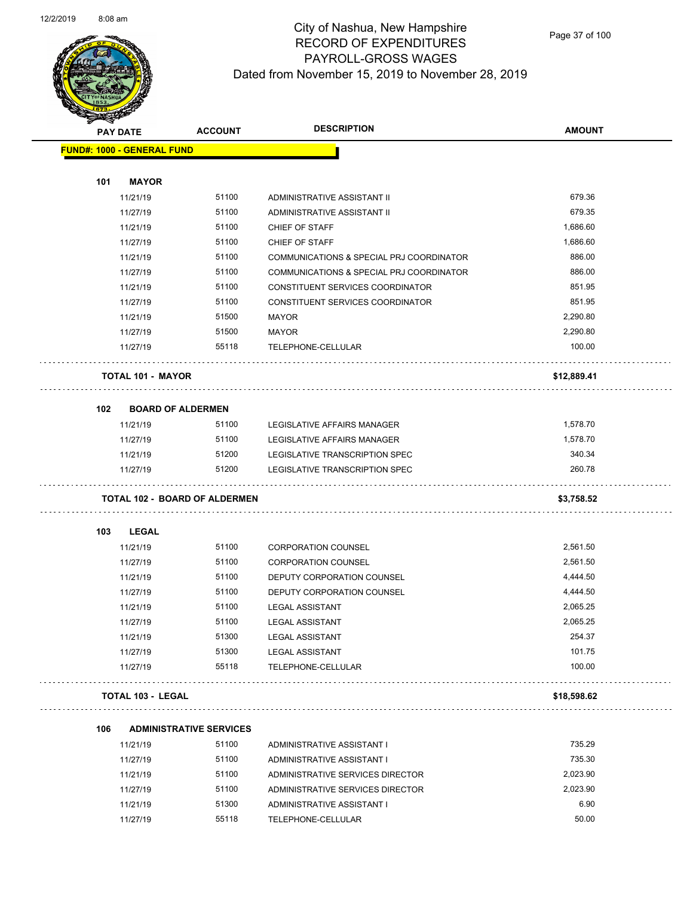# City of Nashua, New Hampshire
## RECORD OF EXPENDITURES
## PAYROLL-GROSS WAGES
## Dated from November 15, 2019 to November 28, 2019

**FUND#: 1000 - GENERAL FUND**

| PAY DATE | ACCOUNT | DESCRIPTION | AMOUNT |
|---|---|---|---|
| **101 MAYOR** | | | |
| 11/21/19 | 51100 | ADMINISTRATIVE ASSISTANT II | 679.36 |
| 11/27/19 | 51100 | ADMINISTRATIVE ASSISTANT II | 679.35 |
| 11/21/19 | 51100 | CHIEF OF STAFF | 1,686.60 |
| 11/27/19 | 51100 | CHIEF OF STAFF | 1,686.60 |
| 11/21/19 | 51100 | COMMUNICATIONS & SPECIAL PRJ COORDINATOR | 886.00 |
| 11/27/19 | 51100 | COMMUNICATIONS & SPECIAL PRJ COORDINATOR | 886.00 |
| 11/21/19 | 51100 | CONSTITUENT SERVICES COORDINATOR | 851.95 |
| 11/27/19 | 51100 | CONSTITUENT SERVICES COORDINATOR | 851.95 |
| 11/21/19 | 51500 | MAYOR | 2,290.80 |
| 11/27/19 | 51500 | MAYOR | 2,290.80 |
| 11/27/19 | 55118 | TELEPHONE-CELLULAR | 100.00 |
| **TOTAL 101 - MAYOR** | | | **$12,889.41** |
| **102 BOARD OF ALDERMEN** | | | |
| 11/21/19 | 51100 | LEGISLATIVE AFFAIRS MANAGER | 1,578.70 |
| 11/27/19 | 51100 | LEGISLATIVE AFFAIRS MANAGER | 1,578.70 |
| 11/21/19 | 51200 | LEGISLATIVE TRANSCRIPTION SPEC | 340.34 |
| 11/27/19 | 51200 | LEGISLATIVE TRANSCRIPTION SPEC | 260.78 |
| **TOTAL 102 - BOARD OF ALDERMEN** | | | **$3,758.52** |
| **103 LEGAL** | | | |
| 11/21/19 | 51100 | CORPORATION COUNSEL | 2,561.50 |
| 11/27/19 | 51100 | CORPORATION COUNSEL | 2,561.50 |
| 11/21/19 | 51100 | DEPUTY CORPORATION COUNSEL | 4,444.50 |
| 11/27/19 | 51100 | DEPUTY CORPORATION COUNSEL | 4,444.50 |
| 11/21/19 | 51100 | LEGAL ASSISTANT | 2,065.25 |
| 11/27/19 | 51100 | LEGAL ASSISTANT | 2,065.25 |
| 11/21/19 | 51300 | LEGAL ASSISTANT | 254.37 |
| 11/27/19 | 51300 | LEGAL ASSISTANT | 101.75 |
| 11/27/19 | 55118 | TELEPHONE-CELLULAR | 100.00 |
| **TOTAL 103 - LEGAL** | | | **$18,598.62** |
| **106 ADMINISTRATIVE SERVICES** | | | |
| 11/21/19 | 51100 | ADMINISTRATIVE ASSISTANT I | 735.29 |
| 11/27/19 | 51100 | ADMINISTRATIVE ASSISTANT I | 735.30 |
| 11/21/19 | 51100 | ADMINISTRATIVE SERVICES DIRECTOR | 2,023.90 |
| 11/27/19 | 51100 | ADMINISTRATIVE SERVICES DIRECTOR | 2,023.90 |
| 11/21/19 | 51300 | ADMINISTRATIVE ASSISTANT I | 6.90 |
| 11/27/19 | 55118 | TELEPHONE-CELLULAR | 50.00 |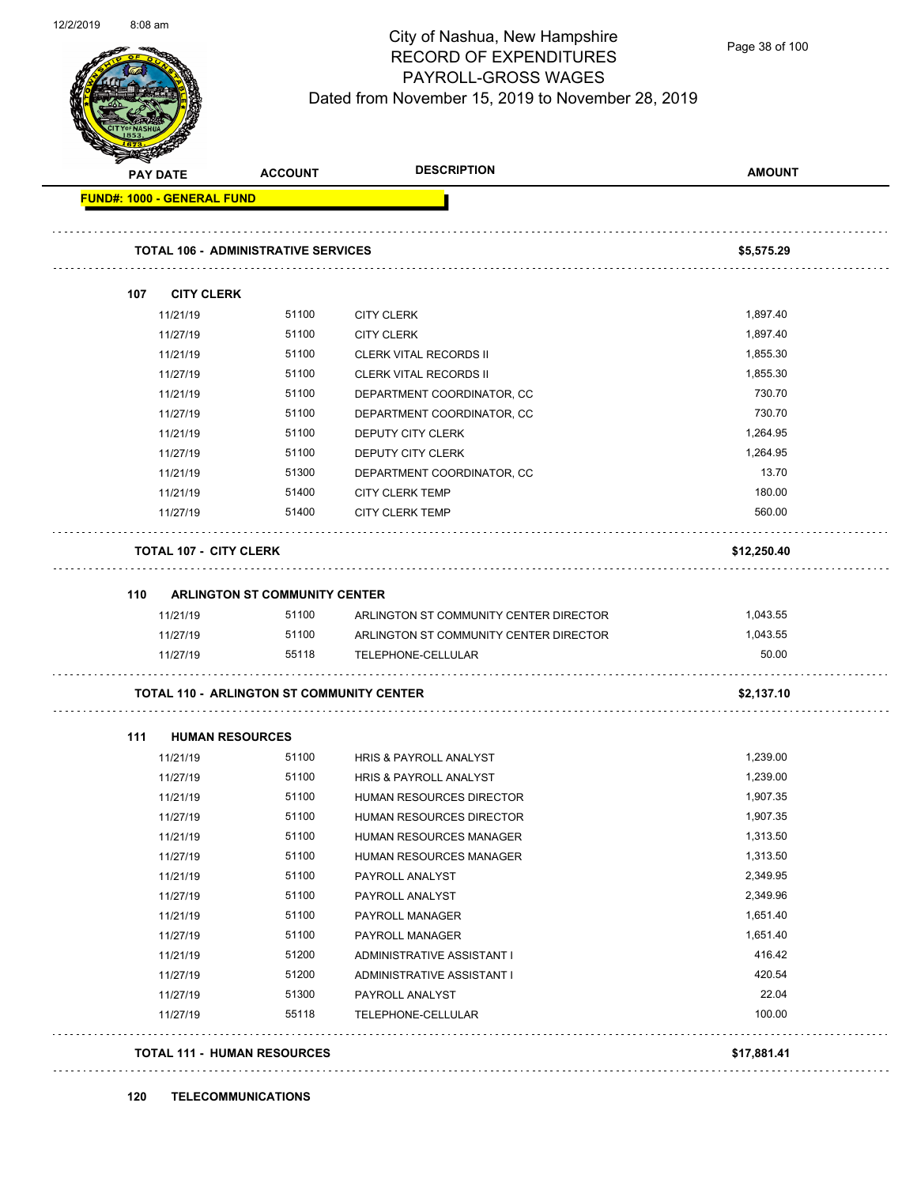# City of Nashua, New Hampshire
## RECORD OF EXPENDITURES
## PAYROLL-GROSS WAGES
### Dated from November 15, 2019 to November 28, 2019

12/2/2019 8:08 am

| PAY DATE | ACCOUNT | DESCRIPTION | AMOUNT |
|---|---|---|---|
| **FUND#: 1000 - GENERAL FUND** | | | |
| **TOTAL 106 - ADMINISTRATIVE SERVICES** | | | **$5,575.29** |
| **107 CITY CLERK** | | | |
| 11/21/19 | 51100 | CITY CLERK | 1,897.40 |
| 11/27/19 | 51100 | CITY CLERK | 1,897.40 |
| 11/21/19 | 51100 | CLERK VITAL RECORDS II | 1,855.30 |
| 11/27/19 | 51100 | CLERK VITAL RECORDS II | 1,855.30 |
| 11/21/19 | 51100 | DEPARTMENT COORDINATOR, CC | 730.70 |
| 11/27/19 | 51100 | DEPARTMENT COORDINATOR, CC | 730.70 |
| 11/21/19 | 51100 | DEPUTY CITY CLERK | 1,264.95 |
| 11/27/19 | 51100 | DEPUTY CITY CLERK | 1,264.95 |
| 11/21/19 | 51300 | DEPARTMENT COORDINATOR, CC | 13.70 |
| 11/21/19 | 51400 | CITY CLERK TEMP | 180.00 |
| 11/27/19 | 51400 | CITY CLERK TEMP | 560.00 |
| **TOTAL 107 - CITY CLERK** | | | **$12,250.40** |
| **110 ARLINGTON ST COMMUNITY CENTER** | | | |
| 11/21/19 | 51100 | ARLINGTON ST COMMUNITY CENTER DIRECTOR | 1,043.55 |
| 11/27/19 | 51100 | ARLINGTON ST COMMUNITY CENTER DIRECTOR | 1,043.55 |
| 11/27/19 | 55118 | TELEPHONE-CELLULAR | 50.00 |
| **TOTAL 110 - ARLINGTON ST COMMUNITY CENTER** | | | **$2,137.10** |
| **111 HUMAN RESOURCES** | | | |
| 11/21/19 | 51100 | HRIS & PAYROLL ANALYST | 1,239.00 |
| 11/27/19 | 51100 | HRIS & PAYROLL ANALYST | 1,239.00 |
| 11/21/19 | 51100 | HUMAN RESOURCES DIRECTOR | 1,907.35 |
| 11/27/19 | 51100 | HUMAN RESOURCES DIRECTOR | 1,907.35 |
| 11/21/19 | 51100 | HUMAN RESOURCES MANAGER | 1,313.50 |
| 11/27/19 | 51100 | HUMAN RESOURCES MANAGER | 1,313.50 |
| 11/21/19 | 51100 | PAYROLL ANALYST | 2,349.95 |
| 11/27/19 | 51100 | PAYROLL ANALYST | 2,349.96 |
| 11/21/19 | 51100 | PAYROLL MANAGER | 1,651.40 |
| 11/27/19 | 51100 | PAYROLL MANAGER | 1,651.40 |
| 11/21/19 | 51200 | ADMINISTRATIVE ASSISTANT I | 416.42 |
| 11/27/19 | 51200 | ADMINISTRATIVE ASSISTANT I | 420.54 |
| 11/27/19 | 51300 | PAYROLL ANALYST | 22.04 |
| 11/27/19 | 55118 | TELEPHONE-CELLULAR | 100.00 |
| **TOTAL 111 - HUMAN RESOURCES** | | | **$17,881.41** |
| **120 TELECOMMUNICATIONS** | | | |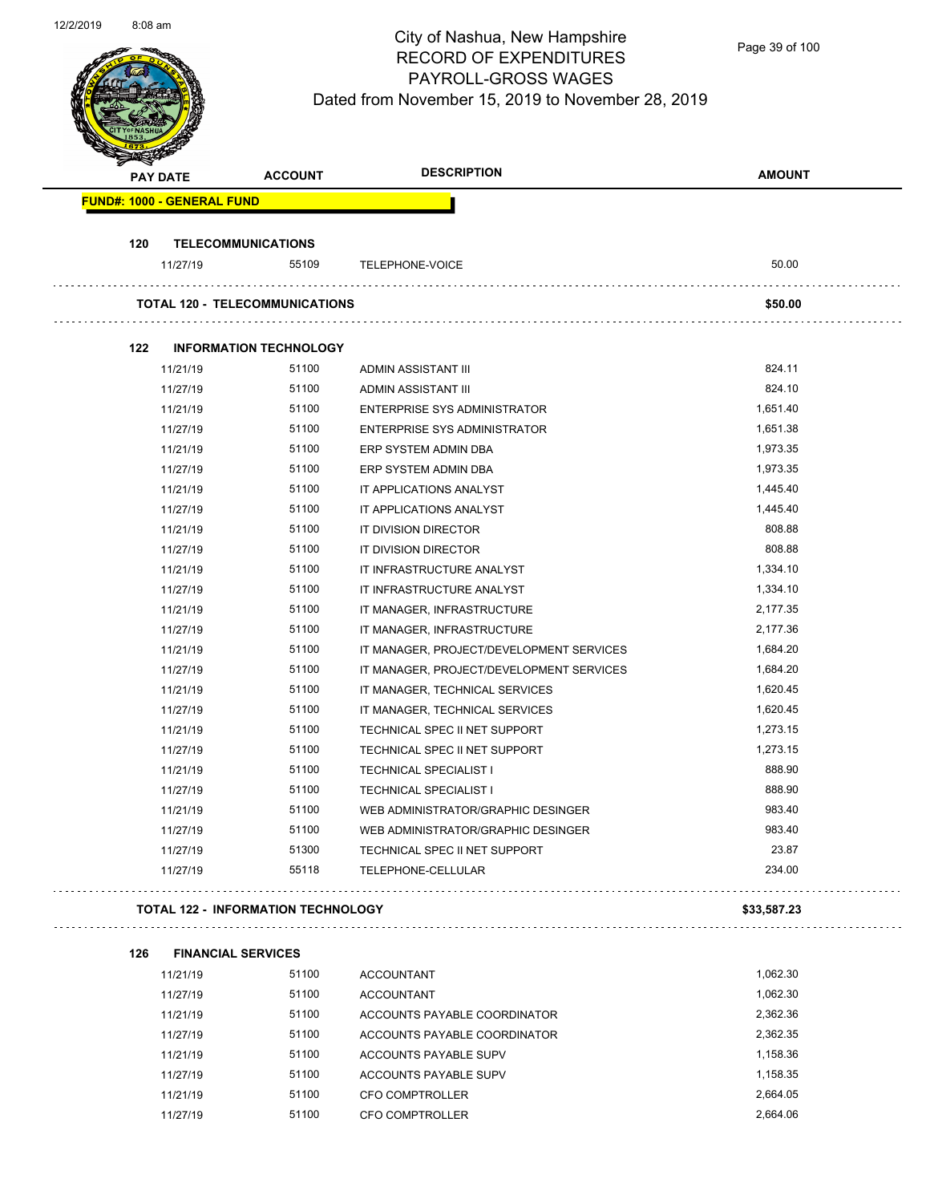# City of Nashua, New Hampshire
## RECORD OF EXPENDITURES
## PAYROLL-GROSS WAGES
## Dated from November 15, 2019 to November 28, 2019

| PAY DATE | ACCOUNT | DESCRIPTION | AMOUNT |
|---|---|---|---|
| **FUND#: 1000 - GENERAL FUND** | | | |
| **120 TELECOMMUNICATIONS** | | | |
| 11/27/19 | 55109 | TELEPHONE-VOICE | 50.00 |
| **TOTAL 120 - TELECOMMUNICATIONS** | | | **$50.00** |
| **122 INFORMATION TECHNOLOGY** | | | |
| 11/21/19 | 51100 | ADMIN ASSISTANT III | 824.11 |
| 11/27/19 | 51100 | ADMIN ASSISTANT III | 824.10 |
| 11/21/19 | 51100 | ENTERPRISE SYS ADMINISTRATOR | 1,651.40 |
| 11/27/19 | 51100 | ENTERPRISE SYS ADMINISTRATOR | 1,651.38 |
| 11/21/19 | 51100 | ERP SYSTEM ADMIN DBA | 1,973.35 |
| 11/27/19 | 51100 | ERP SYSTEM ADMIN DBA | 1,973.35 |
| 11/21/19 | 51100 | IT APPLICATIONS ANALYST | 1,445.40 |
| 11/27/19 | 51100 | IT APPLICATIONS ANALYST | 1,445.40 |
| 11/21/19 | 51100 | IT DIVISION DIRECTOR | 808.88 |
| 11/27/19 | 51100 | IT DIVISION DIRECTOR | 808.88 |
| 11/21/19 | 51100 | IT INFRASTRUCTURE ANALYST | 1,334.10 |
| 11/27/19 | 51100 | IT INFRASTRUCTURE ANALYST | 1,334.10 |
| 11/21/19 | 51100 | IT MANAGER, INFRASTRUCTURE | 2,177.35 |
| 11/27/19 | 51100 | IT MANAGER, INFRASTRUCTURE | 2,177.36 |
| 11/21/19 | 51100 | IT MANAGER, PROJECT/DEVELOPMENT SERVICES | 1,684.20 |
| 11/27/19 | 51100 | IT MANAGER, PROJECT/DEVELOPMENT SERVICES | 1,684.20 |
| 11/21/19 | 51100 | IT MANAGER, TECHNICAL SERVICES | 1,620.45 |
| 11/27/19 | 51100 | IT MANAGER, TECHNICAL SERVICES | 1,620.45 |
| 11/21/19 | 51100 | TECHNICAL SPEC II NET SUPPORT | 1,273.15 |
| 11/27/19 | 51100 | TECHNICAL SPEC II NET SUPPORT | 1,273.15 |
| 11/21/19 | 51100 | TECHNICAL SPECIALIST I | 888.90 |
| 11/27/19 | 51100 | TECHNICAL SPECIALIST I | 888.90 |
| 11/21/19 | 51100 | WEB ADMINISTRATOR/GRAPHIC DESINGER | 983.40 |
| 11/27/19 | 51100 | WEB ADMINISTRATOR/GRAPHIC DESINGER | 983.40 |
| 11/27/19 | 51300 | TECHNICAL SPEC II NET SUPPORT | 23.87 |
| 11/27/19 | 55118 | TELEPHONE-CELLULAR | 234.00 |
| **TOTAL 122 - INFORMATION TECHNOLOGY** | | | **$33,587.23** |
| **126 FINANCIAL SERVICES** | | | |
| 11/21/19 | 51100 | ACCOUNTANT | 1,062.30 |
| 11/27/19 | 51100 | ACCOUNTANT | 1,062.30 |
| 11/21/19 | 51100 | ACCOUNTS PAYABLE COORDINATOR | 2,362.36 |
| 11/27/19 | 51100 | ACCOUNTS PAYABLE COORDINATOR | 2,362.35 |
| 11/21/19 | 51100 | ACCOUNTS PAYABLE SUPV | 1,158.36 |
| 11/27/19 | 51100 | ACCOUNTS PAYABLE SUPV | 1,158.35 |
| 11/21/19 | 51100 | CFO COMPTROLLER | 2,664.05 |
| 11/27/19 | 51100 | CFO COMPTROLLER | 2,664.06 |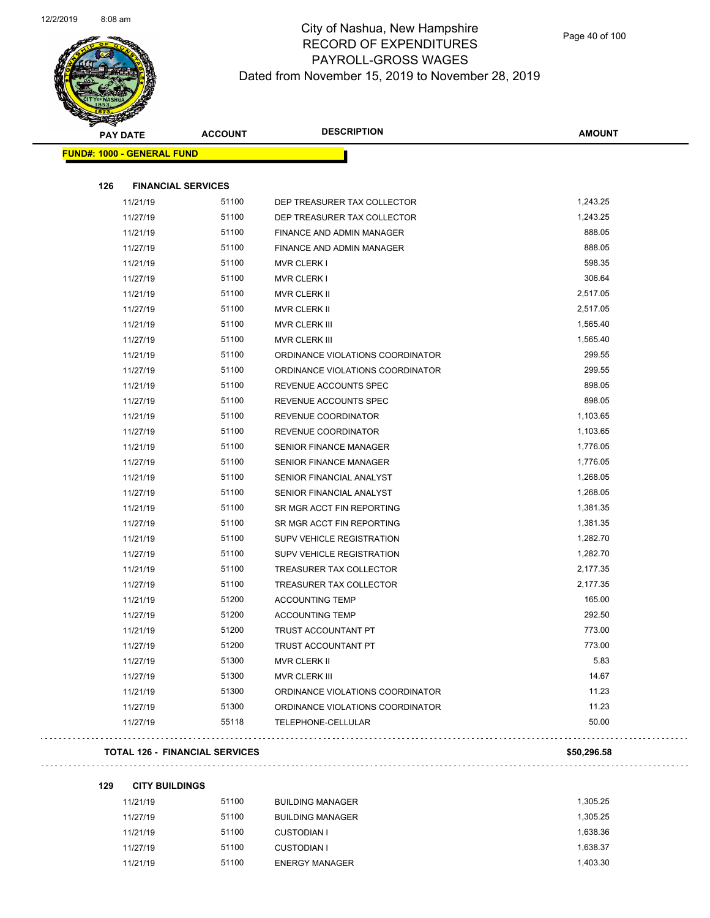# City of Nashua, New Hampshire
## RECORD OF EXPENDITURES
## PAYROLL-GROSS WAGES
### Dated from November 15, 2019 to November 28, 2019

| PAY DATE | ACCOUNT | DESCRIPTION | AMOUNT |
|---|---|---|---|

**FUND#: 1000 - GENERAL FUND**

**126 FINANCIAL SERVICES**

| PAY DATE | ACCOUNT | DESCRIPTION | AMOUNT |
|---|---|---|---|
| 11/21/19 | 51100 | DEP TREASURER TAX COLLECTOR | 1,243.25 |
| 11/27/19 | 51100 | DEP TREASURER TAX COLLECTOR | 1,243.25 |
| 11/21/19 | 51100 | FINANCE AND ADMIN MANAGER | 888.05 |
| 11/27/19 | 51100 | FINANCE AND ADMIN MANAGER | 888.05 |
| 11/21/19 | 51100 | MVR CLERK I | 598.35 |
| 11/27/19 | 51100 | MVR CLERK I | 306.64 |
| 11/21/19 | 51100 | MVR CLERK II | 2,517.05 |
| 11/27/19 | 51100 | MVR CLERK II | 2,517.05 |
| 11/21/19 | 51100 | MVR CLERK III | 1,565.40 |
| 11/27/19 | 51100 | MVR CLERK III | 1,565.40 |
| 11/21/19 | 51100 | ORDINANCE VIOLATIONS COORDINATOR | 299.55 |
| 11/27/19 | 51100 | ORDINANCE VIOLATIONS COORDINATOR | 299.55 |
| 11/21/19 | 51100 | REVENUE ACCOUNTS SPEC | 898.05 |
| 11/27/19 | 51100 | REVENUE ACCOUNTS SPEC | 898.05 |
| 11/21/19 | 51100 | REVENUE COORDINATOR | 1,103.65 |
| 11/27/19 | 51100 | REVENUE COORDINATOR | 1,103.65 |
| 11/21/19 | 51100 | SENIOR FINANCE MANAGER | 1,776.05 |
| 11/27/19 | 51100 | SENIOR FINANCE MANAGER | 1,776.05 |
| 11/21/19 | 51100 | SENIOR FINANCIAL ANALYST | 1,268.05 |
| 11/27/19 | 51100 | SENIOR FINANCIAL ANALYST | 1,268.05 |
| 11/21/19 | 51100 | SR MGR ACCT FIN REPORTING | 1,381.35 |
| 11/27/19 | 51100 | SR MGR ACCT FIN REPORTING | 1,381.35 |
| 11/21/19 | 51100 | SUPV VEHICLE REGISTRATION | 1,282.70 |
| 11/27/19 | 51100 | SUPV VEHICLE REGISTRATION | 1,282.70 |
| 11/21/19 | 51100 | TREASURER TAX COLLECTOR | 2,177.35 |
| 11/27/19 | 51100 | TREASURER TAX COLLECTOR | 2,177.35 |
| 11/21/19 | 51200 | ACCOUNTING TEMP | 165.00 |
| 11/27/19 | 51200 | ACCOUNTING TEMP | 292.50 |
| 11/21/19 | 51200 | TRUST ACCOUNTANT PT | 773.00 |
| 11/27/19 | 51200 | TRUST ACCOUNTANT PT | 773.00 |
| 11/27/19 | 51300 | MVR CLERK II | 5.83 |
| 11/27/19 | 51300 | MVR CLERK III | 14.67 |
| 11/21/19 | 51300 | ORDINANCE VIOLATIONS COORDINATOR | 11.23 |
| 11/27/19 | 51300 | ORDINANCE VIOLATIONS COORDINATOR | 11.23 |
| 11/27/19 | 55118 | TELEPHONE-CELLULAR | 50.00 |

**TOTAL 126 - FINANCIAL SERVICES** **$50,296.58**

**129 CITY BUILDINGS**

| PAY DATE | ACCOUNT | DESCRIPTION | AMOUNT |
|---|---|---|---|
| 11/21/19 | 51100 | BUILDING MANAGER | 1,305.25 |
| 11/27/19 | 51100 | BUILDING MANAGER | 1,305.25 |
| 11/21/19 | 51100 | CUSTODIAN I | 1,638.36 |
| 11/27/19 | 51100 | CUSTODIAN I | 1,638.37 |
| 11/21/19 | 51100 | ENERGY MANAGER | 1,403.30 |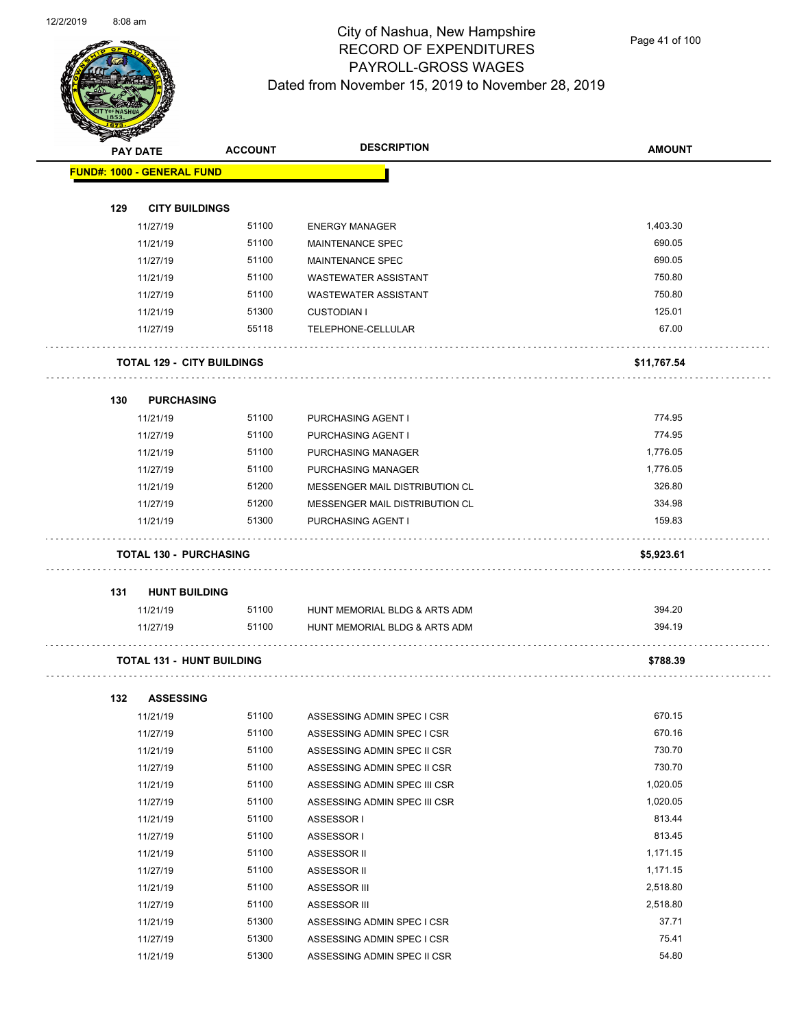# City of Nashua, New Hampshire
## RECORD OF EXPENDITURES
## PAYROLL-GROSS WAGES
## Dated from November 15, 2019 to November 28, 2019

| PAY DATE | ACCOUNT | DESCRIPTION | AMOUNT |
|---|---|---|---|
| **FUND#: 1000 - GENERAL FUND** | | | |
| **129 CITY BUILDINGS** | | | |
| 11/27/19 | 51100 | ENERGY MANAGER | 1,403.30 |
| 11/21/19 | 51100 | MAINTENANCE SPEC | 690.05 |
| 11/27/19 | 51100 | MAINTENANCE SPEC | 690.05 |
| 11/21/19 | 51100 | WASTEWATER ASSISTANT | 750.80 |
| 11/27/19 | 51100 | WASTEWATER ASSISTANT | 750.80 |
| 11/21/19 | 51300 | CUSTODIAN I | 125.01 |
| 11/27/19 | 55118 | TELEPHONE-CELLULAR | 67.00 |
| **TOTAL 129 - CITY BUILDINGS** | | | **$11,767.54** |
| **130 PURCHASING** | | | |
| 11/21/19 | 51100 | PURCHASING AGENT I | 774.95 |
| 11/27/19 | 51100 | PURCHASING AGENT I | 774.95 |
| 11/21/19 | 51100 | PURCHASING MANAGER | 1,776.05 |
| 11/27/19 | 51100 | PURCHASING MANAGER | 1,776.05 |
| 11/21/19 | 51200 | MESSENGER MAIL DISTRIBUTION CL | 326.80 |
| 11/27/19 | 51200 | MESSENGER MAIL DISTRIBUTION CL | 334.98 |
| 11/21/19 | 51300 | PURCHASING AGENT I | 159.83 |
| **TOTAL 130 - PURCHASING** | | | **$5,923.61** |
| **131 HUNT BUILDING** | | | |
| 11/21/19 | 51100 | HUNT MEMORIAL BLDG & ARTS ADM | 394.20 |
| 11/27/19 | 51100 | HUNT MEMORIAL BLDG & ARTS ADM | 394.19 |
| **TOTAL 131 - HUNT BUILDING** | | | **$788.39** |
| **132 ASSESSING** | | | |
| 11/21/19 | 51100 | ASSESSING ADMIN SPEC I CSR | 670.15 |
| 11/27/19 | 51100 | ASSESSING ADMIN SPEC I CSR | 670.16 |
| 11/21/19 | 51100 | ASSESSING ADMIN SPEC II CSR | 730.70 |
| 11/27/19 | 51100 | ASSESSING ADMIN SPEC II CSR | 730.70 |
| 11/21/19 | 51100 | ASSESSING ADMIN SPEC III CSR | 1,020.05 |
| 11/27/19 | 51100 | ASSESSING ADMIN SPEC III CSR | 1,020.05 |
| 11/21/19 | 51100 | ASSESSOR I | 813.44 |
| 11/27/19 | 51100 | ASSESSOR I | 813.45 |
| 11/21/19 | 51100 | ASSESSOR II | 1,171.15 |
| 11/27/19 | 51100 | ASSESSOR II | 1,171.15 |
| 11/21/19 | 51100 | ASSESSOR III | 2,518.80 |
| 11/27/19 | 51100 | ASSESSOR III | 2,518.80 |
| 11/21/19 | 51300 | ASSESSING ADMIN SPEC I CSR | 37.71 |
| 11/27/19 | 51300 | ASSESSING ADMIN SPEC I CSR | 75.41 |
| 11/21/19 | 51300 | ASSESSING ADMIN SPEC II CSR | 54.80 |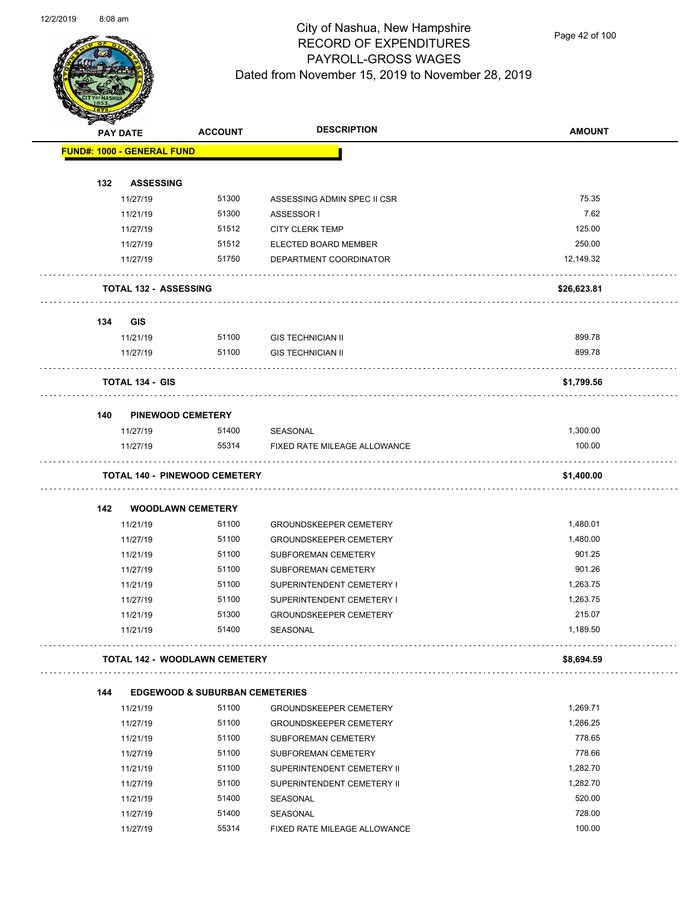# City of Nashua, New Hampshire
## RECORD OF EXPENDITURES
## PAYROLL-GROSS WAGES
## Dated from November 15, 2019 to November 28, 2019

| PAY DATE | ACCOUNT | DESCRIPTION | AMOUNT |
|---|---|---|---|
| **FUND#: 1000 - GENERAL FUND** | | | |
| **132 ASSESSING** | | | |
| 11/27/19 | 51300 | ASSESSING ADMIN SPEC II CSR | 75.35 |
| 11/21/19 | 51300 | ASSESSOR I | 7.62 |
| 11/27/19 | 51512 | CITY CLERK TEMP | 125.00 |
| 11/27/19 | 51512 | ELECTED BOARD MEMBER | 250.00 |
| 11/27/19 | 51750 | DEPARTMENT COORDINATOR | 12,149.32 |
| **TOTAL 132 - ASSESSING** | | | **$26,623.81** |
| **134 GIS** | | | |
| 11/21/19 | 51100 | GIS TECHNICIAN II | 899.78 |
| 11/27/19 | 51100 | GIS TECHNICIAN II | 899.78 |
| **TOTAL 134 - GIS** | | | **$1,799.56** |
| **140 PINEWOOD CEMETERY** | | | |
| 11/27/19 | 51400 | SEASONAL | 1,300.00 |
| 11/27/19 | 55314 | FIXED RATE MILEAGE ALLOWANCE | 100.00 |
| **TOTAL 140 - PINEWOOD CEMETERY** | | | **$1,400.00** |
| **142 WOODLAWN CEMETERY** | | | |
| 11/21/19 | 51100 | GROUNDSKEEPER CEMETERY | 1,480.01 |
| 11/27/19 | 51100 | GROUNDSKEEPER CEMETERY | 1,480.00 |
| 11/21/19 | 51100 | SUBFOREMAN CEMETERY | 901.25 |
| 11/27/19 | 51100 | SUBFOREMAN CEMETERY | 901.26 |
| 11/21/19 | 51100 | SUPERINTENDENT CEMETERY I | 1,263.75 |
| 11/27/19 | 51100 | SUPERINTENDENT CEMETERY I | 1,263.75 |
| 11/21/19 | 51300 | GROUNDSKEEPER CEMETERY | 215.07 |
| 11/21/19 | 51400 | SEASONAL | 1,189.50 |
| **TOTAL 142 - WOODLAWN CEMETERY** | | | **$8,694.59** |
| **144 EDGEWOOD & SUBURBAN CEMETERIES** | | | |
| 11/21/19 | 51100 | GROUNDSKEEPER CEMETERY | 1,269.71 |
| 11/27/19 | 51100 | GROUNDSKEEPER CEMETERY | 1,286.25 |
| 11/21/19 | 51100 | SUBFOREMAN CEMETERY | 778.65 |
| 11/27/19 | 51100 | SUBFOREMAN CEMETERY | 778.66 |
| 11/21/19 | 51100 | SUPERINTENDENT CEMETERY II | 1,282.70 |
| 11/27/19 | 51100 | SUPERINTENDENT CEMETERY II | 1,282.70 |
| 11/21/19 | 51400 | SEASONAL | 520.00 |
| 11/27/19 | 51400 | SEASONAL | 728.00 |
| 11/27/19 | 55314 | FIXED RATE MILEAGE ALLOWANCE | 100.00 |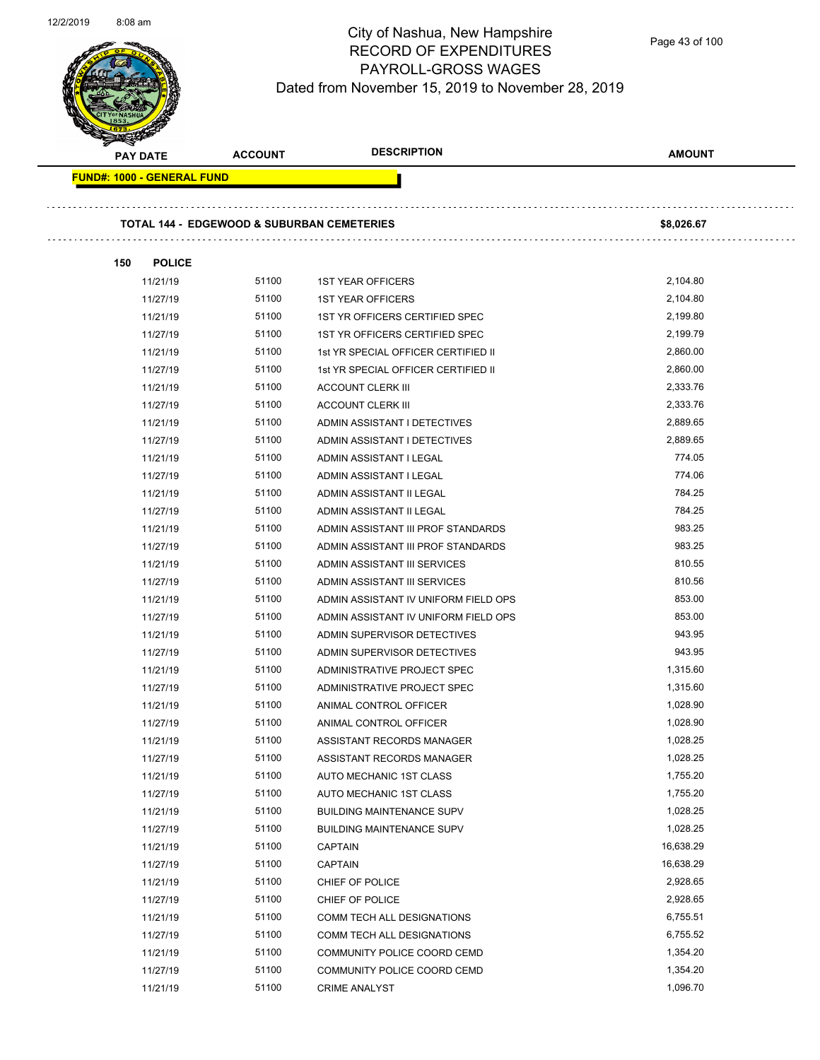# City of Nashua, New Hampshire
## RECORD OF EXPENDITURES
## PAYROLL-GROSS WAGES
## Dated from November 15, 2019 to November 28, 2019

| PAY DATE | ACCOUNT | DESCRIPTION | AMOUNT |
|---|---|---|---|

**FUND#: 1000 - GENERAL FUND**

**TOTAL 144 - EDGEWOOD & SUBURBAN CEMETERIES** **$8,026.67**

**150 POLICE**

| PAY DATE | ACCOUNT | DESCRIPTION | AMOUNT |
|---|---|---|---|
| 11/21/19 | 51100 | 1ST YEAR OFFICERS | 2,104.80 |
| 11/27/19 | 51100 | 1ST YEAR OFFICERS | 2,104.80 |
| 11/21/19 | 51100 | 1ST YR OFFICERS CERTIFIED SPEC | 2,199.80 |
| 11/27/19 | 51100 | 1ST YR OFFICERS CERTIFIED SPEC | 2,199.79 |
| 11/21/19 | 51100 | 1st YR SPECIAL OFFICER CERTIFIED II | 2,860.00 |
| 11/27/19 | 51100 | 1st YR SPECIAL OFFICER CERTIFIED II | 2,860.00 |
| 11/21/19 | 51100 | ACCOUNT CLERK III | 2,333.76 |
| 11/27/19 | 51100 | ACCOUNT CLERK III | 2,333.76 |
| 11/21/19 | 51100 | ADMIN ASSISTANT I DETECTIVES | 2,889.65 |
| 11/27/19 | 51100 | ADMIN ASSISTANT I DETECTIVES | 2,889.65 |
| 11/21/19 | 51100 | ADMIN ASSISTANT I LEGAL | 774.05 |
| 11/27/19 | 51100 | ADMIN ASSISTANT I LEGAL | 774.06 |
| 11/21/19 | 51100 | ADMIN ASSISTANT II LEGAL | 784.25 |
| 11/27/19 | 51100 | ADMIN ASSISTANT II LEGAL | 784.25 |
| 11/21/19 | 51100 | ADMIN ASSISTANT III PROF STANDARDS | 983.25 |
| 11/27/19 | 51100 | ADMIN ASSISTANT III PROF STANDARDS | 983.25 |
| 11/21/19 | 51100 | ADMIN ASSISTANT III SERVICES | 810.55 |
| 11/27/19 | 51100 | ADMIN ASSISTANT III SERVICES | 810.56 |
| 11/21/19 | 51100 | ADMIN ASSISTANT IV UNIFORM FIELD OPS | 853.00 |
| 11/27/19 | 51100 | ADMIN ASSISTANT IV UNIFORM FIELD OPS | 853.00 |
| 11/21/19 | 51100 | ADMIN SUPERVISOR DETECTIVES | 943.95 |
| 11/27/19 | 51100 | ADMIN SUPERVISOR DETECTIVES | 943.95 |
| 11/21/19 | 51100 | ADMINISTRATIVE PROJECT SPEC | 1,315.60 |
| 11/27/19 | 51100 | ADMINISTRATIVE PROJECT SPEC | 1,315.60 |
| 11/21/19 | 51100 | ANIMAL CONTROL OFFICER | 1,028.90 |
| 11/27/19 | 51100 | ANIMAL CONTROL OFFICER | 1,028.90 |
| 11/21/19 | 51100 | ASSISTANT RECORDS MANAGER | 1,028.25 |
| 11/27/19 | 51100 | ASSISTANT RECORDS MANAGER | 1,028.25 |
| 11/21/19 | 51100 | AUTO MECHANIC 1ST CLASS | 1,755.20 |
| 11/27/19 | 51100 | AUTO MECHANIC 1ST CLASS | 1,755.20 |
| 11/21/19 | 51100 | BUILDING MAINTENANCE SUPV | 1,028.25 |
| 11/27/19 | 51100 | BUILDING MAINTENANCE SUPV | 1,028.25 |
| 11/21/19 | 51100 | CAPTAIN | 16,638.29 |
| 11/27/19 | 51100 | CAPTAIN | 16,638.29 |
| 11/21/19 | 51100 | CHIEF OF POLICE | 2,928.65 |
| 11/27/19 | 51100 | CHIEF OF POLICE | 2,928.65 |
| 11/21/19 | 51100 | COMM TECH ALL DESIGNATIONS | 6,755.51 |
| 11/27/19 | 51100 | COMM TECH ALL DESIGNATIONS | 6,755.52 |
| 11/21/19 | 51100 | COMMUNITY POLICE COORD CEMD | 1,354.20 |
| 11/27/19 | 51100 | COMMUNITY POLICE COORD CEMD | 1,354.20 |
| 11/21/19 | 51100 | CRIME ANALYST | 1,096.70 |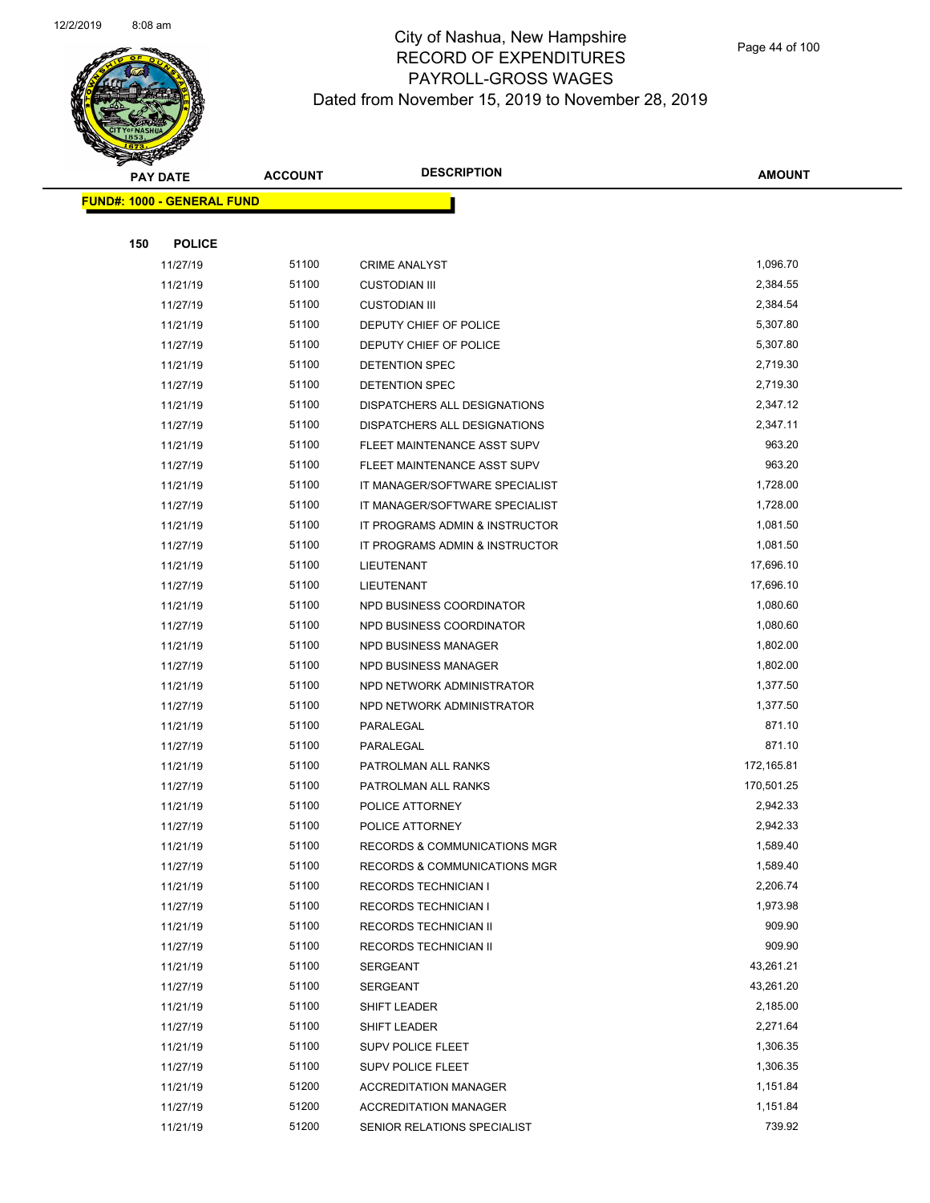# City of Nashua, New Hampshire
## RECORD OF EXPENDITURES
## PAYROLL-GROSS WAGES
## Dated from November 15, 2019 to November 28, 2019

**FUND#: 1000 - GENERAL FUND**

**150 POLICE**

| PAY DATE | ACCOUNT | DESCRIPTION | AMOUNT |
|---|---|---|---|
| 11/27/19 | 51100 | CRIME ANALYST | 1,096.70 |
| 11/21/19 | 51100 | CUSTODIAN III | 2,384.55 |
| 11/27/19 | 51100 | CUSTODIAN III | 2,384.54 |
| 11/21/19 | 51100 | DEPUTY CHIEF OF POLICE | 5,307.80 |
| 11/27/19 | 51100 | DEPUTY CHIEF OF POLICE | 5,307.80 |
| 11/21/19 | 51100 | DETENTION SPEC | 2,719.30 |
| 11/27/19 | 51100 | DETENTION SPEC | 2,719.30 |
| 11/21/19 | 51100 | DISPATCHERS ALL DESIGNATIONS | 2,347.12 |
| 11/27/19 | 51100 | DISPATCHERS ALL DESIGNATIONS | 2,347.11 |
| 11/21/19 | 51100 | FLEET MAINTENANCE ASST SUPV | 963.20 |
| 11/27/19 | 51100 | FLEET MAINTENANCE ASST SUPV | 963.20 |
| 11/21/19 | 51100 | IT MANAGER/SOFTWARE SPECIALIST | 1,728.00 |
| 11/27/19 | 51100 | IT MANAGER/SOFTWARE SPECIALIST | 1,728.00 |
| 11/21/19 | 51100 | IT PROGRAMS ADMIN & INSTRUCTOR | 1,081.50 |
| 11/27/19 | 51100 | IT PROGRAMS ADMIN & INSTRUCTOR | 1,081.50 |
| 11/21/19 | 51100 | LIEUTENANT | 17,696.10 |
| 11/27/19 | 51100 | LIEUTENANT | 17,696.10 |
| 11/21/19 | 51100 | NPD BUSINESS COORDINATOR | 1,080.60 |
| 11/27/19 | 51100 | NPD BUSINESS COORDINATOR | 1,080.60 |
| 11/21/19 | 51100 | NPD BUSINESS MANAGER | 1,802.00 |
| 11/27/19 | 51100 | NPD BUSINESS MANAGER | 1,802.00 |
| 11/21/19 | 51100 | NPD NETWORK ADMINISTRATOR | 1,377.50 |
| 11/27/19 | 51100 | NPD NETWORK ADMINISTRATOR | 1,377.50 |
| 11/21/19 | 51100 | PARALEGAL | 871.10 |
| 11/27/19 | 51100 | PARALEGAL | 871.10 |
| 11/21/19 | 51100 | PATROLMAN ALL RANKS | 172,165.81 |
| 11/27/19 | 51100 | PATROLMAN ALL RANKS | 170,501.25 |
| 11/21/19 | 51100 | POLICE ATTORNEY | 2,942.33 |
| 11/27/19 | 51100 | POLICE ATTORNEY | 2,942.33 |
| 11/21/19 | 51100 | RECORDS & COMMUNICATIONS MGR | 1,589.40 |
| 11/27/19 | 51100 | RECORDS & COMMUNICATIONS MGR | 1,589.40 |
| 11/21/19 | 51100 | RECORDS TECHNICIAN I | 2,206.74 |
| 11/27/19 | 51100 | RECORDS TECHNICIAN I | 1,973.98 |
| 11/21/19 | 51100 | RECORDS TECHNICIAN II | 909.90 |
| 11/27/19 | 51100 | RECORDS TECHNICIAN II | 909.90 |
| 11/21/19 | 51100 | SERGEANT | 43,261.21 |
| 11/27/19 | 51100 | SERGEANT | 43,261.20 |
| 11/21/19 | 51100 | SHIFT LEADER | 2,185.00 |
| 11/27/19 | 51100 | SHIFT LEADER | 2,271.64 |
| 11/21/19 | 51100 | SUPV POLICE FLEET | 1,306.35 |
| 11/27/19 | 51100 | SUPV POLICE FLEET | 1,306.35 |
| 11/21/19 | 51200 | ACCREDITATION MANAGER | 1,151.84 |
| 11/27/19 | 51200 | ACCREDITATION MANAGER | 1,151.84 |
| 11/21/19 | 51200 | SENIOR RELATIONS SPECIALIST | 739.92 |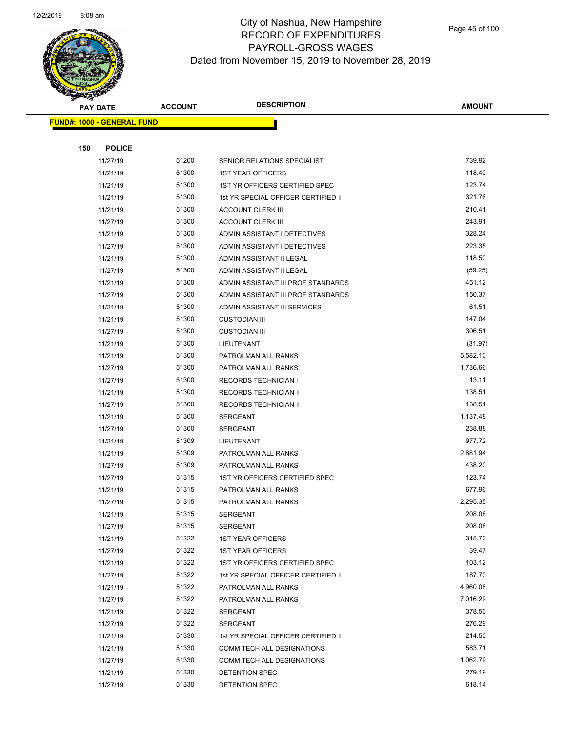# City of Nashua, New Hampshire
## RECORD OF EXPENDITURES
## PAYROLL-GROSS WAGES
## Dated from November 15, 2019 to November 28, 2019

| PAY DATE | ACCOUNT | DESCRIPTION | AMOUNT |
|---|---|---|---|
| **FUND#: 1000 - GENERAL FUND** | | | |
| **150 POLICE** | | | |
| 11/27/19 | 51200 | SENIOR RELATIONS SPECIALIST | 739.92 |
| 11/21/19 | 51300 | 1ST YEAR OFFICERS | 118.40 |
| 11/21/19 | 51300 | 1ST YR OFFICERS CERTIFIED SPEC | 123.74 |
| 11/21/19 | 51300 | 1st YR SPECIAL OFFICER CERTIFIED II | 321.76 |
| 11/21/19 | 51300 | ACCOUNT CLERK III | 210.41 |
| 11/27/19 | 51300 | ACCOUNT CLERK III | 243.91 |
| 11/21/19 | 51300 | ADMIN ASSISTANT I DETECTIVES | 328.24 |
| 11/27/19 | 51300 | ADMIN ASSISTANT I DETECTIVES | 223.35 |
| 11/21/19 | 51300 | ADMIN ASSISTANT II LEGAL | 118.50 |
| 11/27/19 | 51300 | ADMIN ASSISTANT II LEGAL | (59.25) |
| 11/21/19 | 51300 | ADMIN ASSISTANT III PROF STANDARDS | 451.12 |
| 11/27/19 | 51300 | ADMIN ASSISTANT III PROF STANDARDS | 150.37 |
| 11/21/19 | 51300 | ADMIN ASSISTANT III SERVICES | 61.51 |
| 11/21/19 | 51300 | CUSTODIAN III | 147.04 |
| 11/27/19 | 51300 | CUSTODIAN III | 306.51 |
| 11/21/19 | 51300 | LIEUTENANT | (31.97) |
| 11/21/19 | 51300 | PATROLMAN ALL RANKS | 5,582.10 |
| 11/27/19 | 51300 | PATROLMAN ALL RANKS | 1,736.66 |
| 11/27/19 | 51300 | RECORDS TECHNICIAN I | 13.11 |
| 11/21/19 | 51300 | RECORDS TECHNICIAN II | 138.51 |
| 11/27/19 | 51300 | RECORDS TECHNICIAN II | 138.51 |
| 11/21/19 | 51300 | SERGEANT | 1,137.48 |
| 11/27/19 | 51300 | SERGEANT | 238.88 |
| 11/21/19 | 51309 | LIEUTENANT | 977.72 |
| 11/21/19 | 51309 | PATROLMAN ALL RANKS | 2,881.94 |
| 11/27/19 | 51309 | PATROLMAN ALL RANKS | 438.20 |
| 11/27/19 | 51315 | 1ST YR OFFICERS CERTIFIED SPEC | 123.74 |
| 11/21/19 | 51315 | PATROLMAN ALL RANKS | 677.96 |
| 11/27/19 | 51315 | PATROLMAN ALL RANKS | 2,295.35 |
| 11/21/19 | 51315 | SERGEANT | 208.08 |
| 11/27/19 | 51315 | SERGEANT | 208.08 |
| 11/21/19 | 51322 | 1ST YEAR OFFICERS | 315.73 |
| 11/27/19 | 51322 | 1ST YEAR OFFICERS | 39.47 |
| 11/21/19 | 51322 | 1ST YR OFFICERS CERTIFIED SPEC | 103.12 |
| 11/27/19 | 51322 | 1st YR SPECIAL OFFICER CERTIFIED II | 187.70 |
| 11/21/19 | 51322 | PATROLMAN ALL RANKS | 4,960.08 |
| 11/27/19 | 51322 | PATROLMAN ALL RANKS | 7,016.29 |
| 11/21/19 | 51322 | SERGEANT | 378.50 |
| 11/27/19 | 51322 | SERGEANT | 276.29 |
| 11/21/19 | 51330 | 1st YR SPECIAL OFFICER CERTIFIED II | 214.50 |
| 11/21/19 | 51330 | COMM TECH ALL DESIGNATIONS | 583.71 |
| 11/27/19 | 51330 | COMM TECH ALL DESIGNATIONS | 1,062.79 |
| 11/21/19 | 51330 | DETENTION SPEC | 279.19 |
| 11/27/19 | 51330 | DETENTION SPEC | 618.14 |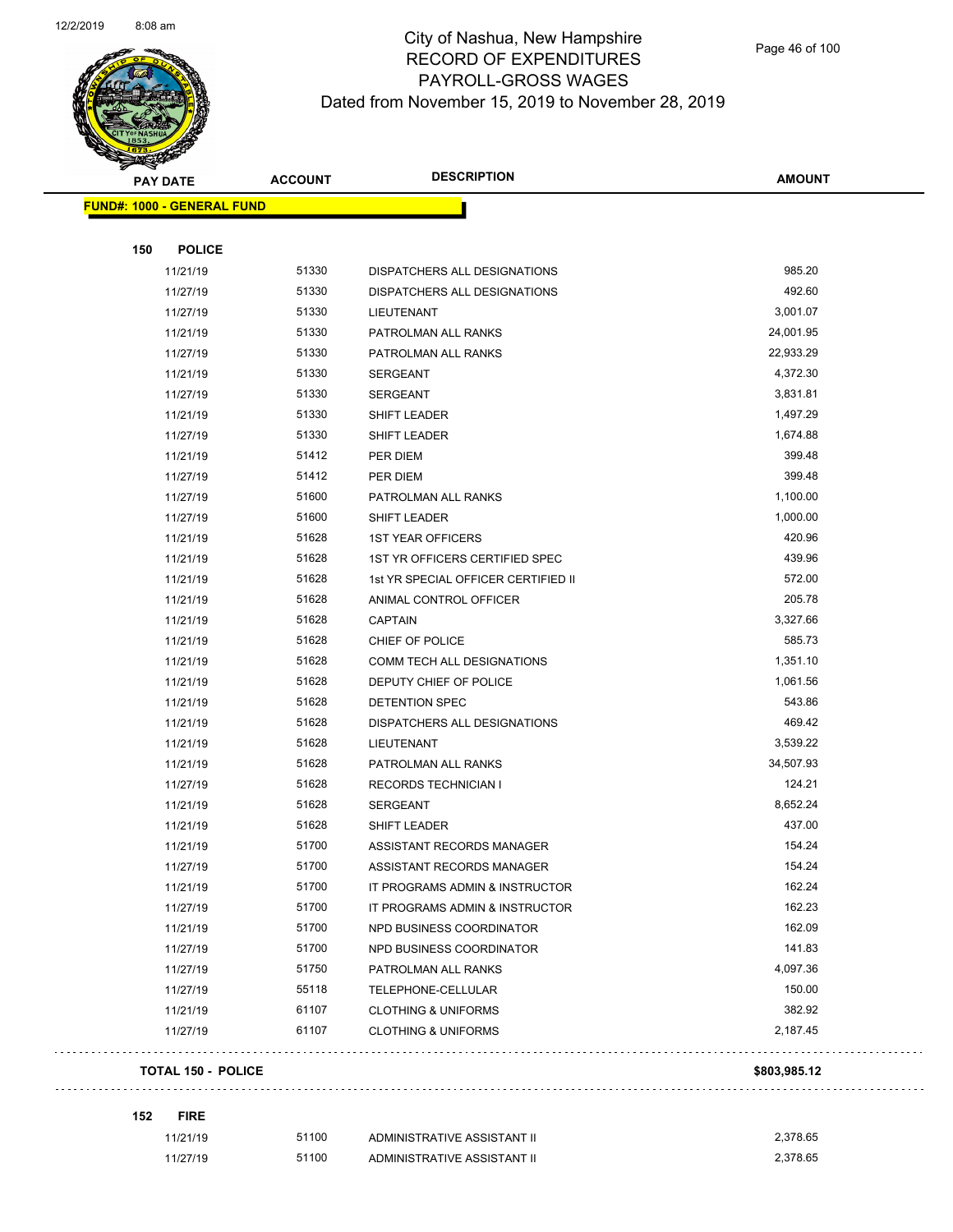# City of Nashua, New Hampshire
## RECORD OF EXPENDITURES
## PAYROLL-GROSS WAGES
### Dated from November 15, 2019 to November 28, 2019

**FUND#: 1000 - GENERAL FUND**

**150 POLICE**

| PAY DATE | ACCOUNT | DESCRIPTION | AMOUNT |
|---|---|---|---|
| 11/21/19 | 51330 | DISPATCHERS ALL DESIGNATIONS | 985.20 |
| 11/27/19 | 51330 | DISPATCHERS ALL DESIGNATIONS | 492.60 |
| 11/27/19 | 51330 | LIEUTENANT | 3,001.07 |
| 11/21/19 | 51330 | PATROLMAN ALL RANKS | 24,001.95 |
| 11/27/19 | 51330 | PATROLMAN ALL RANKS | 22,933.29 |
| 11/21/19 | 51330 | SERGEANT | 4,372.30 |
| 11/27/19 | 51330 | SERGEANT | 3,831.81 |
| 11/21/19 | 51330 | SHIFT LEADER | 1,497.29 |
| 11/27/19 | 51330 | SHIFT LEADER | 1,674.88 |
| 11/21/19 | 51412 | PER DIEM | 399.48 |
| 11/27/19 | 51412 | PER DIEM | 399.48 |
| 11/27/19 | 51600 | PATROLMAN ALL RANKS | 1,100.00 |
| 11/27/19 | 51600 | SHIFT LEADER | 1,000.00 |
| 11/21/19 | 51628 | 1ST YEAR OFFICERS | 420.96 |
| 11/21/19 | 51628 | 1ST YR OFFICERS CERTIFIED SPEC | 439.96 |
| 11/21/19 | 51628 | 1st YR SPECIAL OFFICER CERTIFIED II | 572.00 |
| 11/21/19 | 51628 | ANIMAL CONTROL OFFICER | 205.78 |
| 11/21/19 | 51628 | CAPTAIN | 3,327.66 |
| 11/21/19 | 51628 | CHIEF OF POLICE | 585.73 |
| 11/21/19 | 51628 | COMM TECH ALL DESIGNATIONS | 1,351.10 |
| 11/21/19 | 51628 | DEPUTY CHIEF OF POLICE | 1,061.56 |
| 11/21/19 | 51628 | DETENTION SPEC | 543.86 |
| 11/21/19 | 51628 | DISPATCHERS ALL DESIGNATIONS | 469.42 |
| 11/21/19 | 51628 | LIEUTENANT | 3,539.22 |
| 11/21/19 | 51628 | PATROLMAN ALL RANKS | 34,507.93 |
| 11/27/19 | 51628 | RECORDS TECHNICIAN I | 124.21 |
| 11/21/19 | 51628 | SERGEANT | 8,652.24 |
| 11/21/19 | 51628 | SHIFT LEADER | 437.00 |
| 11/21/19 | 51700 | ASSISTANT RECORDS MANAGER | 154.24 |
| 11/27/19 | 51700 | ASSISTANT RECORDS MANAGER | 154.24 |
| 11/21/19 | 51700 | IT PROGRAMS ADMIN & INSTRUCTOR | 162.24 |
| 11/27/19 | 51700 | IT PROGRAMS ADMIN & INSTRUCTOR | 162.23 |
| 11/21/19 | 51700 | NPD BUSINESS COORDINATOR | 162.09 |
| 11/27/19 | 51700 | NPD BUSINESS COORDINATOR | 141.83 |
| 11/27/19 | 51750 | PATROLMAN ALL RANKS | 4,097.36 |
| 11/27/19 | 55118 | TELEPHONE-CELLULAR | 150.00 |
| 11/21/19 | 61107 | CLOTHING & UNIFORMS | 382.92 |
| 11/27/19 | 61107 | CLOTHING & UNIFORMS | 2,187.45 |

**TOTAL 150 - POLICE** **$803,985.12**

**152 FIRE**

| PAY DATE | ACCOUNT | DESCRIPTION | AMOUNT |
|---|---|---|---|
| 11/21/19 | 51100 | ADMINISTRATIVE ASSISTANT II | 2,378.65 |
| 11/27/19 | 51100 | ADMINISTRATIVE ASSISTANT II | 2,378.65 |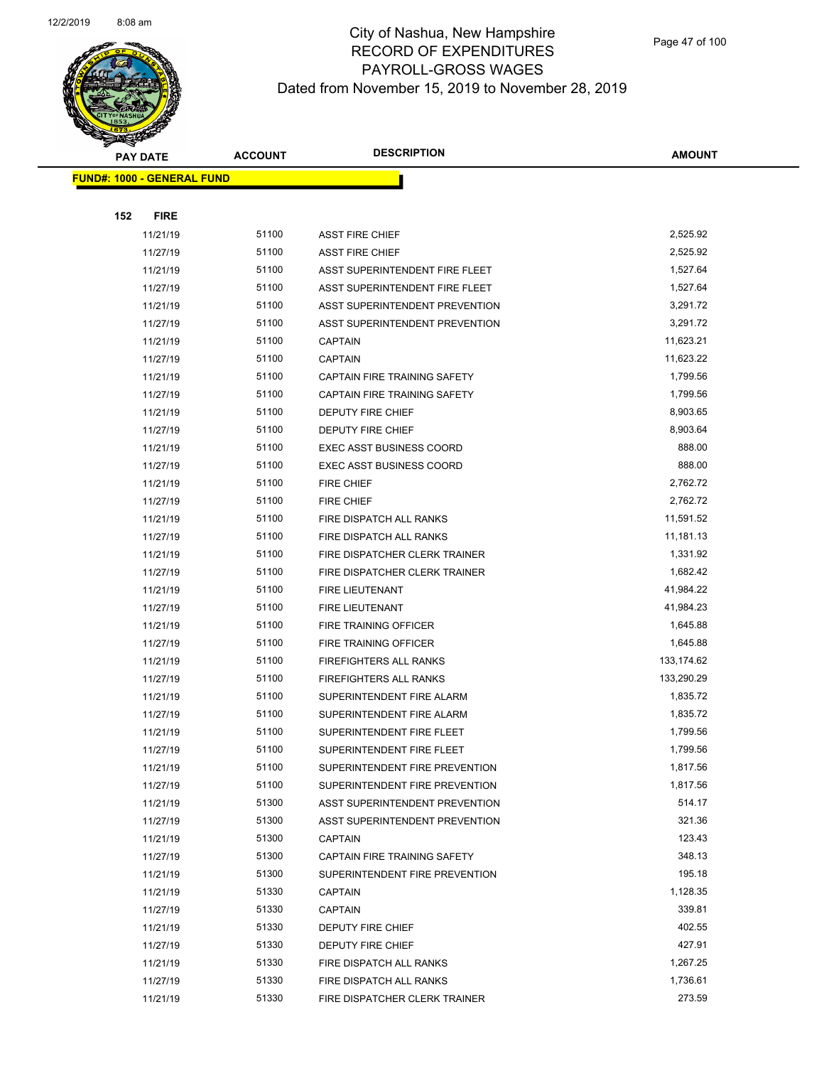# City of Nashua, New Hampshire
## RECORD OF EXPENDITURES
## PAYROLL-GROSS WAGES
### Dated from November 15, 2019 to November 28, 2019

| PAY DATE | ACCOUNT | DESCRIPTION | AMOUNT |
|---|---|---|---|
| **FUND#: 1000 - GENERAL FUND** | | | |
| **152 FIRE** | | | |
| 11/21/19 | 51100 | ASST FIRE CHIEF | 2,525.92 |
| 11/27/19 | 51100 | ASST FIRE CHIEF | 2,525.92 |
| 11/21/19 | 51100 | ASST SUPERINTENDENT FIRE FLEET | 1,527.64 |
| 11/27/19 | 51100 | ASST SUPERINTENDENT FIRE FLEET | 1,527.64 |
| 11/21/19 | 51100 | ASST SUPERINTENDENT PREVENTION | 3,291.72 |
| 11/27/19 | 51100 | ASST SUPERINTENDENT PREVENTION | 3,291.72 |
| 11/21/19 | 51100 | CAPTAIN | 11,623.21 |
| 11/27/19 | 51100 | CAPTAIN | 11,623.22 |
| 11/21/19 | 51100 | CAPTAIN FIRE TRAINING SAFETY | 1,799.56 |
| 11/27/19 | 51100 | CAPTAIN FIRE TRAINING SAFETY | 1,799.56 |
| 11/21/19 | 51100 | DEPUTY FIRE CHIEF | 8,903.65 |
| 11/27/19 | 51100 | DEPUTY FIRE CHIEF | 8,903.64 |
| 11/21/19 | 51100 | EXEC ASST BUSINESS COORD | 888.00 |
| 11/27/19 | 51100 | EXEC ASST BUSINESS COORD | 888.00 |
| 11/21/19 | 51100 | FIRE CHIEF | 2,762.72 |
| 11/27/19 | 51100 | FIRE CHIEF | 2,762.72 |
| 11/21/19 | 51100 | FIRE DISPATCH ALL RANKS | 11,591.52 |
| 11/27/19 | 51100 | FIRE DISPATCH ALL RANKS | 11,181.13 |
| 11/21/19 | 51100 | FIRE DISPATCHER CLERK TRAINER | 1,331.92 |
| 11/27/19 | 51100 | FIRE DISPATCHER CLERK TRAINER | 1,682.42 |
| 11/21/19 | 51100 | FIRE LIEUTENANT | 41,984.22 |
| 11/27/19 | 51100 | FIRE LIEUTENANT | 41,984.23 |
| 11/21/19 | 51100 | FIRE TRAINING OFFICER | 1,645.88 |
| 11/27/19 | 51100 | FIRE TRAINING OFFICER | 1,645.88 |
| 11/21/19 | 51100 | FIREFIGHTERS ALL RANKS | 133,174.62 |
| 11/27/19 | 51100 | FIREFIGHTERS ALL RANKS | 133,290.29 |
| 11/21/19 | 51100 | SUPERINTENDENT FIRE ALARM | 1,835.72 |
| 11/27/19 | 51100 | SUPERINTENDENT FIRE ALARM | 1,835.72 |
| 11/21/19 | 51100 | SUPERINTENDENT FIRE FLEET | 1,799.56 |
| 11/27/19 | 51100 | SUPERINTENDENT FIRE FLEET | 1,799.56 |
| 11/21/19 | 51100 | SUPERINTENDENT FIRE PREVENTION | 1,817.56 |
| 11/27/19 | 51100 | SUPERINTENDENT FIRE PREVENTION | 1,817.56 |
| 11/21/19 | 51300 | ASST SUPERINTENDENT PREVENTION | 514.17 |
| 11/27/19 | 51300 | ASST SUPERINTENDENT PREVENTION | 321.36 |
| 11/21/19 | 51300 | CAPTAIN | 123.43 |
| 11/27/19 | 51300 | CAPTAIN FIRE TRAINING SAFETY | 348.13 |
| 11/21/19 | 51300 | SUPERINTENDENT FIRE PREVENTION | 195.18 |
| 11/21/19 | 51330 | CAPTAIN | 1,128.35 |
| 11/27/19 | 51330 | CAPTAIN | 339.81 |
| 11/21/19 | 51330 | DEPUTY FIRE CHIEF | 402.55 |
| 11/27/19 | 51330 | DEPUTY FIRE CHIEF | 427.91 |
| 11/21/19 | 51330 | FIRE DISPATCH ALL RANKS | 1,267.25 |
| 11/27/19 | 51330 | FIRE DISPATCH ALL RANKS | 1,736.61 |
| 11/21/19 | 51330 | FIRE DISPATCHER CLERK TRAINER | 273.59 |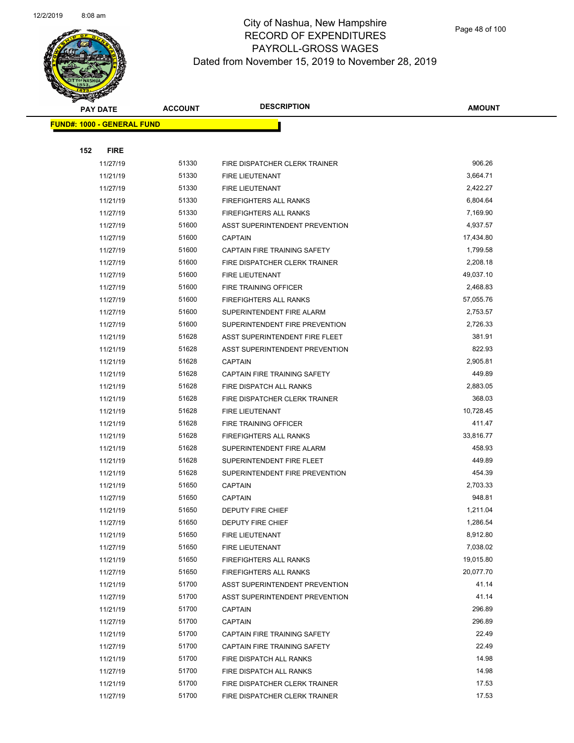# City of Nashua, New Hampshire
## RECORD OF EXPENDITURES
## PAYROLL-GROSS WAGES
## Dated from November 15, 2019 to November 28, 2019

| PAY DATE | ACCOUNT | DESCRIPTION | AMOUNT |
|---|---|---|---|
| **FUND#: 1000 - GENERAL FUND** | | | |
| **152 FIRE** | | | |
| 11/27/19 | 51330 | FIRE DISPATCHER CLERK TRAINER | 906.26 |
| 11/21/19 | 51330 | FIRE LIEUTENANT | 3,664.71 |
| 11/27/19 | 51330 | FIRE LIEUTENANT | 2,422.27 |
| 11/21/19 | 51330 | FIREFIGHTERS ALL RANKS | 6,804.64 |
| 11/27/19 | 51330 | FIREFIGHTERS ALL RANKS | 7,169.90 |
| 11/27/19 | 51600 | ASST SUPERINTENDENT PREVENTION | 4,937.57 |
| 11/27/19 | 51600 | CAPTAIN | 17,434.80 |
| 11/27/19 | 51600 | CAPTAIN FIRE TRAINING SAFETY | 1,799.58 |
| 11/27/19 | 51600 | FIRE DISPATCHER CLERK TRAINER | 2,208.18 |
| 11/27/19 | 51600 | FIRE LIEUTENANT | 49,037.10 |
| 11/27/19 | 51600 | FIRE TRAINING OFFICER | 2,468.83 |
| 11/27/19 | 51600 | FIREFIGHTERS ALL RANKS | 57,055.76 |
| 11/27/19 | 51600 | SUPERINTENDENT FIRE ALARM | 2,753.57 |
| 11/27/19 | 51600 | SUPERINTENDENT FIRE PREVENTION | 2,726.33 |
| 11/21/19 | 51628 | ASST SUPERINTENDENT FIRE FLEET | 381.91 |
| 11/21/19 | 51628 | ASST SUPERINTENDENT PREVENTION | 822.93 |
| 11/21/19 | 51628 | CAPTAIN | 2,905.81 |
| 11/21/19 | 51628 | CAPTAIN FIRE TRAINING SAFETY | 449.89 |
| 11/21/19 | 51628 | FIRE DISPATCH ALL RANKS | 2,883.05 |
| 11/21/19 | 51628 | FIRE DISPATCHER CLERK TRAINER | 368.03 |
| 11/21/19 | 51628 | FIRE LIEUTENANT | 10,728.45 |
| 11/21/19 | 51628 | FIRE TRAINING OFFICER | 411.47 |
| 11/21/19 | 51628 | FIREFIGHTERS ALL RANKS | 33,816.77 |
| 11/21/19 | 51628 | SUPERINTENDENT FIRE ALARM | 458.93 |
| 11/21/19 | 51628 | SUPERINTENDENT FIRE FLEET | 449.89 |
| 11/21/19 | 51628 | SUPERINTENDENT FIRE PREVENTION | 454.39 |
| 11/21/19 | 51650 | CAPTAIN | 2,703.33 |
| 11/27/19 | 51650 | CAPTAIN | 948.81 |
| 11/21/19 | 51650 | DEPUTY FIRE CHIEF | 1,211.04 |
| 11/27/19 | 51650 | DEPUTY FIRE CHIEF | 1,286.54 |
| 11/21/19 | 51650 | FIRE LIEUTENANT | 8,912.80 |
| 11/27/19 | 51650 | FIRE LIEUTENANT | 7,038.02 |
| 11/21/19 | 51650 | FIREFIGHTERS ALL RANKS | 19,015.80 |
| 11/27/19 | 51650 | FIREFIGHTERS ALL RANKS | 20,077.70 |
| 11/21/19 | 51700 | ASST SUPERINTENDENT PREVENTION | 41.14 |
| 11/27/19 | 51700 | ASST SUPERINTENDENT PREVENTION | 41.14 |
| 11/21/19 | 51700 | CAPTAIN | 296.89 |
| 11/27/19 | 51700 | CAPTAIN | 296.89 |
| 11/21/19 | 51700 | CAPTAIN FIRE TRAINING SAFETY | 22.49 |
| 11/27/19 | 51700 | CAPTAIN FIRE TRAINING SAFETY | 22.49 |
| 11/21/19 | 51700 | FIRE DISPATCH ALL RANKS | 14.98 |
| 11/27/19 | 51700 | FIRE DISPATCH ALL RANKS | 14.98 |
| 11/21/19 | 51700 | FIRE DISPATCHER CLERK TRAINER | 17.53 |
| 11/27/19 | 51700 | FIRE DISPATCHER CLERK TRAINER | 17.53 |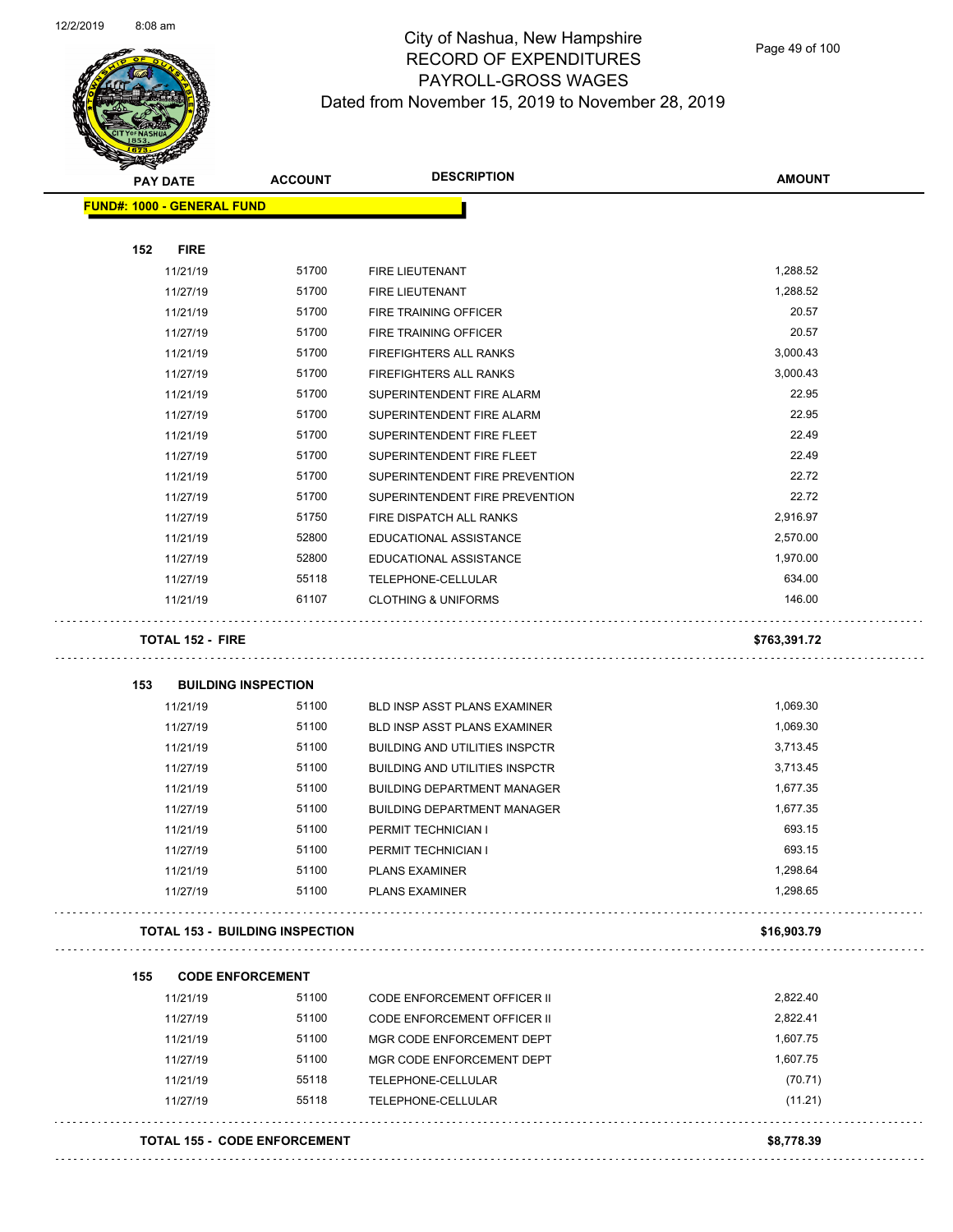# City of Nashua, New Hampshire
## RECORD OF EXPENDITURES
## PAYROLL-GROSS WAGES
## Dated from November 15, 2019 to November 28, 2019

| PAY DATE | ACCOUNT | DESCRIPTION | AMOUNT |
|---|---|---|---|
| **FUND#: 1000 - GENERAL FUND** | | | |
| **152 FIRE** | | | |
| 11/21/19 | 51700 | FIRE LIEUTENANT | 1,288.52 |
| 11/27/19 | 51700 | FIRE LIEUTENANT | 1,288.52 |
| 11/21/19 | 51700 | FIRE TRAINING OFFICER | 20.57 |
| 11/27/19 | 51700 | FIRE TRAINING OFFICER | 20.57 |
| 11/21/19 | 51700 | FIREFIGHTERS ALL RANKS | 3,000.43 |
| 11/27/19 | 51700 | FIREFIGHTERS ALL RANKS | 3,000.43 |
| 11/21/19 | 51700 | SUPERINTENDENT FIRE ALARM | 22.95 |
| 11/27/19 | 51700 | SUPERINTENDENT FIRE ALARM | 22.95 |
| 11/21/19 | 51700 | SUPERINTENDENT FIRE FLEET | 22.49 |
| 11/27/19 | 51700 | SUPERINTENDENT FIRE FLEET | 22.49 |
| 11/21/19 | 51700 | SUPERINTENDENT FIRE PREVENTION | 22.72 |
| 11/27/19 | 51700 | SUPERINTENDENT FIRE PREVENTION | 22.72 |
| 11/27/19 | 51750 | FIRE DISPATCH ALL RANKS | 2,916.97 |
| 11/21/19 | 52800 | EDUCATIONAL ASSISTANCE | 2,570.00 |
| 11/27/19 | 52800 | EDUCATIONAL ASSISTANCE | 1,970.00 |
| 11/27/19 | 55118 | TELEPHONE-CELLULAR | 634.00 |
| 11/21/19 | 61107 | CLOTHING & UNIFORMS | 146.00 |
| **TOTAL 152 - FIRE** | | | **$763,391.72** |
| **153 BUILDING INSPECTION** | | | |
| 11/21/19 | 51100 | BLD INSP ASST PLANS EXAMINER | 1,069.30 |
| 11/27/19 | 51100 | BLD INSP ASST PLANS EXAMINER | 1,069.30 |
| 11/21/19 | 51100 | BUILDING AND UTILITIES INSPCTR | 3,713.45 |
| 11/27/19 | 51100 | BUILDING AND UTILITIES INSPCTR | 3,713.45 |
| 11/21/19 | 51100 | BUILDING DEPARTMENT MANAGER | 1,677.35 |
| 11/27/19 | 51100 | BUILDING DEPARTMENT MANAGER | 1,677.35 |
| 11/21/19 | 51100 | PERMIT TECHNICIAN I | 693.15 |
| 11/27/19 | 51100 | PERMIT TECHNICIAN I | 693.15 |
| 11/21/19 | 51100 | PLANS EXAMINER | 1,298.64 |
| 11/27/19 | 51100 | PLANS EXAMINER | 1,298.65 |
| **TOTAL 153 - BUILDING INSPECTION** | | | **$16,903.79** |
| **155 CODE ENFORCEMENT** | | | |
| 11/21/19 | 51100 | CODE ENFORCEMENT OFFICER II | 2,822.40 |
| 11/27/19 | 51100 | CODE ENFORCEMENT OFFICER II | 2,822.41 |
| 11/21/19 | 51100 | MGR CODE ENFORCEMENT DEPT | 1,607.75 |
| 11/27/19 | 51100 | MGR CODE ENFORCEMENT DEPT | 1,607.75 |
| 11/21/19 | 55118 | TELEPHONE-CELLULAR | (70.71) |
| 11/27/19 | 55118 | TELEPHONE-CELLULAR | (11.21) |
| **TOTAL 155 - CODE ENFORCEMENT** | | | **$8,778.39** |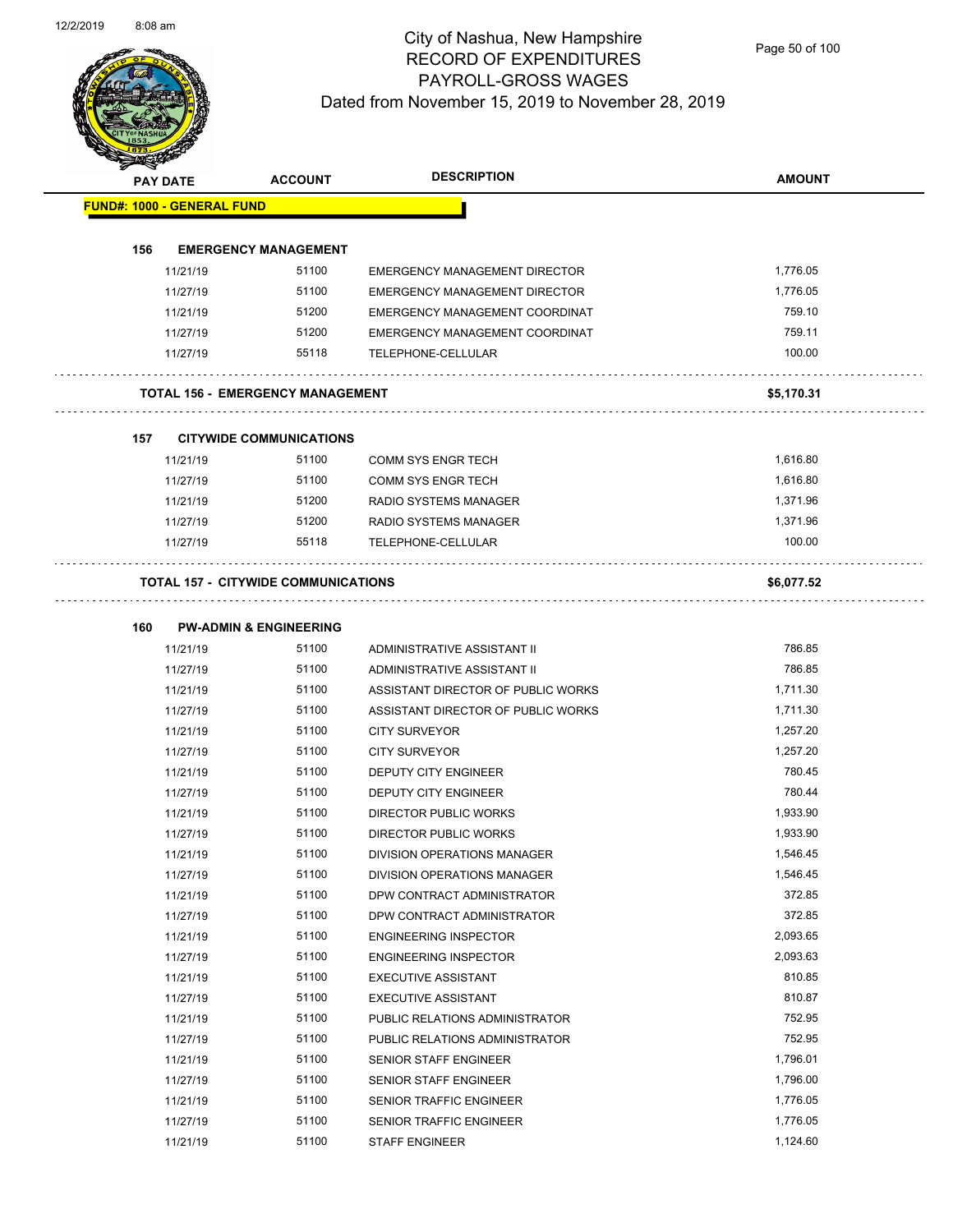# City of Nashua, New Hampshire
## RECORD OF EXPENDITURES
## PAYROLL-GROSS WAGES
## Dated from November 15, 2019 to November 28, 2019

| PAY DATE | ACCOUNT | DESCRIPTION | AMOUNT |
|---|---|---|---|
| **FUND#: 1000 - GENERAL FUND** | | | |
| **156 EMERGENCY MANAGEMENT** | | | |
| 11/21/19 | 51100 | EMERGENCY MANAGEMENT DIRECTOR | 1,776.05 |
| 11/27/19 | 51100 | EMERGENCY MANAGEMENT DIRECTOR | 1,776.05 |
| 11/21/19 | 51200 | EMERGENCY MANAGEMENT COORDINAT | 759.10 |
| 11/27/19 | 51200 | EMERGENCY MANAGEMENT COORDINAT | 759.11 |
| 11/27/19 | 55118 | TELEPHONE-CELLULAR | 100.00 |
| **TOTAL 156 - EMERGENCY MANAGEMENT** | | | **$5,170.31** |
| **157 CITYWIDE COMMUNICATIONS** | | | |
| 11/21/19 | 51100 | COMM SYS ENGR TECH | 1,616.80 |
| 11/27/19 | 51100 | COMM SYS ENGR TECH | 1,616.80 |
| 11/21/19 | 51200 | RADIO SYSTEMS MANAGER | 1,371.96 |
| 11/27/19 | 51200 | RADIO SYSTEMS MANAGER | 1,371.96 |
| 11/27/19 | 55118 | TELEPHONE-CELLULAR | 100.00 |
| **TOTAL 157 - CITYWIDE COMMUNICATIONS** | | | **$6,077.52** |
| **160 PW-ADMIN & ENGINEERING** | | | |
| 11/21/19 | 51100 | ADMINISTRATIVE ASSISTANT II | 786.85 |
| 11/27/19 | 51100 | ADMINISTRATIVE ASSISTANT II | 786.85 |
| 11/21/19 | 51100 | ASSISTANT DIRECTOR OF PUBLIC WORKS | 1,711.30 |
| 11/27/19 | 51100 | ASSISTANT DIRECTOR OF PUBLIC WORKS | 1,711.30 |
| 11/21/19 | 51100 | CITY SURVEYOR | 1,257.20 |
| 11/27/19 | 51100 | CITY SURVEYOR | 1,257.20 |
| 11/21/19 | 51100 | DEPUTY CITY ENGINEER | 780.45 |
| 11/27/19 | 51100 | DEPUTY CITY ENGINEER | 780.44 |
| 11/21/19 | 51100 | DIRECTOR PUBLIC WORKS | 1,933.90 |
| 11/27/19 | 51100 | DIRECTOR PUBLIC WORKS | 1,933.90 |
| 11/21/19 | 51100 | DIVISION OPERATIONS MANAGER | 1,546.45 |
| 11/27/19 | 51100 | DIVISION OPERATIONS MANAGER | 1,546.45 |
| 11/21/19 | 51100 | DPW CONTRACT ADMINISTRATOR | 372.85 |
| 11/27/19 | 51100 | DPW CONTRACT ADMINISTRATOR | 372.85 |
| 11/21/19 | 51100 | ENGINEERING INSPECTOR | 2,093.65 |
| 11/27/19 | 51100 | ENGINEERING INSPECTOR | 2,093.63 |
| 11/21/19 | 51100 | EXECUTIVE ASSISTANT | 810.85 |
| 11/27/19 | 51100 | EXECUTIVE ASSISTANT | 810.87 |
| 11/21/19 | 51100 | PUBLIC RELATIONS ADMINISTRATOR | 752.95 |
| 11/27/19 | 51100 | PUBLIC RELATIONS ADMINISTRATOR | 752.95 |
| 11/21/19 | 51100 | SENIOR STAFF ENGINEER | 1,796.01 |
| 11/27/19 | 51100 | SENIOR STAFF ENGINEER | 1,796.00 |
| 11/21/19 | 51100 | SENIOR TRAFFIC ENGINEER | 1,776.05 |
| 11/27/19 | 51100 | SENIOR TRAFFIC ENGINEER | 1,776.05 |
| 11/21/19 | 51100 | STAFF ENGINEER | 1,124.60 |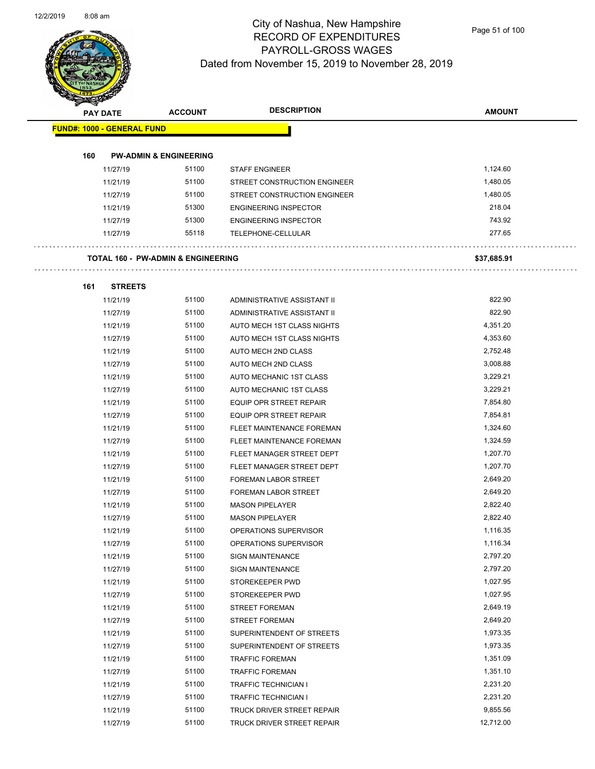# City of Nashua, New Hampshire
## RECORD OF EXPENDITURES
## PAYROLL-GROSS WAGES
### Dated from November 15, 2019 to November 28, 2019

| PAY DATE | ACCOUNT | DESCRIPTION | AMOUNT |
|---|---|---|---|
| **FUND#: 1000 - GENERAL FUND** | | | |
| **160 PW-ADMIN & ENGINEERING** | | | |
| 11/27/19 | 51100 | STAFF ENGINEER | 1,124.60 |
| 11/21/19 | 51100 | STREET CONSTRUCTION ENGINEER | 1,480.05 |
| 11/27/19 | 51100 | STREET CONSTRUCTION ENGINEER | 1,480.05 |
| 11/21/19 | 51300 | ENGINEERING INSPECTOR | 218.04 |
| 11/27/19 | 51300 | ENGINEERING INSPECTOR | 743.92 |
| 11/27/19 | 55118 | TELEPHONE-CELLULAR | 277.65 |
| **TOTAL 160 - PW-ADMIN & ENGINEERING** | | | **$37,685.91** |
| **161 STREETS** | | | |
| 11/21/19 | 51100 | ADMINISTRATIVE ASSISTANT II | 822.90 |
| 11/27/19 | 51100 | ADMINISTRATIVE ASSISTANT II | 822.90 |
| 11/21/19 | 51100 | AUTO MECH 1ST CLASS NIGHTS | 4,351.20 |
| 11/27/19 | 51100 | AUTO MECH 1ST CLASS NIGHTS | 4,353.60 |
| 11/21/19 | 51100 | AUTO MECH 2ND CLASS | 2,752.48 |
| 11/27/19 | 51100 | AUTO MECH 2ND CLASS | 3,008.88 |
| 11/21/19 | 51100 | AUTO MECHANIC 1ST CLASS | 3,229.21 |
| 11/27/19 | 51100 | AUTO MECHANIC 1ST CLASS | 3,229.21 |
| 11/21/19 | 51100 | EQUIP OPR STREET REPAIR | 7,854.80 |
| 11/27/19 | 51100 | EQUIP OPR STREET REPAIR | 7,854.81 |
| 11/21/19 | 51100 | FLEET MAINTENANCE FOREMAN | 1,324.60 |
| 11/27/19 | 51100 | FLEET MAINTENANCE FOREMAN | 1,324.59 |
| 11/21/19 | 51100 | FLEET MANAGER STREET DEPT | 1,207.70 |
| 11/27/19 | 51100 | FLEET MANAGER STREET DEPT | 1,207.70 |
| 11/21/19 | 51100 | FOREMAN LABOR STREET | 2,649.20 |
| 11/27/19 | 51100 | FOREMAN LABOR STREET | 2,649.20 |
| 11/21/19 | 51100 | MASON PIPELAYER | 2,822.40 |
| 11/27/19 | 51100 | MASON PIPELAYER | 2,822.40 |
| 11/21/19 | 51100 | OPERATIONS SUPERVISOR | 1,116.35 |
| 11/27/19 | 51100 | OPERATIONS SUPERVISOR | 1,116.34 |
| 11/21/19 | 51100 | SIGN MAINTENANCE | 2,797.20 |
| 11/27/19 | 51100 | SIGN MAINTENANCE | 2,797.20 |
| 11/21/19 | 51100 | STOREKEEPER PWD | 1,027.95 |
| 11/27/19 | 51100 | STOREKEEPER PWD | 1,027.95 |
| 11/21/19 | 51100 | STREET FOREMAN | 2,649.19 |
| 11/27/19 | 51100 | STREET FOREMAN | 2,649.20 |
| 11/21/19 | 51100 | SUPERINTENDENT OF STREETS | 1,973.35 |
| 11/27/19 | 51100 | SUPERINTENDENT OF STREETS | 1,973.35 |
| 11/21/19 | 51100 | TRAFFIC FOREMAN | 1,351.09 |
| 11/27/19 | 51100 | TRAFFIC FOREMAN | 1,351.10 |
| 11/21/19 | 51100 | TRAFFIC TECHNICIAN I | 2,231.20 |
| 11/27/19 | 51100 | TRAFFIC TECHNICIAN I | 2,231.20 |
| 11/21/19 | 51100 | TRUCK DRIVER STREET REPAIR | 9,855.56 |
| 11/27/19 | 51100 | TRUCK DRIVER STREET REPAIR | 12,712.00 |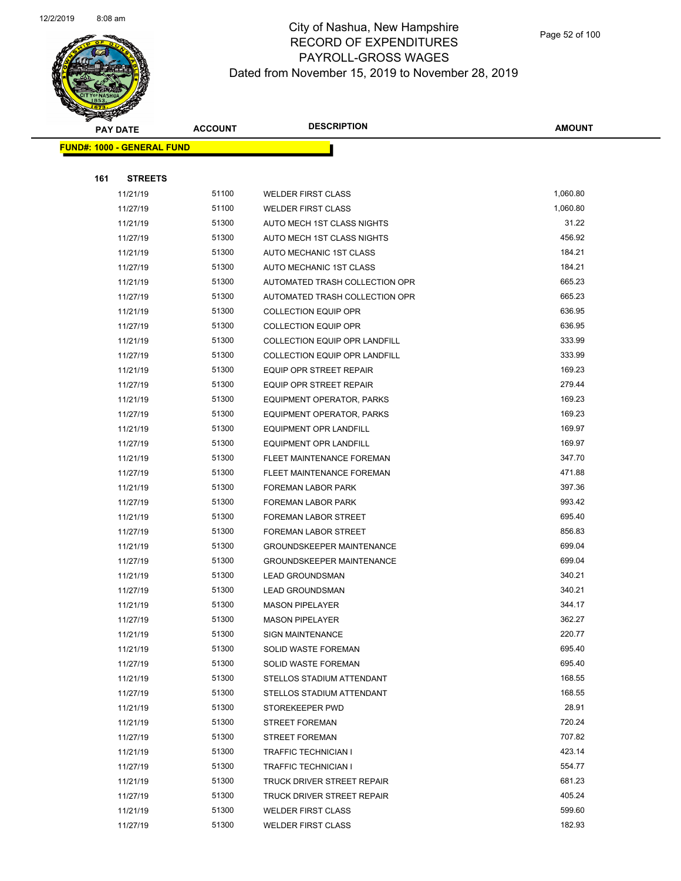# City of Nashua, New Hampshire
## RECORD OF EXPENDITURES
## PAYROLL-GROSS WAGES
### Dated from November 15, 2019 to November 28, 2019

| PAY DATE | ACCOUNT | DESCRIPTION | AMOUNT |
|---|---|---|---|
| **FUND#: 1000 - GENERAL FUND** | | | |
| **161 STREETS** | | | |
| 11/21/19 | 51100 | WELDER FIRST CLASS | 1,060.80 |
| 11/27/19 | 51100 | WELDER FIRST CLASS | 1,060.80 |
| 11/21/19 | 51300 | AUTO MECH 1ST CLASS NIGHTS | 31.22 |
| 11/27/19 | 51300 | AUTO MECH 1ST CLASS NIGHTS | 456.92 |
| 11/21/19 | 51300 | AUTO MECHANIC 1ST CLASS | 184.21 |
| 11/27/19 | 51300 | AUTO MECHANIC 1ST CLASS | 184.21 |
| 11/21/19 | 51300 | AUTOMATED TRASH COLLECTION OPR | 665.23 |
| 11/27/19 | 51300 | AUTOMATED TRASH COLLECTION OPR | 665.23 |
| 11/21/19 | 51300 | COLLECTION EQUIP OPR | 636.95 |
| 11/27/19 | 51300 | COLLECTION EQUIP OPR | 636.95 |
| 11/21/19 | 51300 | COLLECTION EQUIP OPR LANDFILL | 333.99 |
| 11/27/19 | 51300 | COLLECTION EQUIP OPR LANDFILL | 333.99 |
| 11/21/19 | 51300 | EQUIP OPR STREET REPAIR | 169.23 |
| 11/27/19 | 51300 | EQUIP OPR STREET REPAIR | 279.44 |
| 11/21/19 | 51300 | EQUIPMENT OPERATOR, PARKS | 169.23 |
| 11/27/19 | 51300 | EQUIPMENT OPERATOR, PARKS | 169.23 |
| 11/21/19 | 51300 | EQUIPMENT OPR LANDFILL | 169.97 |
| 11/27/19 | 51300 | EQUIPMENT OPR LANDFILL | 169.97 |
| 11/21/19 | 51300 | FLEET MAINTENANCE FOREMAN | 347.70 |
| 11/27/19 | 51300 | FLEET MAINTENANCE FOREMAN | 471.88 |
| 11/21/19 | 51300 | FOREMAN LABOR PARK | 397.36 |
| 11/27/19 | 51300 | FOREMAN LABOR PARK | 993.42 |
| 11/21/19 | 51300 | FOREMAN LABOR STREET | 695.40 |
| 11/27/19 | 51300 | FOREMAN LABOR STREET | 856.83 |
| 11/21/19 | 51300 | GROUNDSKEEPER MAINTENANCE | 699.04 |
| 11/27/19 | 51300 | GROUNDSKEEPER MAINTENANCE | 699.04 |
| 11/21/19 | 51300 | LEAD GROUNDSMAN | 340.21 |
| 11/27/19 | 51300 | LEAD GROUNDSMAN | 340.21 |
| 11/21/19 | 51300 | MASON PIPELAYER | 344.17 |
| 11/27/19 | 51300 | MASON PIPELAYER | 362.27 |
| 11/21/19 | 51300 | SIGN MAINTENANCE | 220.77 |
| 11/21/19 | 51300 | SOLID WASTE FOREMAN | 695.40 |
| 11/27/19 | 51300 | SOLID WASTE FOREMAN | 695.40 |
| 11/21/19 | 51300 | STELLOS STADIUM ATTENDANT | 168.55 |
| 11/27/19 | 51300 | STELLOS STADIUM ATTENDANT | 168.55 |
| 11/21/19 | 51300 | STOREKEEPER PWD | 28.91 |
| 11/21/19 | 51300 | STREET FOREMAN | 720.24 |
| 11/27/19 | 51300 | STREET FOREMAN | 707.82 |
| 11/21/19 | 51300 | TRAFFIC TECHNICIAN I | 423.14 |
| 11/27/19 | 51300 | TRAFFIC TECHNICIAN I | 554.77 |
| 11/21/19 | 51300 | TRUCK DRIVER STREET REPAIR | 681.23 |
| 11/27/19 | 51300 | TRUCK DRIVER STREET REPAIR | 405.24 |
| 11/21/19 | 51300 | WELDER FIRST CLASS | 599.60 |
| 11/27/19 | 51300 | WELDER FIRST CLASS | 182.93 |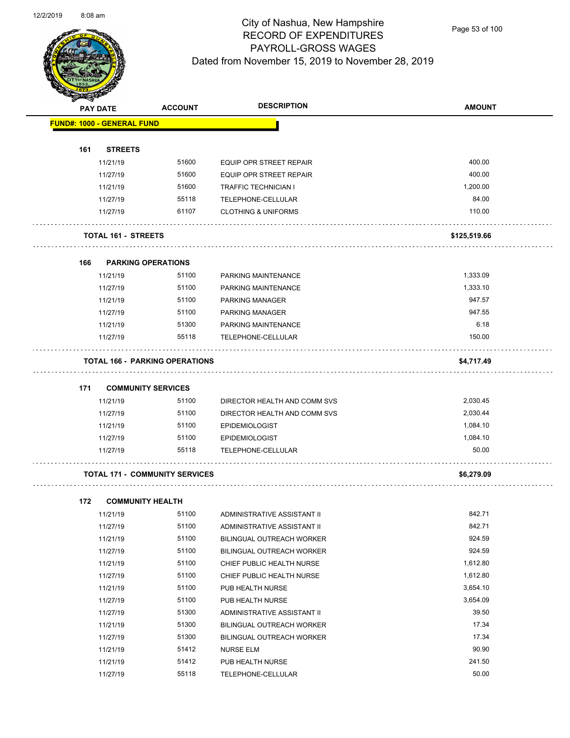# City of Nashua, New Hampshire
## RECORD OF EXPENDITURES
## PAYROLL-GROSS WAGES
## Dated from November 15, 2019 to November 28, 2019

| PAY DATE | ACCOUNT | DESCRIPTION | AMOUNT |
|---|---|---|---|
| **FUND#: 1000 - GENERAL FUND** | | | |
| **161 STREETS** | | | |
| 11/21/19 | 51600 | EQUIP OPR STREET REPAIR | 400.00 |
| 11/27/19 | 51600 | EQUIP OPR STREET REPAIR | 400.00 |
| 11/21/19 | 51600 | TRAFFIC TECHNICIAN I | 1,200.00 |
| 11/27/19 | 55118 | TELEPHONE-CELLULAR | 84.00 |
| 11/27/19 | 61107 | CLOTHING & UNIFORMS | 110.00 |
| **TOTAL 161 - STREETS** | | | **$125,519.66** |
| **166 PARKING OPERATIONS** | | | |
| 11/21/19 | 51100 | PARKING MAINTENANCE | 1,333.09 |
| 11/27/19 | 51100 | PARKING MAINTENANCE | 1,333.10 |
| 11/21/19 | 51100 | PARKING MANAGER | 947.57 |
| 11/27/19 | 51100 | PARKING MANAGER | 947.55 |
| 11/21/19 | 51300 | PARKING MAINTENANCE | 6.18 |
| 11/27/19 | 55118 | TELEPHONE-CELLULAR | 150.00 |
| **TOTAL 166 - PARKING OPERATIONS** | | | **$4,717.49** |
| **171 COMMUNITY SERVICES** | | | |
| 11/21/19 | 51100 | DIRECTOR HEALTH AND COMM SVS | 2,030.45 |
| 11/27/19 | 51100 | DIRECTOR HEALTH AND COMM SVS | 2,030.44 |
| 11/21/19 | 51100 | EPIDEMIOLOGIST | 1,084.10 |
| 11/27/19 | 51100 | EPIDEMIOLOGIST | 1,084.10 |
| 11/27/19 | 55118 | TELEPHONE-CELLULAR | 50.00 |
| **TOTAL 171 - COMMUNITY SERVICES** | | | **$6,279.09** |
| **172 COMMUNITY HEALTH** | | | |
| 11/21/19 | 51100 | ADMINISTRATIVE ASSISTANT II | 842.71 |
| 11/27/19 | 51100 | ADMINISTRATIVE ASSISTANT II | 842.71 |
| 11/21/19 | 51100 | BILINGUAL OUTREACH WORKER | 924.59 |
| 11/27/19 | 51100 | BILINGUAL OUTREACH WORKER | 924.59 |
| 11/21/19 | 51100 | CHIEF PUBLIC HEALTH NURSE | 1,612.80 |
| 11/27/19 | 51100 | CHIEF PUBLIC HEALTH NURSE | 1,612.80 |
| 11/21/19 | 51100 | PUB HEALTH NURSE | 3,654.10 |
| 11/27/19 | 51100 | PUB HEALTH NURSE | 3,654.09 |
| 11/27/19 | 51300 | ADMINISTRATIVE ASSISTANT II | 39.50 |
| 11/21/19 | 51300 | BILINGUAL OUTREACH WORKER | 17.34 |
| 11/27/19 | 51300 | BILINGUAL OUTREACH WORKER | 17.34 |
| 11/21/19 | 51412 | NURSE ELM | 90.90 |
| 11/21/19 | 51412 | PUB HEALTH NURSE | 241.50 |
| 11/27/19 | 55118 | TELEPHONE-CELLULAR | 50.00 |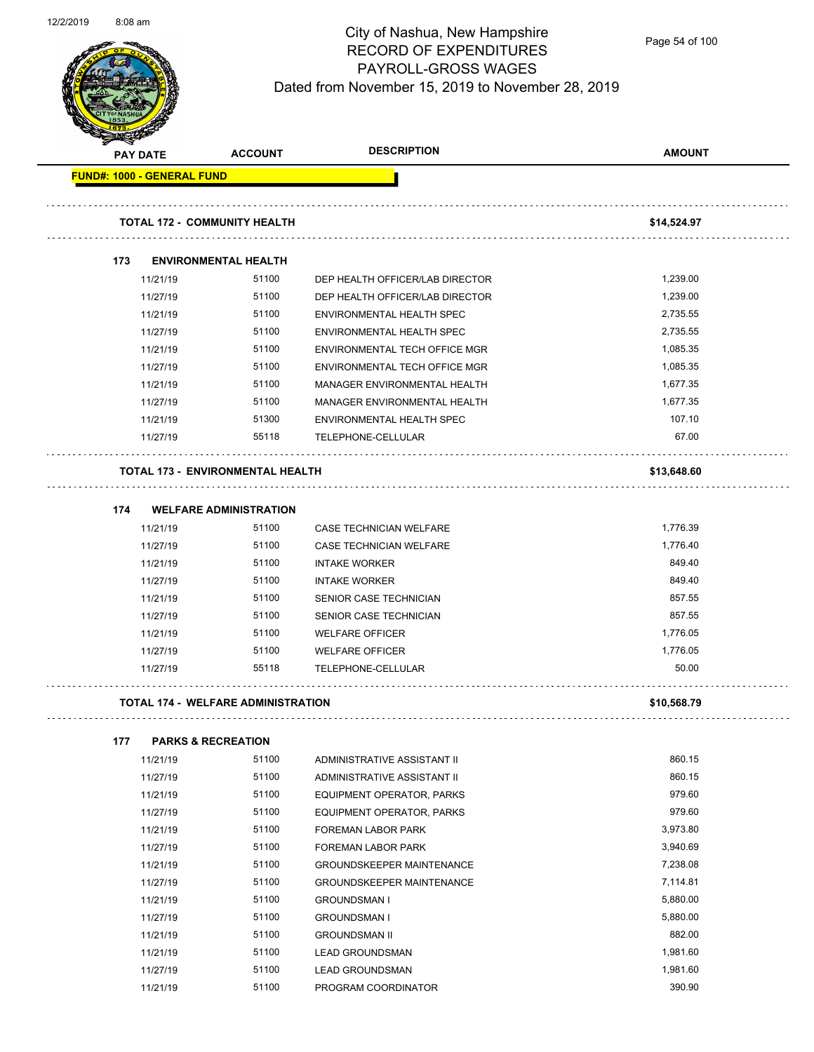# City of Nashua, New Hampshire
## RECORD OF EXPENDITURES
## PAYROLL-GROSS WAGES
### Dated from November 15, 2019 to November 28, 2019

| PAY DATE | ACCOUNT | DESCRIPTION | AMOUNT |
|---|---|---|---|
| **FUND#: 1000 - GENERAL FUND** | | | |
| **TOTAL 172 - COMMUNITY HEALTH** | | | **$14,524.97** |
| **173 ENVIRONMENTAL HEALTH** | | | |
| 11/21/19 | 51100 | DEP HEALTH OFFICER/LAB DIRECTOR | 1,239.00 |
| 11/27/19 | 51100 | DEP HEALTH OFFICER/LAB DIRECTOR | 1,239.00 |
| 11/21/19 | 51100 | ENVIRONMENTAL HEALTH SPEC | 2,735.55 |
| 11/27/19 | 51100 | ENVIRONMENTAL HEALTH SPEC | 2,735.55 |
| 11/21/19 | 51100 | ENVIRONMENTAL TECH OFFICE MGR | 1,085.35 |
| 11/27/19 | 51100 | ENVIRONMENTAL TECH OFFICE MGR | 1,085.35 |
| 11/21/19 | 51100 | MANAGER ENVIRONMENTAL HEALTH | 1,677.35 |
| 11/27/19 | 51100 | MANAGER ENVIRONMENTAL HEALTH | 1,677.35 |
| 11/21/19 | 51300 | ENVIRONMENTAL HEALTH SPEC | 107.10 |
| 11/27/19 | 55118 | TELEPHONE-CELLULAR | 67.00 |
| **TOTAL 173 - ENVIRONMENTAL HEALTH** | | | **$13,648.60** |
| **174 WELFARE ADMINISTRATION** | | | |
| 11/21/19 | 51100 | CASE TECHNICIAN WELFARE | 1,776.39 |
| 11/27/19 | 51100 | CASE TECHNICIAN WELFARE | 1,776.40 |
| 11/21/19 | 51100 | INTAKE WORKER | 849.40 |
| 11/27/19 | 51100 | INTAKE WORKER | 849.40 |
| 11/21/19 | 51100 | SENIOR CASE TECHNICIAN | 857.55 |
| 11/27/19 | 51100 | SENIOR CASE TECHNICIAN | 857.55 |
| 11/21/19 | 51100 | WELFARE OFFICER | 1,776.05 |
| 11/27/19 | 51100 | WELFARE OFFICER | 1,776.05 |
| 11/27/19 | 55118 | TELEPHONE-CELLULAR | 50.00 |
| **TOTAL 174 - WELFARE ADMINISTRATION** | | | **$10,568.79** |
| **177 PARKS & RECREATION** | | | |
| 11/21/19 | 51100 | ADMINISTRATIVE ASSISTANT II | 860.15 |
| 11/27/19 | 51100 | ADMINISTRATIVE ASSISTANT II | 860.15 |
| 11/21/19 | 51100 | EQUIPMENT OPERATOR, PARKS | 979.60 |
| 11/27/19 | 51100 | EQUIPMENT OPERATOR, PARKS | 979.60 |
| 11/21/19 | 51100 | FOREMAN LABOR PARK | 3,973.80 |
| 11/27/19 | 51100 | FOREMAN LABOR PARK | 3,940.69 |
| 11/21/19 | 51100 | GROUNDSKEEPER MAINTENANCE | 7,238.08 |
| 11/27/19 | 51100 | GROUNDSKEEPER MAINTENANCE | 7,114.81 |
| 11/21/19 | 51100 | GROUNDSMAN I | 5,880.00 |
| 11/27/19 | 51100 | GROUNDSMAN I | 5,880.00 |
| 11/21/19 | 51100 | GROUNDSMAN II | 882.00 |
| 11/21/19 | 51100 | LEAD GROUNDSMAN | 1,981.60 |
| 11/27/19 | 51100 | LEAD GROUNDSMAN | 1,981.60 |
| 11/21/19 | 51100 | PROGRAM COORDINATOR | 390.90 |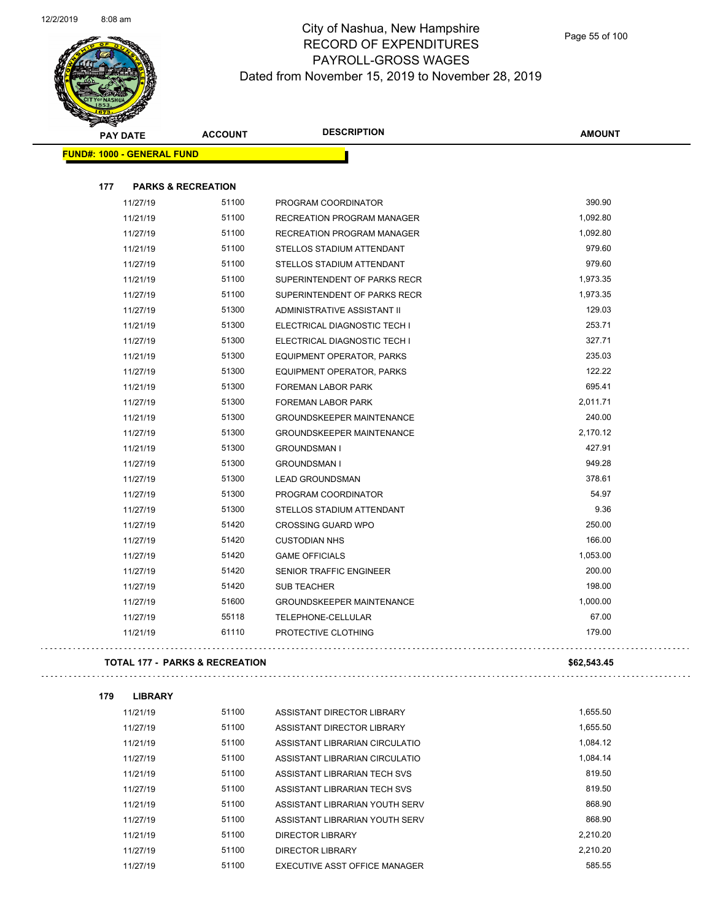# City of Nashua, New Hampshire
## RECORD OF EXPENDITURES
## PAYROLL-GROSS WAGES
## Dated from November 15, 2019 to November 28, 2019

| PAY DATE | ACCOUNT | DESCRIPTION | AMOUNT |
|---|---|---|---|

**FUND#: 1000 - GENERAL FUND**

**177 PARKS & RECREATION**

| PAY DATE | ACCOUNT | DESCRIPTION | AMOUNT |
|---|---|---|---|
| 11/27/19 | 51100 | PROGRAM COORDINATOR | 390.90 |
| 11/21/19 | 51100 | RECREATION PROGRAM MANAGER | 1,092.80 |
| 11/27/19 | 51100 | RECREATION PROGRAM MANAGER | 1,092.80 |
| 11/21/19 | 51100 | STELLOS STADIUM ATTENDANT | 979.60 |
| 11/27/19 | 51100 | STELLOS STADIUM ATTENDANT | 979.60 |
| 11/21/19 | 51100 | SUPERINTENDENT OF PARKS RECR | 1,973.35 |
| 11/27/19 | 51100 | SUPERINTENDENT OF PARKS RECR | 1,973.35 |
| 11/27/19 | 51300 | ADMINISTRATIVE ASSISTANT II | 129.03 |
| 11/21/19 | 51300 | ELECTRICAL DIAGNOSTIC TECH I | 253.71 |
| 11/27/19 | 51300 | ELECTRICAL DIAGNOSTIC TECH I | 327.71 |
| 11/21/19 | 51300 | EQUIPMENT OPERATOR, PARKS | 235.03 |
| 11/27/19 | 51300 | EQUIPMENT OPERATOR, PARKS | 122.22 |
| 11/21/19 | 51300 | FOREMAN LABOR PARK | 695.41 |
| 11/27/19 | 51300 | FOREMAN LABOR PARK | 2,011.71 |
| 11/21/19 | 51300 | GROUNDSKEEPER MAINTENANCE | 240.00 |
| 11/27/19 | 51300 | GROUNDSKEEPER MAINTENANCE | 2,170.12 |
| 11/21/19 | 51300 | GROUNDSMAN I | 427.91 |
| 11/27/19 | 51300 | GROUNDSMAN I | 949.28 |
| 11/27/19 | 51300 | LEAD GROUNDSMAN | 378.61 |
| 11/27/19 | 51300 | PROGRAM COORDINATOR | 54.97 |
| 11/27/19 | 51300 | STELLOS STADIUM ATTENDANT | 9.36 |
| 11/27/19 | 51420 | CROSSING GUARD WPO | 250.00 |
| 11/27/19 | 51420 | CUSTODIAN NHS | 166.00 |
| 11/27/19 | 51420 | GAME OFFICIALS | 1,053.00 |
| 11/27/19 | 51420 | SENIOR TRAFFIC ENGINEER | 200.00 |
| 11/27/19 | 51420 | SUB TEACHER | 198.00 |
| 11/27/19 | 51600 | GROUNDSKEEPER MAINTENANCE | 1,000.00 |
| 11/27/19 | 55118 | TELEPHONE-CELLULAR | 67.00 |
| 11/21/19 | 61110 | PROTECTIVE CLOTHING | 179.00 |

**TOTAL 177 - PARKS & RECREATION** **$62,543.45**

**179 LIBRARY**

| PAY DATE | ACCOUNT | DESCRIPTION | AMOUNT |
|---|---|---|---|
| 11/21/19 | 51100 | ASSISTANT DIRECTOR LIBRARY | 1,655.50 |
| 11/27/19 | 51100 | ASSISTANT DIRECTOR LIBRARY | 1,655.50 |
| 11/21/19 | 51100 | ASSISTANT LIBRARIAN CIRCULATIO | 1,084.12 |
| 11/27/19 | 51100 | ASSISTANT LIBRARIAN CIRCULATIO | 1,084.14 |
| 11/21/19 | 51100 | ASSISTANT LIBRARIAN TECH SVS | 819.50 |
| 11/27/19 | 51100 | ASSISTANT LIBRARIAN TECH SVS | 819.50 |
| 11/21/19 | 51100 | ASSISTANT LIBRARIAN YOUTH SERV | 868.90 |
| 11/27/19 | 51100 | ASSISTANT LIBRARIAN YOUTH SERV | 868.90 |
| 11/21/19 | 51100 | DIRECTOR LIBRARY | 2,210.20 |
| 11/27/19 | 51100 | DIRECTOR LIBRARY | 2,210.20 |
| 11/27/19 | 51100 | EXECUTIVE ASST OFFICE MANAGER | 585.55 |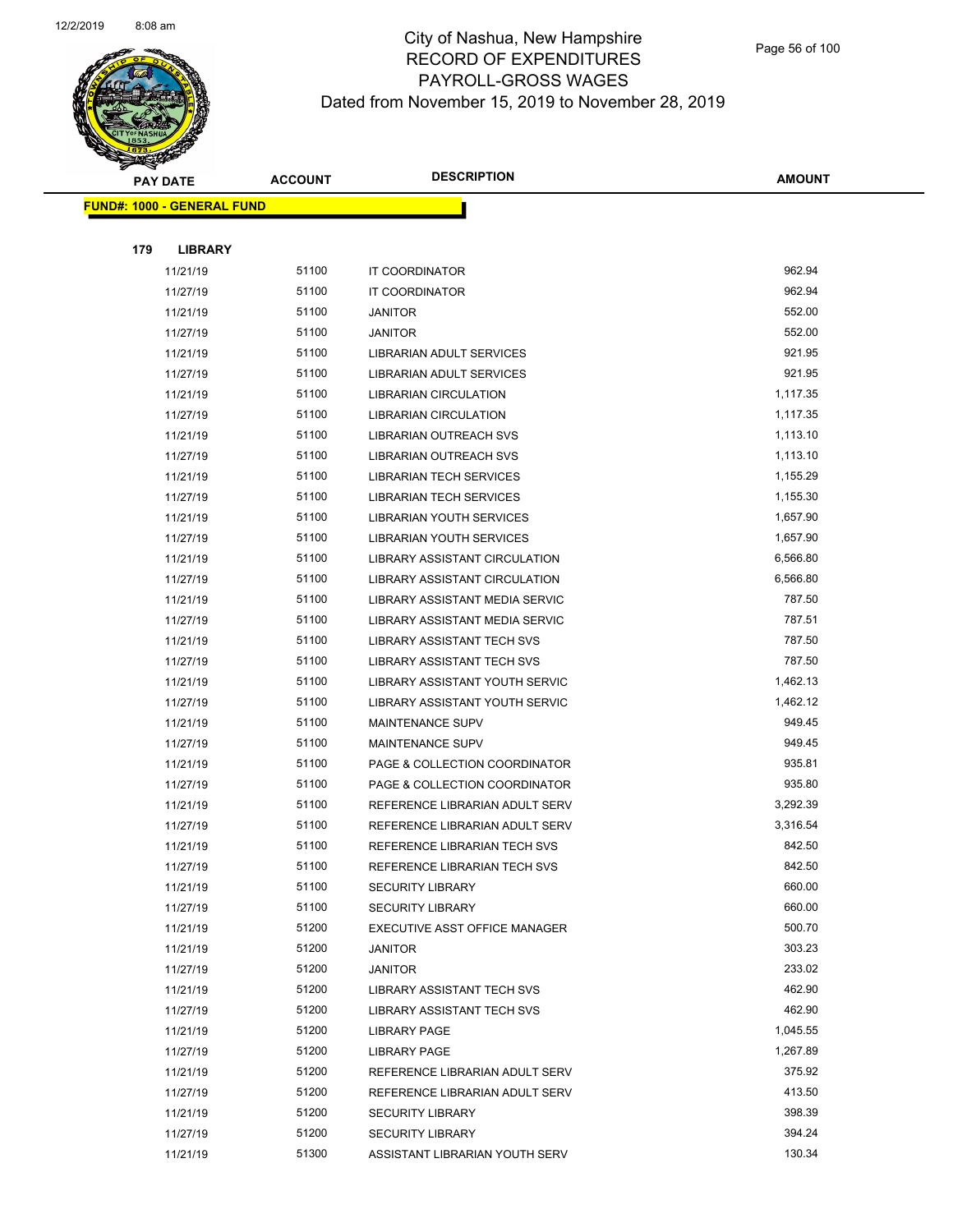# City of Nashua, New Hampshire
## RECORD OF EXPENDITURES
## PAYROLL-GROSS WAGES
## Dated from November 15, 2019 to November 28, 2019

**FUND#: 1000 - GENERAL FUND**

**179 LIBRARY**

| PAY DATE | ACCOUNT | DESCRIPTION | AMOUNT |
|---|---|---|---|
| 11/21/19 | 51100 | IT COORDINATOR | 962.94 |
| 11/27/19 | 51100 | IT COORDINATOR | 962.94 |
| 11/21/19 | 51100 | JANITOR | 552.00 |
| 11/27/19 | 51100 | JANITOR | 552.00 |
| 11/21/19 | 51100 | LIBRARIAN ADULT SERVICES | 921.95 |
| 11/27/19 | 51100 | LIBRARIAN ADULT SERVICES | 921.95 |
| 11/21/19 | 51100 | LIBRARIAN CIRCULATION | 1,117.35 |
| 11/27/19 | 51100 | LIBRARIAN CIRCULATION | 1,117.35 |
| 11/21/19 | 51100 | LIBRARIAN OUTREACH SVS | 1,113.10 |
| 11/27/19 | 51100 | LIBRARIAN OUTREACH SVS | 1,113.10 |
| 11/21/19 | 51100 | LIBRARIAN TECH SERVICES | 1,155.29 |
| 11/27/19 | 51100 | LIBRARIAN TECH SERVICES | 1,155.30 |
| 11/21/19 | 51100 | LIBRARIAN YOUTH SERVICES | 1,657.90 |
| 11/27/19 | 51100 | LIBRARIAN YOUTH SERVICES | 1,657.90 |
| 11/21/19 | 51100 | LIBRARY ASSISTANT CIRCULATION | 6,566.80 |
| 11/27/19 | 51100 | LIBRARY ASSISTANT CIRCULATION | 6,566.80 |
| 11/21/19 | 51100 | LIBRARY ASSISTANT MEDIA SERVIC | 787.50 |
| 11/27/19 | 51100 | LIBRARY ASSISTANT MEDIA SERVIC | 787.51 |
| 11/21/19 | 51100 | LIBRARY ASSISTANT TECH SVS | 787.50 |
| 11/27/19 | 51100 | LIBRARY ASSISTANT TECH SVS | 787.50 |
| 11/21/19 | 51100 | LIBRARY ASSISTANT YOUTH SERVIC | 1,462.13 |
| 11/27/19 | 51100 | LIBRARY ASSISTANT YOUTH SERVIC | 1,462.12 |
| 11/21/19 | 51100 | MAINTENANCE SUPV | 949.45 |
| 11/27/19 | 51100 | MAINTENANCE SUPV | 949.45 |
| 11/21/19 | 51100 | PAGE & COLLECTION COORDINATOR | 935.81 |
| 11/27/19 | 51100 | PAGE & COLLECTION COORDINATOR | 935.80 |
| 11/21/19 | 51100 | REFERENCE LIBRARIAN ADULT SERV | 3,292.39 |
| 11/27/19 | 51100 | REFERENCE LIBRARIAN ADULT SERV | 3,316.54 |
| 11/21/19 | 51100 | REFERENCE LIBRARIAN TECH SVS | 842.50 |
| 11/27/19 | 51100 | REFERENCE LIBRARIAN TECH SVS | 842.50 |
| 11/21/19 | 51100 | SECURITY LIBRARY | 660.00 |
| 11/27/19 | 51100 | SECURITY LIBRARY | 660.00 |
| 11/21/19 | 51200 | EXECUTIVE ASST OFFICE MANAGER | 500.70 |
| 11/21/19 | 51200 | JANITOR | 303.23 |
| 11/27/19 | 51200 | JANITOR | 233.02 |
| 11/21/19 | 51200 | LIBRARY ASSISTANT TECH SVS | 462.90 |
| 11/27/19 | 51200 | LIBRARY ASSISTANT TECH SVS | 462.90 |
| 11/21/19 | 51200 | LIBRARY PAGE | 1,045.55 |
| 11/27/19 | 51200 | LIBRARY PAGE | 1,267.89 |
| 11/21/19 | 51200 | REFERENCE LIBRARIAN ADULT SERV | 375.92 |
| 11/27/19 | 51200 | REFERENCE LIBRARIAN ADULT SERV | 413.50 |
| 11/21/19 | 51200 | SECURITY LIBRARY | 398.39 |
| 11/27/19 | 51200 | SECURITY LIBRARY | 394.24 |
| 11/21/19 | 51300 | ASSISTANT LIBRARIAN YOUTH SERV | 130.34 |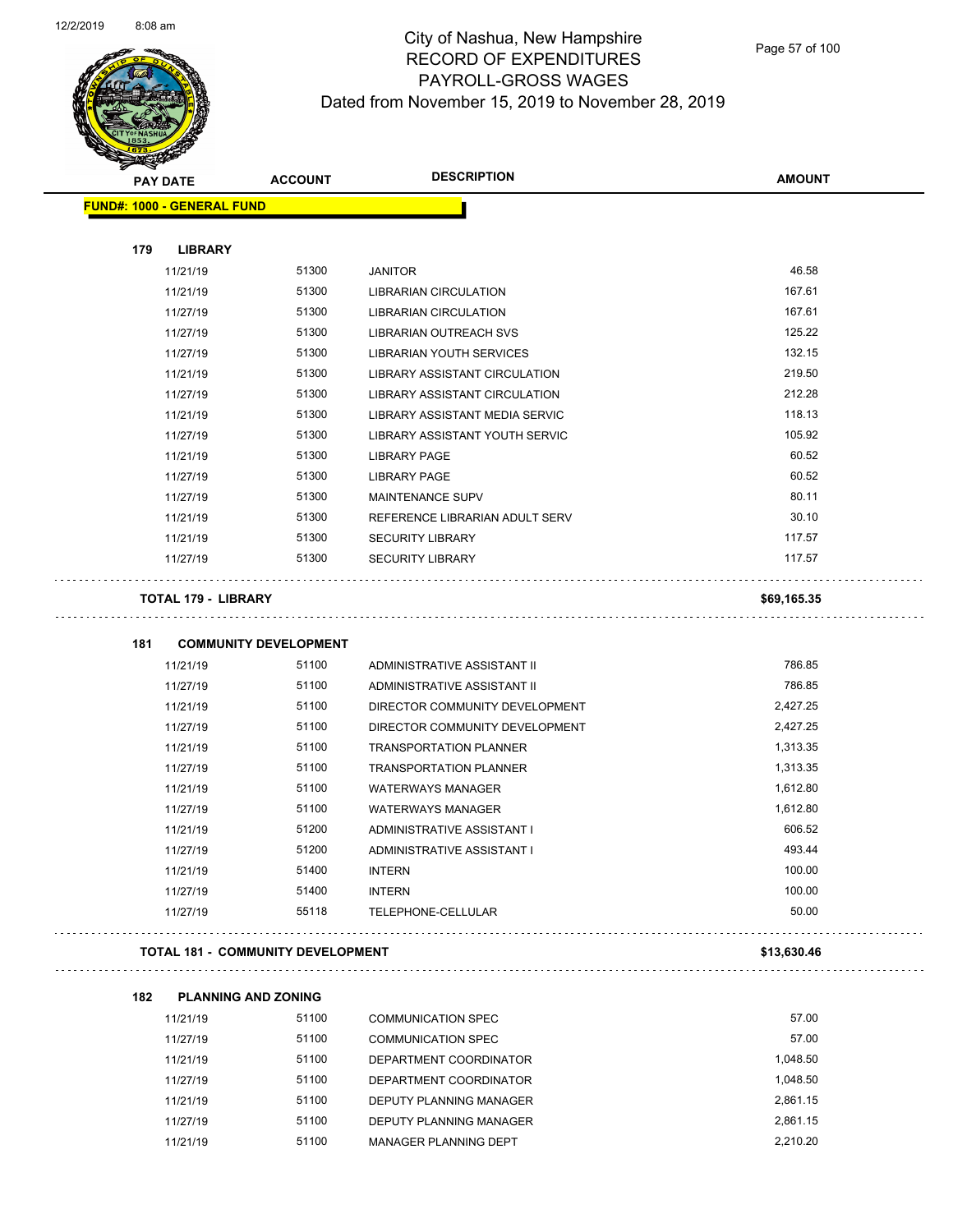# City of Nashua, New Hampshire
## RECORD OF EXPENDITURES
## PAYROLL-GROSS WAGES
### Dated from November 15, 2019 to November 28, 2019

| PAY DATE | ACCOUNT | DESCRIPTION | AMOUNT |
|---|---|---|---|
| **FUND#: 1000 - GENERAL FUND** | | | |
| **179 LIBRARY** | | | |
| 11/21/19 | 51300 | JANITOR | 46.58 |
| 11/21/19 | 51300 | LIBRARIAN CIRCULATION | 167.61 |
| 11/27/19 | 51300 | LIBRARIAN CIRCULATION | 167.61 |
| 11/27/19 | 51300 | LIBRARIAN OUTREACH SVS | 125.22 |
| 11/27/19 | 51300 | LIBRARIAN YOUTH SERVICES | 132.15 |
| 11/21/19 | 51300 | LIBRARY ASSISTANT CIRCULATION | 219.50 |
| 11/27/19 | 51300 | LIBRARY ASSISTANT CIRCULATION | 212.28 |
| 11/21/19 | 51300 | LIBRARY ASSISTANT MEDIA SERVIC | 118.13 |
| 11/27/19 | 51300 | LIBRARY ASSISTANT YOUTH SERVIC | 105.92 |
| 11/21/19 | 51300 | LIBRARY PAGE | 60.52 |
| 11/27/19 | 51300 | LIBRARY PAGE | 60.52 |
| 11/27/19 | 51300 | MAINTENANCE SUPV | 80.11 |
| 11/21/19 | 51300 | REFERENCE LIBRARIAN ADULT SERV | 30.10 |
| 11/21/19 | 51300 | SECURITY LIBRARY | 117.57 |
| 11/27/19 | 51300 | SECURITY LIBRARY | 117.57 |
| **TOTAL 179 - LIBRARY** | | | **$69,165.35** |
| **181 COMMUNITY DEVELOPMENT** | | | |
| 11/21/19 | 51100 | ADMINISTRATIVE ASSISTANT II | 786.85 |
| 11/27/19 | 51100 | ADMINISTRATIVE ASSISTANT II | 786.85 |
| 11/21/19 | 51100 | DIRECTOR COMMUNITY DEVELOPMENT | 2,427.25 |
| 11/27/19 | 51100 | DIRECTOR COMMUNITY DEVELOPMENT | 2,427.25 |
| 11/21/19 | 51100 | TRANSPORTATION PLANNER | 1,313.35 |
| 11/27/19 | 51100 | TRANSPORTATION PLANNER | 1,313.35 |
| 11/21/19 | 51100 | WATERWAYS MANAGER | 1,612.80 |
| 11/27/19 | 51100 | WATERWAYS MANAGER | 1,612.80 |
| 11/21/19 | 51200 | ADMINISTRATIVE ASSISTANT I | 606.52 |
| 11/27/19 | 51200 | ADMINISTRATIVE ASSISTANT I | 493.44 |
| 11/21/19 | 51400 | INTERN | 100.00 |
| 11/27/19 | 51400 | INTERN | 100.00 |
| 11/27/19 | 55118 | TELEPHONE-CELLULAR | 50.00 |
| **TOTAL 181 - COMMUNITY DEVELOPMENT** | | | **$13,630.46** |
| **182 PLANNING AND ZONING** | | | |
| 11/21/19 | 51100 | COMMUNICATION SPEC | 57.00 |
| 11/27/19 | 51100 | COMMUNICATION SPEC | 57.00 |
| 11/21/19 | 51100 | DEPARTMENT COORDINATOR | 1,048.50 |
| 11/27/19 | 51100 | DEPARTMENT COORDINATOR | 1,048.50 |
| 11/21/19 | 51100 | DEPUTY PLANNING MANAGER | 2,861.15 |
| 11/27/19 | 51100 | DEPUTY PLANNING MANAGER | 2,861.15 |
| 11/21/19 | 51100 | MANAGER PLANNING DEPT | 2,210.20 |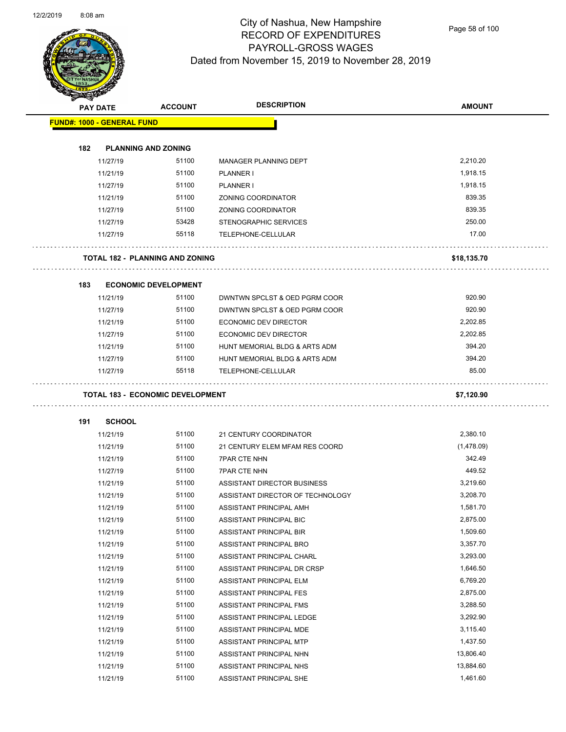# City of Nashua, New Hampshire
## RECORD OF EXPENDITURES
## PAYROLL-GROSS WAGES
## Dated from November 15, 2019 to November 28, 2019

| PAY DATE | ACCOUNT | DESCRIPTION | AMOUNT |
|---|---|---|---|
| **FUND#: 1000 - GENERAL FUND** | | | |
| **182 PLANNING AND ZONING** | | | |
| 11/27/19 | 51100 | MANAGER PLANNING DEPT | 2,210.20 |
| 11/21/19 | 51100 | PLANNER I | 1,918.15 |
| 11/27/19 | 51100 | PLANNER I | 1,918.15 |
| 11/21/19 | 51100 | ZONING COORDINATOR | 839.35 |
| 11/27/19 | 51100 | ZONING COORDINATOR | 839.35 |
| 11/27/19 | 53428 | STENOGRAPHIC SERVICES | 250.00 |
| 11/27/19 | 55118 | TELEPHONE-CELLULAR | 17.00 |
| **TOTAL 182 - PLANNING AND ZONING** | | | **$18,135.70** |
| **183 ECONOMIC DEVELOPMENT** | | | |
| 11/21/19 | 51100 | DWNTWN SPCLST & OED PGRM COOR | 920.90 |
| 11/27/19 | 51100 | DWNTWN SPCLST & OED PGRM COOR | 920.90 |
| 11/21/19 | 51100 | ECONOMIC DEV DIRECTOR | 2,202.85 |
| 11/27/19 | 51100 | ECONOMIC DEV DIRECTOR | 2,202.85 |
| 11/21/19 | 51100 | HUNT MEMORIAL BLDG & ARTS ADM | 394.20 |
| 11/27/19 | 51100 | HUNT MEMORIAL BLDG & ARTS ADM | 394.20 |
| 11/27/19 | 55118 | TELEPHONE-CELLULAR | 85.00 |
| **TOTAL 183 - ECONOMIC DEVELOPMENT** | | | **$7,120.90** |
| **191 SCHOOL** | | | |
| 11/21/19 | 51100 | 21 CENTURY COORDINATOR | 2,380.10 |
| 11/21/19 | 51100 | 21 CENTURY ELEM MFAM RES COORD | (1,478.09) |
| 11/21/19 | 51100 | 7PAR CTE NHN | 342.49 |
| 11/27/19 | 51100 | 7PAR CTE NHN | 449.52 |
| 11/21/19 | 51100 | ASSISTANT DIRECTOR BUSINESS | 3,219.60 |
| 11/21/19 | 51100 | ASSISTANT DIRECTOR OF TECHNOLOGY | 3,208.70 |
| 11/21/19 | 51100 | ASSISTANT PRINCIPAL AMH | 1,581.70 |
| 11/21/19 | 51100 | ASSISTANT PRINCIPAL BIC | 2,875.00 |
| 11/21/19 | 51100 | ASSISTANT PRINCIPAL BIR | 1,509.60 |
| 11/21/19 | 51100 | ASSISTANT PRINCIPAL BRO | 3,357.70 |
| 11/21/19 | 51100 | ASSISTANT PRINCIPAL CHARL | 3,293.00 |
| 11/21/19 | 51100 | ASSISTANT PRINCIPAL DR CRSP | 1,646.50 |
| 11/21/19 | 51100 | ASSISTANT PRINCIPAL ELM | 6,769.20 |
| 11/21/19 | 51100 | ASSISTANT PRINCIPAL FES | 2,875.00 |
| 11/21/19 | 51100 | ASSISTANT PRINCIPAL FMS | 3,288.50 |
| 11/21/19 | 51100 | ASSISTANT PRINCIPAL LEDGE | 3,292.90 |
| 11/21/19 | 51100 | ASSISTANT PRINCIPAL MDE | 3,115.40 |
| 11/21/19 | 51100 | ASSISTANT PRINCIPAL MTP | 1,437.50 |
| 11/21/19 | 51100 | ASSISTANT PRINCIPAL NHN | 13,806.40 |
| 11/21/19 | 51100 | ASSISTANT PRINCIPAL NHS | 13,884.60 |
| 11/21/19 | 51100 | ASSISTANT PRINCIPAL SHE | 1,461.60 |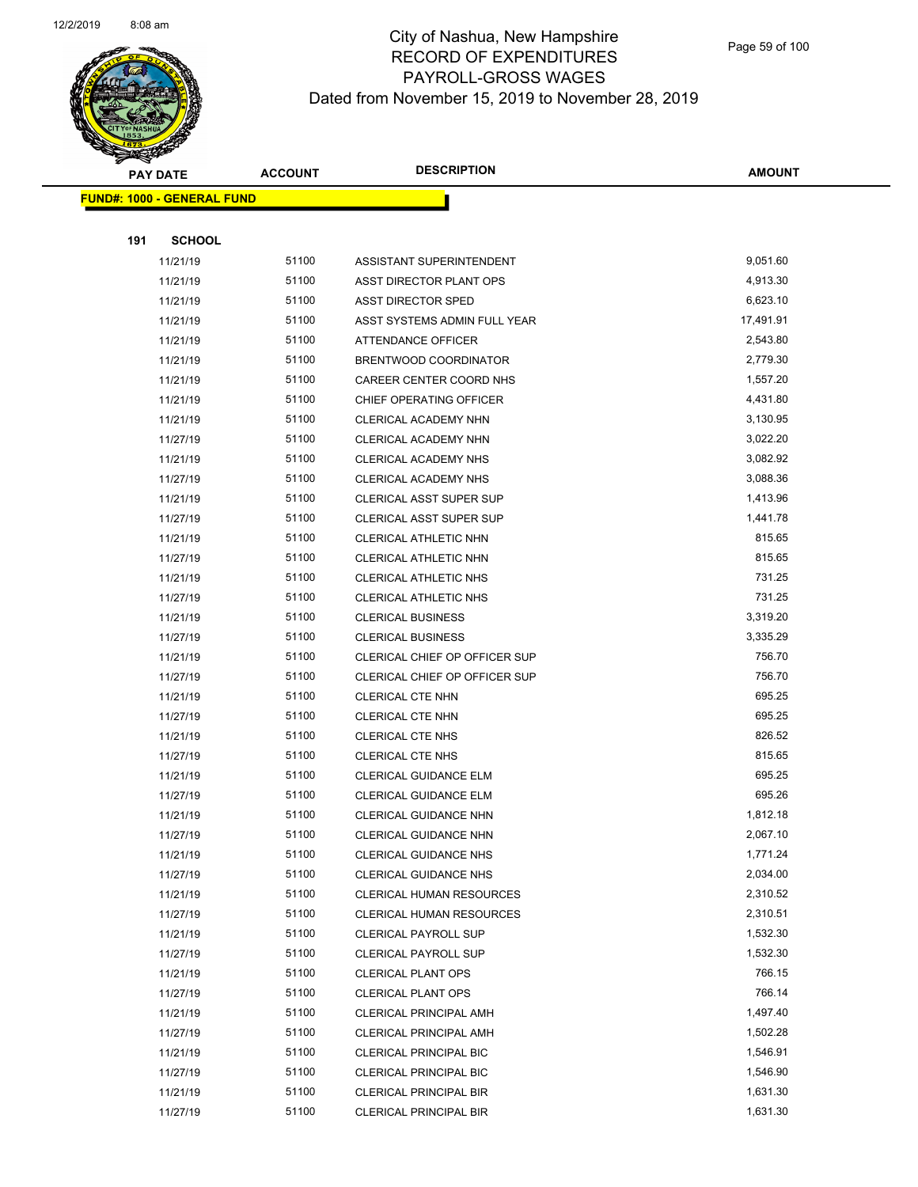# City of Nashua, New Hampshire
## RECORD OF EXPENDITURES
## PAYROLL-GROSS WAGES
## Dated from November 15, 2019 to November 28, 2019

**FUND#: 1000 - GENERAL FUND**

**191 SCHOOL**

| PAY DATE | ACCOUNT | DESCRIPTION | AMOUNT |
|---|---|---|---|
| 11/21/19 | 51100 | ASSISTANT SUPERINTENDENT | 9,051.60 |
| 11/21/19 | 51100 | ASST DIRECTOR PLANT OPS | 4,913.30 |
| 11/21/19 | 51100 | ASST DIRECTOR SPED | 6,623.10 |
| 11/21/19 | 51100 | ASST SYSTEMS ADMIN FULL YEAR | 17,491.91 |
| 11/21/19 | 51100 | ATTENDANCE OFFICER | 2,543.80 |
| 11/21/19 | 51100 | BRENTWOOD COORDINATOR | 2,779.30 |
| 11/21/19 | 51100 | CAREER CENTER COORD NHS | 1,557.20 |
| 11/21/19 | 51100 | CHIEF OPERATING OFFICER | 4,431.80 |
| 11/21/19 | 51100 | CLERICAL ACADEMY NHN | 3,130.95 |
| 11/27/19 | 51100 | CLERICAL ACADEMY NHN | 3,022.20 |
| 11/21/19 | 51100 | CLERICAL ACADEMY NHS | 3,082.92 |
| 11/27/19 | 51100 | CLERICAL ACADEMY NHS | 3,088.36 |
| 11/21/19 | 51100 | CLERICAL ASST SUPER SUP | 1,413.96 |
| 11/27/19 | 51100 | CLERICAL ASST SUPER SUP | 1,441.78 |
| 11/21/19 | 51100 | CLERICAL ATHLETIC NHN | 815.65 |
| 11/27/19 | 51100 | CLERICAL ATHLETIC NHN | 815.65 |
| 11/21/19 | 51100 | CLERICAL ATHLETIC NHS | 731.25 |
| 11/27/19 | 51100 | CLERICAL ATHLETIC NHS | 731.25 |
| 11/21/19 | 51100 | CLERICAL BUSINESS | 3,319.20 |
| 11/27/19 | 51100 | CLERICAL BUSINESS | 3,335.29 |
| 11/21/19 | 51100 | CLERICAL CHIEF OP OFFICER SUP | 756.70 |
| 11/27/19 | 51100 | CLERICAL CHIEF OP OFFICER SUP | 756.70 |
| 11/21/19 | 51100 | CLERICAL CTE NHN | 695.25 |
| 11/27/19 | 51100 | CLERICAL CTE NHN | 695.25 |
| 11/21/19 | 51100 | CLERICAL CTE NHS | 826.52 |
| 11/27/19 | 51100 | CLERICAL CTE NHS | 815.65 |
| 11/21/19 | 51100 | CLERICAL GUIDANCE ELM | 695.25 |
| 11/27/19 | 51100 | CLERICAL GUIDANCE ELM | 695.26 |
| 11/21/19 | 51100 | CLERICAL GUIDANCE NHN | 1,812.18 |
| 11/27/19 | 51100 | CLERICAL GUIDANCE NHN | 2,067.10 |
| 11/21/19 | 51100 | CLERICAL GUIDANCE NHS | 1,771.24 |
| 11/27/19 | 51100 | CLERICAL GUIDANCE NHS | 2,034.00 |
| 11/21/19 | 51100 | CLERICAL HUMAN RESOURCES | 2,310.52 |
| 11/27/19 | 51100 | CLERICAL HUMAN RESOURCES | 2,310.51 |
| 11/21/19 | 51100 | CLERICAL PAYROLL SUP | 1,532.30 |
| 11/27/19 | 51100 | CLERICAL PAYROLL SUP | 1,532.30 |
| 11/21/19 | 51100 | CLERICAL PLANT OPS | 766.15 |
| 11/27/19 | 51100 | CLERICAL PLANT OPS | 766.14 |
| 11/21/19 | 51100 | CLERICAL PRINCIPAL AMH | 1,497.40 |
| 11/27/19 | 51100 | CLERICAL PRINCIPAL AMH | 1,502.28 |
| 11/21/19 | 51100 | CLERICAL PRINCIPAL BIC | 1,546.91 |
| 11/27/19 | 51100 | CLERICAL PRINCIPAL BIC | 1,546.90 |
| 11/21/19 | 51100 | CLERICAL PRINCIPAL BIR | 1,631.30 |
| 11/27/19 | 51100 | CLERICAL PRINCIPAL BIR | 1,631.30 |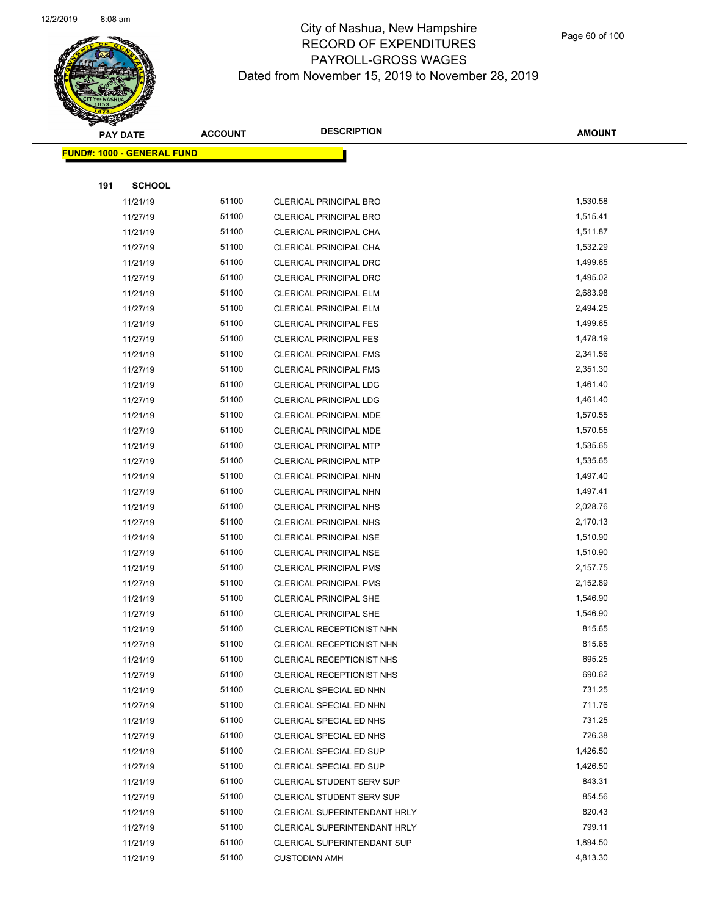# City of Nashua, New Hampshire
## RECORD OF EXPENDITURES
## PAYROLL-GROSS WAGES
## Dated from November 15, 2019 to November 28, 2019

| PAY DATE | ACCOUNT | DESCRIPTION | AMOUNT |
|---|---|---|---|
| **FUND#: 1000 - GENERAL FUND** | | | |
| **191 SCHOOL** | | | |
| 11/21/19 | 51100 | CLERICAL PRINCIPAL BRO | 1,530.58 |
| 11/27/19 | 51100 | CLERICAL PRINCIPAL BRO | 1,515.41 |
| 11/21/19 | 51100 | CLERICAL PRINCIPAL CHA | 1,511.87 |
| 11/27/19 | 51100 | CLERICAL PRINCIPAL CHA | 1,532.29 |
| 11/21/19 | 51100 | CLERICAL PRINCIPAL DRC | 1,499.65 |
| 11/27/19 | 51100 | CLERICAL PRINCIPAL DRC | 1,495.02 |
| 11/21/19 | 51100 | CLERICAL PRINCIPAL ELM | 2,683.98 |
| 11/27/19 | 51100 | CLERICAL PRINCIPAL ELM | 2,494.25 |
| 11/21/19 | 51100 | CLERICAL PRINCIPAL FES | 1,499.65 |
| 11/27/19 | 51100 | CLERICAL PRINCIPAL FES | 1,478.19 |
| 11/21/19 | 51100 | CLERICAL PRINCIPAL FMS | 2,341.56 |
| 11/27/19 | 51100 | CLERICAL PRINCIPAL FMS | 2,351.30 |
| 11/21/19 | 51100 | CLERICAL PRINCIPAL LDG | 1,461.40 |
| 11/27/19 | 51100 | CLERICAL PRINCIPAL LDG | 1,461.40 |
| 11/21/19 | 51100 | CLERICAL PRINCIPAL MDE | 1,570.55 |
| 11/27/19 | 51100 | CLERICAL PRINCIPAL MDE | 1,570.55 |
| 11/21/19 | 51100 | CLERICAL PRINCIPAL MTP | 1,535.65 |
| 11/27/19 | 51100 | CLERICAL PRINCIPAL MTP | 1,535.65 |
| 11/21/19 | 51100 | CLERICAL PRINCIPAL NHN | 1,497.40 |
| 11/27/19 | 51100 | CLERICAL PRINCIPAL NHN | 1,497.41 |
| 11/21/19 | 51100 | CLERICAL PRINCIPAL NHS | 2,028.76 |
| 11/27/19 | 51100 | CLERICAL PRINCIPAL NHS | 2,170.13 |
| 11/21/19 | 51100 | CLERICAL PRINCIPAL NSE | 1,510.90 |
| 11/27/19 | 51100 | CLERICAL PRINCIPAL NSE | 1,510.90 |
| 11/21/19 | 51100 | CLERICAL PRINCIPAL PMS | 2,157.75 |
| 11/27/19 | 51100 | CLERICAL PRINCIPAL PMS | 2,152.89 |
| 11/21/19 | 51100 | CLERICAL PRINCIPAL SHE | 1,546.90 |
| 11/27/19 | 51100 | CLERICAL PRINCIPAL SHE | 1,546.90 |
| 11/21/19 | 51100 | CLERICAL RECEPTIONIST NHN | 815.65 |
| 11/27/19 | 51100 | CLERICAL RECEPTIONIST NHN | 815.65 |
| 11/21/19 | 51100 | CLERICAL RECEPTIONIST NHS | 695.25 |
| 11/27/19 | 51100 | CLERICAL RECEPTIONIST NHS | 690.62 |
| 11/21/19 | 51100 | CLERICAL SPECIAL ED NHN | 731.25 |
| 11/27/19 | 51100 | CLERICAL SPECIAL ED NHN | 711.76 |
| 11/21/19 | 51100 | CLERICAL SPECIAL ED NHS | 731.25 |
| 11/27/19 | 51100 | CLERICAL SPECIAL ED NHS | 726.38 |
| 11/21/19 | 51100 | CLERICAL SPECIAL ED SUP | 1,426.50 |
| 11/27/19 | 51100 | CLERICAL SPECIAL ED SUP | 1,426.50 |
| 11/21/19 | 51100 | CLERICAL STUDENT SERV SUP | 843.31 |
| 11/27/19 | 51100 | CLERICAL STUDENT SERV SUP | 854.56 |
| 11/21/19 | 51100 | CLERICAL SUPERINTENDANT HRLY | 820.43 |
| 11/27/19 | 51100 | CLERICAL SUPERINTENDANT HRLY | 799.11 |
| 11/21/19 | 51100 | CLERICAL SUPERINTENDANT SUP | 1,894.50 |
| 11/21/19 | 51100 | CUSTODIAN AMH | 4,813.30 |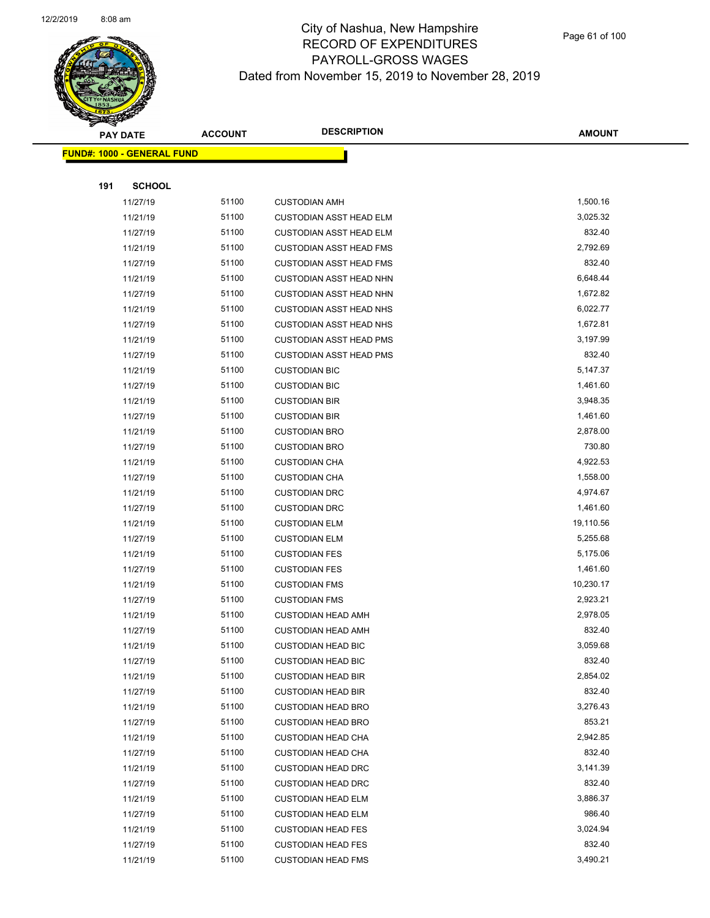# City of Nashua, New Hampshire
## RECORD OF EXPENDITURES
## PAYROLL-GROSS WAGES
## Dated from November 15, 2019 to November 28, 2019

| PAY DATE | ACCOUNT | DESCRIPTION | AMOUNT |
|---|---|---|---|
| **FUND#: 1000 - GENERAL FUND** | | | |
| **191 SCHOOL** | | | |
| 11/27/19 | 51100 | CUSTODIAN AMH | 1,500.16 |
| 11/21/19 | 51100 | CUSTODIAN ASST HEAD ELM | 3,025.32 |
| 11/27/19 | 51100 | CUSTODIAN ASST HEAD ELM | 832.40 |
| 11/21/19 | 51100 | CUSTODIAN ASST HEAD FMS | 2,792.69 |
| 11/27/19 | 51100 | CUSTODIAN ASST HEAD FMS | 832.40 |
| 11/21/19 | 51100 | CUSTODIAN ASST HEAD NHN | 6,648.44 |
| 11/27/19 | 51100 | CUSTODIAN ASST HEAD NHN | 1,672.82 |
| 11/21/19 | 51100 | CUSTODIAN ASST HEAD NHS | 6,022.77 |
| 11/27/19 | 51100 | CUSTODIAN ASST HEAD NHS | 1,672.81 |
| 11/21/19 | 51100 | CUSTODIAN ASST HEAD PMS | 3,197.99 |
| 11/27/19 | 51100 | CUSTODIAN ASST HEAD PMS | 832.40 |
| 11/21/19 | 51100 | CUSTODIAN BIC | 5,147.37 |
| 11/27/19 | 51100 | CUSTODIAN BIC | 1,461.60 |
| 11/21/19 | 51100 | CUSTODIAN BIR | 3,948.35 |
| 11/27/19 | 51100 | CUSTODIAN BIR | 1,461.60 |
| 11/21/19 | 51100 | CUSTODIAN BRO | 2,878.00 |
| 11/27/19 | 51100 | CUSTODIAN BRO | 730.80 |
| 11/21/19 | 51100 | CUSTODIAN CHA | 4,922.53 |
| 11/27/19 | 51100 | CUSTODIAN CHA | 1,558.00 |
| 11/21/19 | 51100 | CUSTODIAN DRC | 4,974.67 |
| 11/27/19 | 51100 | CUSTODIAN DRC | 1,461.60 |
| 11/21/19 | 51100 | CUSTODIAN ELM | 19,110.56 |
| 11/27/19 | 51100 | CUSTODIAN ELM | 5,255.68 |
| 11/21/19 | 51100 | CUSTODIAN FES | 5,175.06 |
| 11/27/19 | 51100 | CUSTODIAN FES | 1,461.60 |
| 11/21/19 | 51100 | CUSTODIAN FMS | 10,230.17 |
| 11/27/19 | 51100 | CUSTODIAN FMS | 2,923.21 |
| 11/21/19 | 51100 | CUSTODIAN HEAD AMH | 2,978.05 |
| 11/27/19 | 51100 | CUSTODIAN HEAD AMH | 832.40 |
| 11/21/19 | 51100 | CUSTODIAN HEAD BIC | 3,059.68 |
| 11/27/19 | 51100 | CUSTODIAN HEAD BIC | 832.40 |
| 11/21/19 | 51100 | CUSTODIAN HEAD BIR | 2,854.02 |
| 11/27/19 | 51100 | CUSTODIAN HEAD BIR | 832.40 |
| 11/21/19 | 51100 | CUSTODIAN HEAD BRO | 3,276.43 |
| 11/27/19 | 51100 | CUSTODIAN HEAD BRO | 853.21 |
| 11/21/19 | 51100 | CUSTODIAN HEAD CHA | 2,942.85 |
| 11/27/19 | 51100 | CUSTODIAN HEAD CHA | 832.40 |
| 11/21/19 | 51100 | CUSTODIAN HEAD DRC | 3,141.39 |
| 11/27/19 | 51100 | CUSTODIAN HEAD DRC | 832.40 |
| 11/21/19 | 51100 | CUSTODIAN HEAD ELM | 3,886.37 |
| 11/27/19 | 51100 | CUSTODIAN HEAD ELM | 986.40 |
| 11/21/19 | 51100 | CUSTODIAN HEAD FES | 3,024.94 |
| 11/27/19 | 51100 | CUSTODIAN HEAD FES | 832.40 |
| 11/21/19 | 51100 | CUSTODIAN HEAD FMS | 3,490.21 |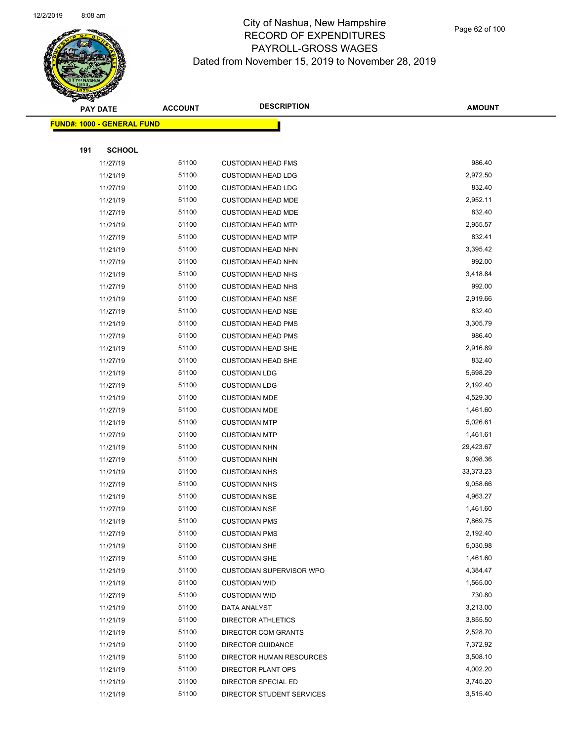# City of Nashua, New Hampshire
## RECORD OF EXPENDITURES
## PAYROLL-GROSS WAGES
## Dated from November 15, 2019 to November 28, 2019

| PAY DATE | ACCOUNT | DESCRIPTION | AMOUNT |
|---|---|---|---|
| **FUND#: 1000 - GENERAL FUND** | | | |
| **191 SCHOOL** | | | |
| 11/27/19 | 51100 | CUSTODIAN HEAD FMS | 986.40 |
| 11/21/19 | 51100 | CUSTODIAN HEAD LDG | 2,972.50 |
| 11/27/19 | 51100 | CUSTODIAN HEAD LDG | 832.40 |
| 11/21/19 | 51100 | CUSTODIAN HEAD MDE | 2,952.11 |
| 11/27/19 | 51100 | CUSTODIAN HEAD MDE | 832.40 |
| 11/21/19 | 51100 | CUSTODIAN HEAD MTP | 2,955.57 |
| 11/27/19 | 51100 | CUSTODIAN HEAD MTP | 832.41 |
| 11/21/19 | 51100 | CUSTODIAN HEAD NHN | 3,395.42 |
| 11/27/19 | 51100 | CUSTODIAN HEAD NHN | 992.00 |
| 11/21/19 | 51100 | CUSTODIAN HEAD NHS | 3,418.84 |
| 11/27/19 | 51100 | CUSTODIAN HEAD NHS | 992.00 |
| 11/21/19 | 51100 | CUSTODIAN HEAD NSE | 2,919.66 |
| 11/27/19 | 51100 | CUSTODIAN HEAD NSE | 832.40 |
| 11/21/19 | 51100 | CUSTODIAN HEAD PMS | 3,305.79 |
| 11/27/19 | 51100 | CUSTODIAN HEAD PMS | 986.40 |
| 11/21/19 | 51100 | CUSTODIAN HEAD SHE | 2,916.89 |
| 11/27/19 | 51100 | CUSTODIAN HEAD SHE | 832.40 |
| 11/21/19 | 51100 | CUSTODIAN LDG | 5,698.29 |
| 11/27/19 | 51100 | CUSTODIAN LDG | 2,192.40 |
| 11/21/19 | 51100 | CUSTODIAN MDE | 4,529.30 |
| 11/27/19 | 51100 | CUSTODIAN MDE | 1,461.60 |
| 11/21/19 | 51100 | CUSTODIAN MTP | 5,026.61 |
| 11/27/19 | 51100 | CUSTODIAN MTP | 1,461.61 |
| 11/21/19 | 51100 | CUSTODIAN NHN | 29,423.67 |
| 11/27/19 | 51100 | CUSTODIAN NHN | 9,098.36 |
| 11/21/19 | 51100 | CUSTODIAN NHS | 33,373.23 |
| 11/27/19 | 51100 | CUSTODIAN NHS | 9,058.66 |
| 11/21/19 | 51100 | CUSTODIAN NSE | 4,963.27 |
| 11/27/19 | 51100 | CUSTODIAN NSE | 1,461.60 |
| 11/21/19 | 51100 | CUSTODIAN PMS | 7,869.75 |
| 11/27/19 | 51100 | CUSTODIAN PMS | 2,192.40 |
| 11/21/19 | 51100 | CUSTODIAN SHE | 5,030.98 |
| 11/27/19 | 51100 | CUSTODIAN SHE | 1,461.60 |
| 11/21/19 | 51100 | CUSTODIAN SUPERVISOR WPO | 4,384.47 |
| 11/21/19 | 51100 | CUSTODIAN WID | 1,565.00 |
| 11/27/19 | 51100 | CUSTODIAN WID | 730.80 |
| 11/21/19 | 51100 | DATA ANALYST | 3,213.00 |
| 11/21/19 | 51100 | DIRECTOR ATHLETICS | 3,855.50 |
| 11/21/19 | 51100 | DIRECTOR COM GRANTS | 2,528.70 |
| 11/21/19 | 51100 | DIRECTOR GUIDANCE | 7,372.92 |
| 11/21/19 | 51100 | DIRECTOR HUMAN RESOURCES | 3,508.10 |
| 11/21/19 | 51100 | DIRECTOR PLANT OPS | 4,002.20 |
| 11/21/19 | 51100 | DIRECTOR SPECIAL ED | 3,745.20 |
| 11/21/19 | 51100 | DIRECTOR STUDENT SERVICES | 3,515.40 |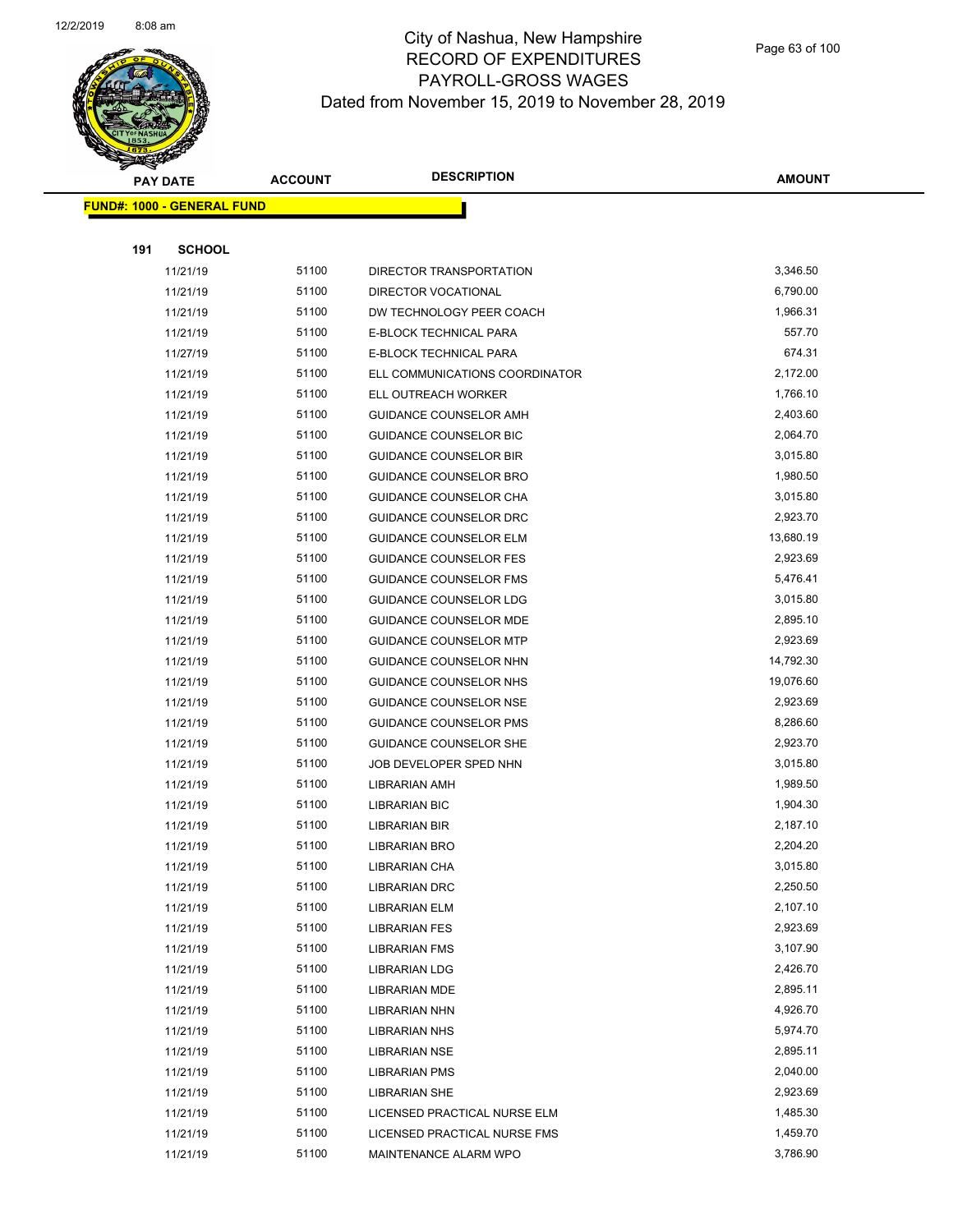# City of Nashua, New Hampshire
## RECORD OF EXPENDITURES
## PAYROLL-GROSS WAGES
## Dated from November 15, 2019 to November 28, 2019

| PAY DATE | ACCOUNT | DESCRIPTION | AMOUNT |
|---|---|---|---|
| **FUND#: 1000 - GENERAL FUND** | | | |
| **191 SCHOOL** | | | |
| 11/21/19 | 51100 | DIRECTOR TRANSPORTATION | 3,346.50 |
| 11/21/19 | 51100 | DIRECTOR VOCATIONAL | 6,790.00 |
| 11/21/19 | 51100 | DW TECHNOLOGY PEER COACH | 1,966.31 |
| 11/21/19 | 51100 | E-BLOCK TECHNICAL PARA | 557.70 |
| 11/27/19 | 51100 | E-BLOCK TECHNICAL PARA | 674.31 |
| 11/21/19 | 51100 | ELL COMMUNICATIONS COORDINATOR | 2,172.00 |
| 11/21/19 | 51100 | ELL OUTREACH WORKER | 1,766.10 |
| 11/21/19 | 51100 | GUIDANCE COUNSELOR AMH | 2,403.60 |
| 11/21/19 | 51100 | GUIDANCE COUNSELOR BIC | 2,064.70 |
| 11/21/19 | 51100 | GUIDANCE COUNSELOR BIR | 3,015.80 |
| 11/21/19 | 51100 | GUIDANCE COUNSELOR BRO | 1,980.50 |
| 11/21/19 | 51100 | GUIDANCE COUNSELOR CHA | 3,015.80 |
| 11/21/19 | 51100 | GUIDANCE COUNSELOR DRC | 2,923.70 |
| 11/21/19 | 51100 | GUIDANCE COUNSELOR ELM | 13,680.19 |
| 11/21/19 | 51100 | GUIDANCE COUNSELOR FES | 2,923.69 |
| 11/21/19 | 51100 | GUIDANCE COUNSELOR FMS | 5,476.41 |
| 11/21/19 | 51100 | GUIDANCE COUNSELOR LDG | 3,015.80 |
| 11/21/19 | 51100 | GUIDANCE COUNSELOR MDE | 2,895.10 |
| 11/21/19 | 51100 | GUIDANCE COUNSELOR MTP | 2,923.69 |
| 11/21/19 | 51100 | GUIDANCE COUNSELOR NHN | 14,792.30 |
| 11/21/19 | 51100 | GUIDANCE COUNSELOR NHS | 19,076.60 |
| 11/21/19 | 51100 | GUIDANCE COUNSELOR NSE | 2,923.69 |
| 11/21/19 | 51100 | GUIDANCE COUNSELOR PMS | 8,286.60 |
| 11/21/19 | 51100 | GUIDANCE COUNSELOR SHE | 2,923.70 |
| 11/21/19 | 51100 | JOB DEVELOPER SPED NHN | 3,015.80 |
| 11/21/19 | 51100 | LIBRARIAN AMH | 1,989.50 |
| 11/21/19 | 51100 | LIBRARIAN BIC | 1,904.30 |
| 11/21/19 | 51100 | LIBRARIAN BIR | 2,187.10 |
| 11/21/19 | 51100 | LIBRARIAN BRO | 2,204.20 |
| 11/21/19 | 51100 | LIBRARIAN CHA | 3,015.80 |
| 11/21/19 | 51100 | LIBRARIAN DRC | 2,250.50 |
| 11/21/19 | 51100 | LIBRARIAN ELM | 2,107.10 |
| 11/21/19 | 51100 | LIBRARIAN FES | 2,923.69 |
| 11/21/19 | 51100 | LIBRARIAN FMS | 3,107.90 |
| 11/21/19 | 51100 | LIBRARIAN LDG | 2,426.70 |
| 11/21/19 | 51100 | LIBRARIAN MDE | 2,895.11 |
| 11/21/19 | 51100 | LIBRARIAN NHN | 4,926.70 |
| 11/21/19 | 51100 | LIBRARIAN NHS | 5,974.70 |
| 11/21/19 | 51100 | LIBRARIAN NSE | 2,895.11 |
| 11/21/19 | 51100 | LIBRARIAN PMS | 2,040.00 |
| 11/21/19 | 51100 | LIBRARIAN SHE | 2,923.69 |
| 11/21/19 | 51100 | LICENSED PRACTICAL NURSE ELM | 1,485.30 |
| 11/21/19 | 51100 | LICENSED PRACTICAL NURSE FMS | 1,459.70 |
| 11/21/19 | 51100 | MAINTENANCE ALARM WPO | 3,786.90 |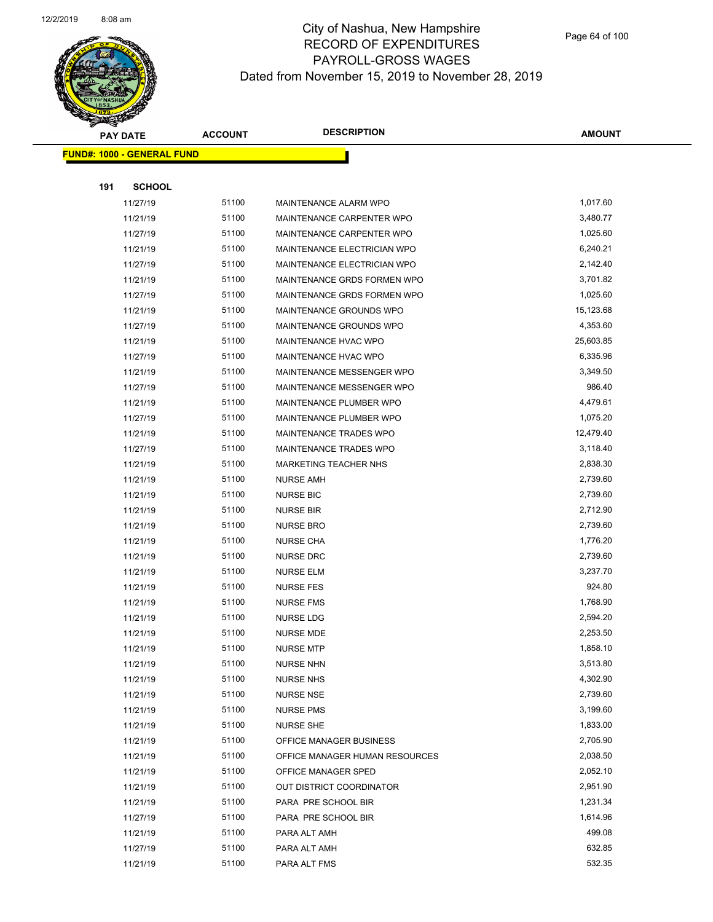# City of Nashua, New Hampshire
## RECORD OF EXPENDITURES
## PAYROLL-GROSS WAGES
### Dated from November 15, 2019 to November 28, 2019

**FUND#: 1000 - GENERAL FUND**

**191 SCHOOL**

| PAY DATE | ACCOUNT | DESCRIPTION | AMOUNT |
|---|---|---|---|
| 11/27/19 | 51100 | MAINTENANCE ALARM WPO | 1,017.60 |
| 11/21/19 | 51100 | MAINTENANCE CARPENTER WPO | 3,480.77 |
| 11/27/19 | 51100 | MAINTENANCE CARPENTER WPO | 1,025.60 |
| 11/21/19 | 51100 | MAINTENANCE ELECTRICIAN WPO | 6,240.21 |
| 11/27/19 | 51100 | MAINTENANCE ELECTRICIAN WPO | 2,142.40 |
| 11/21/19 | 51100 | MAINTENANCE GRDS FORMEN WPO | 3,701.82 |
| 11/27/19 | 51100 | MAINTENANCE GRDS FORMEN WPO | 1,025.60 |
| 11/21/19 | 51100 | MAINTENANCE GROUNDS WPO | 15,123.68 |
| 11/27/19 | 51100 | MAINTENANCE GROUNDS WPO | 4,353.60 |
| 11/21/19 | 51100 | MAINTENANCE HVAC WPO | 25,603.85 |
| 11/27/19 | 51100 | MAINTENANCE HVAC WPO | 6,335.96 |
| 11/21/19 | 51100 | MAINTENANCE MESSENGER WPO | 3,349.50 |
| 11/27/19 | 51100 | MAINTENANCE MESSENGER WPO | 986.40 |
| 11/21/19 | 51100 | MAINTENANCE PLUMBER WPO | 4,479.61 |
| 11/27/19 | 51100 | MAINTENANCE PLUMBER WPO | 1,075.20 |
| 11/21/19 | 51100 | MAINTENANCE TRADES WPO | 12,479.40 |
| 11/27/19 | 51100 | MAINTENANCE TRADES WPO | 3,118.40 |
| 11/21/19 | 51100 | MARKETING TEACHER NHS | 2,838.30 |
| 11/21/19 | 51100 | NURSE AMH | 2,739.60 |
| 11/21/19 | 51100 | NURSE BIC | 2,739.60 |
| 11/21/19 | 51100 | NURSE BIR | 2,712.90 |
| 11/21/19 | 51100 | NURSE BRO | 2,739.60 |
| 11/21/19 | 51100 | NURSE CHA | 1,776.20 |
| 11/21/19 | 51100 | NURSE DRC | 2,739.60 |
| 11/21/19 | 51100 | NURSE ELM | 3,237.70 |
| 11/21/19 | 51100 | NURSE FES | 924.80 |
| 11/21/19 | 51100 | NURSE FMS | 1,768.90 |
| 11/21/19 | 51100 | NURSE LDG | 2,594.20 |
| 11/21/19 | 51100 | NURSE MDE | 2,253.50 |
| 11/21/19 | 51100 | NURSE MTP | 1,858.10 |
| 11/21/19 | 51100 | NURSE NHN | 3,513.80 |
| 11/21/19 | 51100 | NURSE NHS | 4,302.90 |
| 11/21/19 | 51100 | NURSE NSE | 2,739.60 |
| 11/21/19 | 51100 | NURSE PMS | 3,199.60 |
| 11/21/19 | 51100 | NURSE SHE | 1,833.00 |
| 11/21/19 | 51100 | OFFICE MANAGER BUSINESS | 2,705.90 |
| 11/21/19 | 51100 | OFFICE MANAGER HUMAN RESOURCES | 2,038.50 |
| 11/21/19 | 51100 | OFFICE MANAGER SPED | 2,052.10 |
| 11/21/19 | 51100 | OUT DISTRICT COORDINATOR | 2,951.90 |
| 11/21/19 | 51100 | PARA PRE SCHOOL BIR | 1,231.34 |
| 11/27/19 | 51100 | PARA PRE SCHOOL BIR | 1,614.96 |
| 11/21/19 | 51100 | PARA ALT AMH | 499.08 |
| 11/27/19 | 51100 | PARA ALT AMH | 632.85 |
| 11/21/19 | 51100 | PARA ALT FMS | 532.35 |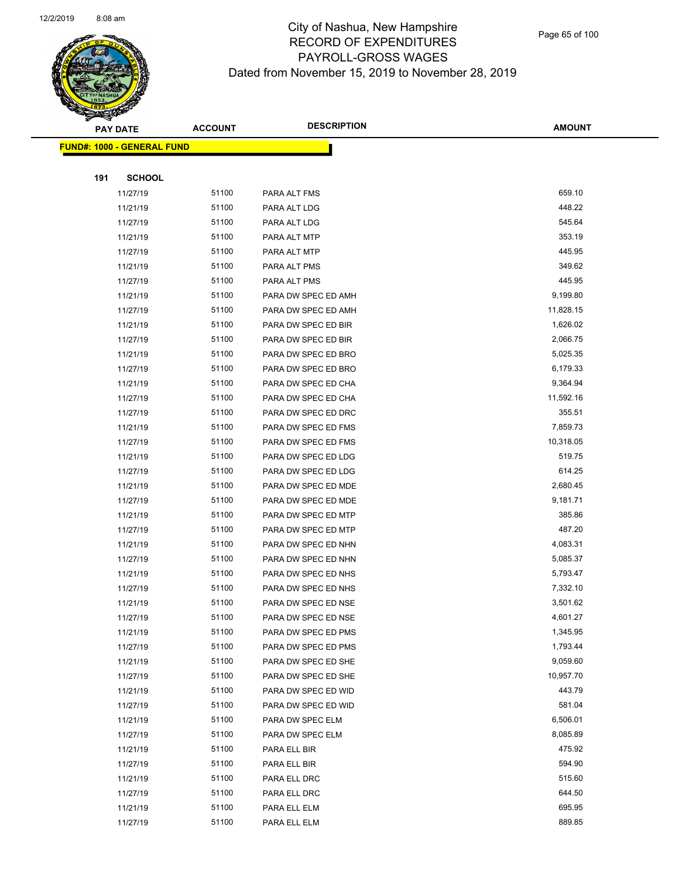# City of Nashua, New Hampshire
## RECORD OF EXPENDITURES
## PAYROLL-GROSS WAGES
## Dated from November 15, 2019 to November 28, 2019

| PAY DATE | ACCOUNT | DESCRIPTION | AMOUNT |
|---|---|---|---|
| **FUND#: 1000 - GENERAL FUND** | | | |
| **191 SCHOOL** | | | |
| 11/27/19 | 51100 | PARA ALT FMS | 659.10 |
| 11/21/19 | 51100 | PARA ALT LDG | 448.22 |
| 11/27/19 | 51100 | PARA ALT LDG | 545.64 |
| 11/21/19 | 51100 | PARA ALT MTP | 353.19 |
| 11/27/19 | 51100 | PARA ALT MTP | 445.95 |
| 11/21/19 | 51100 | PARA ALT PMS | 349.62 |
| 11/27/19 | 51100 | PARA ALT PMS | 445.95 |
| 11/21/19 | 51100 | PARA DW SPEC ED AMH | 9,199.80 |
| 11/27/19 | 51100 | PARA DW SPEC ED AMH | 11,828.15 |
| 11/21/19 | 51100 | PARA DW SPEC ED BIR | 1,626.02 |
| 11/27/19 | 51100 | PARA DW SPEC ED BIR | 2,066.75 |
| 11/21/19 | 51100 | PARA DW SPEC ED BRO | 5,025.35 |
| 11/27/19 | 51100 | PARA DW SPEC ED BRO | 6,179.33 |
| 11/21/19 | 51100 | PARA DW SPEC ED CHA | 9,364.94 |
| 11/27/19 | 51100 | PARA DW SPEC ED CHA | 11,592.16 |
| 11/27/19 | 51100 | PARA DW SPEC ED DRC | 355.51 |
| 11/21/19 | 51100 | PARA DW SPEC ED FMS | 7,859.73 |
| 11/27/19 | 51100 | PARA DW SPEC ED FMS | 10,318.05 |
| 11/21/19 | 51100 | PARA DW SPEC ED LDG | 519.75 |
| 11/27/19 | 51100 | PARA DW SPEC ED LDG | 614.25 |
| 11/21/19 | 51100 | PARA DW SPEC ED MDE | 2,680.45 |
| 11/27/19 | 51100 | PARA DW SPEC ED MDE | 9,181.71 |
| 11/21/19 | 51100 | PARA DW SPEC ED MTP | 385.86 |
| 11/27/19 | 51100 | PARA DW SPEC ED MTP | 487.20 |
| 11/21/19 | 51100 | PARA DW SPEC ED NHN | 4,083.31 |
| 11/27/19 | 51100 | PARA DW SPEC ED NHN | 5,085.37 |
| 11/21/19 | 51100 | PARA DW SPEC ED NHS | 5,793.47 |
| 11/27/19 | 51100 | PARA DW SPEC ED NHS | 7,332.10 |
| 11/21/19 | 51100 | PARA DW SPEC ED NSE | 3,501.62 |
| 11/27/19 | 51100 | PARA DW SPEC ED NSE | 4,601.27 |
| 11/21/19 | 51100 | PARA DW SPEC ED PMS | 1,345.95 |
| 11/27/19 | 51100 | PARA DW SPEC ED PMS | 1,793.44 |
| 11/21/19 | 51100 | PARA DW SPEC ED SHE | 9,059.60 |
| 11/27/19 | 51100 | PARA DW SPEC ED SHE | 10,957.70 |
| 11/21/19 | 51100 | PARA DW SPEC ED WID | 443.79 |
| 11/27/19 | 51100 | PARA DW SPEC ED WID | 581.04 |
| 11/21/19 | 51100 | PARA DW SPEC ELM | 6,506.01 |
| 11/27/19 | 51100 | PARA DW SPEC ELM | 8,085.89 |
| 11/21/19 | 51100 | PARA ELL BIR | 475.92 |
| 11/27/19 | 51100 | PARA ELL BIR | 594.90 |
| 11/21/19 | 51100 | PARA ELL DRC | 515.60 |
| 11/27/19 | 51100 | PARA ELL DRC | 644.50 |
| 11/21/19 | 51100 | PARA ELL ELM | 695.95 |
| 11/27/19 | 51100 | PARA ELL ELM | 889.85 |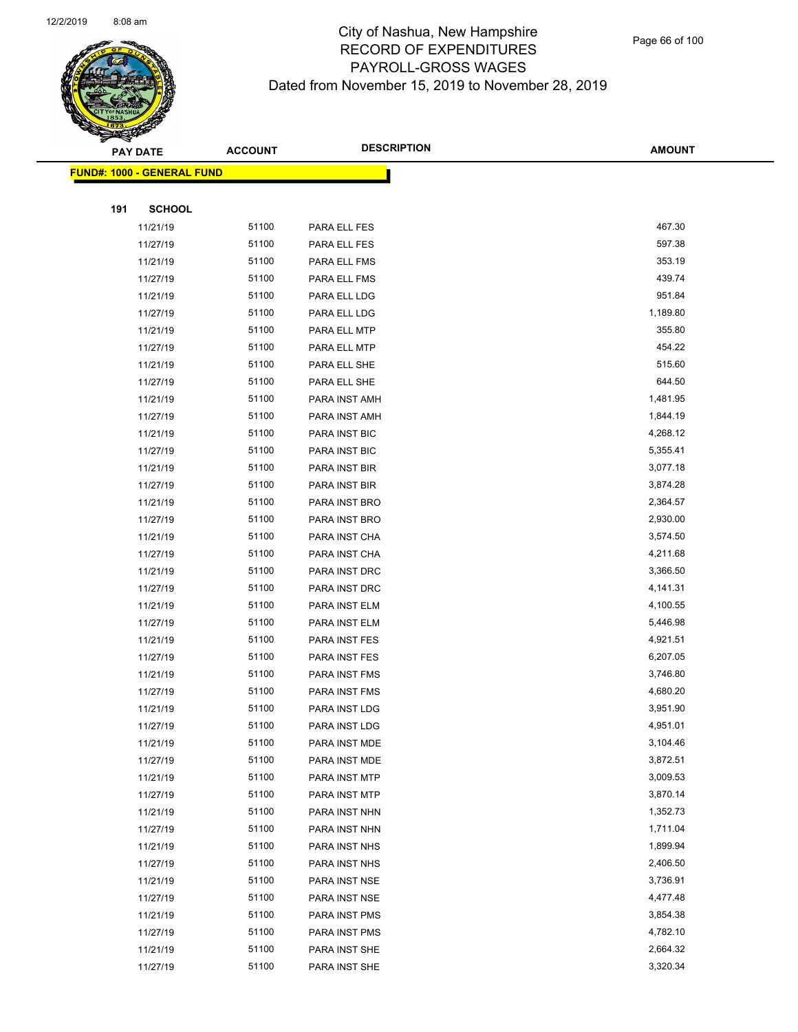# City of Nashua, New Hampshire
## RECORD OF EXPENDITURES
## PAYROLL-GROSS WAGES
## Dated from November 15, 2019 to November 28, 2019

| PAY DATE | ACCOUNT | DESCRIPTION | AMOUNT |
|---|---|---|---|
| **FUND#: 1000 - GENERAL FUND** | | | |
| **191 SCHOOL** | | | |
| 11/21/19 | 51100 | PARA ELL FES | 467.30 |
| 11/27/19 | 51100 | PARA ELL FES | 597.38 |
| 11/21/19 | 51100 | PARA ELL FMS | 353.19 |
| 11/27/19 | 51100 | PARA ELL FMS | 439.74 |
| 11/21/19 | 51100 | PARA ELL LDG | 951.84 |
| 11/27/19 | 51100 | PARA ELL LDG | 1,189.80 |
| 11/21/19 | 51100 | PARA ELL MTP | 355.80 |
| 11/27/19 | 51100 | PARA ELL MTP | 454.22 |
| 11/21/19 | 51100 | PARA ELL SHE | 515.60 |
| 11/27/19 | 51100 | PARA ELL SHE | 644.50 |
| 11/21/19 | 51100 | PARA INST AMH | 1,481.95 |
| 11/27/19 | 51100 | PARA INST AMH | 1,844.19 |
| 11/21/19 | 51100 | PARA INST BIC | 4,268.12 |
| 11/27/19 | 51100 | PARA INST BIC | 5,355.41 |
| 11/21/19 | 51100 | PARA INST BIR | 3,077.18 |
| 11/27/19 | 51100 | PARA INST BIR | 3,874.28 |
| 11/21/19 | 51100 | PARA INST BRO | 2,364.57 |
| 11/27/19 | 51100 | PARA INST BRO | 2,930.00 |
| 11/21/19 | 51100 | PARA INST CHA | 3,574.50 |
| 11/27/19 | 51100 | PARA INST CHA | 4,211.68 |
| 11/21/19 | 51100 | PARA INST DRC | 3,366.50 |
| 11/27/19 | 51100 | PARA INST DRC | 4,141.31 |
| 11/21/19 | 51100 | PARA INST ELM | 4,100.55 |
| 11/27/19 | 51100 | PARA INST ELM | 5,446.98 |
| 11/21/19 | 51100 | PARA INST FES | 4,921.51 |
| 11/27/19 | 51100 | PARA INST FES | 6,207.05 |
| 11/21/19 | 51100 | PARA INST FMS | 3,746.80 |
| 11/27/19 | 51100 | PARA INST FMS | 4,680.20 |
| 11/21/19 | 51100 | PARA INST LDG | 3,951.90 |
| 11/27/19 | 51100 | PARA INST LDG | 4,951.01 |
| 11/21/19 | 51100 | PARA INST MDE | 3,104.46 |
| 11/27/19 | 51100 | PARA INST MDE | 3,872.51 |
| 11/21/19 | 51100 | PARA INST MTP | 3,009.53 |
| 11/27/19 | 51100 | PARA INST MTP | 3,870.14 |
| 11/21/19 | 51100 | PARA INST NHN | 1,352.73 |
| 11/27/19 | 51100 | PARA INST NHN | 1,711.04 |
| 11/21/19 | 51100 | PARA INST NHS | 1,899.94 |
| 11/27/19 | 51100 | PARA INST NHS | 2,406.50 |
| 11/21/19 | 51100 | PARA INST NSE | 3,736.91 |
| 11/27/19 | 51100 | PARA INST NSE | 4,477.48 |
| 11/21/19 | 51100 | PARA INST PMS | 3,854.38 |
| 11/27/19 | 51100 | PARA INST PMS | 4,782.10 |
| 11/21/19 | 51100 | PARA INST SHE | 2,664.32 |
| 11/27/19 | 51100 | PARA INST SHE | 3,320.34 |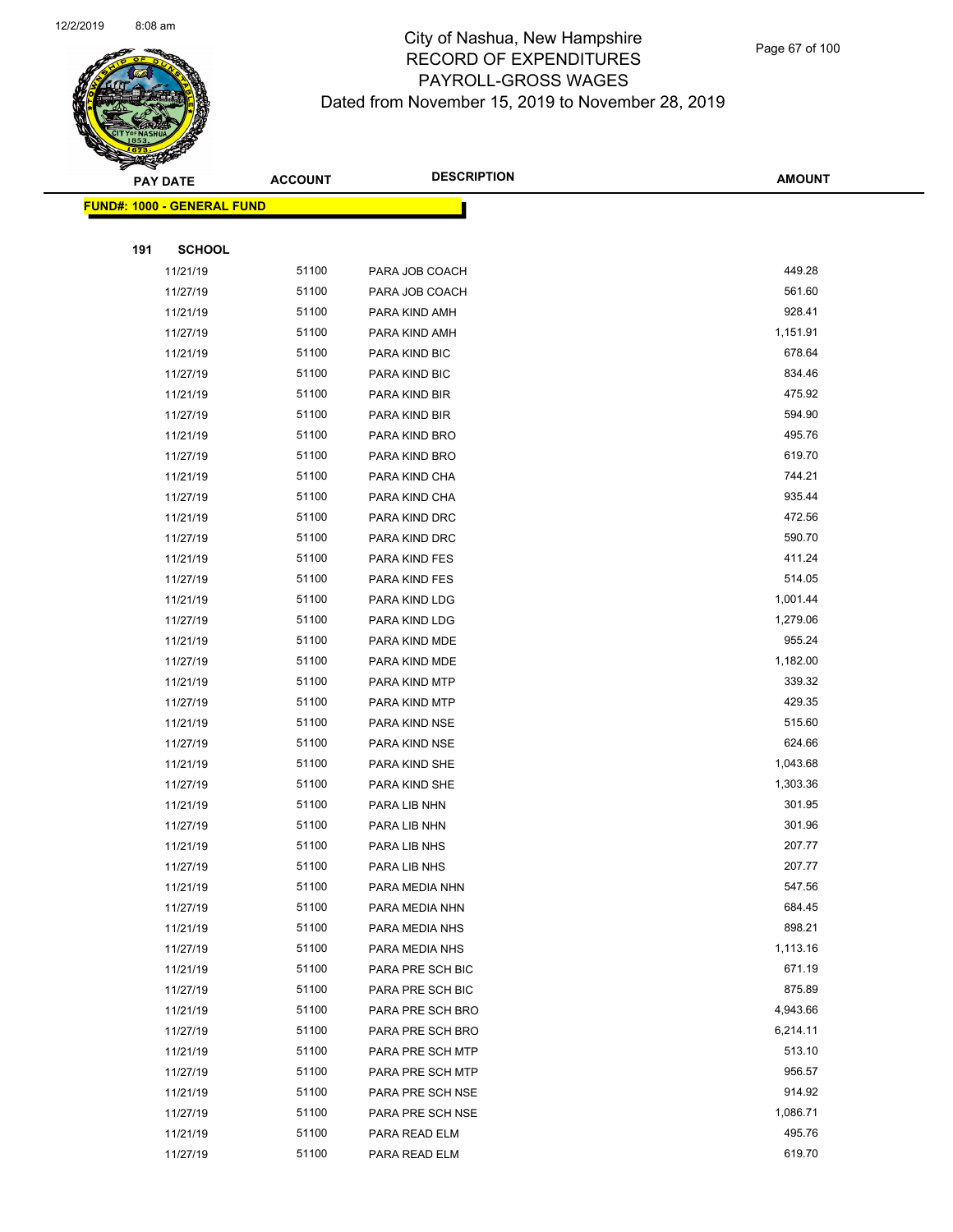# City of Nashua, New Hampshire
## RECORD OF EXPENDITURES
## PAYROLL-GROSS WAGES
### Dated from November 15, 2019 to November 28, 2019

| PAY DATE | ACCOUNT | DESCRIPTION | AMOUNT |
|---|---|---|---|
| **FUND#: 1000 - GENERAL FUND** | | | |
| **191 SCHOOL** | | | |
| 11/21/19 | 51100 | PARA JOB COACH | 449.28 |
| 11/27/19 | 51100 | PARA JOB COACH | 561.60 |
| 11/21/19 | 51100 | PARA KIND AMH | 928.41 |
| 11/27/19 | 51100 | PARA KIND AMH | 1,151.91 |
| 11/21/19 | 51100 | PARA KIND BIC | 678.64 |
| 11/27/19 | 51100 | PARA KIND BIC | 834.46 |
| 11/21/19 | 51100 | PARA KIND BIR | 475.92 |
| 11/27/19 | 51100 | PARA KIND BIR | 594.90 |
| 11/21/19 | 51100 | PARA KIND BRO | 495.76 |
| 11/27/19 | 51100 | PARA KIND BRO | 619.70 |
| 11/21/19 | 51100 | PARA KIND CHA | 744.21 |
| 11/27/19 | 51100 | PARA KIND CHA | 935.44 |
| 11/21/19 | 51100 | PARA KIND DRC | 472.56 |
| 11/27/19 | 51100 | PARA KIND DRC | 590.70 |
| 11/21/19 | 51100 | PARA KIND FES | 411.24 |
| 11/27/19 | 51100 | PARA KIND FES | 514.05 |
| 11/21/19 | 51100 | PARA KIND LDG | 1,001.44 |
| 11/27/19 | 51100 | PARA KIND LDG | 1,279.06 |
| 11/21/19 | 51100 | PARA KIND MDE | 955.24 |
| 11/27/19 | 51100 | PARA KIND MDE | 1,182.00 |
| 11/21/19 | 51100 | PARA KIND MTP | 339.32 |
| 11/27/19 | 51100 | PARA KIND MTP | 429.35 |
| 11/21/19 | 51100 | PARA KIND NSE | 515.60 |
| 11/27/19 | 51100 | PARA KIND NSE | 624.66 |
| 11/21/19 | 51100 | PARA KIND SHE | 1,043.68 |
| 11/27/19 | 51100 | PARA KIND SHE | 1,303.36 |
| 11/21/19 | 51100 | PARA LIB NHN | 301.95 |
| 11/27/19 | 51100 | PARA LIB NHN | 301.96 |
| 11/21/19 | 51100 | PARA LIB NHS | 207.77 |
| 11/27/19 | 51100 | PARA LIB NHS | 207.77 |
| 11/21/19 | 51100 | PARA MEDIA NHN | 547.56 |
| 11/27/19 | 51100 | PARA MEDIA NHN | 684.45 |
| 11/21/19 | 51100 | PARA MEDIA NHS | 898.21 |
| 11/27/19 | 51100 | PARA MEDIA NHS | 1,113.16 |
| 11/21/19 | 51100 | PARA PRE SCH BIC | 671.19 |
| 11/27/19 | 51100 | PARA PRE SCH BIC | 875.89 |
| 11/21/19 | 51100 | PARA PRE SCH BRO | 4,943.66 |
| 11/27/19 | 51100 | PARA PRE SCH BRO | 6,214.11 |
| 11/21/19 | 51100 | PARA PRE SCH MTP | 513.10 |
| 11/27/19 | 51100 | PARA PRE SCH MTP | 956.57 |
| 11/21/19 | 51100 | PARA PRE SCH NSE | 914.92 |
| 11/27/19 | 51100 | PARA PRE SCH NSE | 1,086.71 |
| 11/21/19 | 51100 | PARA READ ELM | 495.76 |
| 11/27/19 | 51100 | PARA READ ELM | 619.70 |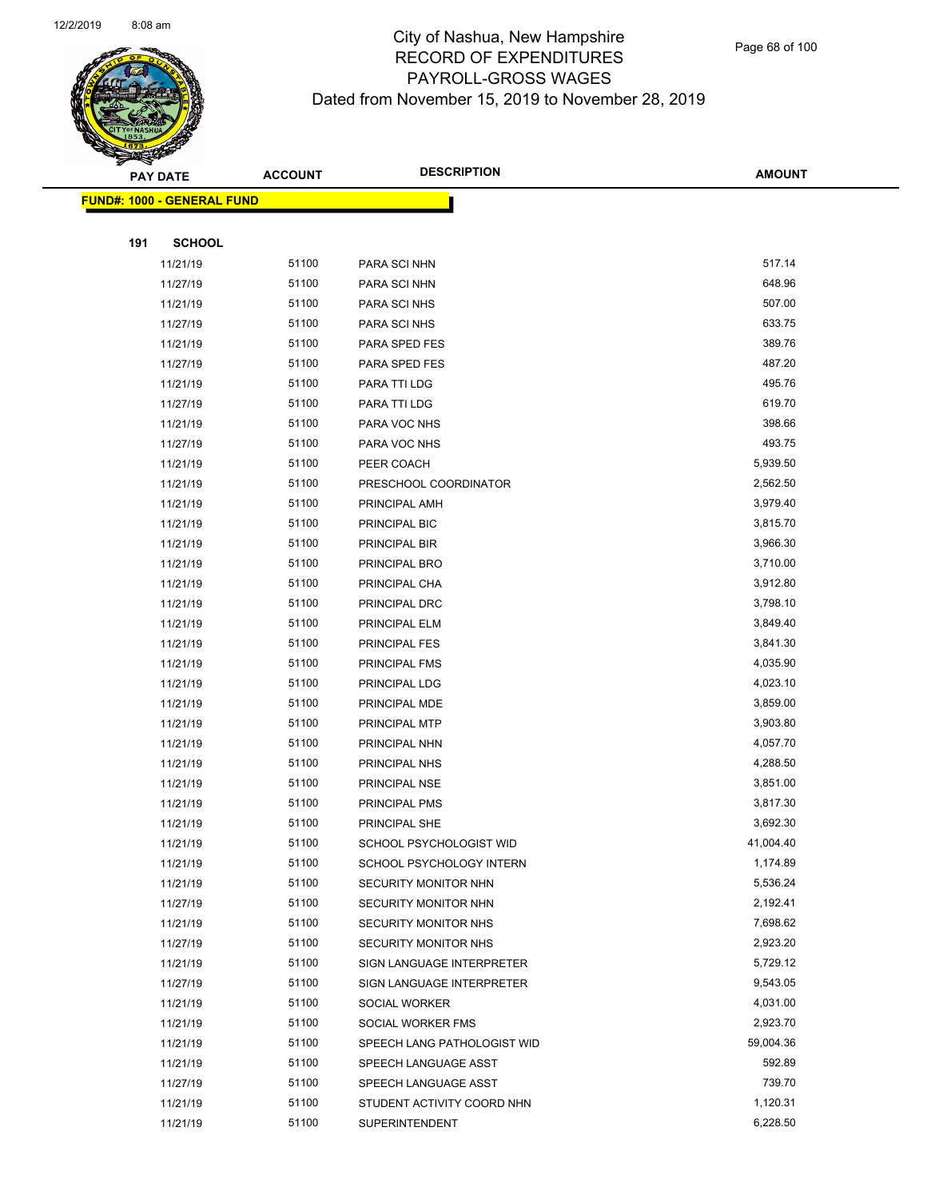# City of Nashua, New Hampshire
## RECORD OF EXPENDITURES
## PAYROLL-GROSS WAGES
### Dated from November 15, 2019 to November 28, 2019

| PAY DATE | ACCOUNT | DESCRIPTION | AMOUNT |
|---|---|---|---|
| **FUND#: 1000 - GENERAL FUND** | | | |
| **191 SCHOOL** | | | |
| 11/21/19 | 51100 | PARA SCI NHN | 517.14 |
| 11/27/19 | 51100 | PARA SCI NHN | 648.96 |
| 11/21/19 | 51100 | PARA SCI NHS | 507.00 |
| 11/27/19 | 51100 | PARA SCI NHS | 633.75 |
| 11/21/19 | 51100 | PARA SPED FES | 389.76 |
| 11/27/19 | 51100 | PARA SPED FES | 487.20 |
| 11/21/19 | 51100 | PARA TTI LDG | 495.76 |
| 11/27/19 | 51100 | PARA TTI LDG | 619.70 |
| 11/21/19 | 51100 | PARA VOC NHS | 398.66 |
| 11/27/19 | 51100 | PARA VOC NHS | 493.75 |
| 11/21/19 | 51100 | PEER COACH | 5,939.50 |
| 11/21/19 | 51100 | PRESCHOOL COORDINATOR | 2,562.50 |
| 11/21/19 | 51100 | PRINCIPAL AMH | 3,979.40 |
| 11/21/19 | 51100 | PRINCIPAL BIC | 3,815.70 |
| 11/21/19 | 51100 | PRINCIPAL BIR | 3,966.30 |
| 11/21/19 | 51100 | PRINCIPAL BRO | 3,710.00 |
| 11/21/19 | 51100 | PRINCIPAL CHA | 3,912.80 |
| 11/21/19 | 51100 | PRINCIPAL DRC | 3,798.10 |
| 11/21/19 | 51100 | PRINCIPAL ELM | 3,849.40 |
| 11/21/19 | 51100 | PRINCIPAL FES | 3,841.30 |
| 11/21/19 | 51100 | PRINCIPAL FMS | 4,035.90 |
| 11/21/19 | 51100 | PRINCIPAL LDG | 4,023.10 |
| 11/21/19 | 51100 | PRINCIPAL MDE | 3,859.00 |
| 11/21/19 | 51100 | PRINCIPAL MTP | 3,903.80 |
| 11/21/19 | 51100 | PRINCIPAL NHN | 4,057.70 |
| 11/21/19 | 51100 | PRINCIPAL NHS | 4,288.50 |
| 11/21/19 | 51100 | PRINCIPAL NSE | 3,851.00 |
| 11/21/19 | 51100 | PRINCIPAL PMS | 3,817.30 |
| 11/21/19 | 51100 | PRINCIPAL SHE | 3,692.30 |
| 11/21/19 | 51100 | SCHOOL PSYCHOLOGIST WID | 41,004.40 |
| 11/21/19 | 51100 | SCHOOL PSYCHOLOGY INTERN | 1,174.89 |
| 11/21/19 | 51100 | SECURITY MONITOR NHN | 5,536.24 |
| 11/27/19 | 51100 | SECURITY MONITOR NHN | 2,192.41 |
| 11/21/19 | 51100 | SECURITY MONITOR NHS | 7,698.62 |
| 11/27/19 | 51100 | SECURITY MONITOR NHS | 2,923.20 |
| 11/21/19 | 51100 | SIGN LANGUAGE INTERPRETER | 5,729.12 |
| 11/27/19 | 51100 | SIGN LANGUAGE INTERPRETER | 9,543.05 |
| 11/21/19 | 51100 | SOCIAL WORKER | 4,031.00 |
| 11/21/19 | 51100 | SOCIAL WORKER FMS | 2,923.70 |
| 11/21/19 | 51100 | SPEECH LANG PATHOLOGIST WID | 59,004.36 |
| 11/21/19 | 51100 | SPEECH LANGUAGE ASST | 592.89 |
| 11/27/19 | 51100 | SPEECH LANGUAGE ASST | 739.70 |
| 11/21/19 | 51100 | STUDENT ACTIVITY COORD NHN | 1,120.31 |
| 11/21/19 | 51100 | SUPERINTENDENT | 6,228.50 |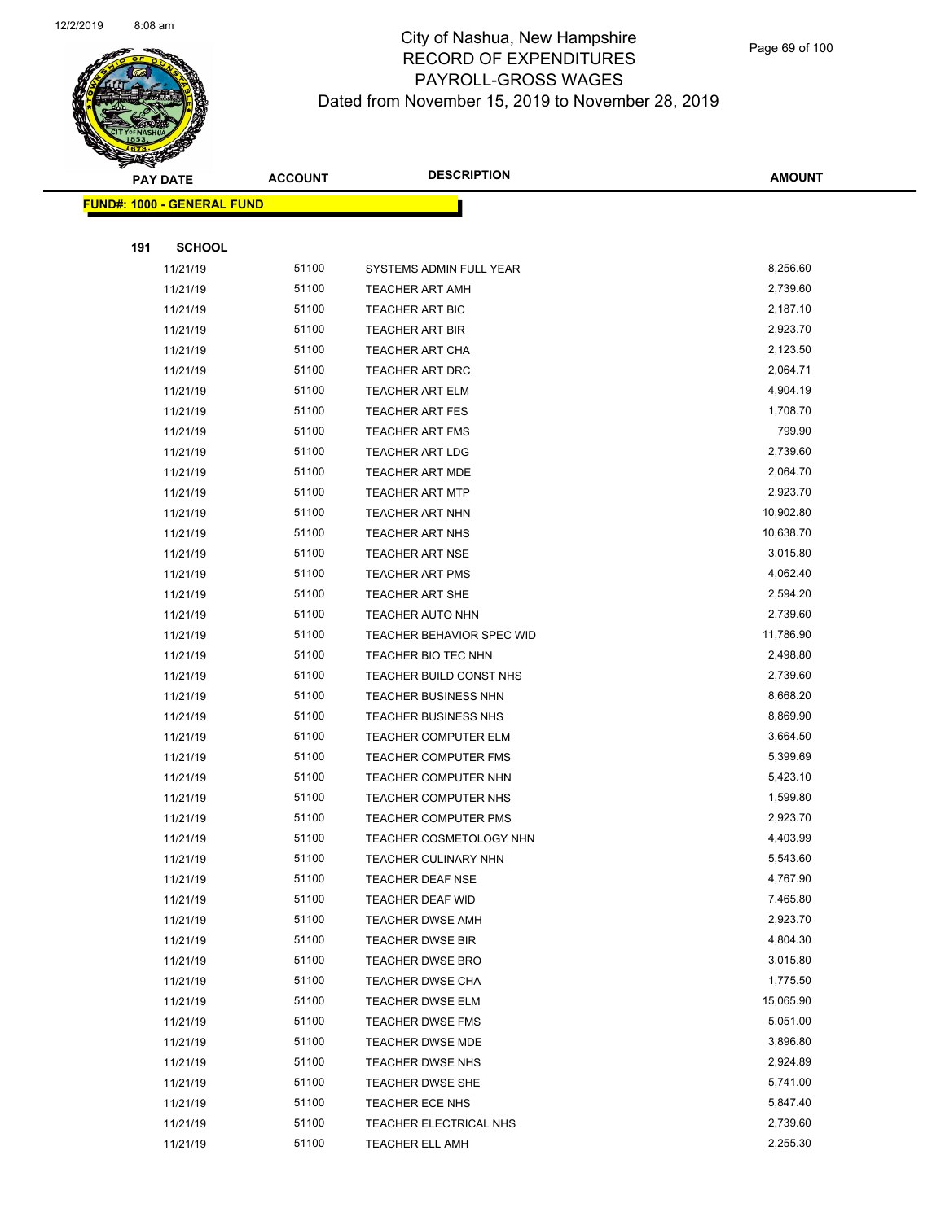# City of Nashua, New Hampshire
## RECORD OF EXPENDITURES
## PAYROLL-GROSS WAGES
### Dated from November 15, 2019 to November 28, 2019

| PAY DATE | ACCOUNT | DESCRIPTION | AMOUNT |
|---|---|---|---|
| **FUND#: 1000 - GENERAL FUND** | | | |
| **191 SCHOOL** | | | |
| 11/21/19 | 51100 | SYSTEMS ADMIN FULL YEAR | 8,256.60 |
| 11/21/19 | 51100 | TEACHER ART AMH | 2,739.60 |
| 11/21/19 | 51100 | TEACHER ART BIC | 2,187.10 |
| 11/21/19 | 51100 | TEACHER ART BIR | 2,923.70 |
| 11/21/19 | 51100 | TEACHER ART CHA | 2,123.50 |
| 11/21/19 | 51100 | TEACHER ART DRC | 2,064.71 |
| 11/21/19 | 51100 | TEACHER ART ELM | 4,904.19 |
| 11/21/19 | 51100 | TEACHER ART FES | 1,708.70 |
| 11/21/19 | 51100 | TEACHER ART FMS | 799.90 |
| 11/21/19 | 51100 | TEACHER ART LDG | 2,739.60 |
| 11/21/19 | 51100 | TEACHER ART MDE | 2,064.70 |
| 11/21/19 | 51100 | TEACHER ART MTP | 2,923.70 |
| 11/21/19 | 51100 | TEACHER ART NHN | 10,902.80 |
| 11/21/19 | 51100 | TEACHER ART NHS | 10,638.70 |
| 11/21/19 | 51100 | TEACHER ART NSE | 3,015.80 |
| 11/21/19 | 51100 | TEACHER ART PMS | 4,062.40 |
| 11/21/19 | 51100 | TEACHER ART SHE | 2,594.20 |
| 11/21/19 | 51100 | TEACHER AUTO NHN | 2,739.60 |
| 11/21/19 | 51100 | TEACHER BEHAVIOR SPEC WID | 11,786.90 |
| 11/21/19 | 51100 | TEACHER BIO TEC NHN | 2,498.80 |
| 11/21/19 | 51100 | TEACHER BUILD CONST NHS | 2,739.60 |
| 11/21/19 | 51100 | TEACHER BUSINESS NHN | 8,668.20 |
| 11/21/19 | 51100 | TEACHER BUSINESS NHS | 8,869.90 |
| 11/21/19 | 51100 | TEACHER COMPUTER ELM | 3,664.50 |
| 11/21/19 | 51100 | TEACHER COMPUTER FMS | 5,399.69 |
| 11/21/19 | 51100 | TEACHER COMPUTER NHN | 5,423.10 |
| 11/21/19 | 51100 | TEACHER COMPUTER NHS | 1,599.80 |
| 11/21/19 | 51100 | TEACHER COMPUTER PMS | 2,923.70 |
| 11/21/19 | 51100 | TEACHER COSMETOLOGY NHN | 4,403.99 |
| 11/21/19 | 51100 | TEACHER CULINARY NHN | 5,543.60 |
| 11/21/19 | 51100 | TEACHER DEAF NSE | 4,767.90 |
| 11/21/19 | 51100 | TEACHER DEAF WID | 7,465.80 |
| 11/21/19 | 51100 | TEACHER DWSE AMH | 2,923.70 |
| 11/21/19 | 51100 | TEACHER DWSE BIR | 4,804.30 |
| 11/21/19 | 51100 | TEACHER DWSE BRO | 3,015.80 |
| 11/21/19 | 51100 | TEACHER DWSE CHA | 1,775.50 |
| 11/21/19 | 51100 | TEACHER DWSE ELM | 15,065.90 |
| 11/21/19 | 51100 | TEACHER DWSE FMS | 5,051.00 |
| 11/21/19 | 51100 | TEACHER DWSE MDE | 3,896.80 |
| 11/21/19 | 51100 | TEACHER DWSE NHS | 2,924.89 |
| 11/21/19 | 51100 | TEACHER DWSE SHE | 5,741.00 |
| 11/21/19 | 51100 | TEACHER ECE NHS | 5,847.40 |
| 11/21/19 | 51100 | TEACHER ELECTRICAL NHS | 2,739.60 |
| 11/21/19 | 51100 | TEACHER ELL AMH | 2,255.30 |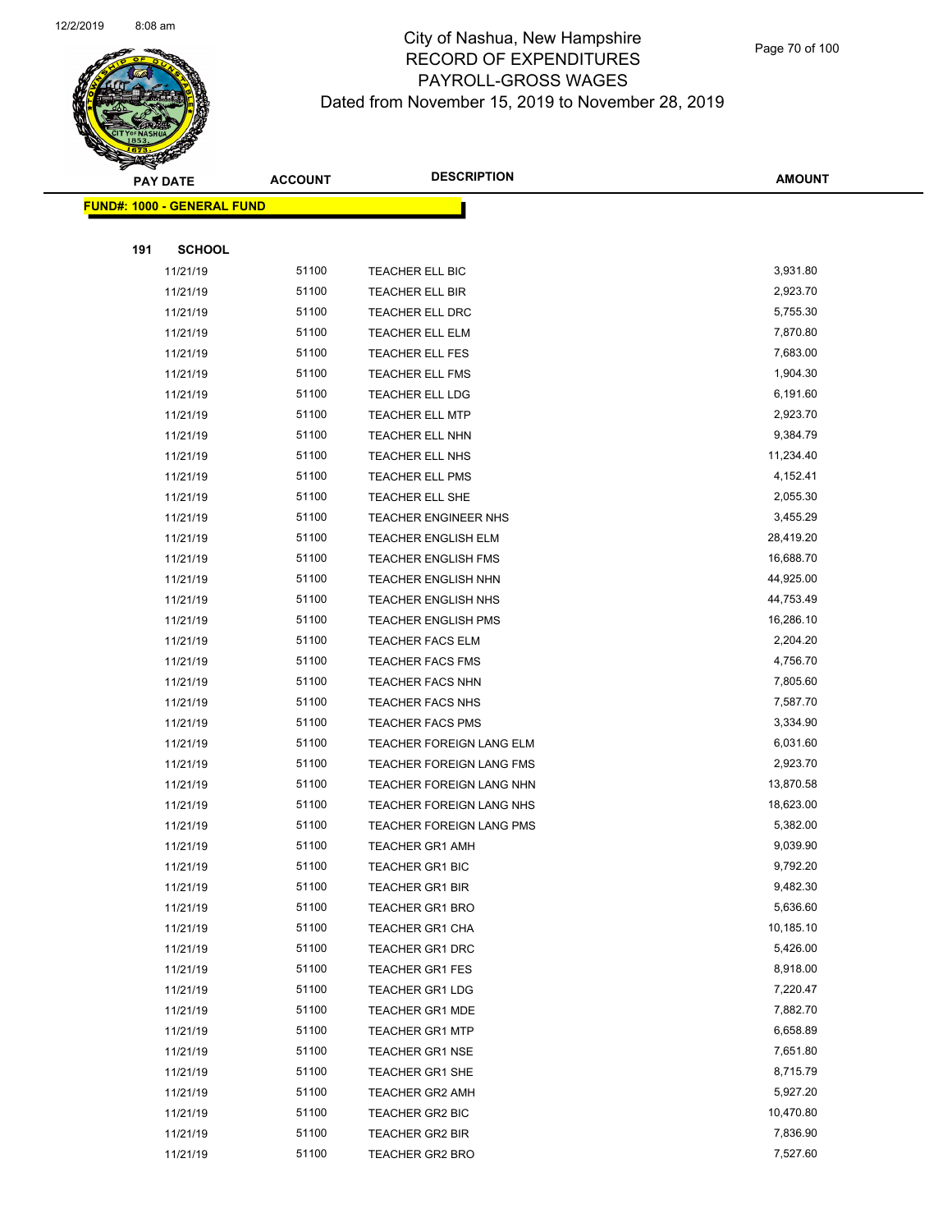# City of Nashua, New Hampshire
## RECORD OF EXPENDITURES
## PAYROLL-GROSS WAGES
### Dated from November 15, 2019 to November 28, 2019

| PAY DATE | ACCOUNT | DESCRIPTION | AMOUNT |
|---|---|---|---|
| **FUND#: 1000 - GENERAL FUND** | | | |
| **191 SCHOOL** | | | |
| 11/21/19 | 51100 | TEACHER ELL BIC | 3,931.80 |
| 11/21/19 | 51100 | TEACHER ELL BIR | 2,923.70 |
| 11/21/19 | 51100 | TEACHER ELL DRC | 5,755.30 |
| 11/21/19 | 51100 | TEACHER ELL ELM | 7,870.80 |
| 11/21/19 | 51100 | TEACHER ELL FES | 7,683.00 |
| 11/21/19 | 51100 | TEACHER ELL FMS | 1,904.30 |
| 11/21/19 | 51100 | TEACHER ELL LDG | 6,191.60 |
| 11/21/19 | 51100 | TEACHER ELL MTP | 2,923.70 |
| 11/21/19 | 51100 | TEACHER ELL NHN | 9,384.79 |
| 11/21/19 | 51100 | TEACHER ELL NHS | 11,234.40 |
| 11/21/19 | 51100 | TEACHER ELL PMS | 4,152.41 |
| 11/21/19 | 51100 | TEACHER ELL SHE | 2,055.30 |
| 11/21/19 | 51100 | TEACHER ENGINEER NHS | 3,455.29 |
| 11/21/19 | 51100 | TEACHER ENGLISH ELM | 28,419.20 |
| 11/21/19 | 51100 | TEACHER ENGLISH FMS | 16,688.70 |
| 11/21/19 | 51100 | TEACHER ENGLISH NHN | 44,925.00 |
| 11/21/19 | 51100 | TEACHER ENGLISH NHS | 44,753.49 |
| 11/21/19 | 51100 | TEACHER ENGLISH PMS | 16,286.10 |
| 11/21/19 | 51100 | TEACHER FACS ELM | 2,204.20 |
| 11/21/19 | 51100 | TEACHER FACS FMS | 4,756.70 |
| 11/21/19 | 51100 | TEACHER FACS NHN | 7,805.60 |
| 11/21/19 | 51100 | TEACHER FACS NHS | 7,587.70 |
| 11/21/19 | 51100 | TEACHER FACS PMS | 3,334.90 |
| 11/21/19 | 51100 | TEACHER FOREIGN LANG ELM | 6,031.60 |
| 11/21/19 | 51100 | TEACHER FOREIGN LANG FMS | 2,923.70 |
| 11/21/19 | 51100 | TEACHER FOREIGN LANG NHN | 13,870.58 |
| 11/21/19 | 51100 | TEACHER FOREIGN LANG NHS | 18,623.00 |
| 11/21/19 | 51100 | TEACHER FOREIGN LANG PMS | 5,382.00 |
| 11/21/19 | 51100 | TEACHER GR1 AMH | 9,039.90 |
| 11/21/19 | 51100 | TEACHER GR1 BIC | 9,792.20 |
| 11/21/19 | 51100 | TEACHER GR1 BIR | 9,482.30 |
| 11/21/19 | 51100 | TEACHER GR1 BRO | 5,636.60 |
| 11/21/19 | 51100 | TEACHER GR1 CHA | 10,185.10 |
| 11/21/19 | 51100 | TEACHER GR1 DRC | 5,426.00 |
| 11/21/19 | 51100 | TEACHER GR1 FES | 8,918.00 |
| 11/21/19 | 51100 | TEACHER GR1 LDG | 7,220.47 |
| 11/21/19 | 51100 | TEACHER GR1 MDE | 7,882.70 |
| 11/21/19 | 51100 | TEACHER GR1 MTP | 6,658.89 |
| 11/21/19 | 51100 | TEACHER GR1 NSE | 7,651.80 |
| 11/21/19 | 51100 | TEACHER GR1 SHE | 8,715.79 |
| 11/21/19 | 51100 | TEACHER GR2 AMH | 5,927.20 |
| 11/21/19 | 51100 | TEACHER GR2 BIC | 10,470.80 |
| 11/21/19 | 51100 | TEACHER GR2 BIR | 7,836.90 |
| 11/21/19 | 51100 | TEACHER GR2 BRO | 7,527.60 |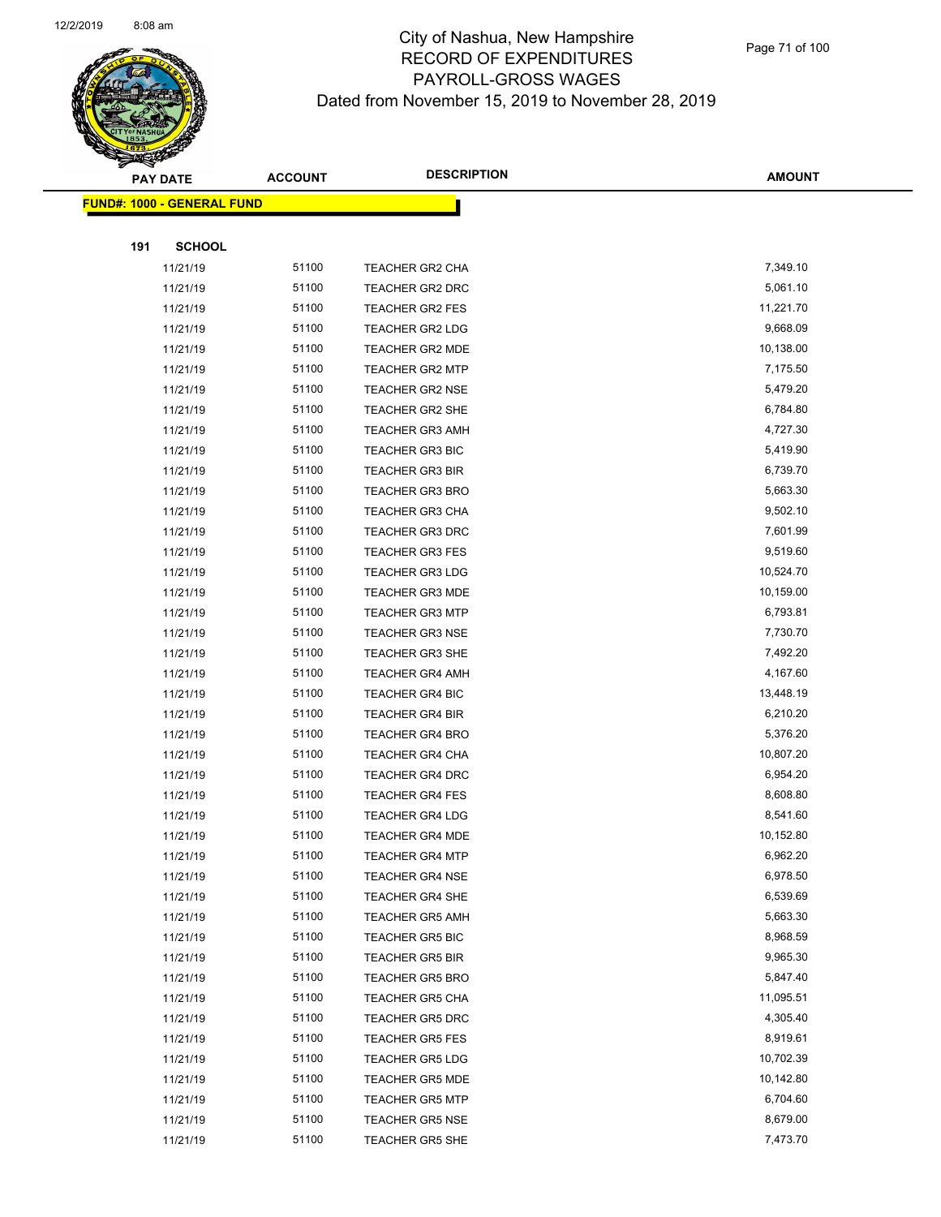# City of Nashua, New Hampshire
## RECORD OF EXPENDITURES
## PAYROLL-GROSS WAGES
### Dated from November 15, 2019 to November 28, 2019

**FUND#: 1000 - GENERAL FUND**

**191 SCHOOL**

| PAY DATE | ACCOUNT | DESCRIPTION | AMOUNT |
|---|---|---|---|
| 11/21/19 | 51100 | TEACHER GR2 CHA | 7,349.10 |
| 11/21/19 | 51100 | TEACHER GR2 DRC | 5,061.10 |
| 11/21/19 | 51100 | TEACHER GR2 FES | 11,221.70 |
| 11/21/19 | 51100 | TEACHER GR2 LDG | 9,668.09 |
| 11/21/19 | 51100 | TEACHER GR2 MDE | 10,138.00 |
| 11/21/19 | 51100 | TEACHER GR2 MTP | 7,175.50 |
| 11/21/19 | 51100 | TEACHER GR2 NSE | 5,479.20 |
| 11/21/19 | 51100 | TEACHER GR2 SHE | 6,784.80 |
| 11/21/19 | 51100 | TEACHER GR3 AMH | 4,727.30 |
| 11/21/19 | 51100 | TEACHER GR3 BIC | 5,419.90 |
| 11/21/19 | 51100 | TEACHER GR3 BIR | 6,739.70 |
| 11/21/19 | 51100 | TEACHER GR3 BRO | 5,663.30 |
| 11/21/19 | 51100 | TEACHER GR3 CHA | 9,502.10 |
| 11/21/19 | 51100 | TEACHER GR3 DRC | 7,601.99 |
| 11/21/19 | 51100 | TEACHER GR3 FES | 9,519.60 |
| 11/21/19 | 51100 | TEACHER GR3 LDG | 10,524.70 |
| 11/21/19 | 51100 | TEACHER GR3 MDE | 10,159.00 |
| 11/21/19 | 51100 | TEACHER GR3 MTP | 6,793.81 |
| 11/21/19 | 51100 | TEACHER GR3 NSE | 7,730.70 |
| 11/21/19 | 51100 | TEACHER GR3 SHE | 7,492.20 |
| 11/21/19 | 51100 | TEACHER GR4 AMH | 4,167.60 |
| 11/21/19 | 51100 | TEACHER GR4 BIC | 13,448.19 |
| 11/21/19 | 51100 | TEACHER GR4 BIR | 6,210.20 |
| 11/21/19 | 51100 | TEACHER GR4 BRO | 5,376.20 |
| 11/21/19 | 51100 | TEACHER GR4 CHA | 10,807.20 |
| 11/21/19 | 51100 | TEACHER GR4 DRC | 6,954.20 |
| 11/21/19 | 51100 | TEACHER GR4 FES | 8,608.80 |
| 11/21/19 | 51100 | TEACHER GR4 LDG | 8,541.60 |
| 11/21/19 | 51100 | TEACHER GR4 MDE | 10,152.80 |
| 11/21/19 | 51100 | TEACHER GR4 MTP | 6,962.20 |
| 11/21/19 | 51100 | TEACHER GR4 NSE | 6,978.50 |
| 11/21/19 | 51100 | TEACHER GR4 SHE | 6,539.69 |
| 11/21/19 | 51100 | TEACHER GR5 AMH | 5,663.30 |
| 11/21/19 | 51100 | TEACHER GR5 BIC | 8,968.59 |
| 11/21/19 | 51100 | TEACHER GR5 BIR | 9,965.30 |
| 11/21/19 | 51100 | TEACHER GR5 BRO | 5,847.40 |
| 11/21/19 | 51100 | TEACHER GR5 CHA | 11,095.51 |
| 11/21/19 | 51100 | TEACHER GR5 DRC | 4,305.40 |
| 11/21/19 | 51100 | TEACHER GR5 FES | 8,919.61 |
| 11/21/19 | 51100 | TEACHER GR5 LDG | 10,702.39 |
| 11/21/19 | 51100 | TEACHER GR5 MDE | 10,142.80 |
| 11/21/19 | 51100 | TEACHER GR5 MTP | 6,704.60 |
| 11/21/19 | 51100 | TEACHER GR5 NSE | 8,679.00 |
| 11/21/19 | 51100 | TEACHER GR5 SHE | 7,473.70 |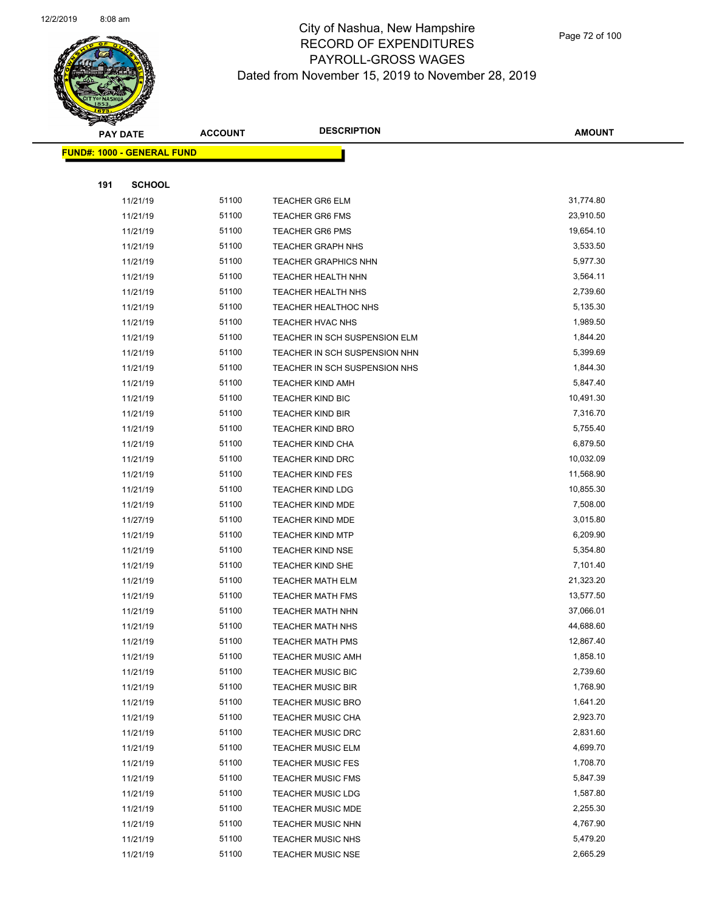# City of Nashua, New Hampshire
## RECORD OF EXPENDITURES
## PAYROLL-GROSS WAGES
## Dated from November 15, 2019 to November 28, 2019

| PAY DATE | ACCOUNT | DESCRIPTION | AMOUNT |
|---|---|---|---|
| **FUND#: 1000 - GENERAL FUND** | | | |
| **191 SCHOOL** | | | |
| 11/21/19 | 51100 | TEACHER GR6 ELM | 31,774.80 |
| 11/21/19 | 51100 | TEACHER GR6 FMS | 23,910.50 |
| 11/21/19 | 51100 | TEACHER GR6 PMS | 19,654.10 |
| 11/21/19 | 51100 | TEACHER GRAPH NHS | 3,533.50 |
| 11/21/19 | 51100 | TEACHER GRAPHICS NHN | 5,977.30 |
| 11/21/19 | 51100 | TEACHER HEALTH NHN | 3,564.11 |
| 11/21/19 | 51100 | TEACHER HEALTH NHS | 2,739.60 |
| 11/21/19 | 51100 | TEACHER HEALTHOC NHS | 5,135.30 |
| 11/21/19 | 51100 | TEACHER HVAC NHS | 1,989.50 |
| 11/21/19 | 51100 | TEACHER IN SCH SUSPENSION ELM | 1,844.20 |
| 11/21/19 | 51100 | TEACHER IN SCH SUSPENSION NHN | 5,399.69 |
| 11/21/19 | 51100 | TEACHER IN SCH SUSPENSION NHS | 1,844.30 |
| 11/21/19 | 51100 | TEACHER KIND AMH | 5,847.40 |
| 11/21/19 | 51100 | TEACHER KIND BIC | 10,491.30 |
| 11/21/19 | 51100 | TEACHER KIND BIR | 7,316.70 |
| 11/21/19 | 51100 | TEACHER KIND BRO | 5,755.40 |
| 11/21/19 | 51100 | TEACHER KIND CHA | 6,879.50 |
| 11/21/19 | 51100 | TEACHER KIND DRC | 10,032.09 |
| 11/21/19 | 51100 | TEACHER KIND FES | 11,568.90 |
| 11/21/19 | 51100 | TEACHER KIND LDG | 10,855.30 |
| 11/21/19 | 51100 | TEACHER KIND MDE | 7,508.00 |
| 11/27/19 | 51100 | TEACHER KIND MDE | 3,015.80 |
| 11/21/19 | 51100 | TEACHER KIND MTP | 6,209.90 |
| 11/21/19 | 51100 | TEACHER KIND NSE | 5,354.80 |
| 11/21/19 | 51100 | TEACHER KIND SHE | 7,101.40 |
| 11/21/19 | 51100 | TEACHER MATH ELM | 21,323.20 |
| 11/21/19 | 51100 | TEACHER MATH FMS | 13,577.50 |
| 11/21/19 | 51100 | TEACHER MATH NHN | 37,066.01 |
| 11/21/19 | 51100 | TEACHER MATH NHS | 44,688.60 |
| 11/21/19 | 51100 | TEACHER MATH PMS | 12,867.40 |
| 11/21/19 | 51100 | TEACHER MUSIC AMH | 1,858.10 |
| 11/21/19 | 51100 | TEACHER MUSIC BIC | 2,739.60 |
| 11/21/19 | 51100 | TEACHER MUSIC BIR | 1,768.90 |
| 11/21/19 | 51100 | TEACHER MUSIC BRO | 1,641.20 |
| 11/21/19 | 51100 | TEACHER MUSIC CHA | 2,923.70 |
| 11/21/19 | 51100 | TEACHER MUSIC DRC | 2,831.60 |
| 11/21/19 | 51100 | TEACHER MUSIC ELM | 4,699.70 |
| 11/21/19 | 51100 | TEACHER MUSIC FES | 1,708.70 |
| 11/21/19 | 51100 | TEACHER MUSIC FMS | 5,847.39 |
| 11/21/19 | 51100 | TEACHER MUSIC LDG | 1,587.80 |
| 11/21/19 | 51100 | TEACHER MUSIC MDE | 2,255.30 |
| 11/21/19 | 51100 | TEACHER MUSIC NHN | 4,767.90 |
| 11/21/19 | 51100 | TEACHER MUSIC NHS | 5,479.20 |
| 11/21/19 | 51100 | TEACHER MUSIC NSE | 2,665.29 |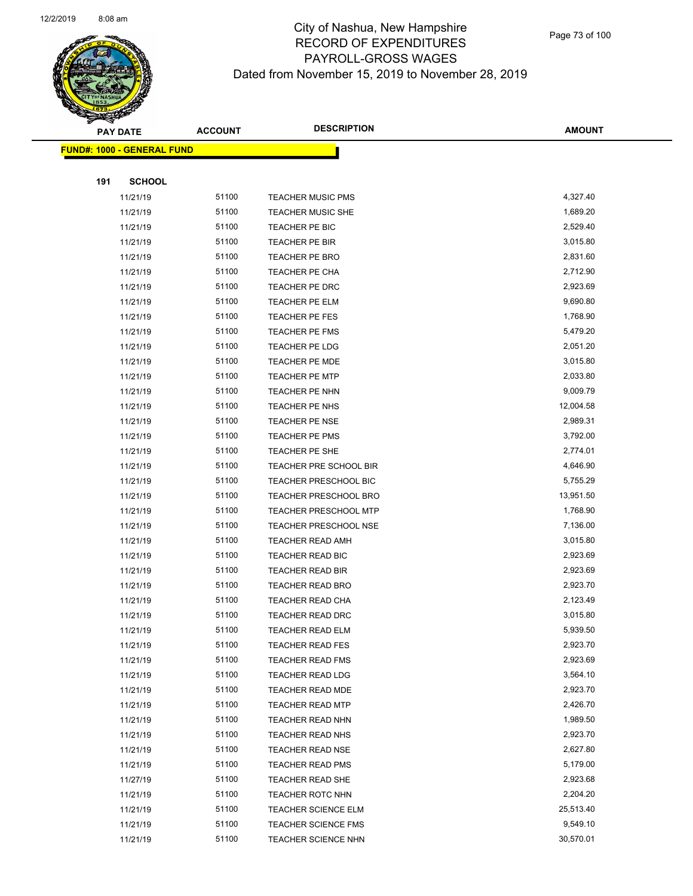# City of Nashua, New Hampshire
## RECORD OF EXPENDITURES
## PAYROLL-GROSS WAGES
## Dated from November 15, 2019 to November 28, 2019

**FUND#: 1000 - GENERAL FUND**

**191 SCHOOL**

| PAY DATE | ACCOUNT | DESCRIPTION | AMOUNT |
|---|---|---|---|
| 11/21/19 | 51100 | TEACHER MUSIC PMS | 4,327.40 |
| 11/21/19 | 51100 | TEACHER MUSIC SHE | 1,689.20 |
| 11/21/19 | 51100 | TEACHER PE BIC | 2,529.40 |
| 11/21/19 | 51100 | TEACHER PE BIR | 3,015.80 |
| 11/21/19 | 51100 | TEACHER PE BRO | 2,831.60 |
| 11/21/19 | 51100 | TEACHER PE CHA | 2,712.90 |
| 11/21/19 | 51100 | TEACHER PE DRC | 2,923.69 |
| 11/21/19 | 51100 | TEACHER PE ELM | 9,690.80 |
| 11/21/19 | 51100 | TEACHER PE FES | 1,768.90 |
| 11/21/19 | 51100 | TEACHER PE FMS | 5,479.20 |
| 11/21/19 | 51100 | TEACHER PE LDG | 2,051.20 |
| 11/21/19 | 51100 | TEACHER PE MDE | 3,015.80 |
| 11/21/19 | 51100 | TEACHER PE MTP | 2,033.80 |
| 11/21/19 | 51100 | TEACHER PE NHN | 9,009.79 |
| 11/21/19 | 51100 | TEACHER PE NHS | 12,004.58 |
| 11/21/19 | 51100 | TEACHER PE NSE | 2,989.31 |
| 11/21/19 | 51100 | TEACHER PE PMS | 3,792.00 |
| 11/21/19 | 51100 | TEACHER PE SHE | 2,774.01 |
| 11/21/19 | 51100 | TEACHER PRE SCHOOL BIR | 4,646.90 |
| 11/21/19 | 51100 | TEACHER PRESCHOOL BIC | 5,755.29 |
| 11/21/19 | 51100 | TEACHER PRESCHOOL BRO | 13,951.50 |
| 11/21/19 | 51100 | TEACHER PRESCHOOL MTP | 1,768.90 |
| 11/21/19 | 51100 | TEACHER PRESCHOOL NSE | 7,136.00 |
| 11/21/19 | 51100 | TEACHER READ AMH | 3,015.80 |
| 11/21/19 | 51100 | TEACHER READ BIC | 2,923.69 |
| 11/21/19 | 51100 | TEACHER READ BIR | 2,923.69 |
| 11/21/19 | 51100 | TEACHER READ BRO | 2,923.70 |
| 11/21/19 | 51100 | TEACHER READ CHA | 2,123.49 |
| 11/21/19 | 51100 | TEACHER READ DRC | 3,015.80 |
| 11/21/19 | 51100 | TEACHER READ ELM | 5,939.50 |
| 11/21/19 | 51100 | TEACHER READ FES | 2,923.70 |
| 11/21/19 | 51100 | TEACHER READ FMS | 2,923.69 |
| 11/21/19 | 51100 | TEACHER READ LDG | 3,564.10 |
| 11/21/19 | 51100 | TEACHER READ MDE | 2,923.70 |
| 11/21/19 | 51100 | TEACHER READ MTP | 2,426.70 |
| 11/21/19 | 51100 | TEACHER READ NHN | 1,989.50 |
| 11/21/19 | 51100 | TEACHER READ NHS | 2,923.70 |
| 11/21/19 | 51100 | TEACHER READ NSE | 2,627.80 |
| 11/21/19 | 51100 | TEACHER READ PMS | 5,179.00 |
| 11/27/19 | 51100 | TEACHER READ SHE | 2,923.68 |
| 11/21/19 | 51100 | TEACHER ROTC NHN | 2,204.20 |
| 11/21/19 | 51100 | TEACHER SCIENCE ELM | 25,513.40 |
| 11/21/19 | 51100 | TEACHER SCIENCE FMS | 9,549.10 |
| 11/21/19 | 51100 | TEACHER SCIENCE NHN | 30,570.01 |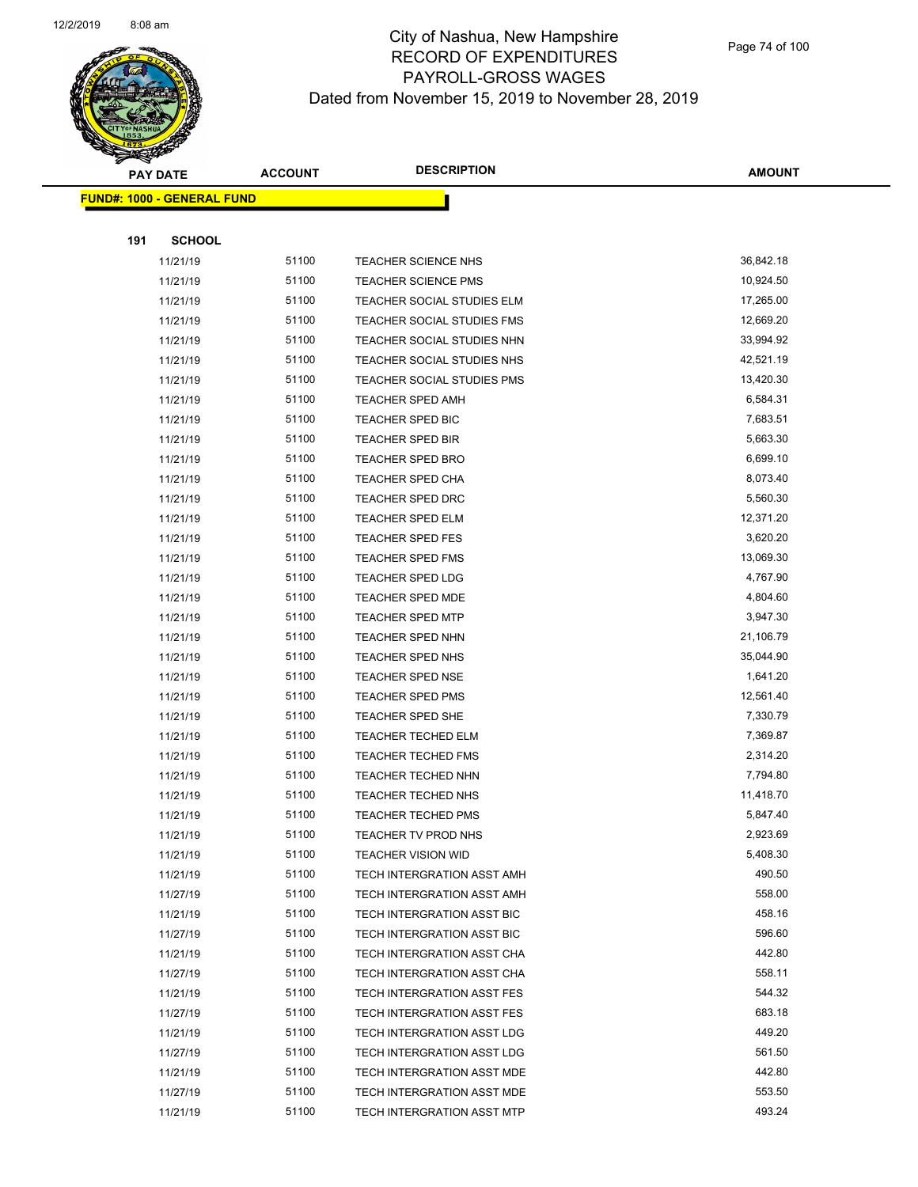# City of Nashua, New Hampshire
## RECORD OF EXPENDITURES
## PAYROLL-GROSS WAGES
## Dated from November 15, 2019 to November 28, 2019

**FUND#: 1000 - GENERAL FUND**

**191 SCHOOL**

| PAY DATE | ACCOUNT | DESCRIPTION | AMOUNT |
|---|---|---|---|
| 11/21/19 | 51100 | TEACHER SCIENCE NHS | 36,842.18 |
| 11/21/19 | 51100 | TEACHER SCIENCE PMS | 10,924.50 |
| 11/21/19 | 51100 | TEACHER SOCIAL STUDIES ELM | 17,265.00 |
| 11/21/19 | 51100 | TEACHER SOCIAL STUDIES FMS | 12,669.20 |
| 11/21/19 | 51100 | TEACHER SOCIAL STUDIES NHN | 33,994.92 |
| 11/21/19 | 51100 | TEACHER SOCIAL STUDIES NHS | 42,521.19 |
| 11/21/19 | 51100 | TEACHER SOCIAL STUDIES PMS | 13,420.30 |
| 11/21/19 | 51100 | TEACHER SPED AMH | 6,584.31 |
| 11/21/19 | 51100 | TEACHER SPED BIC | 7,683.51 |
| 11/21/19 | 51100 | TEACHER SPED BIR | 5,663.30 |
| 11/21/19 | 51100 | TEACHER SPED BRO | 6,699.10 |
| 11/21/19 | 51100 | TEACHER SPED CHA | 8,073.40 |
| 11/21/19 | 51100 | TEACHER SPED DRC | 5,560.30 |
| 11/21/19 | 51100 | TEACHER SPED ELM | 12,371.20 |
| 11/21/19 | 51100 | TEACHER SPED FES | 3,620.20 |
| 11/21/19 | 51100 | TEACHER SPED FMS | 13,069.30 |
| 11/21/19 | 51100 | TEACHER SPED LDG | 4,767.90 |
| 11/21/19 | 51100 | TEACHER SPED MDE | 4,804.60 |
| 11/21/19 | 51100 | TEACHER SPED MTP | 3,947.30 |
| 11/21/19 | 51100 | TEACHER SPED NHN | 21,106.79 |
| 11/21/19 | 51100 | TEACHER SPED NHS | 35,044.90 |
| 11/21/19 | 51100 | TEACHER SPED NSE | 1,641.20 |
| 11/21/19 | 51100 | TEACHER SPED PMS | 12,561.40 |
| 11/21/19 | 51100 | TEACHER SPED SHE | 7,330.79 |
| 11/21/19 | 51100 | TEACHER TECHED ELM | 7,369.87 |
| 11/21/19 | 51100 | TEACHER TECHED FMS | 2,314.20 |
| 11/21/19 | 51100 | TEACHER TECHED NHN | 7,794.80 |
| 11/21/19 | 51100 | TEACHER TECHED NHS | 11,418.70 |
| 11/21/19 | 51100 | TEACHER TECHED PMS | 5,847.40 |
| 11/21/19 | 51100 | TEACHER TV PROD NHS | 2,923.69 |
| 11/21/19 | 51100 | TEACHER VISION WID | 5,408.30 |
| 11/21/19 | 51100 | TECH INTERGRATION ASST AMH | 490.50 |
| 11/27/19 | 51100 | TECH INTERGRATION ASST AMH | 558.00 |
| 11/21/19 | 51100 | TECH INTERGRATION ASST BIC | 458.16 |
| 11/27/19 | 51100 | TECH INTERGRATION ASST BIC | 596.60 |
| 11/21/19 | 51100 | TECH INTERGRATION ASST CHA | 442.80 |
| 11/27/19 | 51100 | TECH INTERGRATION ASST CHA | 558.11 |
| 11/21/19 | 51100 | TECH INTERGRATION ASST FES | 544.32 |
| 11/27/19 | 51100 | TECH INTERGRATION ASST FES | 683.18 |
| 11/21/19 | 51100 | TECH INTERGRATION ASST LDG | 449.20 |
| 11/27/19 | 51100 | TECH INTERGRATION ASST LDG | 561.50 |
| 11/21/19 | 51100 | TECH INTERGRATION ASST MDE | 442.80 |
| 11/27/19 | 51100 | TECH INTERGRATION ASST MDE | 553.50 |
| 11/21/19 | 51100 | TECH INTERGRATION ASST MTP | 493.24 |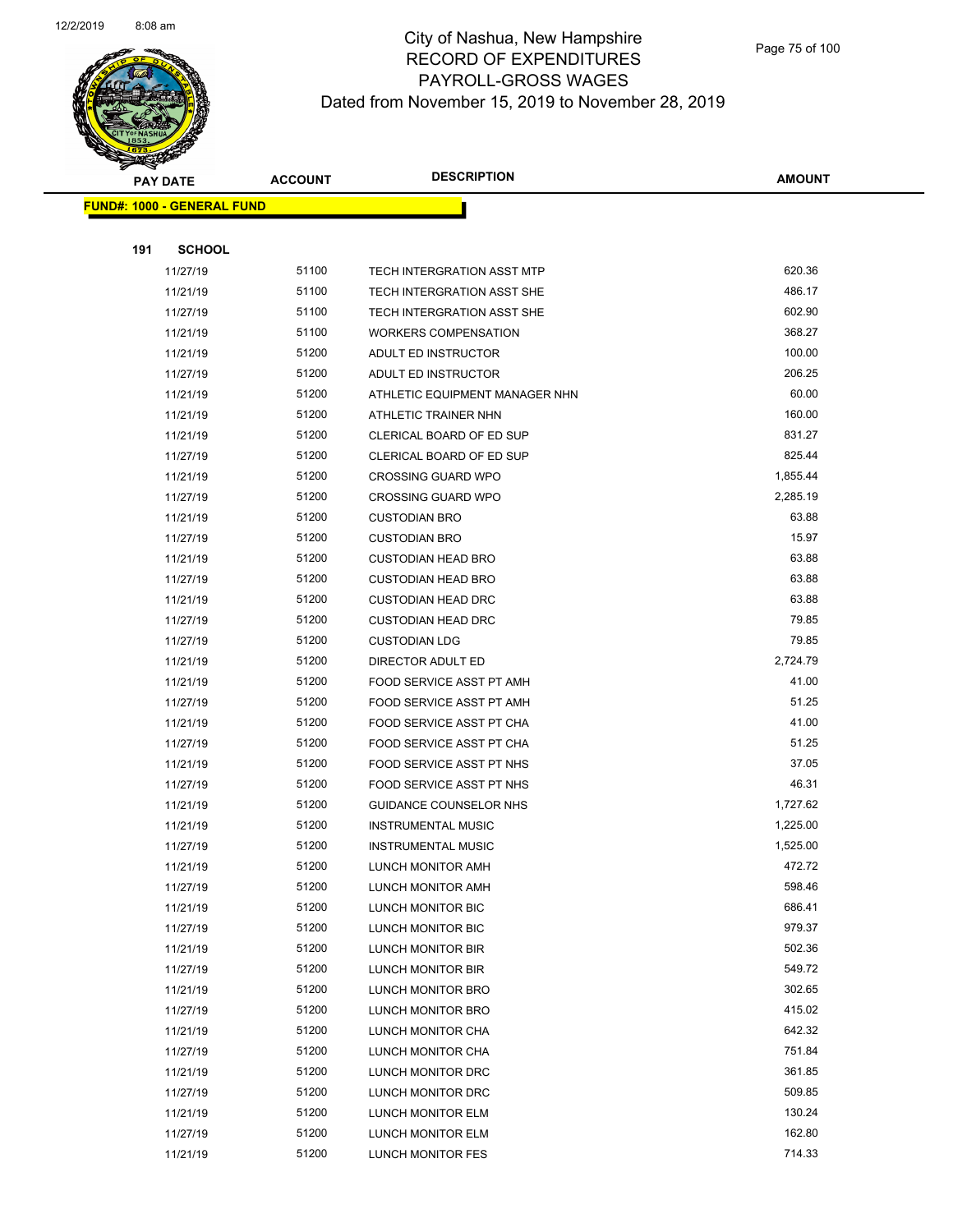# City of Nashua, New Hampshire
## RECORD OF EXPENDITURES
## PAYROLL-GROSS WAGES
### Dated from November 15, 2019 to November 28, 2019

**FUND#: 1000 - GENERAL FUND**

**191 SCHOOL**

| PAY DATE | ACCOUNT | DESCRIPTION | AMOUNT |
|---|---|---|---|
| 11/27/19 | 51100 | TECH INTERGRATION ASST MTP | 620.36 |
| 11/21/19 | 51100 | TECH INTERGRATION ASST SHE | 486.17 |
| 11/27/19 | 51100 | TECH INTERGRATION ASST SHE | 602.90 |
| 11/21/19 | 51100 | WORKERS COMPENSATION | 368.27 |
| 11/21/19 | 51200 | ADULT ED INSTRUCTOR | 100.00 |
| 11/27/19 | 51200 | ADULT ED INSTRUCTOR | 206.25 |
| 11/21/19 | 51200 | ATHLETIC EQUIPMENT MANAGER NHN | 60.00 |
| 11/21/19 | 51200 | ATHLETIC TRAINER NHN | 160.00 |
| 11/21/19 | 51200 | CLERICAL BOARD OF ED SUP | 831.27 |
| 11/27/19 | 51200 | CLERICAL BOARD OF ED SUP | 825.44 |
| 11/21/19 | 51200 | CROSSING GUARD WPO | 1,855.44 |
| 11/27/19 | 51200 | CROSSING GUARD WPO | 2,285.19 |
| 11/21/19 | 51200 | CUSTODIAN BRO | 63.88 |
| 11/27/19 | 51200 | CUSTODIAN BRO | 15.97 |
| 11/21/19 | 51200 | CUSTODIAN HEAD BRO | 63.88 |
| 11/27/19 | 51200 | CUSTODIAN HEAD BRO | 63.88 |
| 11/21/19 | 51200 | CUSTODIAN HEAD DRC | 63.88 |
| 11/27/19 | 51200 | CUSTODIAN HEAD DRC | 79.85 |
| 11/27/19 | 51200 | CUSTODIAN LDG | 79.85 |
| 11/21/19 | 51200 | DIRECTOR ADULT ED | 2,724.79 |
| 11/21/19 | 51200 | FOOD SERVICE ASST PT AMH | 41.00 |
| 11/27/19 | 51200 | FOOD SERVICE ASST PT AMH | 51.25 |
| 11/21/19 | 51200 | FOOD SERVICE ASST PT CHA | 41.00 |
| 11/27/19 | 51200 | FOOD SERVICE ASST PT CHA | 51.25 |
| 11/21/19 | 51200 | FOOD SERVICE ASST PT NHS | 37.05 |
| 11/27/19 | 51200 | FOOD SERVICE ASST PT NHS | 46.31 |
| 11/21/19 | 51200 | GUIDANCE COUNSELOR NHS | 1,727.62 |
| 11/21/19 | 51200 | INSTRUMENTAL MUSIC | 1,225.00 |
| 11/27/19 | 51200 | INSTRUMENTAL MUSIC | 1,525.00 |
| 11/21/19 | 51200 | LUNCH MONITOR AMH | 472.72 |
| 11/27/19 | 51200 | LUNCH MONITOR AMH | 598.46 |
| 11/21/19 | 51200 | LUNCH MONITOR BIC | 686.41 |
| 11/27/19 | 51200 | LUNCH MONITOR BIC | 979.37 |
| 11/21/19 | 51200 | LUNCH MONITOR BIR | 502.36 |
| 11/27/19 | 51200 | LUNCH MONITOR BIR | 549.72 |
| 11/21/19 | 51200 | LUNCH MONITOR BRO | 302.65 |
| 11/27/19 | 51200 | LUNCH MONITOR BRO | 415.02 |
| 11/21/19 | 51200 | LUNCH MONITOR CHA | 642.32 |
| 11/27/19 | 51200 | LUNCH MONITOR CHA | 751.84 |
| 11/21/19 | 51200 | LUNCH MONITOR DRC | 361.85 |
| 11/27/19 | 51200 | LUNCH MONITOR DRC | 509.85 |
| 11/21/19 | 51200 | LUNCH MONITOR ELM | 130.24 |
| 11/27/19 | 51200 | LUNCH MONITOR ELM | 162.80 |
| 11/21/19 | 51200 | LUNCH MONITOR FES | 714.33 |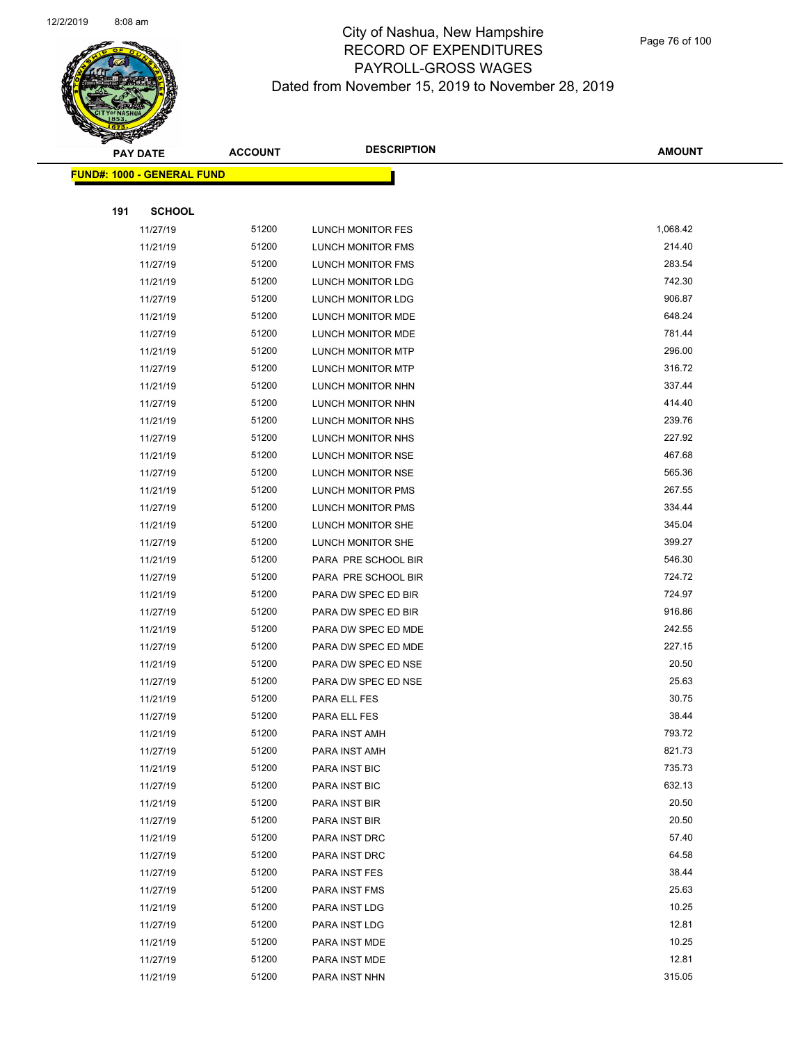# City of Nashua, New Hampshire
## RECORD OF EXPENDITURES
## PAYROLL-GROSS WAGES
## Dated from November 15, 2019 to November 28, 2019

| PAY DATE | ACCOUNT | DESCRIPTION | AMOUNT |
|---|---|---|---|
| **FUND#: 1000 - GENERAL FUND** | | | |
| **191 SCHOOL** | | | |
| 11/27/19 | 51200 | LUNCH MONITOR FES | 1,068.42 |
| 11/21/19 | 51200 | LUNCH MONITOR FMS | 214.40 |
| 11/27/19 | 51200 | LUNCH MONITOR FMS | 283.54 |
| 11/21/19 | 51200 | LUNCH MONITOR LDG | 742.30 |
| 11/27/19 | 51200 | LUNCH MONITOR LDG | 906.87 |
| 11/21/19 | 51200 | LUNCH MONITOR MDE | 648.24 |
| 11/27/19 | 51200 | LUNCH MONITOR MDE | 781.44 |
| 11/21/19 | 51200 | LUNCH MONITOR MTP | 296.00 |
| 11/27/19 | 51200 | LUNCH MONITOR MTP | 316.72 |
| 11/21/19 | 51200 | LUNCH MONITOR NHN | 337.44 |
| 11/27/19 | 51200 | LUNCH MONITOR NHN | 414.40 |
| 11/21/19 | 51200 | LUNCH MONITOR NHS | 239.76 |
| 11/27/19 | 51200 | LUNCH MONITOR NHS | 227.92 |
| 11/21/19 | 51200 | LUNCH MONITOR NSE | 467.68 |
| 11/27/19 | 51200 | LUNCH MONITOR NSE | 565.36 |
| 11/21/19 | 51200 | LUNCH MONITOR PMS | 267.55 |
| 11/27/19 | 51200 | LUNCH MONITOR PMS | 334.44 |
| 11/21/19 | 51200 | LUNCH MONITOR SHE | 345.04 |
| 11/27/19 | 51200 | LUNCH MONITOR SHE | 399.27 |
| 11/21/19 | 51200 | PARA PRE SCHOOL BIR | 546.30 |
| 11/27/19 | 51200 | PARA PRE SCHOOL BIR | 724.72 |
| 11/21/19 | 51200 | PARA DW SPEC ED BIR | 724.97 |
| 11/27/19 | 51200 | PARA DW SPEC ED BIR | 916.86 |
| 11/21/19 | 51200 | PARA DW SPEC ED MDE | 242.55 |
| 11/27/19 | 51200 | PARA DW SPEC ED MDE | 227.15 |
| 11/21/19 | 51200 | PARA DW SPEC ED NSE | 20.50 |
| 11/27/19 | 51200 | PARA DW SPEC ED NSE | 25.63 |
| 11/21/19 | 51200 | PARA ELL FES | 30.75 |
| 11/27/19 | 51200 | PARA ELL FES | 38.44 |
| 11/21/19 | 51200 | PARA INST AMH | 793.72 |
| 11/27/19 | 51200 | PARA INST AMH | 821.73 |
| 11/21/19 | 51200 | PARA INST BIC | 735.73 |
| 11/27/19 | 51200 | PARA INST BIC | 632.13 |
| 11/21/19 | 51200 | PARA INST BIR | 20.50 |
| 11/27/19 | 51200 | PARA INST BIR | 20.50 |
| 11/21/19 | 51200 | PARA INST DRC | 57.40 |
| 11/27/19 | 51200 | PARA INST DRC | 64.58 |
| 11/27/19 | 51200 | PARA INST FES | 38.44 |
| 11/27/19 | 51200 | PARA INST FMS | 25.63 |
| 11/21/19 | 51200 | PARA INST LDG | 10.25 |
| 11/27/19 | 51200 | PARA INST LDG | 12.81 |
| 11/21/19 | 51200 | PARA INST MDE | 10.25 |
| 11/27/19 | 51200 | PARA INST MDE | 12.81 |
| 11/21/19 | 51200 | PARA INST NHN | 315.05 |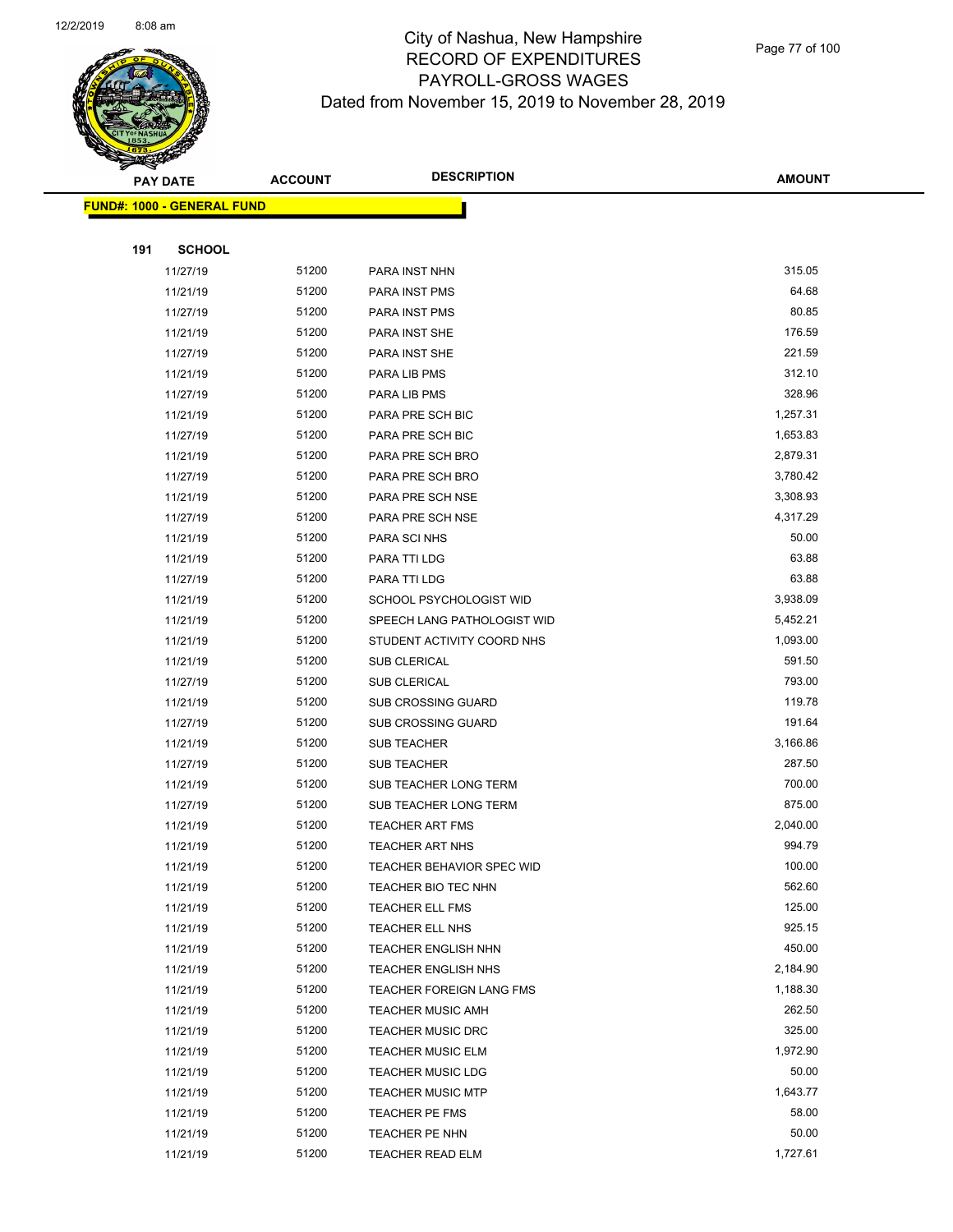# City of Nashua, New Hampshire
## RECORD OF EXPENDITURES
## PAYROLL-GROSS WAGES
## Dated from November 15, 2019 to November 28, 2019

**FUND#: 1000 - GENERAL FUND**

**191 SCHOOL**

| PAY DATE | ACCOUNT | DESCRIPTION | AMOUNT |
|---|---|---|---|
| 11/27/19 | 51200 | PARA INST NHN | 315.05 |
| 11/21/19 | 51200 | PARA INST PMS | 64.68 |
| 11/27/19 | 51200 | PARA INST PMS | 80.85 |
| 11/21/19 | 51200 | PARA INST SHE | 176.59 |
| 11/27/19 | 51200 | PARA INST SHE | 221.59 |
| 11/21/19 | 51200 | PARA LIB PMS | 312.10 |
| 11/27/19 | 51200 | PARA LIB PMS | 328.96 |
| 11/21/19 | 51200 | PARA PRE SCH BIC | 1,257.31 |
| 11/27/19 | 51200 | PARA PRE SCH BIC | 1,653.83 |
| 11/21/19 | 51200 | PARA PRE SCH BRO | 2,879.31 |
| 11/27/19 | 51200 | PARA PRE SCH BRO | 3,780.42 |
| 11/21/19 | 51200 | PARA PRE SCH NSE | 3,308.93 |
| 11/27/19 | 51200 | PARA PRE SCH NSE | 4,317.29 |
| 11/21/19 | 51200 | PARA SCI NHS | 50.00 |
| 11/21/19 | 51200 | PARA TTI LDG | 63.88 |
| 11/27/19 | 51200 | PARA TTI LDG | 63.88 |
| 11/21/19 | 51200 | SCHOOL PSYCHOLOGIST WID | 3,938.09 |
| 11/21/19 | 51200 | SPEECH LANG PATHOLOGIST WID | 5,452.21 |
| 11/21/19 | 51200 | STUDENT ACTIVITY COORD NHS | 1,093.00 |
| 11/21/19 | 51200 | SUB CLERICAL | 591.50 |
| 11/27/19 | 51200 | SUB CLERICAL | 793.00 |
| 11/21/19 | 51200 | SUB CROSSING GUARD | 119.78 |
| 11/27/19 | 51200 | SUB CROSSING GUARD | 191.64 |
| 11/21/19 | 51200 | SUB TEACHER | 3,166.86 |
| 11/27/19 | 51200 | SUB TEACHER | 287.50 |
| 11/21/19 | 51200 | SUB TEACHER LONG TERM | 700.00 |
| 11/27/19 | 51200 | SUB TEACHER LONG TERM | 875.00 |
| 11/21/19 | 51200 | TEACHER ART FMS | 2,040.00 |
| 11/21/19 | 51200 | TEACHER ART NHS | 994.79 |
| 11/21/19 | 51200 | TEACHER BEHAVIOR SPEC WID | 100.00 |
| 11/21/19 | 51200 | TEACHER BIO TEC NHN | 562.60 |
| 11/21/19 | 51200 | TEACHER ELL FMS | 125.00 |
| 11/21/19 | 51200 | TEACHER ELL NHS | 925.15 |
| 11/21/19 | 51200 | TEACHER ENGLISH NHN | 450.00 |
| 11/21/19 | 51200 | TEACHER ENGLISH NHS | 2,184.90 |
| 11/21/19 | 51200 | TEACHER FOREIGN LANG FMS | 1,188.30 |
| 11/21/19 | 51200 | TEACHER MUSIC AMH | 262.50 |
| 11/21/19 | 51200 | TEACHER MUSIC DRC | 325.00 |
| 11/21/19 | 51200 | TEACHER MUSIC ELM | 1,972.90 |
| 11/21/19 | 51200 | TEACHER MUSIC LDG | 50.00 |
| 11/21/19 | 51200 | TEACHER MUSIC MTP | 1,643.77 |
| 11/21/19 | 51200 | TEACHER PE FMS | 58.00 |
| 11/21/19 | 51200 | TEACHER PE NHN | 50.00 |
| 11/21/19 | 51200 | TEACHER READ ELM | 1,727.61 |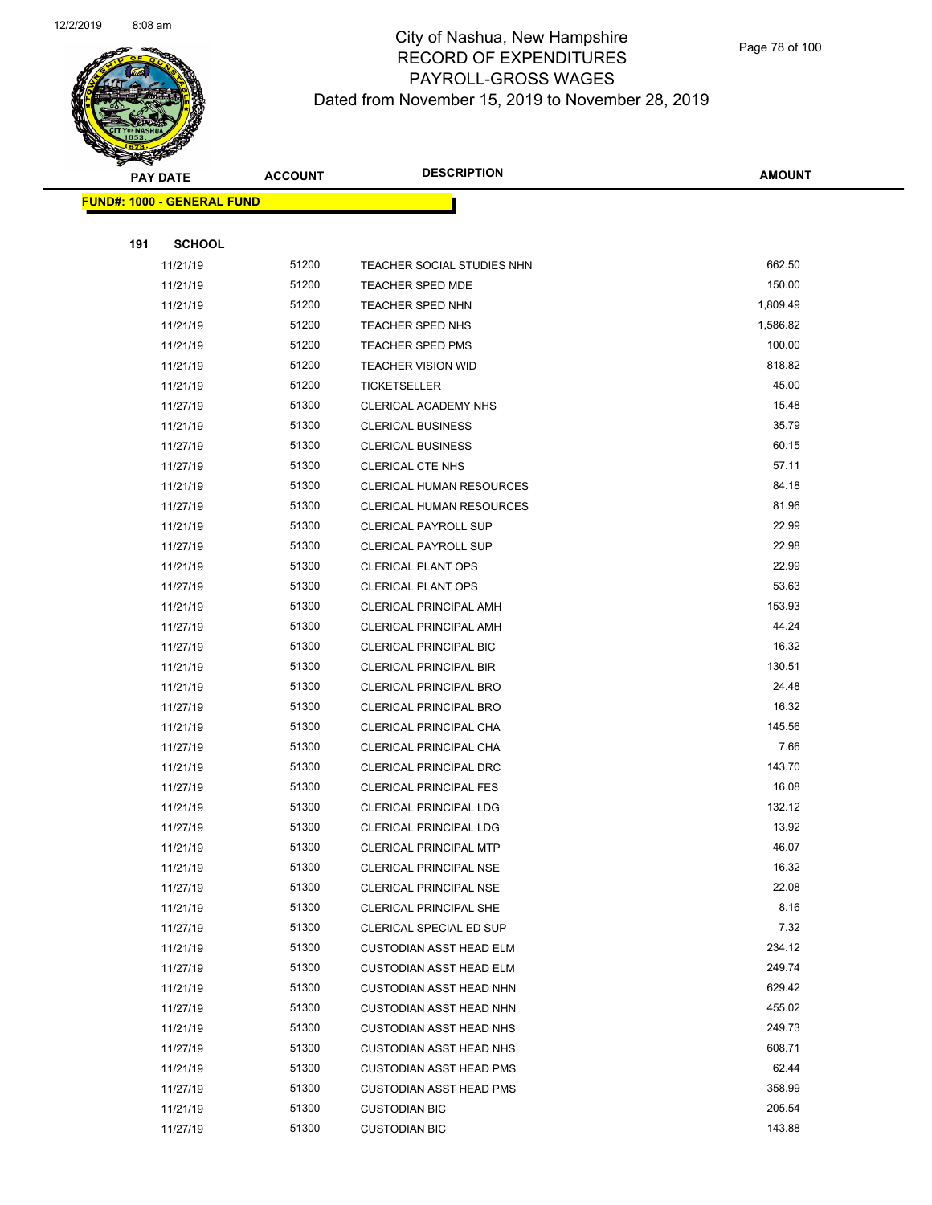# City of Nashua, New Hampshire
## RECORD OF EXPENDITURES
## PAYROLL-GROSS WAGES
## Dated from November 15, 2019 to November 28, 2019

| PAY DATE | ACCOUNT | DESCRIPTION | AMOUNT |
|---|---|---|---|

**FUND#: 1000 - GENERAL FUND**

**191 SCHOOL**

| PAY DATE | ACCOUNT | DESCRIPTION | AMOUNT |
|---|---|---|---|
| 11/21/19 | 51200 | TEACHER SOCIAL STUDIES NHN | 662.50 |
| 11/21/19 | 51200 | TEACHER SPED MDE | 150.00 |
| 11/21/19 | 51200 | TEACHER SPED NHN | 1,809.49 |
| 11/21/19 | 51200 | TEACHER SPED NHS | 1,586.82 |
| 11/21/19 | 51200 | TEACHER SPED PMS | 100.00 |
| 11/21/19 | 51200 | TEACHER VISION WID | 818.82 |
| 11/21/19 | 51200 | TICKETSELLER | 45.00 |
| 11/27/19 | 51300 | CLERICAL ACADEMY NHS | 15.48 |
| 11/21/19 | 51300 | CLERICAL BUSINESS | 35.79 |
| 11/27/19 | 51300 | CLERICAL BUSINESS | 60.15 |
| 11/27/19 | 51300 | CLERICAL CTE NHS | 57.11 |
| 11/21/19 | 51300 | CLERICAL HUMAN RESOURCES | 84.18 |
| 11/27/19 | 51300 | CLERICAL HUMAN RESOURCES | 81.96 |
| 11/21/19 | 51300 | CLERICAL PAYROLL SUP | 22.99 |
| 11/27/19 | 51300 | CLERICAL PAYROLL SUP | 22.98 |
| 11/21/19 | 51300 | CLERICAL PLANT OPS | 22.99 |
| 11/27/19 | 51300 | CLERICAL PLANT OPS | 53.63 |
| 11/21/19 | 51300 | CLERICAL PRINCIPAL AMH | 153.93 |
| 11/27/19 | 51300 | CLERICAL PRINCIPAL AMH | 44.24 |
| 11/27/19 | 51300 | CLERICAL PRINCIPAL BIC | 16.32 |
| 11/21/19 | 51300 | CLERICAL PRINCIPAL BIR | 130.51 |
| 11/21/19 | 51300 | CLERICAL PRINCIPAL BRO | 24.48 |
| 11/27/19 | 51300 | CLERICAL PRINCIPAL BRO | 16.32 |
| 11/21/19 | 51300 | CLERICAL PRINCIPAL CHA | 145.56 |
| 11/27/19 | 51300 | CLERICAL PRINCIPAL CHA | 7.66 |
| 11/21/19 | 51300 | CLERICAL PRINCIPAL DRC | 143.70 |
| 11/27/19 | 51300 | CLERICAL PRINCIPAL FES | 16.08 |
| 11/21/19 | 51300 | CLERICAL PRINCIPAL LDG | 132.12 |
| 11/27/19 | 51300 | CLERICAL PRINCIPAL LDG | 13.92 |
| 11/21/19 | 51300 | CLERICAL PRINCIPAL MTP | 46.07 |
| 11/21/19 | 51300 | CLERICAL PRINCIPAL NSE | 16.32 |
| 11/27/19 | 51300 | CLERICAL PRINCIPAL NSE | 22.08 |
| 11/21/19 | 51300 | CLERICAL PRINCIPAL SHE | 8.16 |
| 11/27/19 | 51300 | CLERICAL SPECIAL ED SUP | 7.32 |
| 11/21/19 | 51300 | CUSTODIAN ASST HEAD ELM | 234.12 |
| 11/27/19 | 51300 | CUSTODIAN ASST HEAD ELM | 249.74 |
| 11/21/19 | 51300 | CUSTODIAN ASST HEAD NHN | 629.42 |
| 11/27/19 | 51300 | CUSTODIAN ASST HEAD NHN | 455.02 |
| 11/21/19 | 51300 | CUSTODIAN ASST HEAD NHS | 249.73 |
| 11/27/19 | 51300 | CUSTODIAN ASST HEAD NHS | 608.71 |
| 11/21/19 | 51300 | CUSTODIAN ASST HEAD PMS | 62.44 |
| 11/27/19 | 51300 | CUSTODIAN ASST HEAD PMS | 358.99 |
| 11/21/19 | 51300 | CUSTODIAN BIC | 205.54 |
| 11/27/19 | 51300 | CUSTODIAN BIC | 143.88 |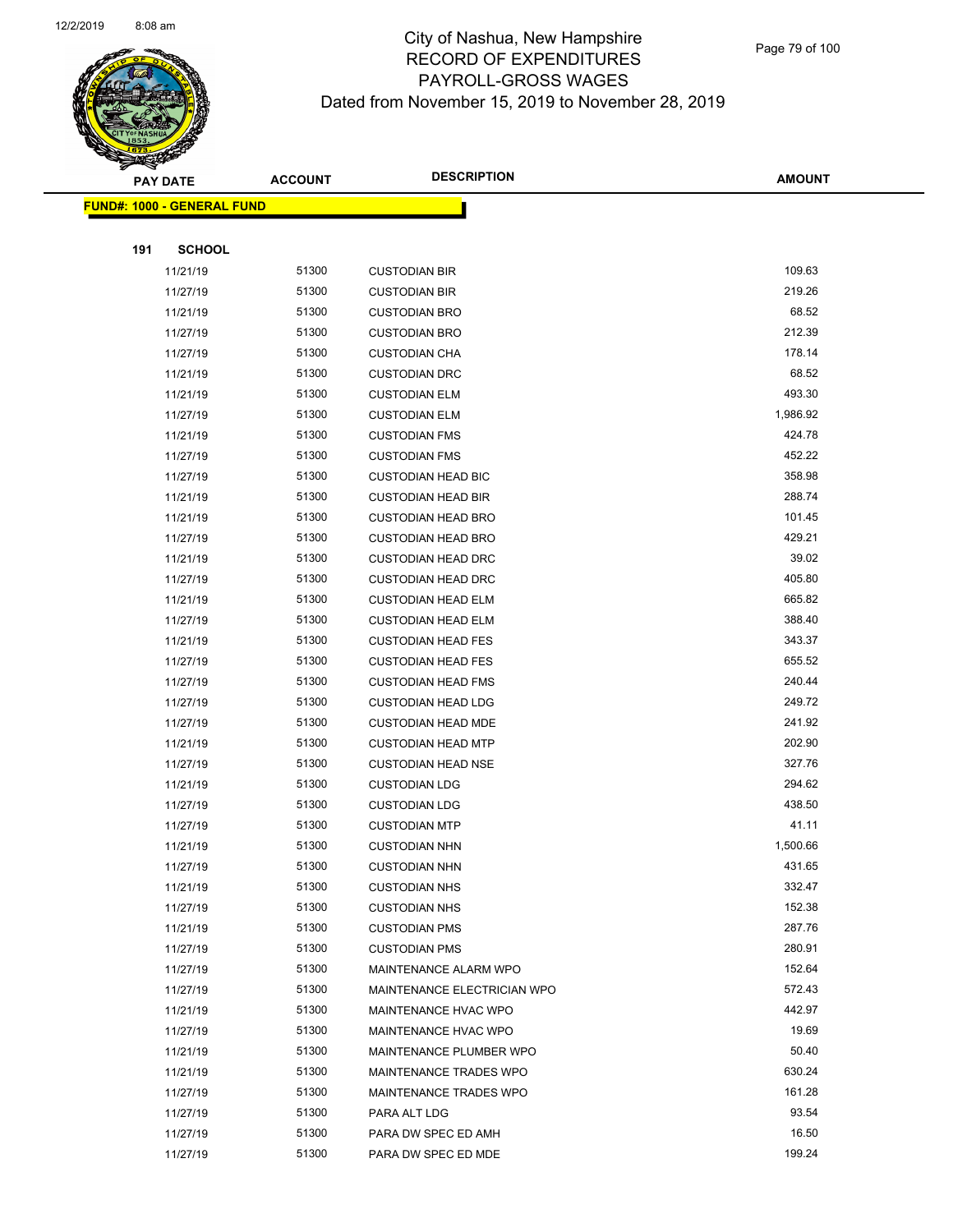# City of Nashua, New Hampshire
## RECORD OF EXPENDITURES
## PAYROLL-GROSS WAGES
## Dated from November 15, 2019 to November 28, 2019

| PAY DATE | ACCOUNT | DESCRIPTION | AMOUNT |
|---|---|---|---|
| **FUND#: 1000 - GENERAL FUND** | | | |
| **191 SCHOOL** | | | |
| 11/21/19 | 51300 | CUSTODIAN BIR | 109.63 |
| 11/27/19 | 51300 | CUSTODIAN BIR | 219.26 |
| 11/21/19 | 51300 | CUSTODIAN BRO | 68.52 |
| 11/27/19 | 51300 | CUSTODIAN BRO | 212.39 |
| 11/27/19 | 51300 | CUSTODIAN CHA | 178.14 |
| 11/21/19 | 51300 | CUSTODIAN DRC | 68.52 |
| 11/21/19 | 51300 | CUSTODIAN ELM | 493.30 |
| 11/27/19 | 51300 | CUSTODIAN ELM | 1,986.92 |
| 11/21/19 | 51300 | CUSTODIAN FMS | 424.78 |
| 11/27/19 | 51300 | CUSTODIAN FMS | 452.22 |
| 11/27/19 | 51300 | CUSTODIAN HEAD BIC | 358.98 |
| 11/21/19 | 51300 | CUSTODIAN HEAD BIR | 288.74 |
| 11/21/19 | 51300 | CUSTODIAN HEAD BRO | 101.45 |
| 11/27/19 | 51300 | CUSTODIAN HEAD BRO | 429.21 |
| 11/21/19 | 51300 | CUSTODIAN HEAD DRC | 39.02 |
| 11/27/19 | 51300 | CUSTODIAN HEAD DRC | 405.80 |
| 11/21/19 | 51300 | CUSTODIAN HEAD ELM | 665.82 |
| 11/27/19 | 51300 | CUSTODIAN HEAD ELM | 388.40 |
| 11/21/19 | 51300 | CUSTODIAN HEAD FES | 343.37 |
| 11/27/19 | 51300 | CUSTODIAN HEAD FES | 655.52 |
| 11/27/19 | 51300 | CUSTODIAN HEAD FMS | 240.44 |
| 11/27/19 | 51300 | CUSTODIAN HEAD LDG | 249.72 |
| 11/27/19 | 51300 | CUSTODIAN HEAD MDE | 241.92 |
| 11/21/19 | 51300 | CUSTODIAN HEAD MTP | 202.90 |
| 11/27/19 | 51300 | CUSTODIAN HEAD NSE | 327.76 |
| 11/21/19 | 51300 | CUSTODIAN LDG | 294.62 |
| 11/27/19 | 51300 | CUSTODIAN LDG | 438.50 |
| 11/27/19 | 51300 | CUSTODIAN MTP | 41.11 |
| 11/21/19 | 51300 | CUSTODIAN NHN | 1,500.66 |
| 11/27/19 | 51300 | CUSTODIAN NHN | 431.65 |
| 11/21/19 | 51300 | CUSTODIAN NHS | 332.47 |
| 11/27/19 | 51300 | CUSTODIAN NHS | 152.38 |
| 11/21/19 | 51300 | CUSTODIAN PMS | 287.76 |
| 11/27/19 | 51300 | CUSTODIAN PMS | 280.91 |
| 11/27/19 | 51300 | MAINTENANCE ALARM WPO | 152.64 |
| 11/27/19 | 51300 | MAINTENANCE ELECTRICIAN WPO | 572.43 |
| 11/21/19 | 51300 | MAINTENANCE HVAC WPO | 442.97 |
| 11/27/19 | 51300 | MAINTENANCE HVAC WPO | 19.69 |
| 11/21/19 | 51300 | MAINTENANCE PLUMBER WPO | 50.40 |
| 11/21/19 | 51300 | MAINTENANCE TRADES WPO | 630.24 |
| 11/27/19 | 51300 | MAINTENANCE TRADES WPO | 161.28 |
| 11/27/19 | 51300 | PARA ALT LDG | 93.54 |
| 11/27/19 | 51300 | PARA DW SPEC ED AMH | 16.50 |
| 11/27/19 | 51300 | PARA DW SPEC ED MDE | 199.24 |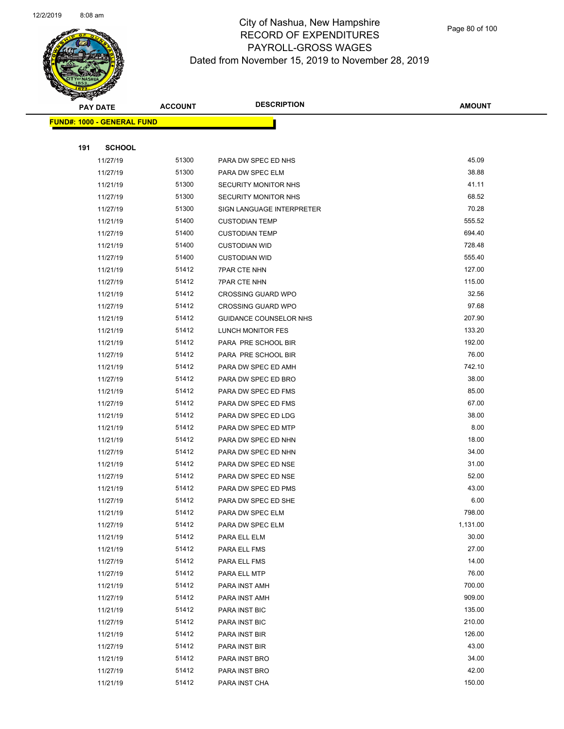# City of Nashua, New Hampshire
## RECORD OF EXPENDITURES
## PAYROLL-GROSS WAGES
## Dated from November 15, 2019 to November 28, 2019

| PAY DATE | ACCOUNT | DESCRIPTION | AMOUNT |
|---|---|---|---|

**FUND#: 1000 - GENERAL FUND**

**191 SCHOOL**

| PAY DATE | ACCOUNT | DESCRIPTION | AMOUNT |
|---|---|---|---|
| 11/27/19 | 51300 | PARA DW SPEC ED NHS | 45.09 |
| 11/27/19 | 51300 | PARA DW SPEC ELM | 38.88 |
| 11/21/19 | 51300 | SECURITY MONITOR NHS | 41.11 |
| 11/27/19 | 51300 | SECURITY MONITOR NHS | 68.52 |
| 11/27/19 | 51300 | SIGN LANGUAGE INTERPRETER | 70.28 |
| 11/21/19 | 51400 | CUSTODIAN TEMP | 555.52 |
| 11/27/19 | 51400 | CUSTODIAN TEMP | 694.40 |
| 11/21/19 | 51400 | CUSTODIAN WID | 728.48 |
| 11/27/19 | 51400 | CUSTODIAN WID | 555.40 |
| 11/21/19 | 51412 | 7PAR CTE NHN | 127.00 |
| 11/27/19 | 51412 | 7PAR CTE NHN | 115.00 |
| 11/21/19 | 51412 | CROSSING GUARD WPO | 32.56 |
| 11/27/19 | 51412 | CROSSING GUARD WPO | 97.68 |
| 11/21/19 | 51412 | GUIDANCE COUNSELOR NHS | 207.90 |
| 11/21/19 | 51412 | LUNCH MONITOR FES | 133.20 |
| 11/21/19 | 51412 | PARA PRE SCHOOL BIR | 192.00 |
| 11/27/19 | 51412 | PARA PRE SCHOOL BIR | 76.00 |
| 11/21/19 | 51412 | PARA DW SPEC ED AMH | 742.10 |
| 11/27/19 | 51412 | PARA DW SPEC ED BRO | 38.00 |
| 11/21/19 | 51412 | PARA DW SPEC ED FMS | 85.00 |
| 11/27/19 | 51412 | PARA DW SPEC ED FMS | 67.00 |
| 11/21/19 | 51412 | PARA DW SPEC ED LDG | 38.00 |
| 11/21/19 | 51412 | PARA DW SPEC ED MTP | 8.00 |
| 11/21/19 | 51412 | PARA DW SPEC ED NHN | 18.00 |
| 11/27/19 | 51412 | PARA DW SPEC ED NHN | 34.00 |
| 11/21/19 | 51412 | PARA DW SPEC ED NSE | 31.00 |
| 11/27/19 | 51412 | PARA DW SPEC ED NSE | 52.00 |
| 11/21/19 | 51412 | PARA DW SPEC ED PMS | 43.00 |
| 11/27/19 | 51412 | PARA DW SPEC ED SHE | 6.00 |
| 11/21/19 | 51412 | PARA DW SPEC ELM | 798.00 |
| 11/27/19 | 51412 | PARA DW SPEC ELM | 1,131.00 |
| 11/21/19 | 51412 | PARA ELL ELM | 30.00 |
| 11/21/19 | 51412 | PARA ELL FMS | 27.00 |
| 11/27/19 | 51412 | PARA ELL FMS | 14.00 |
| 11/27/19 | 51412 | PARA ELL MTP | 76.00 |
| 11/21/19 | 51412 | PARA INST AMH | 700.00 |
| 11/27/19 | 51412 | PARA INST AMH | 909.00 |
| 11/21/19 | 51412 | PARA INST BIC | 135.00 |
| 11/27/19 | 51412 | PARA INST BIC | 210.00 |
| 11/21/19 | 51412 | PARA INST BIR | 126.00 |
| 11/27/19 | 51412 | PARA INST BIR | 43.00 |
| 11/21/19 | 51412 | PARA INST BRO | 34.00 |
| 11/27/19 | 51412 | PARA INST BRO | 42.00 |
| 11/21/19 | 51412 | PARA INST CHA | 150.00 |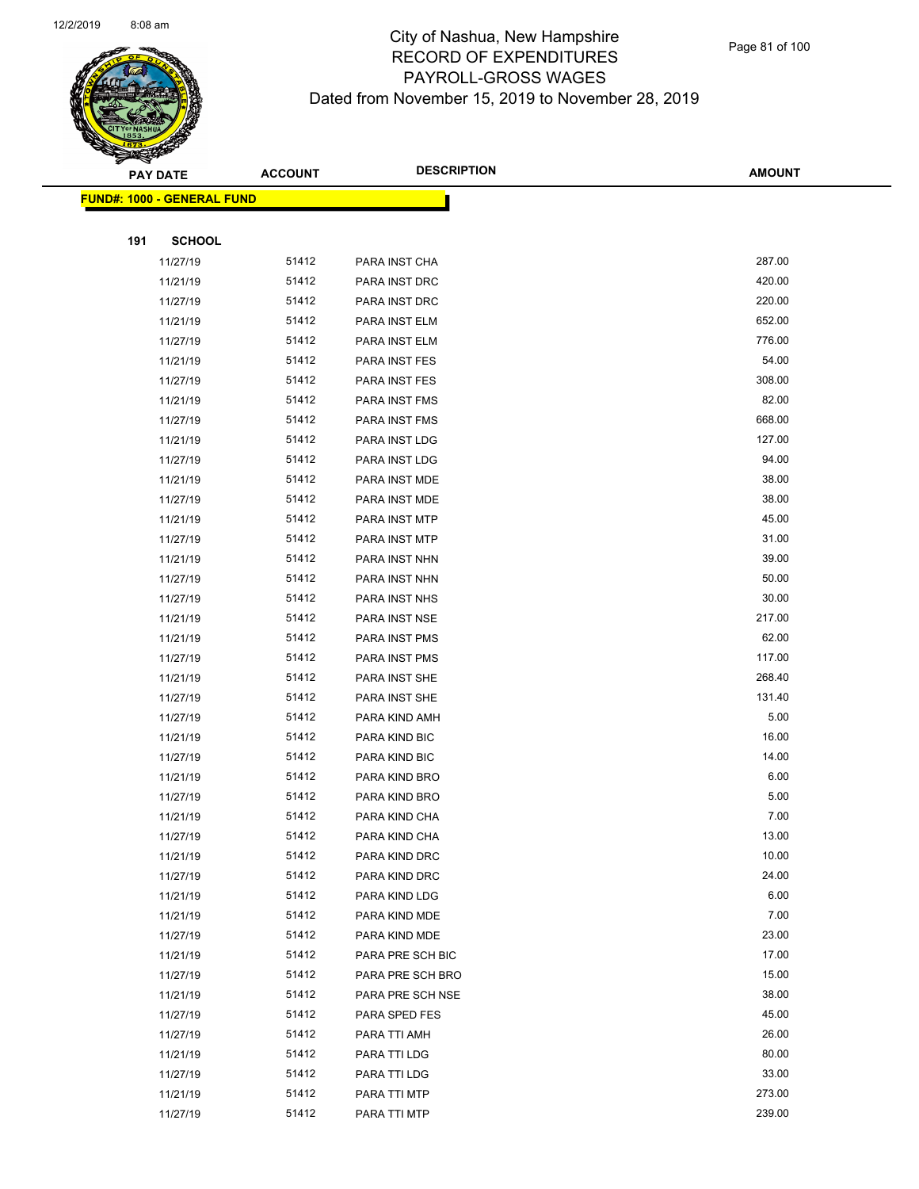# City of Nashua, New Hampshire
## RECORD OF EXPENDITURES
## PAYROLL-GROSS WAGES
### Dated from November 15, 2019 to November 28, 2019

**FUND#: 1000 - GENERAL FUND**

**191 SCHOOL**

| PAY DATE | ACCOUNT | DESCRIPTION | AMOUNT |
|---|---|---|---|
| 11/27/19 | 51412 | PARA INST CHA | 287.00 |
| 11/21/19 | 51412 | PARA INST DRC | 420.00 |
| 11/27/19 | 51412 | PARA INST DRC | 220.00 |
| 11/21/19 | 51412 | PARA INST ELM | 652.00 |
| 11/27/19 | 51412 | PARA INST ELM | 776.00 |
| 11/21/19 | 51412 | PARA INST FES | 54.00 |
| 11/27/19 | 51412 | PARA INST FES | 308.00 |
| 11/21/19 | 51412 | PARA INST FMS | 82.00 |
| 11/27/19 | 51412 | PARA INST FMS | 668.00 |
| 11/21/19 | 51412 | PARA INST LDG | 127.00 |
| 11/27/19 | 51412 | PARA INST LDG | 94.00 |
| 11/21/19 | 51412 | PARA INST MDE | 38.00 |
| 11/27/19 | 51412 | PARA INST MDE | 38.00 |
| 11/21/19 | 51412 | PARA INST MTP | 45.00 |
| 11/27/19 | 51412 | PARA INST MTP | 31.00 |
| 11/21/19 | 51412 | PARA INST NHN | 39.00 |
| 11/27/19 | 51412 | PARA INST NHN | 50.00 |
| 11/27/19 | 51412 | PARA INST NHS | 30.00 |
| 11/21/19 | 51412 | PARA INST NSE | 217.00 |
| 11/21/19 | 51412 | PARA INST PMS | 62.00 |
| 11/27/19 | 51412 | PARA INST PMS | 117.00 |
| 11/21/19 | 51412 | PARA INST SHE | 268.40 |
| 11/27/19 | 51412 | PARA INST SHE | 131.40 |
| 11/27/19 | 51412 | PARA KIND AMH | 5.00 |
| 11/21/19 | 51412 | PARA KIND BIC | 16.00 |
| 11/27/19 | 51412 | PARA KIND BIC | 14.00 |
| 11/21/19 | 51412 | PARA KIND BRO | 6.00 |
| 11/27/19 | 51412 | PARA KIND BRO | 5.00 |
| 11/21/19 | 51412 | PARA KIND CHA | 7.00 |
| 11/27/19 | 51412 | PARA KIND CHA | 13.00 |
| 11/21/19 | 51412 | PARA KIND DRC | 10.00 |
| 11/27/19 | 51412 | PARA KIND DRC | 24.00 |
| 11/21/19 | 51412 | PARA KIND LDG | 6.00 |
| 11/21/19 | 51412 | PARA KIND MDE | 7.00 |
| 11/27/19 | 51412 | PARA KIND MDE | 23.00 |
| 11/21/19 | 51412 | PARA PRE SCH BIC | 17.00 |
| 11/27/19 | 51412 | PARA PRE SCH BRO | 15.00 |
| 11/21/19 | 51412 | PARA PRE SCH NSE | 38.00 |
| 11/27/19 | 51412 | PARA SPED FES | 45.00 |
| 11/27/19 | 51412 | PARA TTI AMH | 26.00 |
| 11/21/19 | 51412 | PARA TTI LDG | 80.00 |
| 11/27/19 | 51412 | PARA TTI LDG | 33.00 |
| 11/21/19 | 51412 | PARA TTI MTP | 273.00 |
| 11/27/19 | 51412 | PARA TTI MTP | 239.00 |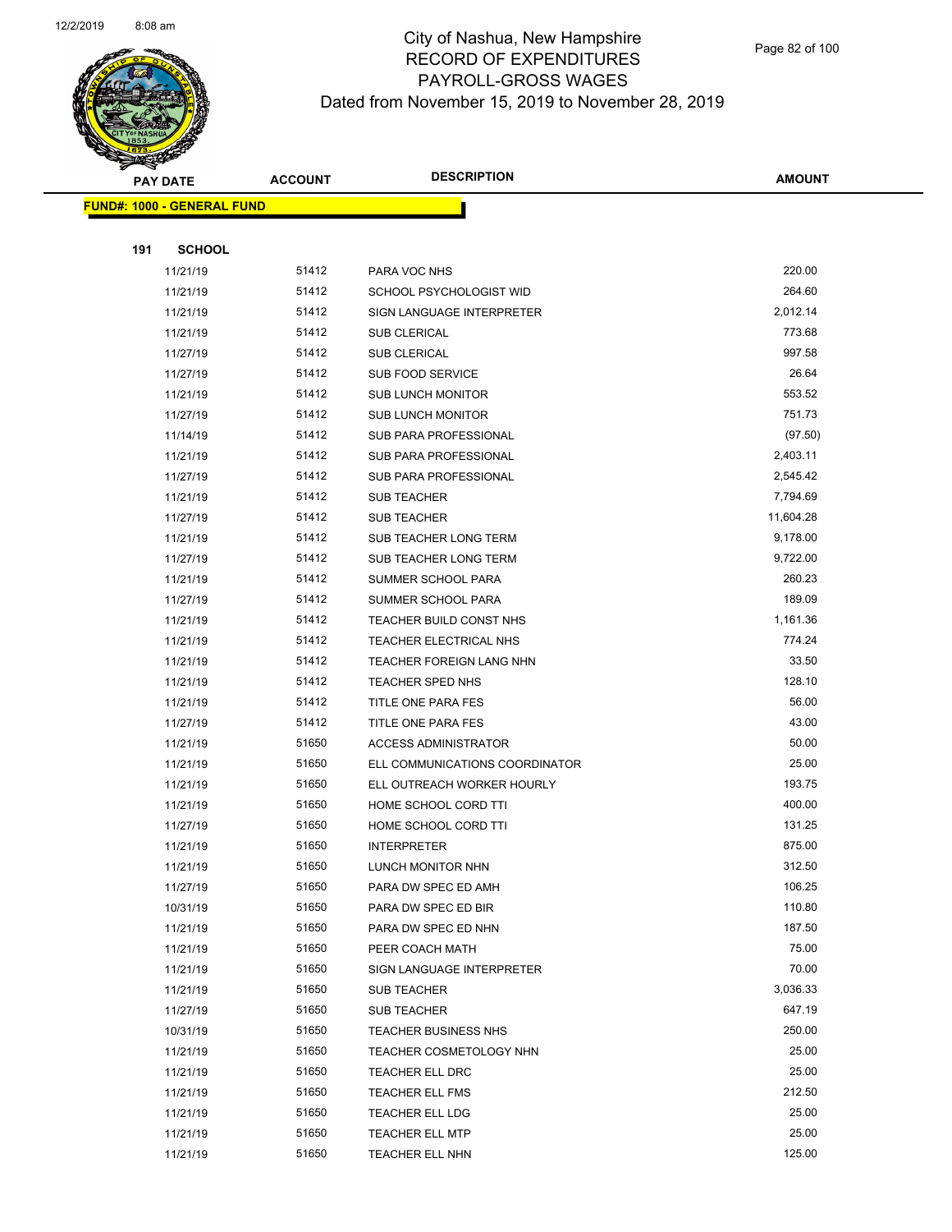# City of Nashua, New Hampshire
## RECORD OF EXPENDITURES
## PAYROLL-GROSS WAGES
## Dated from November 15, 2019 to November 28, 2019

| PAY DATE | ACCOUNT | DESCRIPTION | AMOUNT |
|---|---|---|---|

**FUND#: 1000 - GENERAL FUND**

**191 SCHOOL**

| PAY DATE | ACCOUNT | DESCRIPTION | AMOUNT |
|---|---|---|---|
| 11/21/19 | 51412 | PARA VOC NHS | 220.00 |
| 11/21/19 | 51412 | SCHOOL PSYCHOLOGIST WID | 264.60 |
| 11/21/19 | 51412 | SIGN LANGUAGE INTERPRETER | 2,012.14 |
| 11/21/19 | 51412 | SUB CLERICAL | 773.68 |
| 11/27/19 | 51412 | SUB CLERICAL | 997.58 |
| 11/27/19 | 51412 | SUB FOOD SERVICE | 26.64 |
| 11/21/19 | 51412 | SUB LUNCH MONITOR | 553.52 |
| 11/27/19 | 51412 | SUB LUNCH MONITOR | 751.73 |
| 11/14/19 | 51412 | SUB PARA PROFESSIONAL | (97.50) |
| 11/21/19 | 51412 | SUB PARA PROFESSIONAL | 2,403.11 |
| 11/27/19 | 51412 | SUB PARA PROFESSIONAL | 2,545.42 |
| 11/21/19 | 51412 | SUB TEACHER | 7,794.69 |
| 11/27/19 | 51412 | SUB TEACHER | 11,604.28 |
| 11/21/19 | 51412 | SUB TEACHER LONG TERM | 9,178.00 |
| 11/27/19 | 51412 | SUB TEACHER LONG TERM | 9,722.00 |
| 11/21/19 | 51412 | SUMMER SCHOOL PARA | 260.23 |
| 11/27/19 | 51412 | SUMMER SCHOOL PARA | 189.09 |
| 11/21/19 | 51412 | TEACHER BUILD CONST NHS | 1,161.36 |
| 11/21/19 | 51412 | TEACHER ELECTRICAL NHS | 774.24 |
| 11/21/19 | 51412 | TEACHER FOREIGN LANG NHN | 33.50 |
| 11/21/19 | 51412 | TEACHER SPED NHS | 128.10 |
| 11/21/19 | 51412 | TITLE ONE PARA FES | 56.00 |
| 11/27/19 | 51412 | TITLE ONE PARA FES | 43.00 |
| 11/21/19 | 51650 | ACCESS ADMINISTRATOR | 50.00 |
| 11/21/19 | 51650 | ELL COMMUNICATIONS COORDINATOR | 25.00 |
| 11/21/19 | 51650 | ELL OUTREACH WORKER HOURLY | 193.75 |
| 11/21/19 | 51650 | HOME SCHOOL CORD TTI | 400.00 |
| 11/27/19 | 51650 | HOME SCHOOL CORD TTI | 131.25 |
| 11/21/19 | 51650 | INTERPRETER | 875.00 |
| 11/21/19 | 51650 | LUNCH MONITOR NHN | 312.50 |
| 11/27/19 | 51650 | PARA DW SPEC ED AMH | 106.25 |
| 10/31/19 | 51650 | PARA DW SPEC ED BIR | 110.80 |
| 11/21/19 | 51650 | PARA DW SPEC ED NHN | 187.50 |
| 11/21/19 | 51650 | PEER COACH MATH | 75.00 |
| 11/21/19 | 51650 | SIGN LANGUAGE INTERPRETER | 70.00 |
| 11/21/19 | 51650 | SUB TEACHER | 3,036.33 |
| 11/27/19 | 51650 | SUB TEACHER | 647.19 |
| 10/31/19 | 51650 | TEACHER BUSINESS NHS | 250.00 |
| 11/21/19 | 51650 | TEACHER COSMETOLOGY NHN | 25.00 |
| 11/21/19 | 51650 | TEACHER ELL DRC | 25.00 |
| 11/21/19 | 51650 | TEACHER ELL FMS | 212.50 |
| 11/21/19 | 51650 | TEACHER ELL LDG | 25.00 |
| 11/21/19 | 51650 | TEACHER ELL MTP | 25.00 |
| 11/21/19 | 51650 | TEACHER ELL NHN | 125.00 |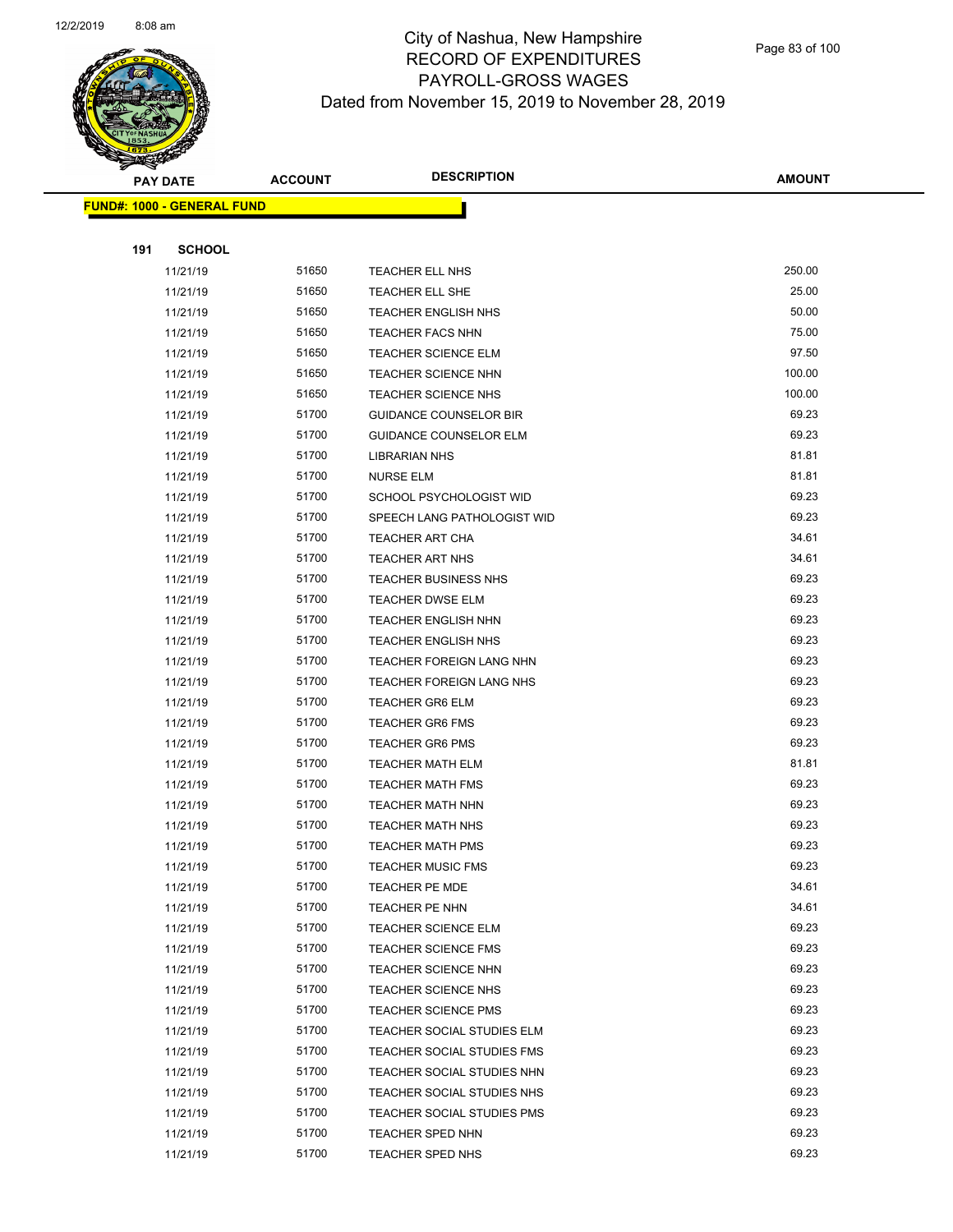# City of Nashua, New Hampshire
## RECORD OF EXPENDITURES
## PAYROLL-GROSS WAGES
## Dated from November 15, 2019 to November 28, 2019

| PAY DATE | ACCOUNT | DESCRIPTION | AMOUNT |
|---|---|---|---|
| **FUND#: 1000 - GENERAL FUND** | | | |
| **191 SCHOOL** | | | |
| 11/21/19 | 51650 | TEACHER ELL NHS | 250.00 |
| 11/21/19 | 51650 | TEACHER ELL SHE | 25.00 |
| 11/21/19 | 51650 | TEACHER ENGLISH NHS | 50.00 |
| 11/21/19 | 51650 | TEACHER FACS NHN | 75.00 |
| 11/21/19 | 51650 | TEACHER SCIENCE ELM | 97.50 |
| 11/21/19 | 51650 | TEACHER SCIENCE NHN | 100.00 |
| 11/21/19 | 51650 | TEACHER SCIENCE NHS | 100.00 |
| 11/21/19 | 51700 | GUIDANCE COUNSELOR BIR | 69.23 |
| 11/21/19 | 51700 | GUIDANCE COUNSELOR ELM | 69.23 |
| 11/21/19 | 51700 | LIBRARIAN NHS | 81.81 |
| 11/21/19 | 51700 | NURSE ELM | 81.81 |
| 11/21/19 | 51700 | SCHOOL PSYCHOLOGIST WID | 69.23 |
| 11/21/19 | 51700 | SPEECH LANG PATHOLOGIST WID | 69.23 |
| 11/21/19 | 51700 | TEACHER ART CHA | 34.61 |
| 11/21/19 | 51700 | TEACHER ART NHS | 34.61 |
| 11/21/19 | 51700 | TEACHER BUSINESS NHS | 69.23 |
| 11/21/19 | 51700 | TEACHER DWSE ELM | 69.23 |
| 11/21/19 | 51700 | TEACHER ENGLISH NHN | 69.23 |
| 11/21/19 | 51700 | TEACHER ENGLISH NHS | 69.23 |
| 11/21/19 | 51700 | TEACHER FOREIGN LANG NHN | 69.23 |
| 11/21/19 | 51700 | TEACHER FOREIGN LANG NHS | 69.23 |
| 11/21/19 | 51700 | TEACHER GR6 ELM | 69.23 |
| 11/21/19 | 51700 | TEACHER GR6 FMS | 69.23 |
| 11/21/19 | 51700 | TEACHER GR6 PMS | 69.23 |
| 11/21/19 | 51700 | TEACHER MATH ELM | 81.81 |
| 11/21/19 | 51700 | TEACHER MATH FMS | 69.23 |
| 11/21/19 | 51700 | TEACHER MATH NHN | 69.23 |
| 11/21/19 | 51700 | TEACHER MATH NHS | 69.23 |
| 11/21/19 | 51700 | TEACHER MATH PMS | 69.23 |
| 11/21/19 | 51700 | TEACHER MUSIC FMS | 69.23 |
| 11/21/19 | 51700 | TEACHER PE MDE | 34.61 |
| 11/21/19 | 51700 | TEACHER PE NHN | 34.61 |
| 11/21/19 | 51700 | TEACHER SCIENCE ELM | 69.23 |
| 11/21/19 | 51700 | TEACHER SCIENCE FMS | 69.23 |
| 11/21/19 | 51700 | TEACHER SCIENCE NHN | 69.23 |
| 11/21/19 | 51700 | TEACHER SCIENCE NHS | 69.23 |
| 11/21/19 | 51700 | TEACHER SCIENCE PMS | 69.23 |
| 11/21/19 | 51700 | TEACHER SOCIAL STUDIES ELM | 69.23 |
| 11/21/19 | 51700 | TEACHER SOCIAL STUDIES FMS | 69.23 |
| 11/21/19 | 51700 | TEACHER SOCIAL STUDIES NHN | 69.23 |
| 11/21/19 | 51700 | TEACHER SOCIAL STUDIES NHS | 69.23 |
| 11/21/19 | 51700 | TEACHER SOCIAL STUDIES PMS | 69.23 |
| 11/21/19 | 51700 | TEACHER SPED NHN | 69.23 |
| 11/21/19 | 51700 | TEACHER SPED NHS | 69.23 |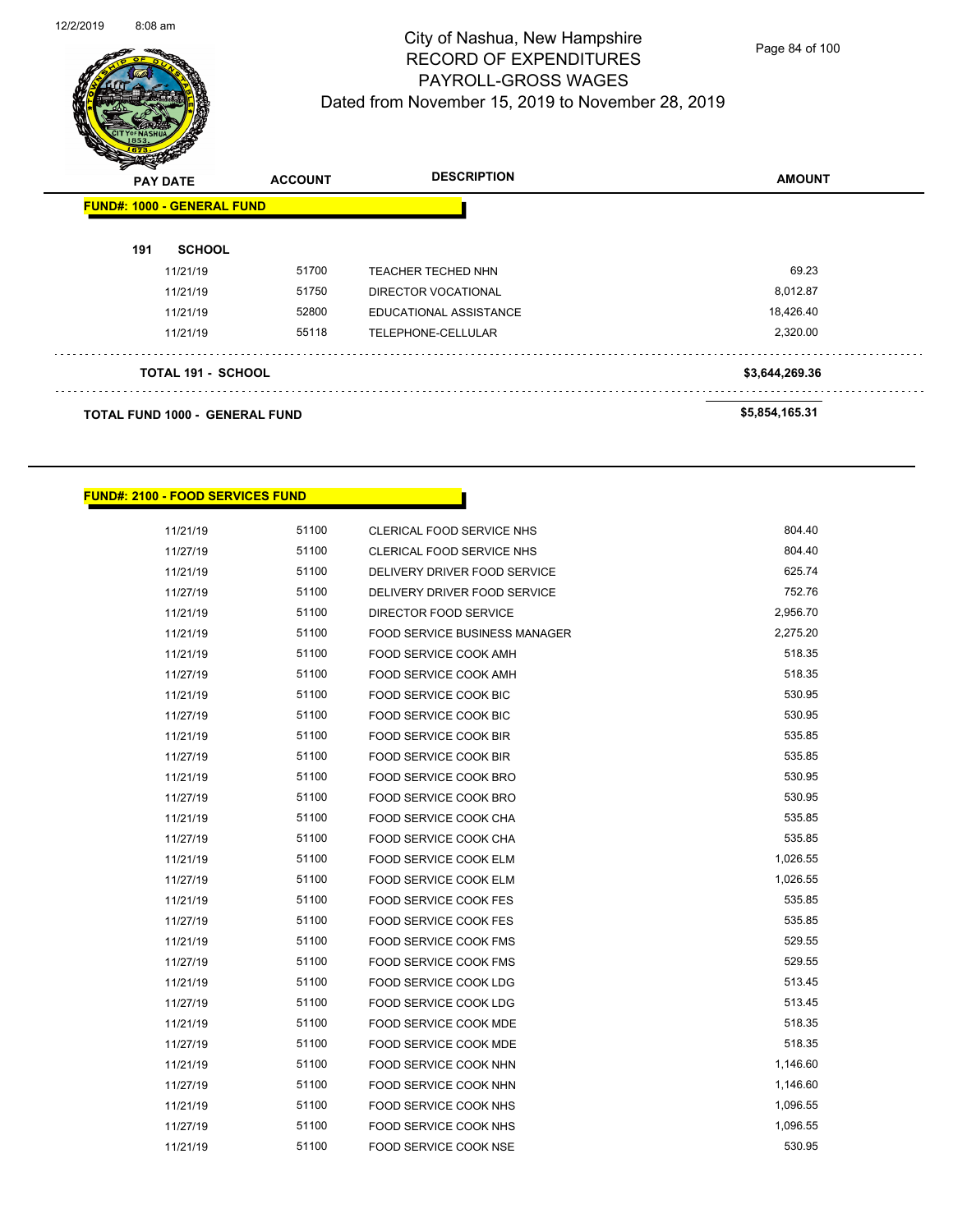# City of Nashua, New Hampshire
## RECORD OF EXPENDITURES
## PAYROLL-GROSS WAGES
### Dated from November 15, 2019 to November 28, 2019

| PAY DATE | ACCOUNT | DESCRIPTION | AMOUNT |
|---|---|---|---|
| **FUND#: 1000 - GENERAL FUND** | | | |
| **191 SCHOOL** | | | |
| 11/21/19 | 51700 | TEACHER TECHED NHN | 69.23 |
| 11/21/19 | 51750 | DIRECTOR VOCATIONAL | 8,012.87 |
| 11/21/19 | 52800 | EDUCATIONAL ASSISTANCE | 18,426.40 |
| 11/21/19 | 55118 | TELEPHONE-CELLULAR | 2,320.00 |
| **TOTAL 191 - SCHOOL** | | | **$3,644,269.36** |
| **TOTAL FUND 1000 - GENERAL FUND** | | | **$5,854,165.31** |

| PAY DATE | ACCOUNT | DESCRIPTION | AMOUNT |
|---|---|---|---|
| **FUND#: 2100 - FOOD SERVICES FUND** | | | |
| 11/21/19 | 51100 | CLERICAL FOOD SERVICE NHS | 804.40 |
| 11/27/19 | 51100 | CLERICAL FOOD SERVICE NHS | 804.40 |
| 11/21/19 | 51100 | DELIVERY DRIVER FOOD SERVICE | 625.74 |
| 11/27/19 | 51100 | DELIVERY DRIVER FOOD SERVICE | 752.76 |
| 11/21/19 | 51100 | DIRECTOR FOOD SERVICE | 2,956.70 |
| 11/21/19 | 51100 | FOOD SERVICE BUSINESS MANAGER | 2,275.20 |
| 11/21/19 | 51100 | FOOD SERVICE COOK AMH | 518.35 |
| 11/27/19 | 51100 | FOOD SERVICE COOK AMH | 518.35 |
| 11/21/19 | 51100 | FOOD SERVICE COOK BIC | 530.95 |
| 11/27/19 | 51100 | FOOD SERVICE COOK BIC | 530.95 |
| 11/21/19 | 51100 | FOOD SERVICE COOK BIR | 535.85 |
| 11/27/19 | 51100 | FOOD SERVICE COOK BIR | 535.85 |
| 11/21/19 | 51100 | FOOD SERVICE COOK BRO | 530.95 |
| 11/27/19 | 51100 | FOOD SERVICE COOK BRO | 530.95 |
| 11/21/19 | 51100 | FOOD SERVICE COOK CHA | 535.85 |
| 11/27/19 | 51100 | FOOD SERVICE COOK CHA | 535.85 |
| 11/21/19 | 51100 | FOOD SERVICE COOK ELM | 1,026.55 |
| 11/27/19 | 51100 | FOOD SERVICE COOK ELM | 1,026.55 |
| 11/21/19 | 51100 | FOOD SERVICE COOK FES | 535.85 |
| 11/27/19 | 51100 | FOOD SERVICE COOK FES | 535.85 |
| 11/21/19 | 51100 | FOOD SERVICE COOK FMS | 529.55 |
| 11/27/19 | 51100 | FOOD SERVICE COOK FMS | 529.55 |
| 11/21/19 | 51100 | FOOD SERVICE COOK LDG | 513.45 |
| 11/27/19 | 51100 | FOOD SERVICE COOK LDG | 513.45 |
| 11/21/19 | 51100 | FOOD SERVICE COOK MDE | 518.35 |
| 11/27/19 | 51100 | FOOD SERVICE COOK MDE | 518.35 |
| 11/21/19 | 51100 | FOOD SERVICE COOK NHN | 1,146.60 |
| 11/27/19 | 51100 | FOOD SERVICE COOK NHN | 1,146.60 |
| 11/21/19 | 51100 | FOOD SERVICE COOK NHS | 1,096.55 |
| 11/27/19 | 51100 | FOOD SERVICE COOK NHS | 1,096.55 |
| 11/21/19 | 51100 | FOOD SERVICE COOK NSE | 530.95 |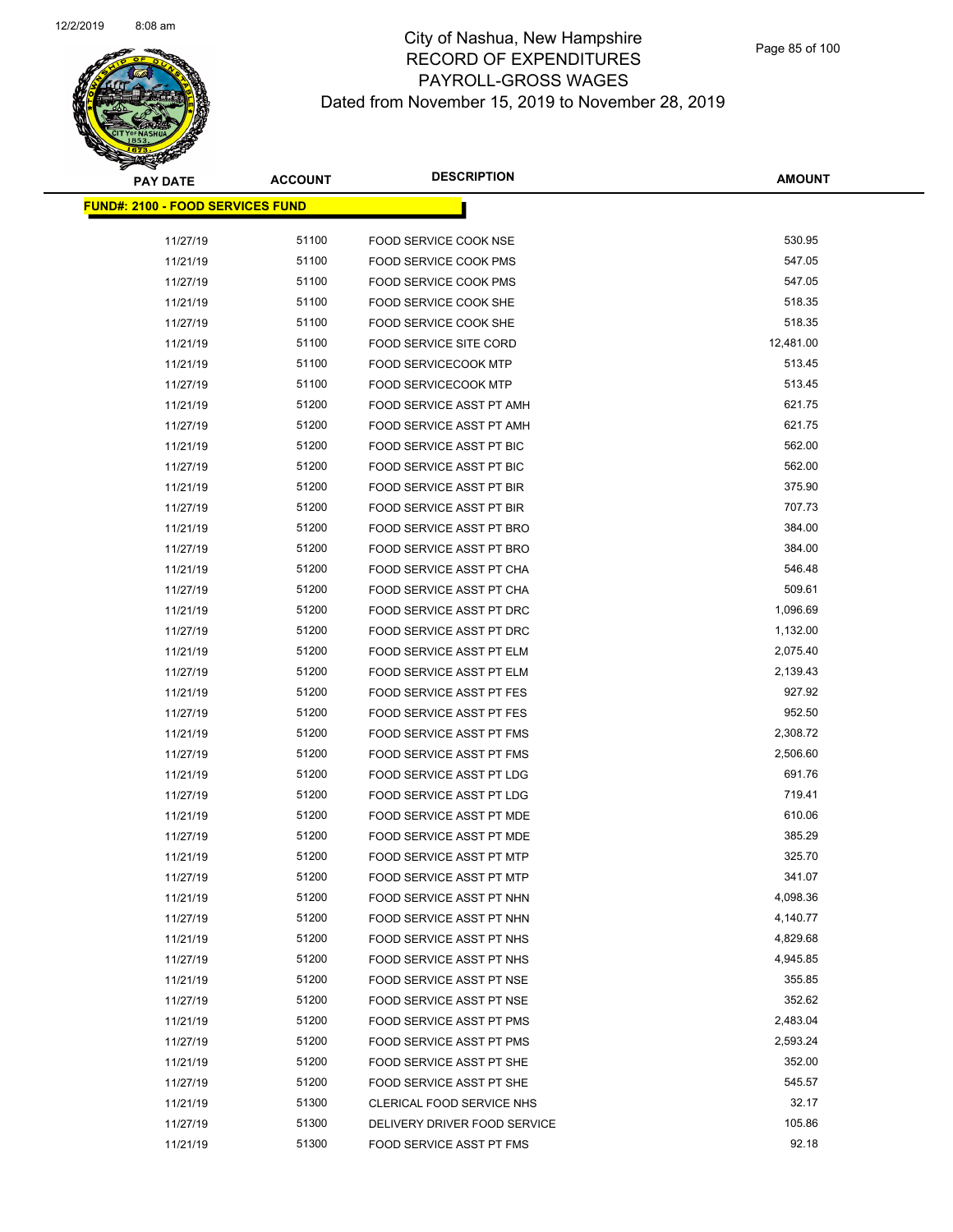# City of Nashua, New Hampshire
## RECORD OF EXPENDITURES
## PAYROLL-GROSS WAGES
## Dated from November 15, 2019 to November 28, 2019

| PAY DATE | ACCOUNT | DESCRIPTION | AMOUNT |
|---|---|---|---|
| **FUND#: 2100 - FOOD SERVICES FUND** | | | |
| 11/27/19 | 51100 | FOOD SERVICE COOK NSE | 530.95 |
| 11/21/19 | 51100 | FOOD SERVICE COOK PMS | 547.05 |
| 11/27/19 | 51100 | FOOD SERVICE COOK PMS | 547.05 |
| 11/21/19 | 51100 | FOOD SERVICE COOK SHE | 518.35 |
| 11/27/19 | 51100 | FOOD SERVICE COOK SHE | 518.35 |
| 11/21/19 | 51100 | FOOD SERVICE SITE CORD | 12,481.00 |
| 11/21/19 | 51100 | FOOD SERVICECOOK MTP | 513.45 |
| 11/27/19 | 51100 | FOOD SERVICECOOK MTP | 513.45 |
| 11/21/19 | 51200 | FOOD SERVICE ASST PT AMH | 621.75 |
| 11/27/19 | 51200 | FOOD SERVICE ASST PT AMH | 621.75 |
| 11/21/19 | 51200 | FOOD SERVICE ASST PT BIC | 562.00 |
| 11/27/19 | 51200 | FOOD SERVICE ASST PT BIC | 562.00 |
| 11/21/19 | 51200 | FOOD SERVICE ASST PT BIR | 375.90 |
| 11/27/19 | 51200 | FOOD SERVICE ASST PT BIR | 707.73 |
| 11/21/19 | 51200 | FOOD SERVICE ASST PT BRO | 384.00 |
| 11/27/19 | 51200 | FOOD SERVICE ASST PT BRO | 384.00 |
| 11/21/19 | 51200 | FOOD SERVICE ASST PT CHA | 546.48 |
| 11/27/19 | 51200 | FOOD SERVICE ASST PT CHA | 509.61 |
| 11/21/19 | 51200 | FOOD SERVICE ASST PT DRC | 1,096.69 |
| 11/27/19 | 51200 | FOOD SERVICE ASST PT DRC | 1,132.00 |
| 11/21/19 | 51200 | FOOD SERVICE ASST PT ELM | 2,075.40 |
| 11/27/19 | 51200 | FOOD SERVICE ASST PT ELM | 2,139.43 |
| 11/21/19 | 51200 | FOOD SERVICE ASST PT FES | 927.92 |
| 11/27/19 | 51200 | FOOD SERVICE ASST PT FES | 952.50 |
| 11/21/19 | 51200 | FOOD SERVICE ASST PT FMS | 2,308.72 |
| 11/27/19 | 51200 | FOOD SERVICE ASST PT FMS | 2,506.60 |
| 11/21/19 | 51200 | FOOD SERVICE ASST PT LDG | 691.76 |
| 11/27/19 | 51200 | FOOD SERVICE ASST PT LDG | 719.41 |
| 11/21/19 | 51200 | FOOD SERVICE ASST PT MDE | 610.06 |
| 11/27/19 | 51200 | FOOD SERVICE ASST PT MDE | 385.29 |
| 11/21/19 | 51200 | FOOD SERVICE ASST PT MTP | 325.70 |
| 11/27/19 | 51200 | FOOD SERVICE ASST PT MTP | 341.07 |
| 11/21/19 | 51200 | FOOD SERVICE ASST PT NHN | 4,098.36 |
| 11/27/19 | 51200 | FOOD SERVICE ASST PT NHN | 4,140.77 |
| 11/21/19 | 51200 | FOOD SERVICE ASST PT NHS | 4,829.68 |
| 11/27/19 | 51200 | FOOD SERVICE ASST PT NHS | 4,945.85 |
| 11/21/19 | 51200 | FOOD SERVICE ASST PT NSE | 355.85 |
| 11/27/19 | 51200 | FOOD SERVICE ASST PT NSE | 352.62 |
| 11/21/19 | 51200 | FOOD SERVICE ASST PT PMS | 2,483.04 |
| 11/27/19 | 51200 | FOOD SERVICE ASST PT PMS | 2,593.24 |
| 11/21/19 | 51200 | FOOD SERVICE ASST PT SHE | 352.00 |
| 11/27/19 | 51200 | FOOD SERVICE ASST PT SHE | 545.57 |
| 11/21/19 | 51300 | CLERICAL FOOD SERVICE NHS | 32.17 |
| 11/27/19 | 51300 | DELIVERY DRIVER FOOD SERVICE | 105.86 |
| 11/21/19 | 51300 | FOOD SERVICE ASST PT FMS | 92.18 |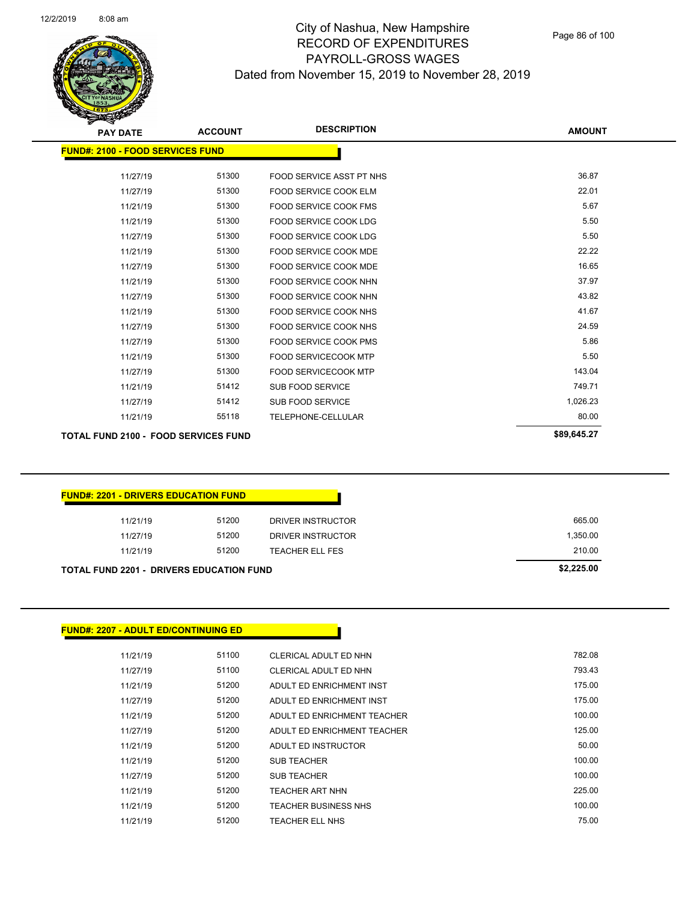# City of Nashua, New Hampshire
## RECORD OF EXPENDITURES
## PAYROLL-GROSS WAGES
## Dated from November 15, 2019 to November 28, 2019

**FUND#: 2100 - FOOD SERVICES FUND**

| PAY DATE | ACCOUNT | DESCRIPTION | AMOUNT |
|---|---|---|---|
| 11/27/19 | 51300 | FOOD SERVICE ASST PT NHS | 36.87 |
| 11/27/19 | 51300 | FOOD SERVICE COOK ELM | 22.01 |
| 11/21/19 | 51300 | FOOD SERVICE COOK FMS | 5.67 |
| 11/21/19 | 51300 | FOOD SERVICE COOK LDG | 5.50 |
| 11/27/19 | 51300 | FOOD SERVICE COOK LDG | 5.50 |
| 11/21/19 | 51300 | FOOD SERVICE COOK MDE | 22.22 |
| 11/27/19 | 51300 | FOOD SERVICE COOK MDE | 16.65 |
| 11/21/19 | 51300 | FOOD SERVICE COOK NHN | 37.97 |
| 11/27/19 | 51300 | FOOD SERVICE COOK NHN | 43.82 |
| 11/21/19 | 51300 | FOOD SERVICE COOK NHS | 41.67 |
| 11/27/19 | 51300 | FOOD SERVICE COOK NHS | 24.59 |
| 11/27/19 | 51300 | FOOD SERVICE COOK PMS | 5.86 |
| 11/21/19 | 51300 | FOOD SERVICECOOK MTP | 5.50 |
| 11/27/19 | 51300 | FOOD SERVICECOOK MTP | 143.04 |
| 11/21/19 | 51412 | SUB FOOD SERVICE | 749.71 |
| 11/27/19 | 51412 | SUB FOOD SERVICE | 1,026.23 |
| 11/21/19 | 55118 | TELEPHONE-CELLULAR | 80.00 |
| **TOTAL FUND 2100 - FOOD SERVICES FUND** | | | **$89,645.27** |

**FUND#: 2201 - DRIVERS EDUCATION FUND**

| PAY DATE | ACCOUNT | DESCRIPTION | AMOUNT |
|---|---|---|---|
| 11/21/19 | 51200 | DRIVER INSTRUCTOR | 665.00 |
| 11/27/19 | 51200 | DRIVER INSTRUCTOR | 1,350.00 |
| 11/21/19 | 51200 | TEACHER ELL FES | 210.00 |
| **TOTAL FUND 2201 - DRIVERS EDUCATION FUND** | | | **$2,225.00** |

**FUND#: 2207 - ADULT ED/CONTINUING ED**

| PAY DATE | ACCOUNT | DESCRIPTION | AMOUNT |
|---|---|---|---|
| 11/21/19 | 51100 | CLERICAL ADULT ED NHN | 782.08 |
| 11/27/19 | 51100 | CLERICAL ADULT ED NHN | 793.43 |
| 11/21/19 | 51200 | ADULT ED ENRICHMENT INST | 175.00 |
| 11/27/19 | 51200 | ADULT ED ENRICHMENT INST | 175.00 |
| 11/21/19 | 51200 | ADULT ED ENRICHMENT TEACHER | 100.00 |
| 11/27/19 | 51200 | ADULT ED ENRICHMENT TEACHER | 125.00 |
| 11/21/19 | 51200 | ADULT ED INSTRUCTOR | 50.00 |
| 11/21/19 | 51200 | SUB TEACHER | 100.00 |
| 11/27/19 | 51200 | SUB TEACHER | 100.00 |
| 11/21/19 | 51200 | TEACHER ART NHN | 225.00 |
| 11/21/19 | 51200 | TEACHER BUSINESS NHS | 100.00 |
| 11/21/19 | 51200 | TEACHER ELL NHS | 75.00 |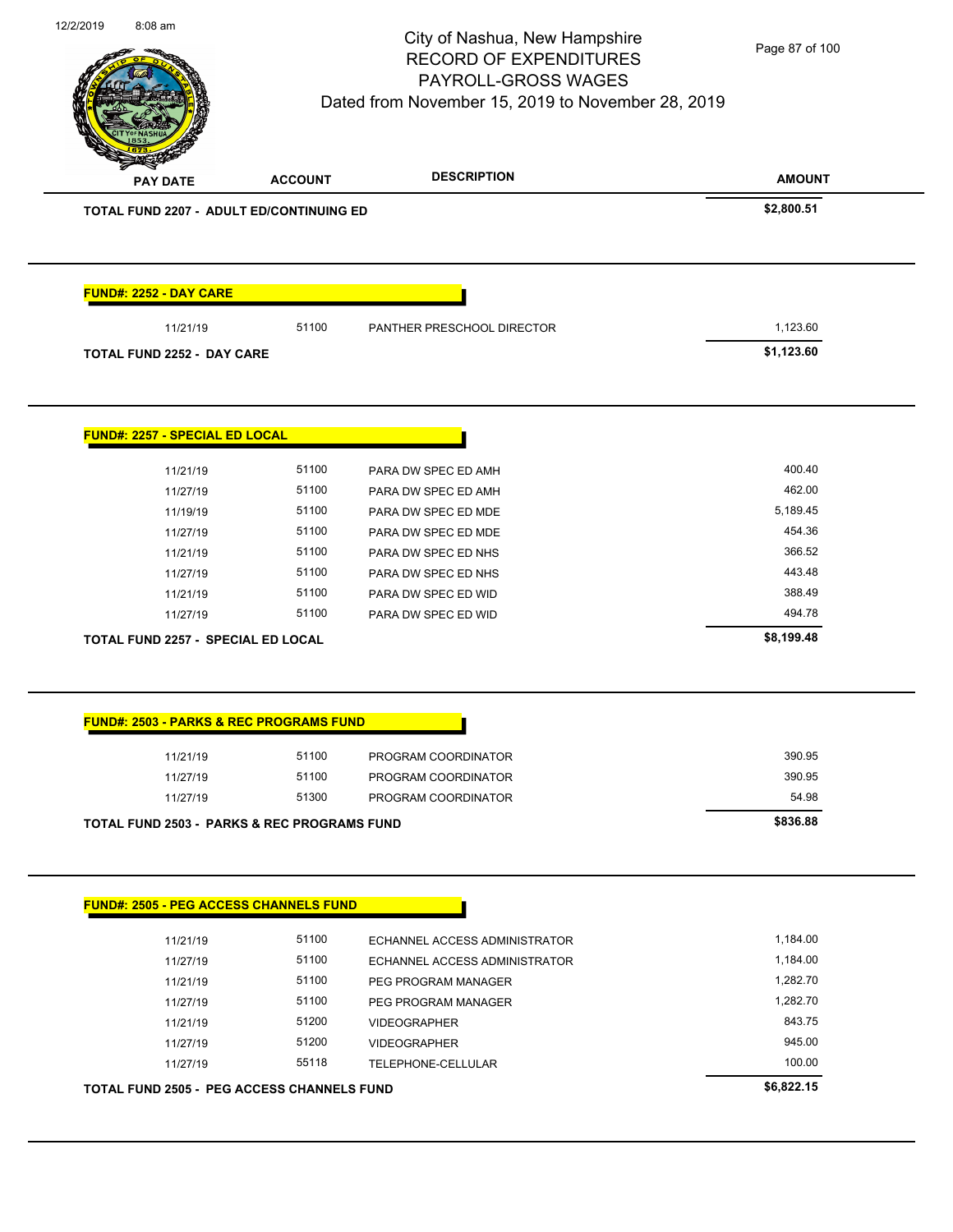| PAY DATE | ACCOUNT | DESCRIPTION | AMOUNT |
|---|---|---|---|
| **TOTAL FUND 2207 - ADULT ED/CONTINUING ED** | | | **$2,800.51** |

**FUND#: 2252 - DAY CARE**

| PAY DATE | ACCOUNT | DESCRIPTION | AMOUNT |
|---|---|---|---|
| 11/21/19 | 51100 | PANTHER PRESCHOOL DIRECTOR | 1,123.60 |
| **TOTAL FUND 2252 - DAY CARE** | | | **$1,123.60** |

**FUND#: 2257 - SPECIAL ED LOCAL**

| PAY DATE | ACCOUNT | DESCRIPTION | AMOUNT |
|---|---|---|---|
| 11/21/19 | 51100 | PARA DW SPEC ED AMH | 400.40 |
| 11/27/19 | 51100 | PARA DW SPEC ED AMH | 462.00 |
| 11/19/19 | 51100 | PARA DW SPEC ED MDE | 5,189.45 |
| 11/27/19 | 51100 | PARA DW SPEC ED MDE | 454.36 |
| 11/21/19 | 51100 | PARA DW SPEC ED NHS | 366.52 |
| 11/27/19 | 51100 | PARA DW SPEC ED NHS | 443.48 |
| 11/21/19 | 51100 | PARA DW SPEC ED WID | 388.49 |
| 11/27/19 | 51100 | PARA DW SPEC ED WID | 494.78 |
| **TOTAL FUND 2257 - SPECIAL ED LOCAL** | | | **$8,199.48** |

**FUND#: 2503 - PARKS & REC PROGRAMS FUND**

| PAY DATE | ACCOUNT | DESCRIPTION | AMOUNT |
|---|---|---|---|
| 11/21/19 | 51100 | PROGRAM COORDINATOR | 390.95 |
| 11/27/19 | 51100 | PROGRAM COORDINATOR | 390.95 |
| 11/27/19 | 51300 | PROGRAM COORDINATOR | 54.98 |
| **TOTAL FUND 2503 - PARKS & REC PROGRAMS FUND** | | | **$836.88** |

**FUND#: 2505 - PEG ACCESS CHANNELS FUND**

| PAY DATE | ACCOUNT | DESCRIPTION | AMOUNT |
|---|---|---|---|
| 11/21/19 | 51100 | ECHANNEL ACCESS ADMINISTRATOR | 1,184.00 |
| 11/27/19 | 51100 | ECHANNEL ACCESS ADMINISTRATOR | 1,184.00 |
| 11/21/19 | 51100 | PEG PROGRAM MANAGER | 1,282.70 |
| 11/27/19 | 51100 | PEG PROGRAM MANAGER | 1,282.70 |
| 11/21/19 | 51200 | VIDEOGRAPHER | 843.75 |
| 11/27/19 | 51200 | VIDEOGRAPHER | 945.00 |
| 11/27/19 | 55118 | TELEPHONE-CELLULAR | 100.00 |
| **TOTAL FUND 2505 - PEG ACCESS CHANNELS FUND** | | | **$6,822.15** |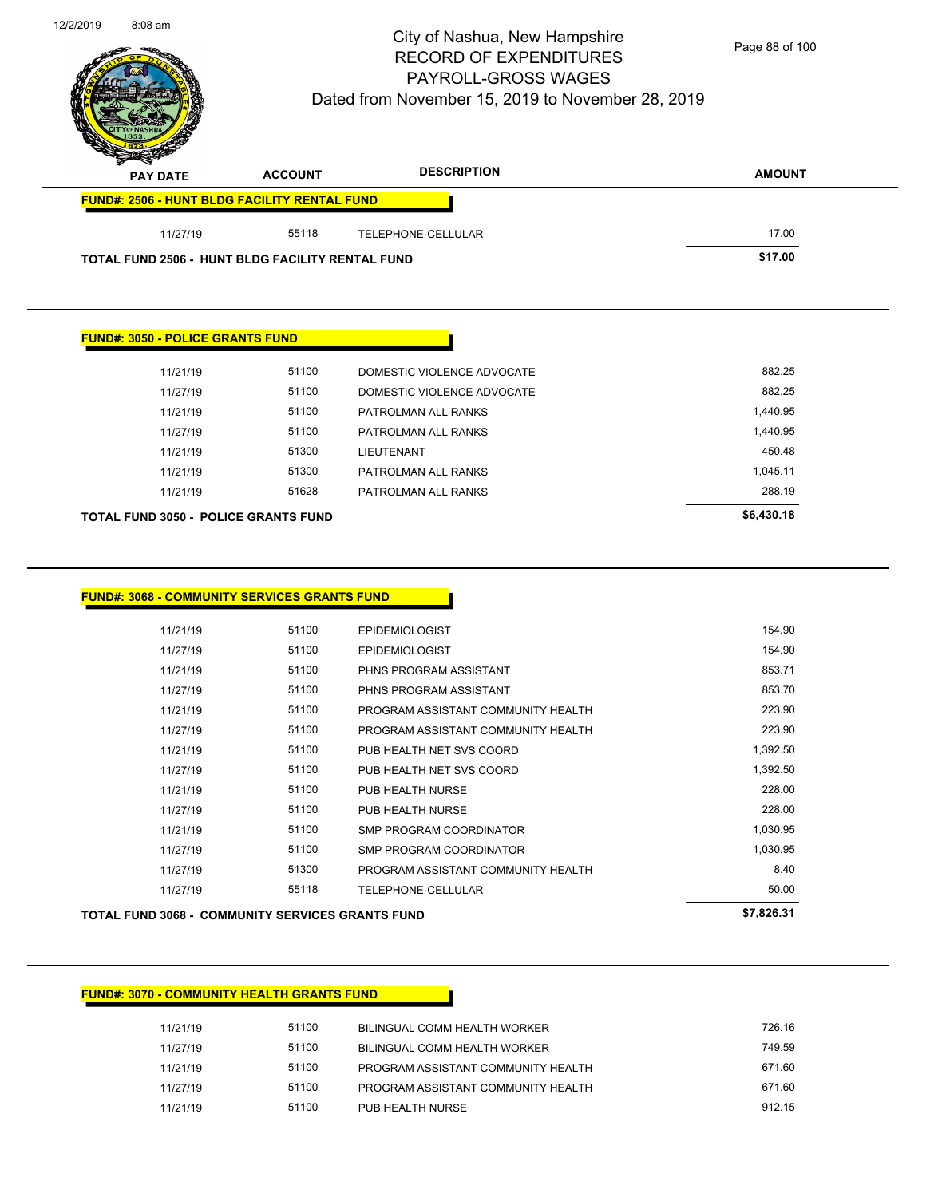# City of Nashua, New Hampshire
# RECORD OF EXPENDITURES
# PAYROLL-GROSS WAGES
## Dated from November 15, 2019 to November 28, 2019

| PAY DATE | ACCOUNT | DESCRIPTION | AMOUNT |
|---|---|---|---|
| **FUND#: 2506 - HUNT BLDG FACILITY RENTAL FUND** | | | |
| 11/27/19 | 55118 | TELEPHONE-CELLULAR | 17.00 |
| **TOTAL FUND 2506 - HUNT BLDG FACILITY RENTAL FUND** | | | **$17.00** |

| PAY DATE | ACCOUNT | DESCRIPTION | AMOUNT |
|---|---|---|---|
| **FUND#: 3050 - POLICE GRANTS FUND** | | | |
| 11/21/19 | 51100 | DOMESTIC VIOLENCE ADVOCATE | 882.25 |
| 11/27/19 | 51100 | DOMESTIC VIOLENCE ADVOCATE | 882.25 |
| 11/21/19 | 51100 | PATROLMAN ALL RANKS | 1,440.95 |
| 11/27/19 | 51100 | PATROLMAN ALL RANKS | 1,440.95 |
| 11/21/19 | 51300 | LIEUTENANT | 450.48 |
| 11/21/19 | 51300 | PATROLMAN ALL RANKS | 1,045.11 |
| 11/21/19 | 51628 | PATROLMAN ALL RANKS | 288.19 |
| **TOTAL FUND 3050 - POLICE GRANTS FUND** | | | **$6,430.18** |

| PAY DATE | ACCOUNT | DESCRIPTION | AMOUNT |
|---|---|---|---|
| **FUND#: 3068 - COMMUNITY SERVICES GRANTS FUND** | | | |
| 11/21/19 | 51100 | EPIDEMIOLOGIST | 154.90 |
| 11/27/19 | 51100 | EPIDEMIOLOGIST | 154.90 |
| 11/21/19 | 51100 | PHNS PROGRAM ASSISTANT | 853.71 |
| 11/27/19 | 51100 | PHNS PROGRAM ASSISTANT | 853.70 |
| 11/21/19 | 51100 | PROGRAM ASSISTANT COMMUNITY HEALTH | 223.90 |
| 11/27/19 | 51100 | PROGRAM ASSISTANT COMMUNITY HEALTH | 223.90 |
| 11/21/19 | 51100 | PUB HEALTH NET SVS COORD | 1,392.50 |
| 11/27/19 | 51100 | PUB HEALTH NET SVS COORD | 1,392.50 |
| 11/21/19 | 51100 | PUB HEALTH NURSE | 228.00 |
| 11/27/19 | 51100 | PUB HEALTH NURSE | 228.00 |
| 11/21/19 | 51100 | SMP PROGRAM COORDINATOR | 1,030.95 |
| 11/27/19 | 51100 | SMP PROGRAM COORDINATOR | 1,030.95 |
| 11/27/19 | 51300 | PROGRAM ASSISTANT COMMUNITY HEALTH | 8.40 |
| 11/27/19 | 55118 | TELEPHONE-CELLULAR | 50.00 |
| **TOTAL FUND 3068 - COMMUNITY SERVICES GRANTS FUND** | | | **$7,826.31** |

| PAY DATE | ACCOUNT | DESCRIPTION | AMOUNT |
|---|---|---|---|
| **FUND#: 3070 - COMMUNITY HEALTH GRANTS FUND** | | | |
| 11/21/19 | 51100 | BILINGUAL COMM HEALTH WORKER | 726.16 |
| 11/27/19 | 51100 | BILINGUAL COMM HEALTH WORKER | 749.59 |
| 11/21/19 | 51100 | PROGRAM ASSISTANT COMMUNITY HEALTH | 671.60 |
| 11/27/19 | 51100 | PROGRAM ASSISTANT COMMUNITY HEALTH | 671.60 |
| 11/21/19 | 51100 | PUB HEALTH NURSE | 912.15 |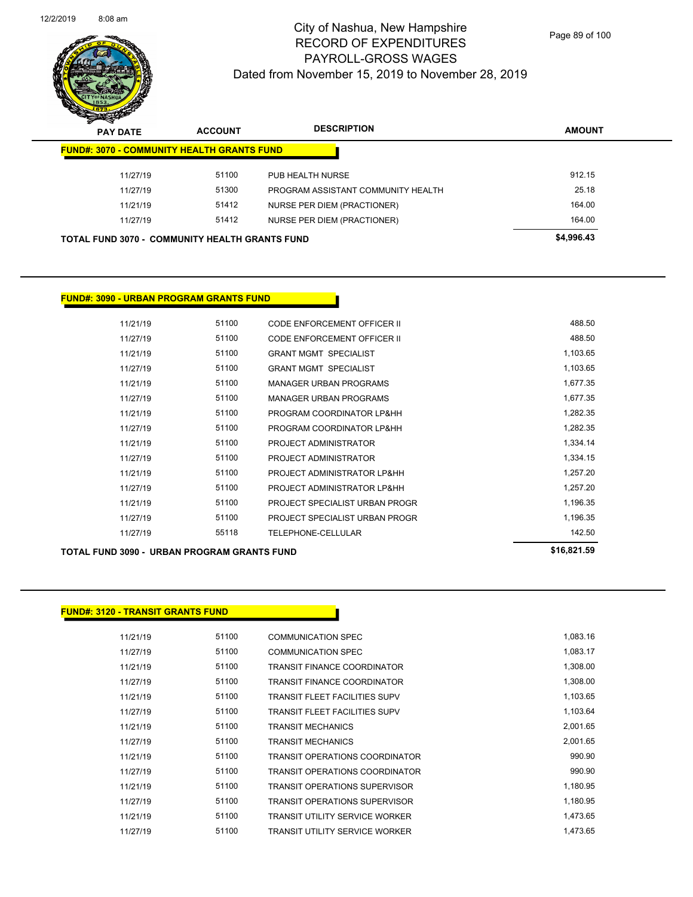City of Nashua, New Hampshire
RECORD OF EXPENDITURES
PAYROLL-GROSS WAGES
Dated from November 15, 2019 to November 28, 2019

| PAY DATE | ACCOUNT | DESCRIPTION | AMOUNT |
|---|---|---|---|
| **FUND#: 3070 - COMMUNITY HEALTH GRANTS FUND** | | | |
| 11/27/19 | 51100 | PUB HEALTH NURSE | 912.15 |
| 11/27/19 | 51300 | PROGRAM ASSISTANT COMMUNITY HEALTH | 25.18 |
| 11/21/19 | 51412 | NURSE PER DIEM (PRACTIONER) | 164.00 |
| 11/27/19 | 51412 | NURSE PER DIEM (PRACTIONER) | 164.00 |
| **TOTAL FUND 3070 - COMMUNITY HEALTH GRANTS FUND** | | | **$4,996.43** |

| PAY DATE | ACCOUNT | DESCRIPTION | AMOUNT |
|---|---|---|---|
| **FUND#: 3090 - URBAN PROGRAM GRANTS FUND** | | | |
| 11/21/19 | 51100 | CODE ENFORCEMENT OFFICER II | 488.50 |
| 11/27/19 | 51100 | CODE ENFORCEMENT OFFICER II | 488.50 |
| 11/21/19 | 51100 | GRANT MGMT SPECIALIST | 1,103.65 |
| 11/27/19 | 51100 | GRANT MGMT SPECIALIST | 1,103.65 |
| 11/21/19 | 51100 | MANAGER URBAN PROGRAMS | 1,677.35 |
| 11/27/19 | 51100 | MANAGER URBAN PROGRAMS | 1,677.35 |
| 11/21/19 | 51100 | PROGRAM COORDINATOR LP&HH | 1,282.35 |
| 11/27/19 | 51100 | PROGRAM COORDINATOR LP&HH | 1,282.35 |
| 11/21/19 | 51100 | PROJECT ADMINISTRATOR | 1,334.14 |
| 11/27/19 | 51100 | PROJECT ADMINISTRATOR | 1,334.15 |
| 11/21/19 | 51100 | PROJECT ADMINISTRATOR LP&HH | 1,257.20 |
| 11/27/19 | 51100 | PROJECT ADMINISTRATOR LP&HH | 1,257.20 |
| 11/21/19 | 51100 | PROJECT SPECIALIST URBAN PROGR | 1,196.35 |
| 11/27/19 | 51100 | PROJECT SPECIALIST URBAN PROGR | 1,196.35 |
| 11/27/19 | 55118 | TELEPHONE-CELLULAR | 142.50 |
| **TOTAL FUND 3090 - URBAN PROGRAM GRANTS FUND** | | | **$16,821.59** |

| PAY DATE | ACCOUNT | DESCRIPTION | AMOUNT |
|---|---|---|---|
| **FUND#: 3120 - TRANSIT GRANTS FUND** | | | |
| 11/21/19 | 51100 | COMMUNICATION SPEC | 1,083.16 |
| 11/27/19 | 51100 | COMMUNICATION SPEC | 1,083.17 |
| 11/21/19 | 51100 | TRANSIT FINANCE COORDINATOR | 1,308.00 |
| 11/27/19 | 51100 | TRANSIT FINANCE COORDINATOR | 1,308.00 |
| 11/21/19 | 51100 | TRANSIT FLEET FACILITIES SUPV | 1,103.65 |
| 11/27/19 | 51100 | TRANSIT FLEET FACILITIES SUPV | 1,103.64 |
| 11/21/19 | 51100 | TRANSIT MECHANICS | 2,001.65 |
| 11/27/19 | 51100 | TRANSIT MECHANICS | 2,001.65 |
| 11/21/19 | 51100 | TRANSIT OPERATIONS COORDINATOR | 990.90 |
| 11/27/19 | 51100 | TRANSIT OPERATIONS COORDINATOR | 990.90 |
| 11/21/19 | 51100 | TRANSIT OPERATIONS SUPERVISOR | 1,180.95 |
| 11/27/19 | 51100 | TRANSIT OPERATIONS SUPERVISOR | 1,180.95 |
| 11/21/19 | 51100 | TRANSIT UTILITY SERVICE WORKER | 1,473.65 |
| 11/27/19 | 51100 | TRANSIT UTILITY SERVICE WORKER | 1,473.65 |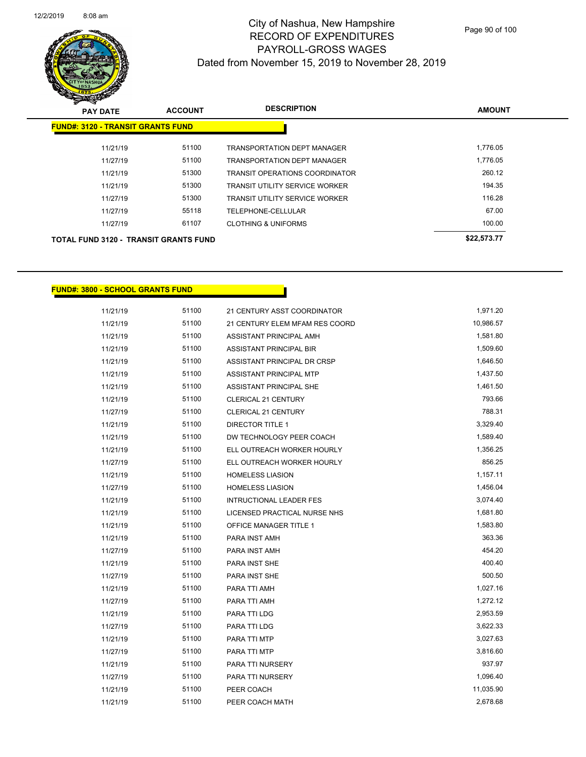City of Nashua, New Hampshire
RECORD OF EXPENDITURES
PAYROLL-GROSS WAGES
Dated from November 15, 2019 to November 28, 2019

| PAY DATE | ACCOUNT | DESCRIPTION | AMOUNT |
|---|---|---|---|
| **FUND#: 3120 - TRANSIT GRANTS FUND** | | | |
| 11/21/19 | 51100 | TRANSPORTATION DEPT MANAGER | 1,776.05 |
| 11/27/19 | 51100 | TRANSPORTATION DEPT MANAGER | 1,776.05 |
| 11/21/19 | 51300 | TRANSIT OPERATIONS COORDINATOR | 260.12 |
| 11/21/19 | 51300 | TRANSIT UTILITY SERVICE WORKER | 194.35 |
| 11/27/19 | 51300 | TRANSIT UTILITY SERVICE WORKER | 116.28 |
| 11/27/19 | 55118 | TELEPHONE-CELLULAR | 67.00 |
| 11/27/19 | 61107 | CLOTHING & UNIFORMS | 100.00 |
| **TOTAL FUND 3120 - TRANSIT GRANTS FUND** | | | **$22,573.77** |

| PAY DATE | ACCOUNT | DESCRIPTION | AMOUNT |
|---|---|---|---|
| **FUND#: 3800 - SCHOOL GRANTS FUND** | | | |
| 11/21/19 | 51100 | 21 CENTURY ASST COORDINATOR | 1,971.20 |
| 11/21/19 | 51100 | 21 CENTURY ELEM MFAM RES COORD | 10,986.57 |
| 11/21/19 | 51100 | ASSISTANT PRINCIPAL AMH | 1,581.80 |
| 11/21/19 | 51100 | ASSISTANT PRINCIPAL BIR | 1,509.60 |
| 11/21/19 | 51100 | ASSISTANT PRINCIPAL DR CRSP | 1,646.50 |
| 11/21/19 | 51100 | ASSISTANT PRINCIPAL MTP | 1,437.50 |
| 11/21/19 | 51100 | ASSISTANT PRINCIPAL SHE | 1,461.50 |
| 11/21/19 | 51100 | CLERICAL 21 CENTURY | 793.66 |
| 11/27/19 | 51100 | CLERICAL 21 CENTURY | 788.31 |
| 11/21/19 | 51100 | DIRECTOR TITLE 1 | 3,329.40 |
| 11/21/19 | 51100 | DW TECHNOLOGY PEER COACH | 1,589.40 |
| 11/21/19 | 51100 | ELL OUTREACH WORKER HOURLY | 1,356.25 |
| 11/27/19 | 51100 | ELL OUTREACH WORKER HOURLY | 856.25 |
| 11/21/19 | 51100 | HOMELESS LIASION | 1,157.11 |
| 11/27/19 | 51100 | HOMELESS LIASION | 1,456.04 |
| 11/21/19 | 51100 | INTRUCTIONAL LEADER FES | 3,074.40 |
| 11/21/19 | 51100 | LICENSED PRACTICAL NURSE NHS | 1,681.80 |
| 11/21/19 | 51100 | OFFICE MANAGER TITLE 1 | 1,583.80 |
| 11/21/19 | 51100 | PARA INST AMH | 363.36 |
| 11/27/19 | 51100 | PARA INST AMH | 454.20 |
| 11/21/19 | 51100 | PARA INST SHE | 400.40 |
| 11/27/19 | 51100 | PARA INST SHE | 500.50 |
| 11/21/19 | 51100 | PARA TTI AMH | 1,027.16 |
| 11/27/19 | 51100 | PARA TTI AMH | 1,272.12 |
| 11/21/19 | 51100 | PARA TTI LDG | 2,953.59 |
| 11/27/19 | 51100 | PARA TTI LDG | 3,622.33 |
| 11/21/19 | 51100 | PARA TTI MTP | 3,027.63 |
| 11/27/19 | 51100 | PARA TTI MTP | 3,816.60 |
| 11/21/19 | 51100 | PARA TTI NURSERY | 937.97 |
| 11/27/19 | 51100 | PARA TTI NURSERY | 1,096.40 |
| 11/21/19 | 51100 | PEER COACH | 11,035.90 |
| 11/21/19 | 51100 | PEER COACH MATH | 2,678.68 |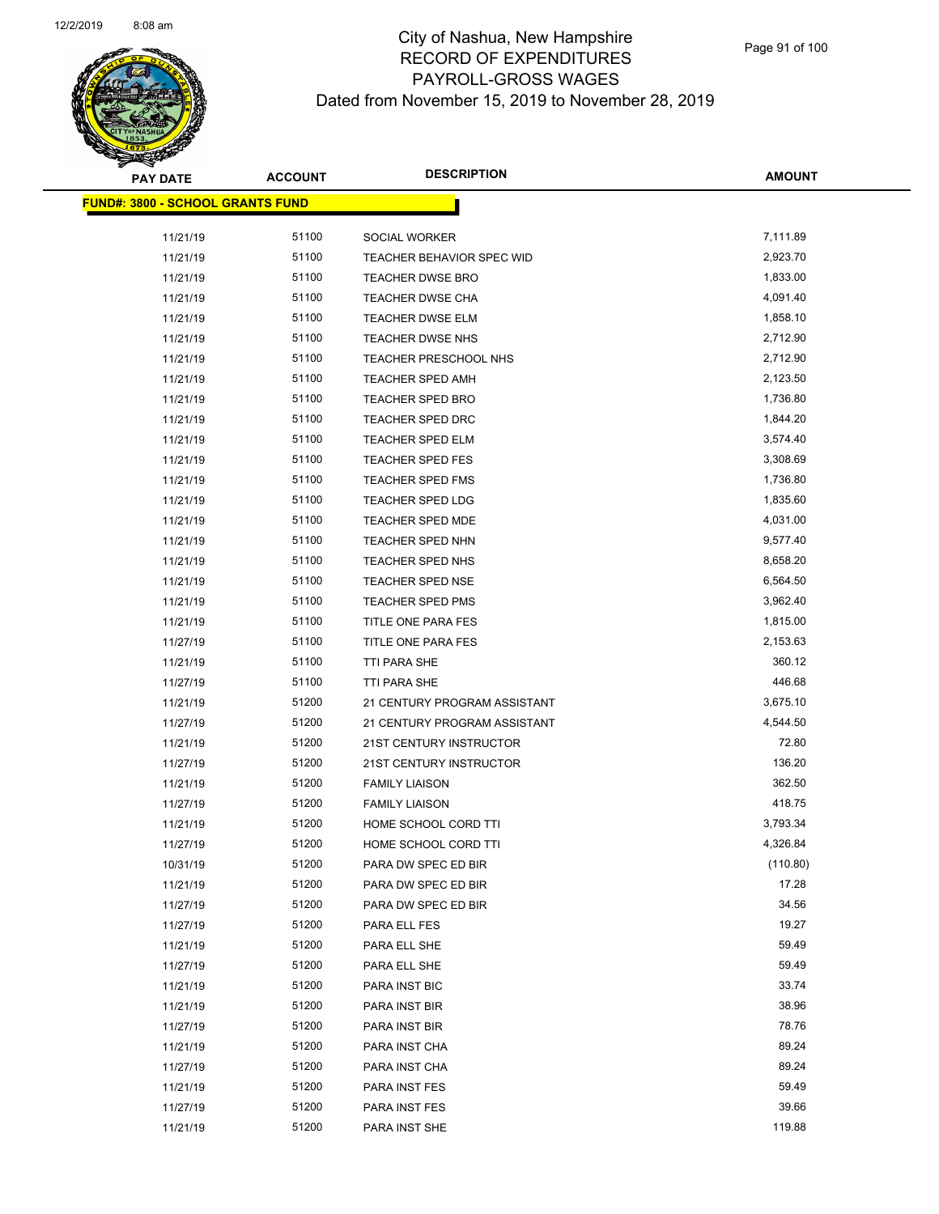City of Nashua, New Hampshire
RECORD OF EXPENDITURES
PAYROLL-GROSS WAGES
Dated from November 15, 2019 to November 28, 2019

| PAY DATE | ACCOUNT | DESCRIPTION | AMOUNT |
|---|---|---|---|
| **FUND#: 3800 - SCHOOL GRANTS FUND** | | | |
| 11/21/19 | 51100 | SOCIAL WORKER | 7,111.89 |
| 11/21/19 | 51100 | TEACHER BEHAVIOR SPEC WID | 2,923.70 |
| 11/21/19 | 51100 | TEACHER DWSE BRO | 1,833.00 |
| 11/21/19 | 51100 | TEACHER DWSE CHA | 4,091.40 |
| 11/21/19 | 51100 | TEACHER DWSE ELM | 1,858.10 |
| 11/21/19 | 51100 | TEACHER DWSE NHS | 2,712.90 |
| 11/21/19 | 51100 | TEACHER PRESCHOOL NHS | 2,712.90 |
| 11/21/19 | 51100 | TEACHER SPED AMH | 2,123.50 |
| 11/21/19 | 51100 | TEACHER SPED BRO | 1,736.80 |
| 11/21/19 | 51100 | TEACHER SPED DRC | 1,844.20 |
| 11/21/19 | 51100 | TEACHER SPED ELM | 3,574.40 |
| 11/21/19 | 51100 | TEACHER SPED FES | 3,308.69 |
| 11/21/19 | 51100 | TEACHER SPED FMS | 1,736.80 |
| 11/21/19 | 51100 | TEACHER SPED LDG | 1,835.60 |
| 11/21/19 | 51100 | TEACHER SPED MDE | 4,031.00 |
| 11/21/19 | 51100 | TEACHER SPED NHN | 9,577.40 |
| 11/21/19 | 51100 | TEACHER SPED NHS | 8,658.20 |
| 11/21/19 | 51100 | TEACHER SPED NSE | 6,564.50 |
| 11/21/19 | 51100 | TEACHER SPED PMS | 3,962.40 |
| 11/21/19 | 51100 | TITLE ONE PARA FES | 1,815.00 |
| 11/27/19 | 51100 | TITLE ONE PARA FES | 2,153.63 |
| 11/21/19 | 51100 | TTI PARA SHE | 360.12 |
| 11/27/19 | 51100 | TTI PARA SHE | 446.68 |
| 11/21/19 | 51200 | 21 CENTURY PROGRAM ASSISTANT | 3,675.10 |
| 11/27/19 | 51200 | 21 CENTURY PROGRAM ASSISTANT | 4,544.50 |
| 11/21/19 | 51200 | 21ST CENTURY INSTRUCTOR | 72.80 |
| 11/27/19 | 51200 | 21ST CENTURY INSTRUCTOR | 136.20 |
| 11/21/19 | 51200 | FAMILY LIAISON | 362.50 |
| 11/27/19 | 51200 | FAMILY LIAISON | 418.75 |
| 11/21/19 | 51200 | HOME SCHOOL CORD TTI | 3,793.34 |
| 11/27/19 | 51200 | HOME SCHOOL CORD TTI | 4,326.84 |
| 10/31/19 | 51200 | PARA DW SPEC ED BIR | (110.80) |
| 11/21/19 | 51200 | PARA DW SPEC ED BIR | 17.28 |
| 11/27/19 | 51200 | PARA DW SPEC ED BIR | 34.56 |
| 11/27/19 | 51200 | PARA ELL FES | 19.27 |
| 11/21/19 | 51200 | PARA ELL SHE | 59.49 |
| 11/27/19 | 51200 | PARA ELL SHE | 59.49 |
| 11/21/19 | 51200 | PARA INST BIC | 33.74 |
| 11/21/19 | 51200 | PARA INST BIR | 38.96 |
| 11/27/19 | 51200 | PARA INST BIR | 78.76 |
| 11/21/19 | 51200 | PARA INST CHA | 89.24 |
| 11/27/19 | 51200 | PARA INST CHA | 89.24 |
| 11/21/19 | 51200 | PARA INST FES | 59.49 |
| 11/27/19 | 51200 | PARA INST FES | 39.66 |
| 11/21/19 | 51200 | PARA INST SHE | 119.88 |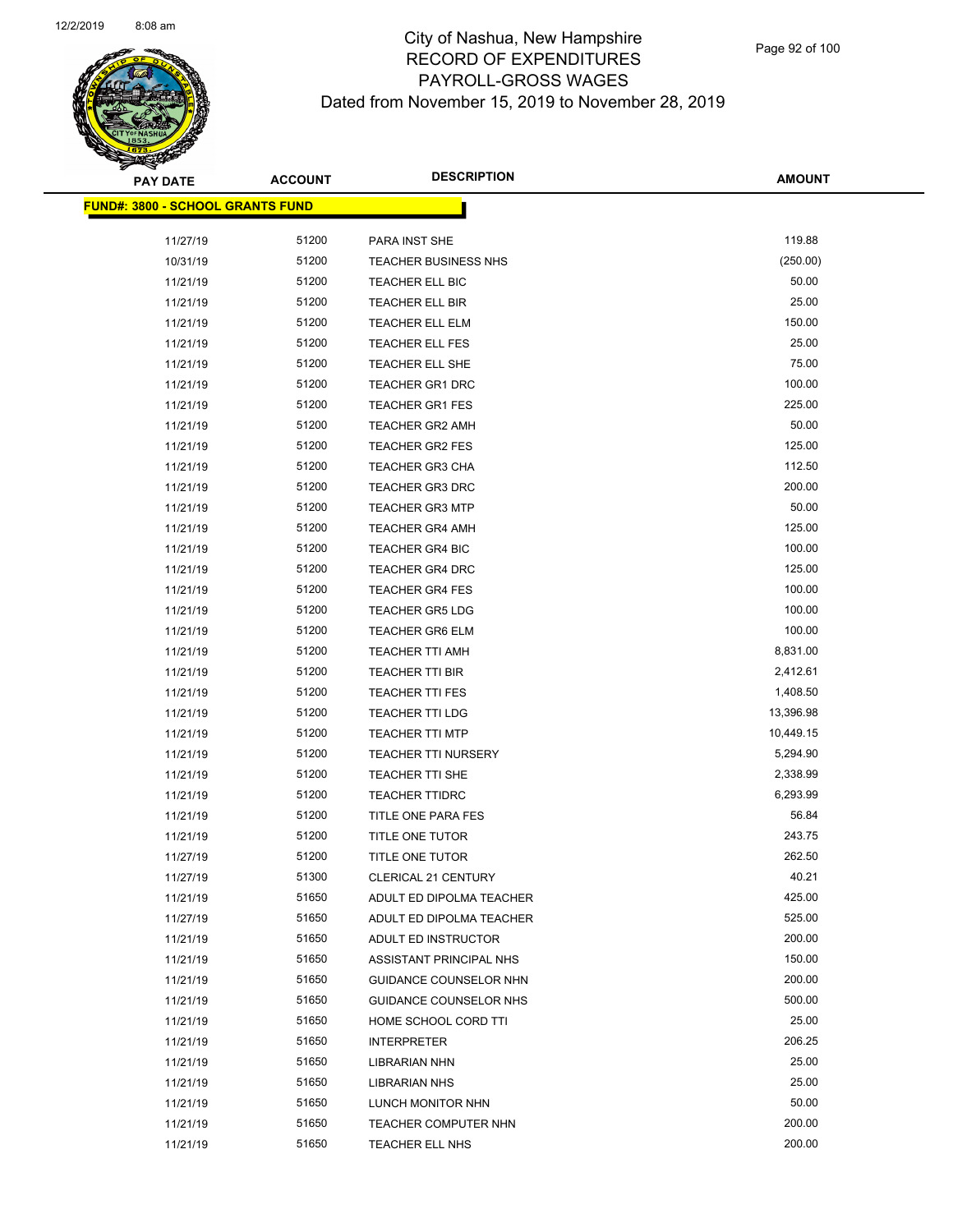# City of Nashua, New Hampshire
## RECORD OF EXPENDITURES
## PAYROLL-GROSS WAGES
### Dated from November 15, 2019 to November 28, 2019

| PAY DATE | ACCOUNT | DESCRIPTION | AMOUNT |
|---|---|---|---|
| **FUND#: 3800 - SCHOOL GRANTS FUND** | | | |
| 11/27/19 | 51200 | PARA INST SHE | 119.88 |
| 10/31/19 | 51200 | TEACHER BUSINESS NHS | (250.00) |
| 11/21/19 | 51200 | TEACHER ELL BIC | 50.00 |
| 11/21/19 | 51200 | TEACHER ELL BIR | 25.00 |
| 11/21/19 | 51200 | TEACHER ELL ELM | 150.00 |
| 11/21/19 | 51200 | TEACHER ELL FES | 25.00 |
| 11/21/19 | 51200 | TEACHER ELL SHE | 75.00 |
| 11/21/19 | 51200 | TEACHER GR1 DRC | 100.00 |
| 11/21/19 | 51200 | TEACHER GR1 FES | 225.00 |
| 11/21/19 | 51200 | TEACHER GR2 AMH | 50.00 |
| 11/21/19 | 51200 | TEACHER GR2 FES | 125.00 |
| 11/21/19 | 51200 | TEACHER GR3 CHA | 112.50 |
| 11/21/19 | 51200 | TEACHER GR3 DRC | 200.00 |
| 11/21/19 | 51200 | TEACHER GR3 MTP | 50.00 |
| 11/21/19 | 51200 | TEACHER GR4 AMH | 125.00 |
| 11/21/19 | 51200 | TEACHER GR4 BIC | 100.00 |
| 11/21/19 | 51200 | TEACHER GR4 DRC | 125.00 |
| 11/21/19 | 51200 | TEACHER GR4 FES | 100.00 |
| 11/21/19 | 51200 | TEACHER GR5 LDG | 100.00 |
| 11/21/19 | 51200 | TEACHER GR6 ELM | 100.00 |
| 11/21/19 | 51200 | TEACHER TTI AMH | 8,831.00 |
| 11/21/19 | 51200 | TEACHER TTI BIR | 2,412.61 |
| 11/21/19 | 51200 | TEACHER TTI FES | 1,408.50 |
| 11/21/19 | 51200 | TEACHER TTI LDG | 13,396.98 |
| 11/21/19 | 51200 | TEACHER TTI MTP | 10,449.15 |
| 11/21/19 | 51200 | TEACHER TTI NURSERY | 5,294.90 |
| 11/21/19 | 51200 | TEACHER TTI SHE | 2,338.99 |
| 11/21/19 | 51200 | TEACHER TTIDRC | 6,293.99 |
| 11/21/19 | 51200 | TITLE ONE PARA FES | 56.84 |
| 11/21/19 | 51200 | TITLE ONE TUTOR | 243.75 |
| 11/27/19 | 51200 | TITLE ONE TUTOR | 262.50 |
| 11/27/19 | 51300 | CLERICAL 21 CENTURY | 40.21 |
| 11/21/19 | 51650 | ADULT ED DIPOLMA TEACHER | 425.00 |
| 11/27/19 | 51650 | ADULT ED DIPOLMA TEACHER | 525.00 |
| 11/21/19 | 51650 | ADULT ED INSTRUCTOR | 200.00 |
| 11/21/19 | 51650 | ASSISTANT PRINCIPAL NHS | 150.00 |
| 11/21/19 | 51650 | GUIDANCE COUNSELOR NHN | 200.00 |
| 11/21/19 | 51650 | GUIDANCE COUNSELOR NHS | 500.00 |
| 11/21/19 | 51650 | HOME SCHOOL CORD TTI | 25.00 |
| 11/21/19 | 51650 | INTERPRETER | 206.25 |
| 11/21/19 | 51650 | LIBRARIAN NHN | 25.00 |
| 11/21/19 | 51650 | LIBRARIAN NHS | 25.00 |
| 11/21/19 | 51650 | LUNCH MONITOR NHN | 50.00 |
| 11/21/19 | 51650 | TEACHER COMPUTER NHN | 200.00 |
| 11/21/19 | 51650 | TEACHER ELL NHS | 200.00 |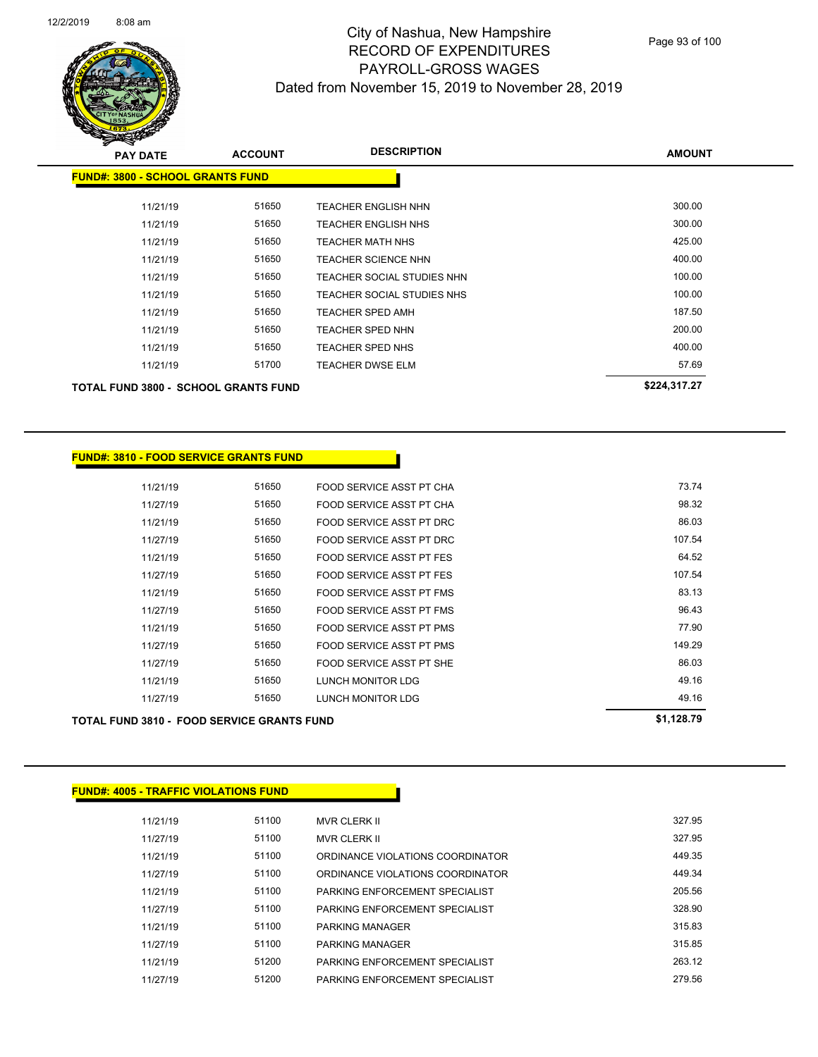# City of Nashua, New Hampshire
## RECORD OF EXPENDITURES
## PAYROLL-GROSS WAGES
## Dated from November 15, 2019 to November 28, 2019

| PAY DATE | ACCOUNT | DESCRIPTION | AMOUNT |
|---|---|---|---|
| **FUND#: 3800 - SCHOOL GRANTS FUND** | | | |
| 11/21/19 | 51650 | TEACHER ENGLISH NHN | 300.00 |
| 11/21/19 | 51650 | TEACHER ENGLISH NHS | 300.00 |
| 11/21/19 | 51650 | TEACHER MATH NHS | 425.00 |
| 11/21/19 | 51650 | TEACHER SCIENCE NHN | 400.00 |
| 11/21/19 | 51650 | TEACHER SOCIAL STUDIES NHN | 100.00 |
| 11/21/19 | 51650 | TEACHER SOCIAL STUDIES NHS | 100.00 |
| 11/21/19 | 51650 | TEACHER SPED AMH | 187.50 |
| 11/21/19 | 51650 | TEACHER SPED NHN | 200.00 |
| 11/21/19 | 51650 | TEACHER SPED NHS | 400.00 |
| 11/21/19 | 51700 | TEACHER DWSE ELM | 57.69 |
| **TOTAL FUND 3800 - SCHOOL GRANTS FUND** | | | **$224,317.27** |

| PAY DATE | ACCOUNT | DESCRIPTION | AMOUNT |
|---|---|---|---|
| **FUND#: 3810 - FOOD SERVICE GRANTS FUND** | | | |
| 11/21/19 | 51650 | FOOD SERVICE ASST PT CHA | 73.74 |
| 11/27/19 | 51650 | FOOD SERVICE ASST PT CHA | 98.32 |
| 11/21/19 | 51650 | FOOD SERVICE ASST PT DRC | 86.03 |
| 11/27/19 | 51650 | FOOD SERVICE ASST PT DRC | 107.54 |
| 11/21/19 | 51650 | FOOD SERVICE ASST PT FES | 64.52 |
| 11/27/19 | 51650 | FOOD SERVICE ASST PT FES | 107.54 |
| 11/21/19 | 51650 | FOOD SERVICE ASST PT FMS | 83.13 |
| 11/27/19 | 51650 | FOOD SERVICE ASST PT FMS | 96.43 |
| 11/21/19 | 51650 | FOOD SERVICE ASST PT PMS | 77.90 |
| 11/27/19 | 51650 | FOOD SERVICE ASST PT PMS | 149.29 |
| 11/27/19 | 51650 | FOOD SERVICE ASST PT SHE | 86.03 |
| 11/21/19 | 51650 | LUNCH MONITOR LDG | 49.16 |
| 11/27/19 | 51650 | LUNCH MONITOR LDG | 49.16 |
| **TOTAL FUND 3810 - FOOD SERVICE GRANTS FUND** | | | **$1,128.79** |

| PAY DATE | ACCOUNT | DESCRIPTION | AMOUNT |
|---|---|---|---|
| **FUND#: 4005 - TRAFFIC VIOLATIONS FUND** | | | |
| 11/21/19 | 51100 | MVR CLERK II | 327.95 |
| 11/27/19 | 51100 | MVR CLERK II | 327.95 |
| 11/21/19 | 51100 | ORDINANCE VIOLATIONS COORDINATOR | 449.35 |
| 11/27/19 | 51100 | ORDINANCE VIOLATIONS COORDINATOR | 449.34 |
| 11/21/19 | 51100 | PARKING ENFORCEMENT SPECIALIST | 205.56 |
| 11/27/19 | 51100 | PARKING ENFORCEMENT SPECIALIST | 328.90 |
| 11/21/19 | 51100 | PARKING MANAGER | 315.83 |
| 11/27/19 | 51100 | PARKING MANAGER | 315.85 |
| 11/21/19 | 51200 | PARKING ENFORCEMENT SPECIALIST | 263.12 |
| 11/27/19 | 51200 | PARKING ENFORCEMENT SPECIALIST | 279.56 |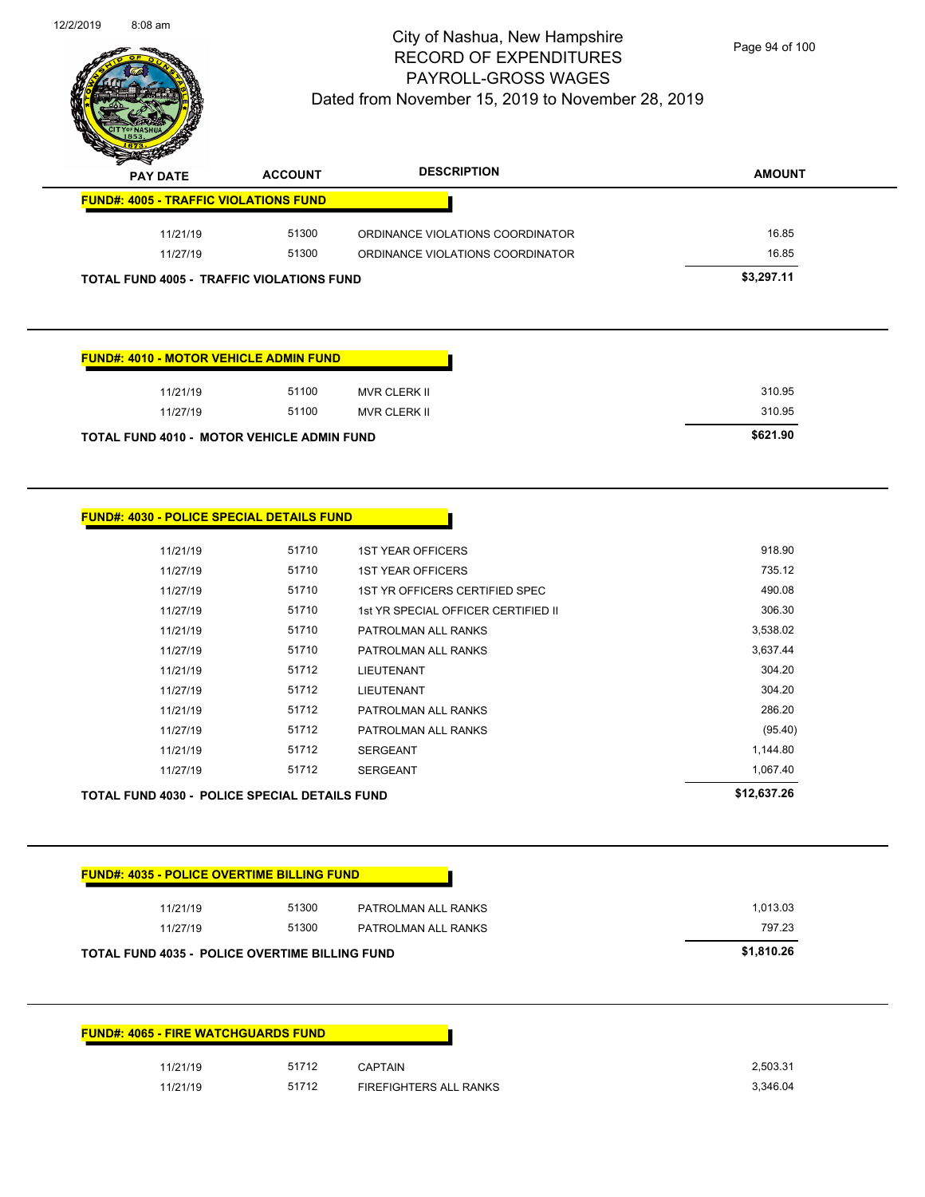City of Nashua, New Hampshire
RECORD OF EXPENDITURES
PAYROLL-GROSS WAGES
Dated from November 15, 2019 to November 28, 2019

| PAY DATE | ACCOUNT | DESCRIPTION | AMOUNT |
|---|---|---|---|
| **FUND#: 4005 - TRAFFIC VIOLATIONS FUND** | | | |
| 11/21/19 | 51300 | ORDINANCE VIOLATIONS COORDINATOR | 16.85 |
| 11/27/19 | 51300 | ORDINANCE VIOLATIONS COORDINATOR | 16.85 |
| **TOTAL FUND 4005 - TRAFFIC VIOLATIONS FUND** | | | **$3,297.11** |

| PAY DATE | ACCOUNT | DESCRIPTION | AMOUNT |
|---|---|---|---|
| **FUND#: 4010 - MOTOR VEHICLE ADMIN FUND** | | | |
| 11/21/19 | 51100 | MVR CLERK II | 310.95 |
| 11/27/19 | 51100 | MVR CLERK II | 310.95 |
| **TOTAL FUND 4010 - MOTOR VEHICLE ADMIN FUND** | | | **$621.90** |

| PAY DATE | ACCOUNT | DESCRIPTION | AMOUNT |
|---|---|---|---|
| **FUND#: 4030 - POLICE SPECIAL DETAILS FUND** | | | |
| 11/21/19 | 51710 | 1ST YEAR OFFICERS | 918.90 |
| 11/27/19 | 51710 | 1ST YEAR OFFICERS | 735.12 |
| 11/27/19 | 51710 | 1ST YR OFFICERS CERTIFIED SPEC | 490.08 |
| 11/27/19 | 51710 | 1st YR SPECIAL OFFICER CERTIFIED II | 306.30 |
| 11/21/19 | 51710 | PATROLMAN ALL RANKS | 3,538.02 |
| 11/27/19 | 51710 | PATROLMAN ALL RANKS | 3,637.44 |
| 11/21/19 | 51712 | LIEUTENANT | 304.20 |
| 11/27/19 | 51712 | LIEUTENANT | 304.20 |
| 11/21/19 | 51712 | PATROLMAN ALL RANKS | 286.20 |
| 11/27/19 | 51712 | PATROLMAN ALL RANKS | (95.40) |
| 11/21/19 | 51712 | SERGEANT | 1,144.80 |
| 11/27/19 | 51712 | SERGEANT | 1,067.40 |
| **TOTAL FUND 4030 - POLICE SPECIAL DETAILS FUND** | | | **$12,637.26** |

| PAY DATE | ACCOUNT | DESCRIPTION | AMOUNT |
|---|---|---|---|
| **FUND#: 4035 - POLICE OVERTIME BILLING FUND** | | | |
| 11/21/19 | 51300 | PATROLMAN ALL RANKS | 1,013.03 |
| 11/27/19 | 51300 | PATROLMAN ALL RANKS | 797.23 |
| **TOTAL FUND 4035 - POLICE OVERTIME BILLING FUND** | | | **$1,810.26** |

| PAY DATE | ACCOUNT | DESCRIPTION | AMOUNT |
|---|---|---|---|
| **FUND#: 4065 - FIRE WATCHGUARDS FUND** | | | |
| 11/21/19 | 51712 | CAPTAIN | 2,503.31 |
| 11/21/19 | 51712 | FIREFIGHTERS ALL RANKS | 3,346.04 |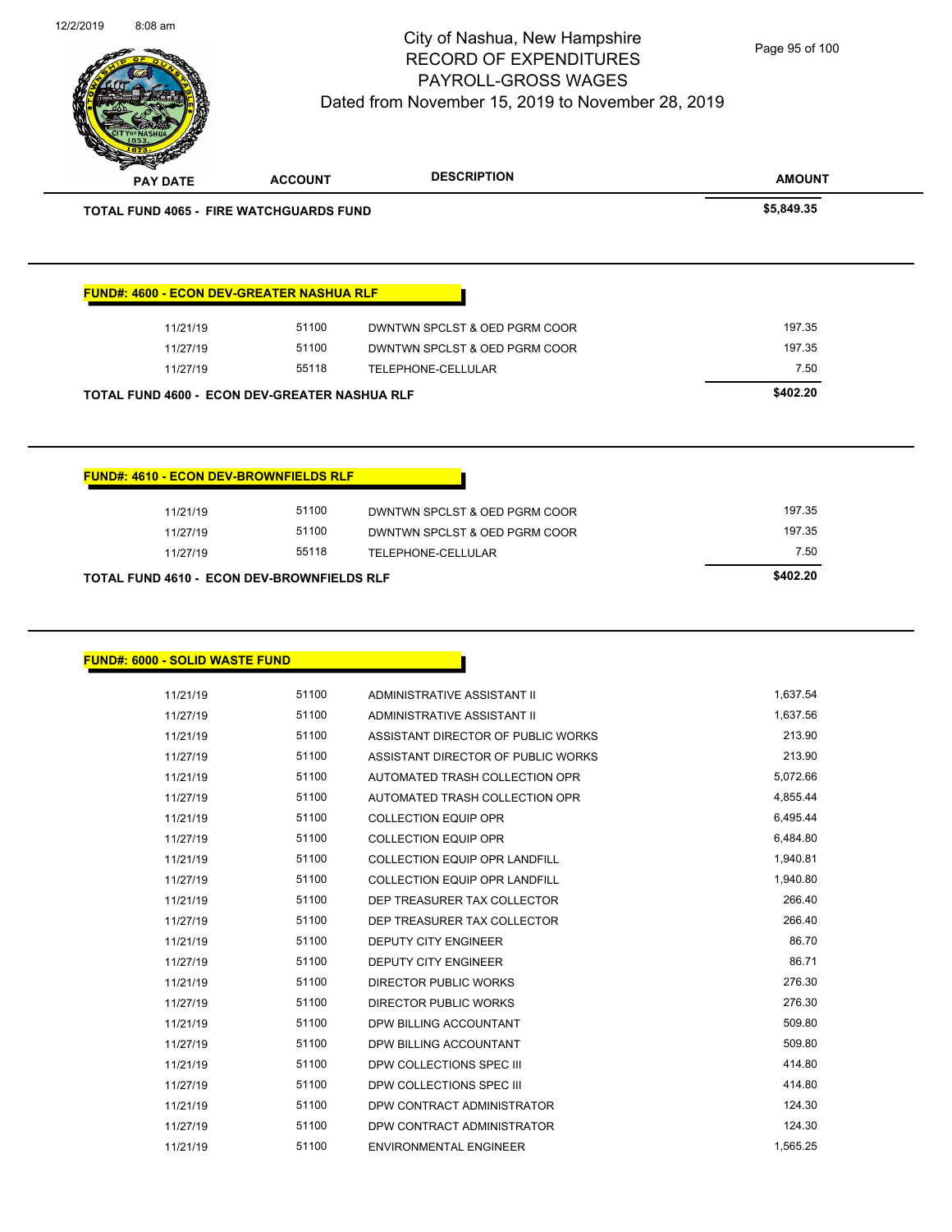| PAY DATE | ACCOUNT | DESCRIPTION | AMOUNT |
|---|---|---|---|
| **TOTAL FUND 4065 - FIRE WATCHGUARDS FUND** | | | **$5,849.35** |

**FUND#: 4600 - ECON DEV-GREATER NASHUA RLF**

| PAY DATE | ACCOUNT | DESCRIPTION | AMOUNT |
|---|---|---|---|
| 11/21/19 | 51100 | DWNTWN SPCLST & OED PGRM COOR | 197.35 |
| 11/27/19 | 51100 | DWNTWN SPCLST & OED PGRM COOR | 197.35 |
| 11/27/19 | 55118 | TELEPHONE-CELLULAR | 7.50 |
| **TOTAL FUND 4600 - ECON DEV-GREATER NASHUA RLF** | | | **$402.20** |

**FUND#: 4610 - ECON DEV-BROWNFIELDS RLF**

| PAY DATE | ACCOUNT | DESCRIPTION | AMOUNT |
|---|---|---|---|
| 11/21/19 | 51100 | DWNTWN SPCLST & OED PGRM COOR | 197.35 |
| 11/27/19 | 51100 | DWNTWN SPCLST & OED PGRM COOR | 197.35 |
| 11/27/19 | 55118 | TELEPHONE-CELLULAR | 7.50 |
| **TOTAL FUND 4610 - ECON DEV-BROWNFIELDS RLF** | | | **$402.20** |

**FUND#: 6000 - SOLID WASTE FUND**

| PAY DATE | ACCOUNT | DESCRIPTION | AMOUNT |
|---|---|---|---|
| 11/21/19 | 51100 | ADMINISTRATIVE ASSISTANT II | 1,637.54 |
| 11/27/19 | 51100 | ADMINISTRATIVE ASSISTANT II | 1,637.56 |
| 11/21/19 | 51100 | ASSISTANT DIRECTOR OF PUBLIC WORKS | 213.90 |
| 11/27/19 | 51100 | ASSISTANT DIRECTOR OF PUBLIC WORKS | 213.90 |
| 11/21/19 | 51100 | AUTOMATED TRASH COLLECTION OPR | 5,072.66 |
| 11/27/19 | 51100 | AUTOMATED TRASH COLLECTION OPR | 4,855.44 |
| 11/21/19 | 51100 | COLLECTION EQUIP OPR | 6,495.44 |
| 11/27/19 | 51100 | COLLECTION EQUIP OPR | 6,484.80 |
| 11/21/19 | 51100 | COLLECTION EQUIP OPR LANDFILL | 1,940.81 |
| 11/27/19 | 51100 | COLLECTION EQUIP OPR LANDFILL | 1,940.80 |
| 11/21/19 | 51100 | DEP TREASURER TAX COLLECTOR | 266.40 |
| 11/27/19 | 51100 | DEP TREASURER TAX COLLECTOR | 266.40 |
| 11/21/19 | 51100 | DEPUTY CITY ENGINEER | 86.70 |
| 11/27/19 | 51100 | DEPUTY CITY ENGINEER | 86.71 |
| 11/21/19 | 51100 | DIRECTOR PUBLIC WORKS | 276.30 |
| 11/27/19 | 51100 | DIRECTOR PUBLIC WORKS | 276.30 |
| 11/21/19 | 51100 | DPW BILLING ACCOUNTANT | 509.80 |
| 11/27/19 | 51100 | DPW BILLING ACCOUNTANT | 509.80 |
| 11/21/19 | 51100 | DPW COLLECTIONS SPEC III | 414.80 |
| 11/27/19 | 51100 | DPW COLLECTIONS SPEC III | 414.80 |
| 11/21/19 | 51100 | DPW CONTRACT ADMINISTRATOR | 124.30 |
| 11/27/19 | 51100 | DPW CONTRACT ADMINISTRATOR | 124.30 |
| 11/21/19 | 51100 | ENVIRONMENTAL ENGINEER | 1,565.25 |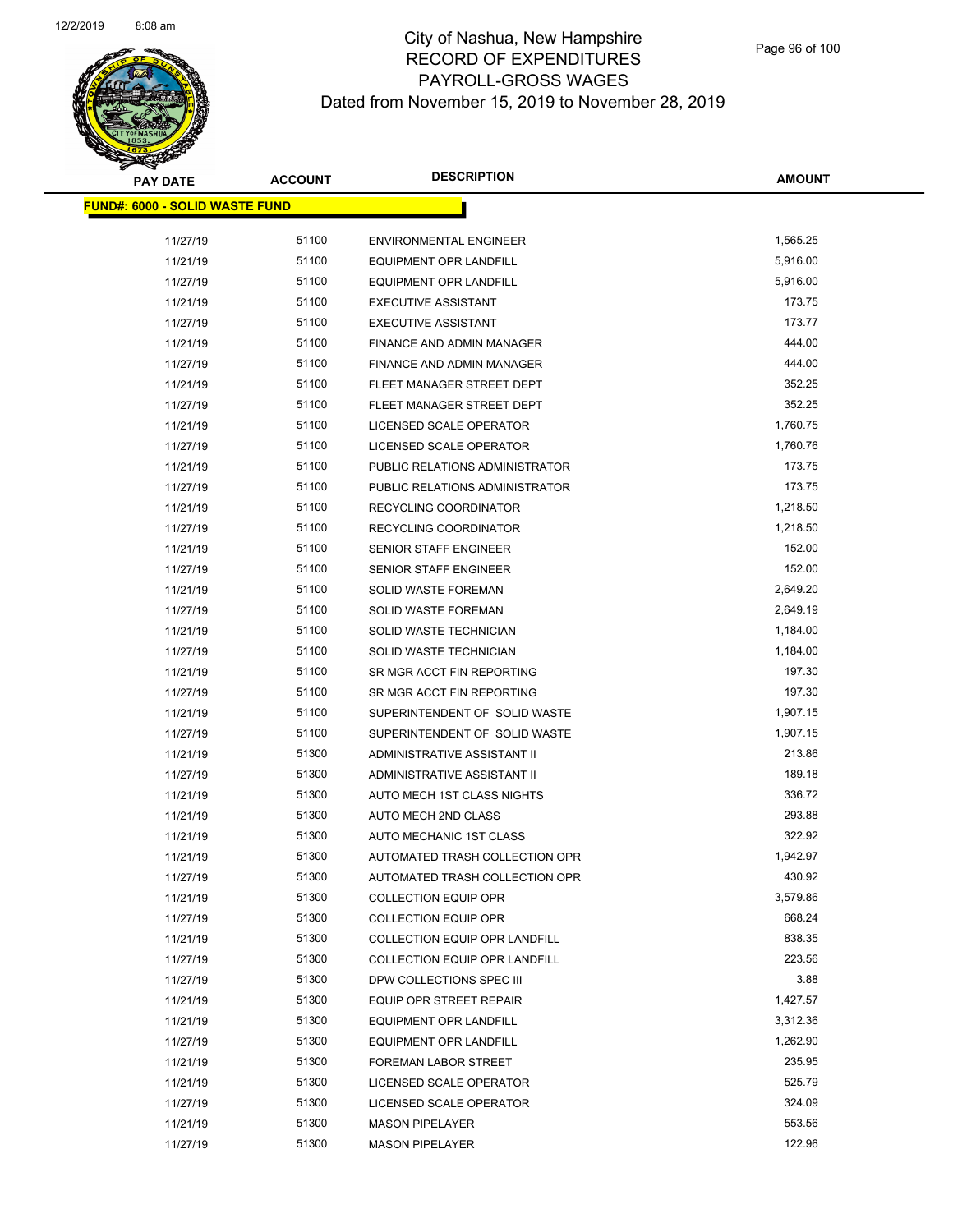# City of Nashua, New Hampshire
## RECORD OF EXPENDITURES
## PAYROLL-GROSS WAGES
### Dated from November 15, 2019 to November 28, 2019

| PAY DATE | ACCOUNT | DESCRIPTION | AMOUNT |
|---|---|---|---|
| **FUND#: 6000 - SOLID WASTE FUND** | | | |
| 11/27/19 | 51100 | ENVIRONMENTAL ENGINEER | 1,565.25 |
| 11/21/19 | 51100 | EQUIPMENT OPR LANDFILL | 5,916.00 |
| 11/27/19 | 51100 | EQUIPMENT OPR LANDFILL | 5,916.00 |
| 11/21/19 | 51100 | EXECUTIVE ASSISTANT | 173.75 |
| 11/27/19 | 51100 | EXECUTIVE ASSISTANT | 173.77 |
| 11/21/19 | 51100 | FINANCE AND ADMIN MANAGER | 444.00 |
| 11/27/19 | 51100 | FINANCE AND ADMIN MANAGER | 444.00 |
| 11/21/19 | 51100 | FLEET MANAGER STREET DEPT | 352.25 |
| 11/27/19 | 51100 | FLEET MANAGER STREET DEPT | 352.25 |
| 11/21/19 | 51100 | LICENSED SCALE OPERATOR | 1,760.75 |
| 11/27/19 | 51100 | LICENSED SCALE OPERATOR | 1,760.76 |
| 11/21/19 | 51100 | PUBLIC RELATIONS ADMINISTRATOR | 173.75 |
| 11/27/19 | 51100 | PUBLIC RELATIONS ADMINISTRATOR | 173.75 |
| 11/21/19 | 51100 | RECYCLING COORDINATOR | 1,218.50 |
| 11/27/19 | 51100 | RECYCLING COORDINATOR | 1,218.50 |
| 11/21/19 | 51100 | SENIOR STAFF ENGINEER | 152.00 |
| 11/27/19 | 51100 | SENIOR STAFF ENGINEER | 152.00 |
| 11/21/19 | 51100 | SOLID WASTE FOREMAN | 2,649.20 |
| 11/27/19 | 51100 | SOLID WASTE FOREMAN | 2,649.19 |
| 11/21/19 | 51100 | SOLID WASTE TECHNICIAN | 1,184.00 |
| 11/27/19 | 51100 | SOLID WASTE TECHNICIAN | 1,184.00 |
| 11/21/19 | 51100 | SR MGR ACCT FIN REPORTING | 197.30 |
| 11/27/19 | 51100 | SR MGR ACCT FIN REPORTING | 197.30 |
| 11/21/19 | 51100 | SUPERINTENDENT OF SOLID WASTE | 1,907.15 |
| 11/27/19 | 51100 | SUPERINTENDENT OF SOLID WASTE | 1,907.15 |
| 11/21/19 | 51300 | ADMINISTRATIVE ASSISTANT II | 213.86 |
| 11/27/19 | 51300 | ADMINISTRATIVE ASSISTANT II | 189.18 |
| 11/21/19 | 51300 | AUTO MECH 1ST CLASS NIGHTS | 336.72 |
| 11/21/19 | 51300 | AUTO MECH 2ND CLASS | 293.88 |
| 11/21/19 | 51300 | AUTO MECHANIC 1ST CLASS | 322.92 |
| 11/21/19 | 51300 | AUTOMATED TRASH COLLECTION OPR | 1,942.97 |
| 11/27/19 | 51300 | AUTOMATED TRASH COLLECTION OPR | 430.92 |
| 11/21/19 | 51300 | COLLECTION EQUIP OPR | 3,579.86 |
| 11/27/19 | 51300 | COLLECTION EQUIP OPR | 668.24 |
| 11/21/19 | 51300 | COLLECTION EQUIP OPR LANDFILL | 838.35 |
| 11/27/19 | 51300 | COLLECTION EQUIP OPR LANDFILL | 223.56 |
| 11/27/19 | 51300 | DPW COLLECTIONS SPEC III | 3.88 |
| 11/21/19 | 51300 | EQUIP OPR STREET REPAIR | 1,427.57 |
| 11/21/19 | 51300 | EQUIPMENT OPR LANDFILL | 3,312.36 |
| 11/27/19 | 51300 | EQUIPMENT OPR LANDFILL | 1,262.90 |
| 11/21/19 | 51300 | FOREMAN LABOR STREET | 235.95 |
| 11/21/19 | 51300 | LICENSED SCALE OPERATOR | 525.79 |
| 11/27/19 | 51300 | LICENSED SCALE OPERATOR | 324.09 |
| 11/21/19 | 51300 | MASON PIPELAYER | 553.56 |
| 11/27/19 | 51300 | MASON PIPELAYER | 122.96 |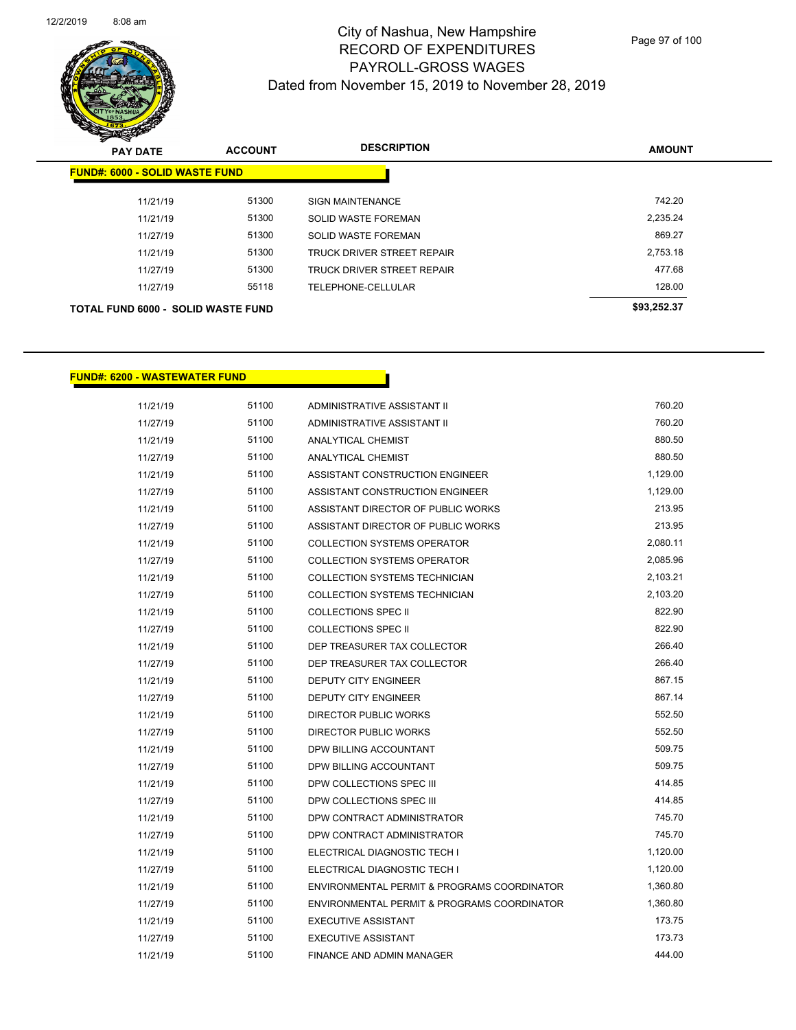# City of Nashua, New Hampshire
# RECORD OF EXPENDITURES
# PAYROLL-GROSS WAGES
# Dated from November 15, 2019 to November 28, 2019

| PAY DATE | ACCOUNT | DESCRIPTION | AMOUNT |
|---|---|---|---|
| **FUND#: 6000 - SOLID WASTE FUND** | | | |
| 11/21/19 | 51300 | SIGN MAINTENANCE | 742.20 |
| 11/21/19 | 51300 | SOLID WASTE FOREMAN | 2,235.24 |
| 11/27/19 | 51300 | SOLID WASTE FOREMAN | 869.27 |
| 11/21/19 | 51300 | TRUCK DRIVER STREET REPAIR | 2,753.18 |
| 11/27/19 | 51300 | TRUCK DRIVER STREET REPAIR | 477.68 |
| 11/27/19 | 55118 | TELEPHONE-CELLULAR | 128.00 |
| **TOTAL FUND 6000 - SOLID WASTE FUND** | | | **$93,252.37** |

| PAY DATE | ACCOUNT | DESCRIPTION | AMOUNT |
|---|---|---|---|
| **FUND#: 6200 - WASTEWATER FUND** | | | |
| 11/21/19 | 51100 | ADMINISTRATIVE ASSISTANT II | 760.20 |
| 11/27/19 | 51100 | ADMINISTRATIVE ASSISTANT II | 760.20 |
| 11/21/19 | 51100 | ANALYTICAL CHEMIST | 880.50 |
| 11/27/19 | 51100 | ANALYTICAL CHEMIST | 880.50 |
| 11/21/19 | 51100 | ASSISTANT CONSTRUCTION ENGINEER | 1,129.00 |
| 11/27/19 | 51100 | ASSISTANT CONSTRUCTION ENGINEER | 1,129.00 |
| 11/21/19 | 51100 | ASSISTANT DIRECTOR OF PUBLIC WORKS | 213.95 |
| 11/27/19 | 51100 | ASSISTANT DIRECTOR OF PUBLIC WORKS | 213.95 |
| 11/21/19 | 51100 | COLLECTION SYSTEMS OPERATOR | 2,080.11 |
| 11/27/19 | 51100 | COLLECTION SYSTEMS OPERATOR | 2,085.96 |
| 11/21/19 | 51100 | COLLECTION SYSTEMS TECHNICIAN | 2,103.21 |
| 11/27/19 | 51100 | COLLECTION SYSTEMS TECHNICIAN | 2,103.20 |
| 11/21/19 | 51100 | COLLECTIONS SPEC II | 822.90 |
| 11/27/19 | 51100 | COLLECTIONS SPEC II | 822.90 |
| 11/21/19 | 51100 | DEP TREASURER TAX COLLECTOR | 266.40 |
| 11/27/19 | 51100 | DEP TREASURER TAX COLLECTOR | 266.40 |
| 11/21/19 | 51100 | DEPUTY CITY ENGINEER | 867.15 |
| 11/27/19 | 51100 | DEPUTY CITY ENGINEER | 867.14 |
| 11/21/19 | 51100 | DIRECTOR PUBLIC WORKS | 552.50 |
| 11/27/19 | 51100 | DIRECTOR PUBLIC WORKS | 552.50 |
| 11/21/19 | 51100 | DPW BILLING ACCOUNTANT | 509.75 |
| 11/27/19 | 51100 | DPW BILLING ACCOUNTANT | 509.75 |
| 11/21/19 | 51100 | DPW COLLECTIONS SPEC III | 414.85 |
| 11/27/19 | 51100 | DPW COLLECTIONS SPEC III | 414.85 |
| 11/21/19 | 51100 | DPW CONTRACT ADMINISTRATOR | 745.70 |
| 11/27/19 | 51100 | DPW CONTRACT ADMINISTRATOR | 745.70 |
| 11/21/19 | 51100 | ELECTRICAL DIAGNOSTIC TECH I | 1,120.00 |
| 11/27/19 | 51100 | ELECTRICAL DIAGNOSTIC TECH I | 1,120.00 |
| 11/21/19 | 51100 | ENVIRONMENTAL PERMIT & PROGRAMS COORDINATOR | 1,360.80 |
| 11/27/19 | 51100 | ENVIRONMENTAL PERMIT & PROGRAMS COORDINATOR | 1,360.80 |
| 11/21/19 | 51100 | EXECUTIVE ASSISTANT | 173.75 |
| 11/27/19 | 51100 | EXECUTIVE ASSISTANT | 173.73 |
| 11/21/19 | 51100 | FINANCE AND ADMIN MANAGER | 444.00 |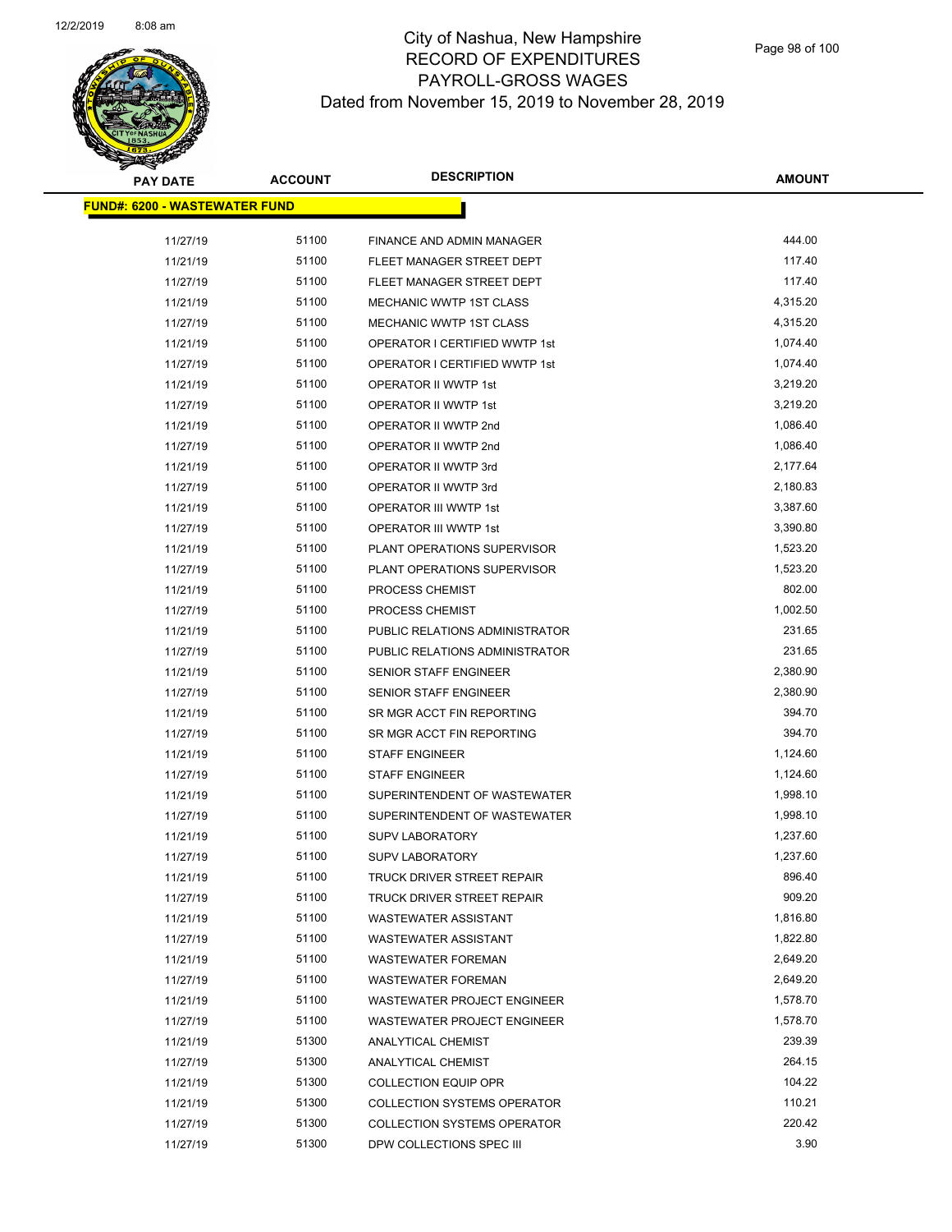# City of Nashua, New Hampshire
## RECORD OF EXPENDITURES
## PAYROLL-GROSS WAGES
### Dated from November 15, 2019 to November 28, 2019

**FUND#: 6200 - WASTEWATER FUND**

| PAY DATE | ACCOUNT | DESCRIPTION | AMOUNT |
|---|---|---|---|
| 11/27/19 | 51100 | FINANCE AND ADMIN MANAGER | 444.00 |
| 11/21/19 | 51100 | FLEET MANAGER STREET DEPT | 117.40 |
| 11/27/19 | 51100 | FLEET MANAGER STREET DEPT | 117.40 |
| 11/21/19 | 51100 | MECHANIC WWTP 1ST CLASS | 4,315.20 |
| 11/27/19 | 51100 | MECHANIC WWTP 1ST CLASS | 4,315.20 |
| 11/21/19 | 51100 | OPERATOR I CERTIFIED WWTP 1st | 1,074.40 |
| 11/27/19 | 51100 | OPERATOR I CERTIFIED WWTP 1st | 1,074.40 |
| 11/21/19 | 51100 | OPERATOR II WWTP 1st | 3,219.20 |
| 11/27/19 | 51100 | OPERATOR II WWTP 1st | 3,219.20 |
| 11/21/19 | 51100 | OPERATOR II WWTP 2nd | 1,086.40 |
| 11/27/19 | 51100 | OPERATOR II WWTP 2nd | 1,086.40 |
| 11/21/19 | 51100 | OPERATOR II WWTP 3rd | 2,177.64 |
| 11/27/19 | 51100 | OPERATOR II WWTP 3rd | 2,180.83 |
| 11/21/19 | 51100 | OPERATOR III WWTP 1st | 3,387.60 |
| 11/27/19 | 51100 | OPERATOR III WWTP 1st | 3,390.80 |
| 11/21/19 | 51100 | PLANT OPERATIONS SUPERVISOR | 1,523.20 |
| 11/27/19 | 51100 | PLANT OPERATIONS SUPERVISOR | 1,523.20 |
| 11/21/19 | 51100 | PROCESS CHEMIST | 802.00 |
| 11/27/19 | 51100 | PROCESS CHEMIST | 1,002.50 |
| 11/21/19 | 51100 | PUBLIC RELATIONS ADMINISTRATOR | 231.65 |
| 11/27/19 | 51100 | PUBLIC RELATIONS ADMINISTRATOR | 231.65 |
| 11/21/19 | 51100 | SENIOR STAFF ENGINEER | 2,380.90 |
| 11/27/19 | 51100 | SENIOR STAFF ENGINEER | 2,380.90 |
| 11/21/19 | 51100 | SR MGR ACCT FIN REPORTING | 394.70 |
| 11/27/19 | 51100 | SR MGR ACCT FIN REPORTING | 394.70 |
| 11/21/19 | 51100 | STAFF ENGINEER | 1,124.60 |
| 11/27/19 | 51100 | STAFF ENGINEER | 1,124.60 |
| 11/21/19 | 51100 | SUPERINTENDENT OF WASTEWATER | 1,998.10 |
| 11/27/19 | 51100 | SUPERINTENDENT OF WASTEWATER | 1,998.10 |
| 11/21/19 | 51100 | SUPV LABORATORY | 1,237.60 |
| 11/27/19 | 51100 | SUPV LABORATORY | 1,237.60 |
| 11/21/19 | 51100 | TRUCK DRIVER STREET REPAIR | 896.40 |
| 11/27/19 | 51100 | TRUCK DRIVER STREET REPAIR | 909.20 |
| 11/21/19 | 51100 | WASTEWATER ASSISTANT | 1,816.80 |
| 11/27/19 | 51100 | WASTEWATER ASSISTANT | 1,822.80 |
| 11/21/19 | 51100 | WASTEWATER FOREMAN | 2,649.20 |
| 11/27/19 | 51100 | WASTEWATER FOREMAN | 2,649.20 |
| 11/21/19 | 51100 | WASTEWATER PROJECT ENGINEER | 1,578.70 |
| 11/27/19 | 51100 | WASTEWATER PROJECT ENGINEER | 1,578.70 |
| 11/21/19 | 51300 | ANALYTICAL CHEMIST | 239.39 |
| 11/27/19 | 51300 | ANALYTICAL CHEMIST | 264.15 |
| 11/21/19 | 51300 | COLLECTION EQUIP OPR | 104.22 |
| 11/21/19 | 51300 | COLLECTION SYSTEMS OPERATOR | 110.21 |
| 11/27/19 | 51300 | COLLECTION SYSTEMS OPERATOR | 220.42 |
| 11/27/19 | 51300 | DPW COLLECTIONS SPEC III | 3.90 |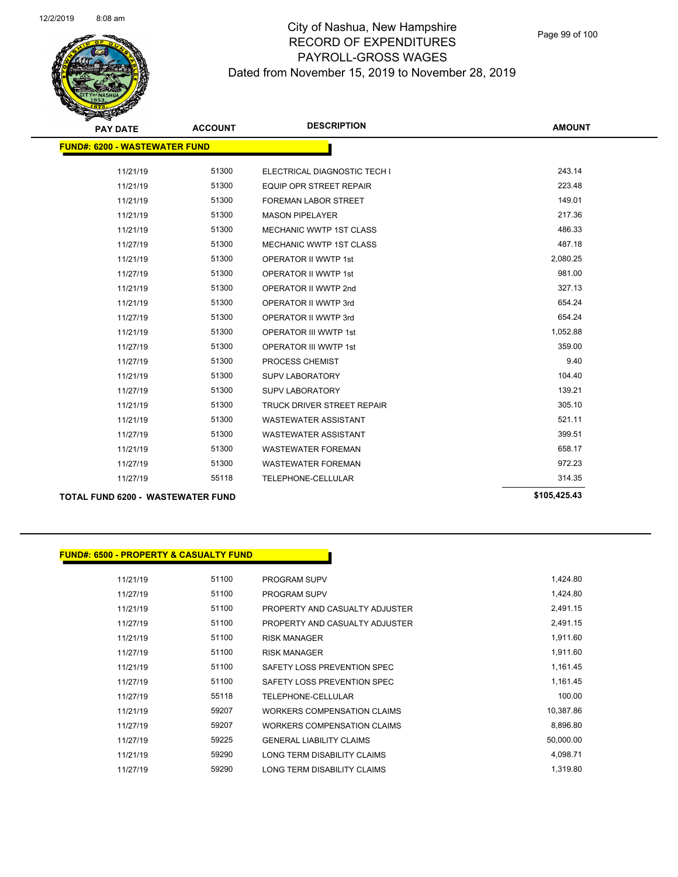| PAY DATE | ACCOUNT | DESCRIPTION | AMOUNT |
|---|---|---|---|
| **FUND#: 6200 - WASTEWATER FUND** | | | |
| 11/21/19 | 51300 | ELECTRICAL DIAGNOSTIC TECH I | 243.14 |
| 11/21/19 | 51300 | EQUIP OPR STREET REPAIR | 223.48 |
| 11/21/19 | 51300 | FOREMAN LABOR STREET | 149.01 |
| 11/21/19 | 51300 | MASON PIPELAYER | 217.36 |
| 11/21/19 | 51300 | MECHANIC WWTP 1ST CLASS | 486.33 |
| 11/27/19 | 51300 | MECHANIC WWTP 1ST CLASS | 487.18 |
| 11/21/19 | 51300 | OPERATOR II WWTP 1st | 2,080.25 |
| 11/27/19 | 51300 | OPERATOR II WWTP 1st | 981.00 |
| 11/21/19 | 51300 | OPERATOR II WWTP 2nd | 327.13 |
| 11/21/19 | 51300 | OPERATOR II WWTP 3rd | 654.24 |
| 11/27/19 | 51300 | OPERATOR II WWTP 3rd | 654.24 |
| 11/21/19 | 51300 | OPERATOR III WWTP 1st | 1,052.88 |
| 11/27/19 | 51300 | OPERATOR III WWTP 1st | 359.00 |
| 11/27/19 | 51300 | PROCESS CHEMIST | 9.40 |
| 11/21/19 | 51300 | SUPV LABORATORY | 104.40 |
| 11/27/19 | 51300 | SUPV LABORATORY | 139.21 |
| 11/21/19 | 51300 | TRUCK DRIVER STREET REPAIR | 305.10 |
| 11/21/19 | 51300 | WASTEWATER ASSISTANT | 521.11 |
| 11/27/19 | 51300 | WASTEWATER ASSISTANT | 399.51 |
| 11/21/19 | 51300 | WASTEWATER FOREMAN | 658.17 |
| 11/27/19 | 51300 | WASTEWATER FOREMAN | 972.23 |
| 11/27/19 | 55118 | TELEPHONE-CELLULAR | 314.35 |
| **TOTAL FUND 6200 - WASTEWATER FUND** | | | **$105,425.43** |

| PAY DATE | ACCOUNT | DESCRIPTION | AMOUNT |
|---|---|---|---|
| **FUND#: 6500 - PROPERTY & CASUALTY FUND** | | | |
| 11/21/19 | 51100 | PROGRAM SUPV | 1,424.80 |
| 11/27/19 | 51100 | PROGRAM SUPV | 1,424.80 |
| 11/21/19 | 51100 | PROPERTY AND CASUALTY ADJUSTER | 2,491.15 |
| 11/27/19 | 51100 | PROPERTY AND CASUALTY ADJUSTER | 2,491.15 |
| 11/21/19 | 51100 | RISK MANAGER | 1,911.60 |
| 11/27/19 | 51100 | RISK MANAGER | 1,911.60 |
| 11/21/19 | 51100 | SAFETY LOSS PREVENTION SPEC | 1,161.45 |
| 11/27/19 | 51100 | SAFETY LOSS PREVENTION SPEC | 1,161.45 |
| 11/27/19 | 55118 | TELEPHONE-CELLULAR | 100.00 |
| 11/21/19 | 59207 | WORKERS COMPENSATION CLAIMS | 10,387.86 |
| 11/27/19 | 59207 | WORKERS COMPENSATION CLAIMS | 8,896.80 |
| 11/27/19 | 59225 | GENERAL LIABILITY CLAIMS | 50,000.00 |
| 11/21/19 | 59290 | LONG TERM DISABILITY CLAIMS | 4,098.71 |
| 11/27/19 | 59290 | LONG TERM DISABILITY CLAIMS | 1,319.80 |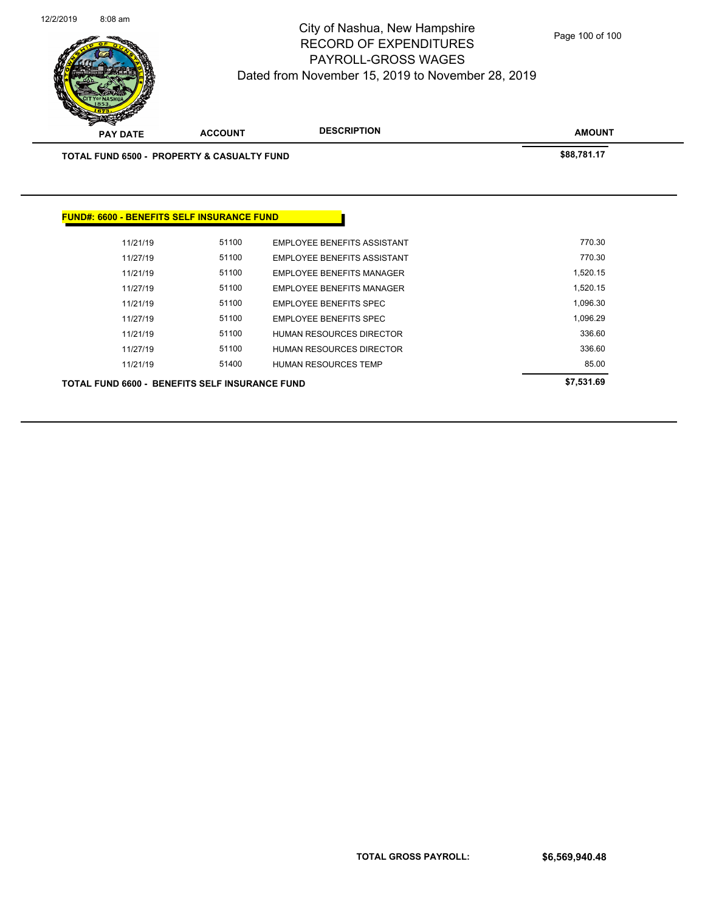| PAY DATE | ACCOUNT | DESCRIPTION | AMOUNT |
|---|---|---|---|
| **TOTAL FUND 6500 - PROPERTY & CASUALTY FUND** | | | **$88,781.17** |

**FUND#: 6600 - BENEFITS SELF INSURANCE FUND**

| PAY DATE | ACCOUNT | DESCRIPTION | AMOUNT |
|---|---|---|---|
| 11/21/19 | 51100 | EMPLOYEE BENEFITS ASSISTANT | 770.30 |
| 11/27/19 | 51100 | EMPLOYEE BENEFITS ASSISTANT | 770.30 |
| 11/21/19 | 51100 | EMPLOYEE BENEFITS MANAGER | 1,520.15 |
| 11/27/19 | 51100 | EMPLOYEE BENEFITS MANAGER | 1,520.15 |
| 11/21/19 | 51100 | EMPLOYEE BENEFITS SPEC | 1,096.30 |
| 11/27/19 | 51100 | EMPLOYEE BENEFITS SPEC | 1,096.29 |
| 11/21/19 | 51100 | HUMAN RESOURCES DIRECTOR | 336.60 |
| 11/27/19 | 51100 | HUMAN RESOURCES DIRECTOR | 336.60 |
| 11/21/19 | 51400 | HUMAN RESOURCES TEMP | 85.00 |
| **TOTAL FUND 6600 - BENEFITS SELF INSURANCE FUND** | | | **$7,531.69** |

**TOTAL GROSS PAYROLL: $6,569,940.48**